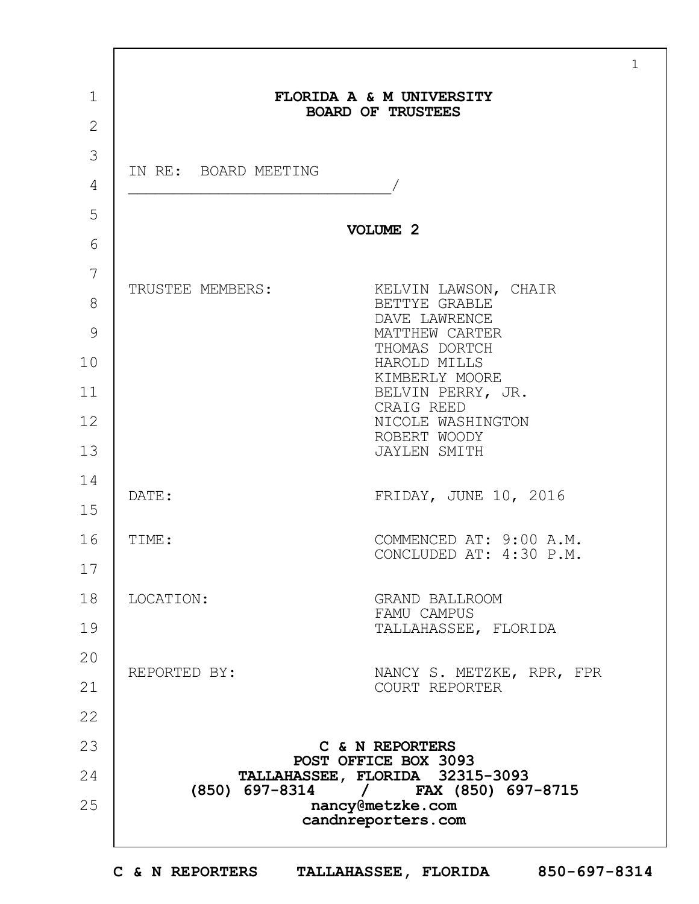# FLORIDA A & M UNIVERSITY
# BOARD OF TRUSTEES

IN RE: BOARD MEETING
______________________________/

**VOLUME 2**

| | |
|---|---|
| TRUSTEE MEMBERS: | KELVIN LAWSON, CHAIR<br>BETTYE GRABLE<br>DAVE LAWRENCE<br>MATTHEW CARTER<br>THOMAS DORTCH<br>HAROLD MILLS<br>KIMBERLY MOORE<br>BELVIN PERRY, JR.<br>CRAIG REED<br>NICOLE WASHINGTON<br>ROBERT WOODY<br>JAYLEN SMITH |
| DATE: | FRIDAY, JUNE 10, 2016 |
| TIME: | COMMENCED AT: 9:00 A.M.<br>CONCLUDED AT: 4:30 P.M. |
| LOCATION: | GRAND BALLROOM<br>FAMU CAMPUS<br>TALLAHASSEE, FLORIDA |
| REPORTED BY: | NANCY S. METZKE, RPR, FPR<br>COURT REPORTER |

**C & N REPORTERS**
**POST OFFICE BOX 3093**
**TALLAHASSEE, FLORIDA 32315-3093**
**(850) 697-8314 / FAX (850) 697-8715**
**nancy@metzke.com**
**candnreporters.com**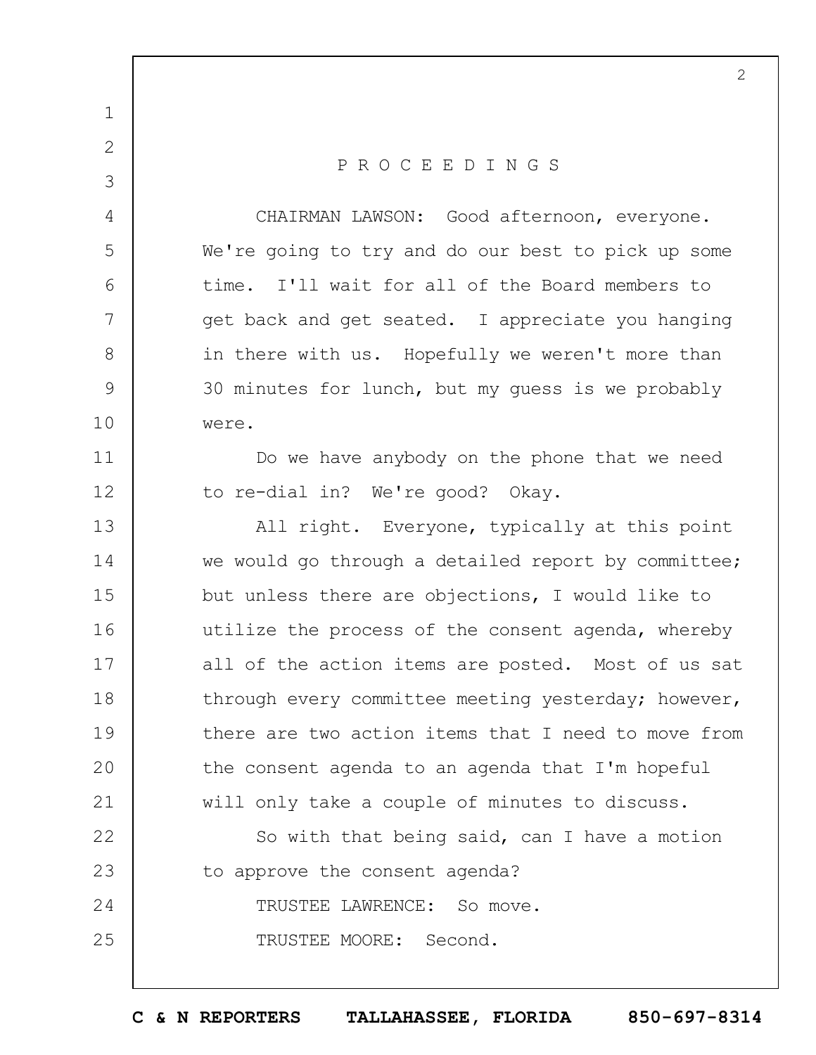P R O C E E D I N G S

CHAIRMAN LAWSON: Good afternoon, everyone. We're going to try and do our best to pick up some time. I'll wait for all of the Board members to get back and get seated. I appreciate you hanging in there with us. Hopefully we weren't more than 30 minutes for lunch, but my guess is we probably were.

Do we have anybody on the phone that we need to re-dial in? We're good? Okay.

All right. Everyone, typically at this point we would go through a detailed report by committee; but unless there are objections, I would like to utilize the process of the consent agenda, whereby all of the action items are posted. Most of us sat through every committee meeting yesterday; however, there are two action items that I need to move from the consent agenda to an agenda that I'm hopeful will only take a couple of minutes to discuss.

So with that being said, can I have a motion to approve the consent agenda?

TRUSTEE LAWRENCE: So move.

TRUSTEE MOORE: Second.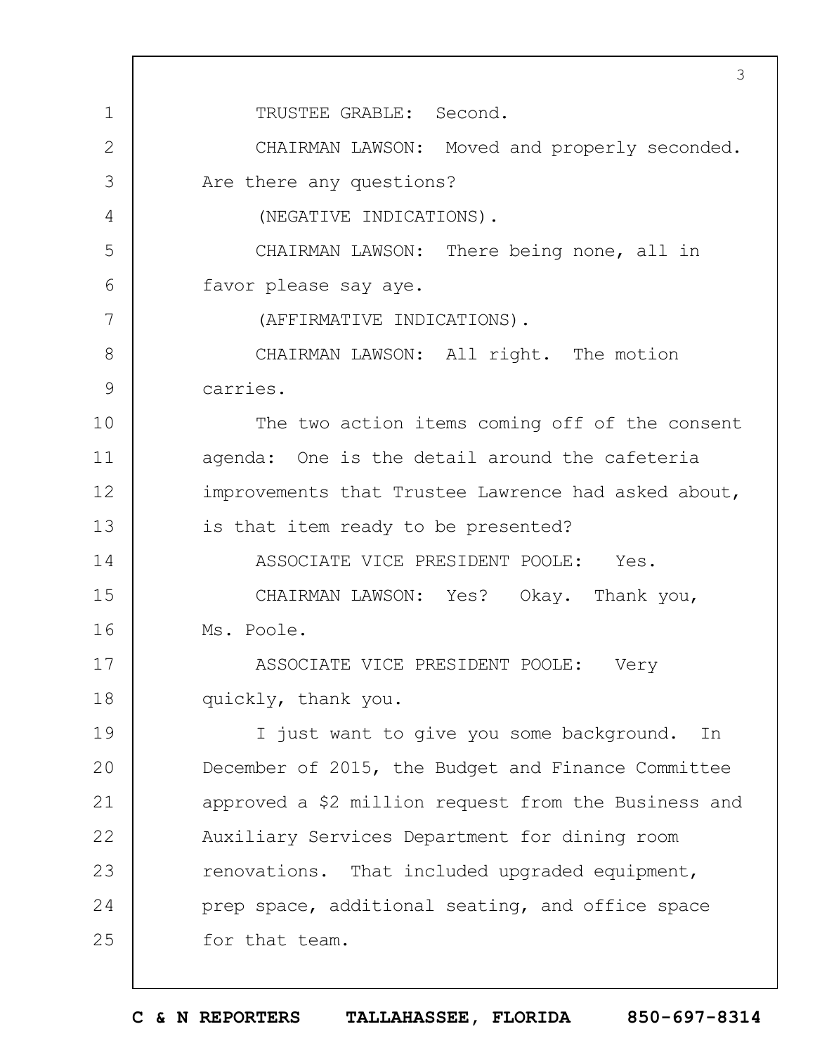TRUSTEE GRABLE: Second.

CHAIRMAN LAWSON: Moved and properly seconded. Are there any questions?

(NEGATIVE INDICATIONS).

CHAIRMAN LAWSON: There being none, all in favor please say aye.

(AFFIRMATIVE INDICATIONS).

CHAIRMAN LAWSON: All right. The motion carries.

The two action items coming off of the consent agenda: One is the detail around the cafeteria improvements that Trustee Lawrence had asked about, is that item ready to be presented?

ASSOCIATE VICE PRESIDENT POOLE: Yes.

CHAIRMAN LAWSON: Yes? Okay. Thank you, Ms. Poole.

ASSOCIATE VICE PRESIDENT POOLE: Very quickly, thank you.

I just want to give you some background. In December of 2015, the Budget and Finance Committee approved a $2 million request from the Business and Auxiliary Services Department for dining room renovations. That included upgraded equipment, prep space, additional seating, and office space for that team.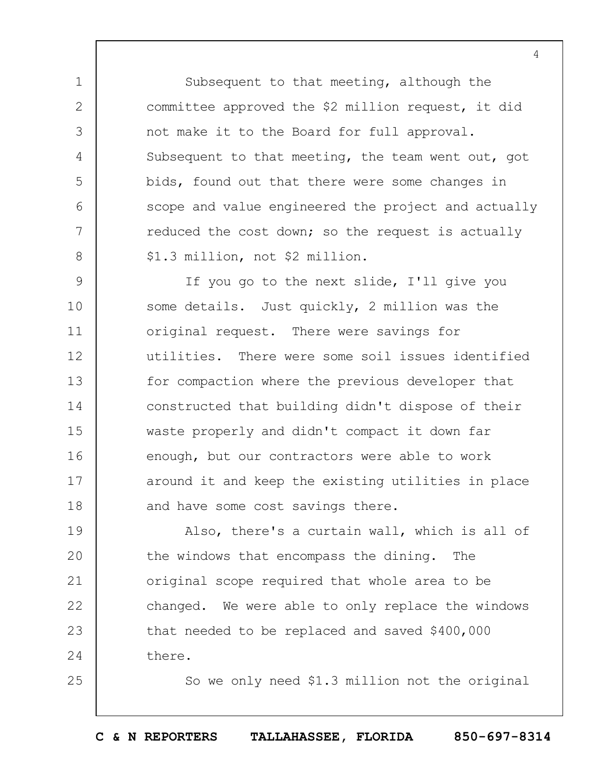Subsequent to that meeting, although the committee approved the $2 million request, it did not make it to the Board for full approval. Subsequent to that meeting, the team went out, got bids, found out that there were some changes in scope and value engineered the project and actually reduced the cost down; so the request is actually $1.3 million, not $2 million.

If you go to the next slide, I'll give you some details. Just quickly, 2 million was the original request. There were savings for utilities. There were some soil issues identified for compaction where the previous developer that constructed that building didn't dispose of their waste properly and didn't compact it down far enough, but our contractors were able to work around it and keep the existing utilities in place and have some cost savings there.

Also, there's a curtain wall, which is all of the windows that encompass the dining. The original scope required that whole area to be changed. We were able to only replace the windows that needed to be replaced and saved $400,000 there.

So we only need $1.3 million not the original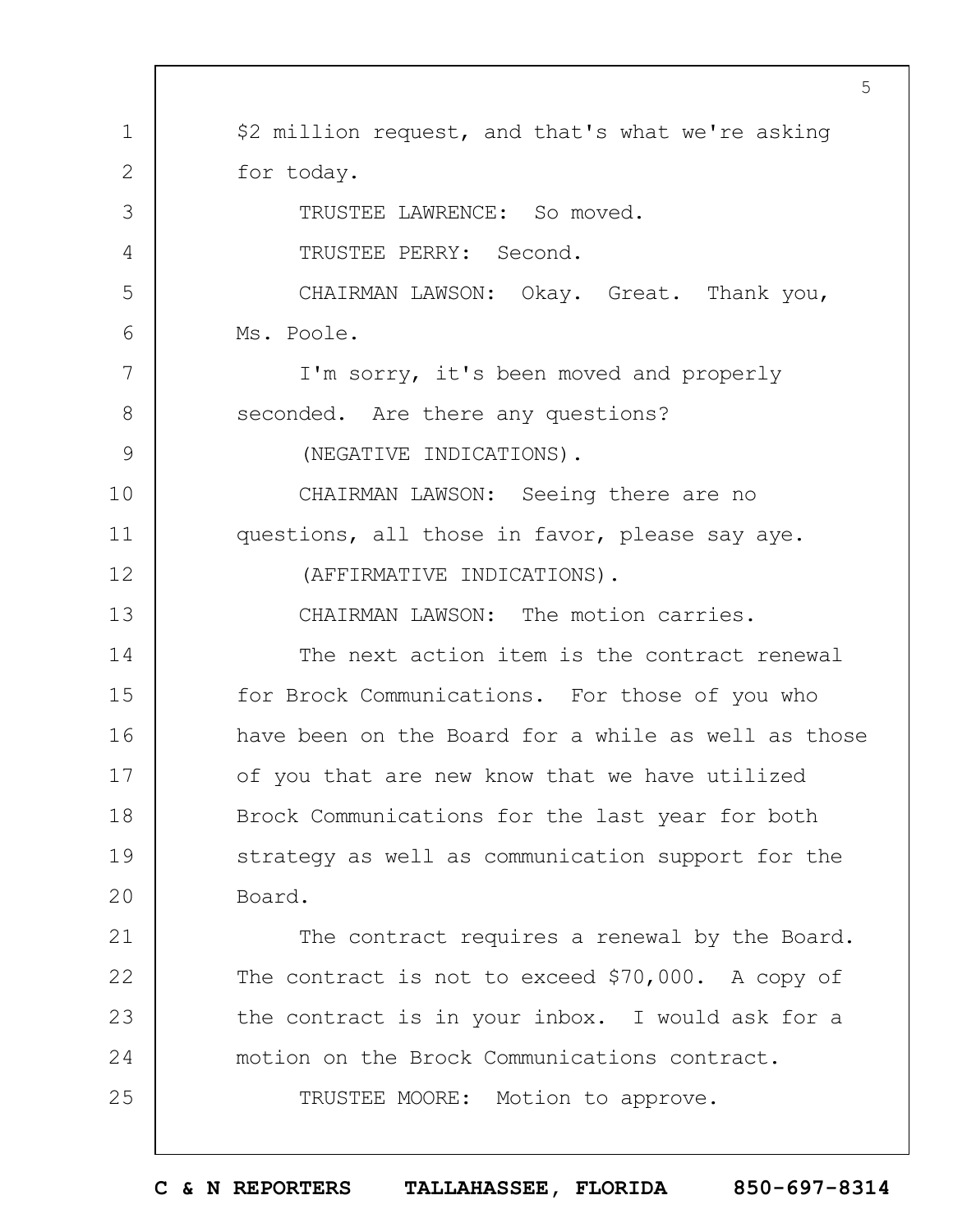$2 million request, and that's what we're asking for today.

TRUSTEE LAWRENCE: So moved.

TRUSTEE PERRY: Second.

CHAIRMAN LAWSON: Okay. Great. Thank you, Ms. Poole.

I'm sorry, it's been moved and properly seconded. Are there any questions?

(NEGATIVE INDICATIONS).

CHAIRMAN LAWSON: Seeing there are no questions, all those in favor, please say aye.

(AFFIRMATIVE INDICATIONS).

CHAIRMAN LAWSON: The motion carries.

The next action item is the contract renewal for Brock Communications. For those of you who have been on the Board for a while as well as those of you that are new know that we have utilized Brock Communications for the last year for both strategy as well as communication support for the Board.

The contract requires a renewal by the Board. The contract is not to exceed $70,000. A copy of the contract is in your inbox. I would ask for a motion on the Brock Communications contract.

TRUSTEE MOORE: Motion to approve.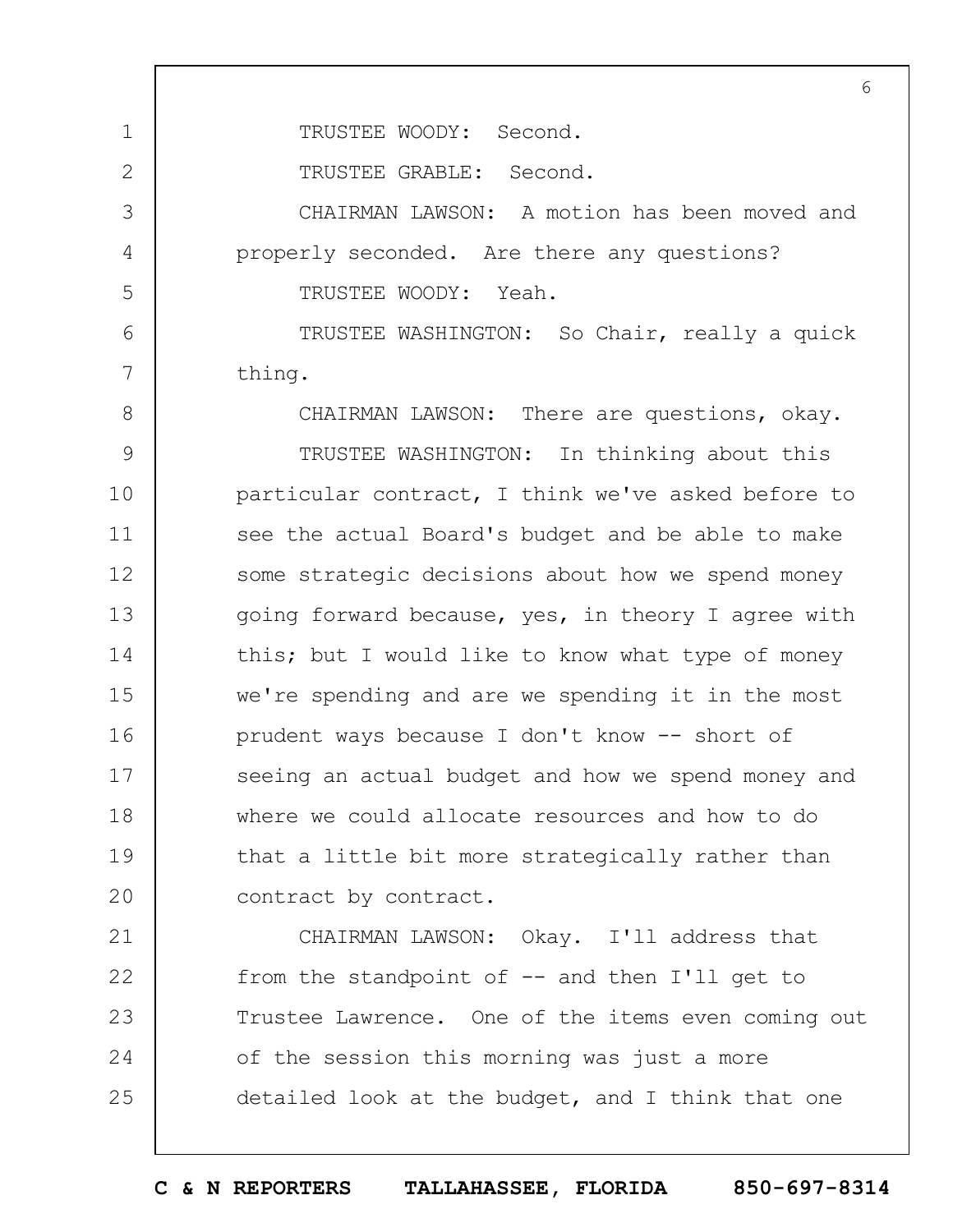TRUSTEE WOODY: Second.

TRUSTEE GRABLE: Second.

CHAIRMAN LAWSON: A motion has been moved and properly seconded. Are there any questions?

TRUSTEE WOODY: Yeah.

TRUSTEE WASHINGTON: So Chair, really a quick thing.

CHAIRMAN LAWSON: There are questions, okay.

TRUSTEE WASHINGTON: In thinking about this particular contract, I think we've asked before to see the actual Board's budget and be able to make some strategic decisions about how we spend money going forward because, yes, in theory I agree with this; but I would like to know what type of money we're spending and are we spending it in the most prudent ways because I don't know -- short of seeing an actual budget and how we spend money and where we could allocate resources and how to do that a little bit more strategically rather than contract by contract.

CHAIRMAN LAWSON: Okay. I'll address that from the standpoint of -- and then I'll get to Trustee Lawrence. One of the items even coming out of the session this morning was just a more detailed look at the budget, and I think that one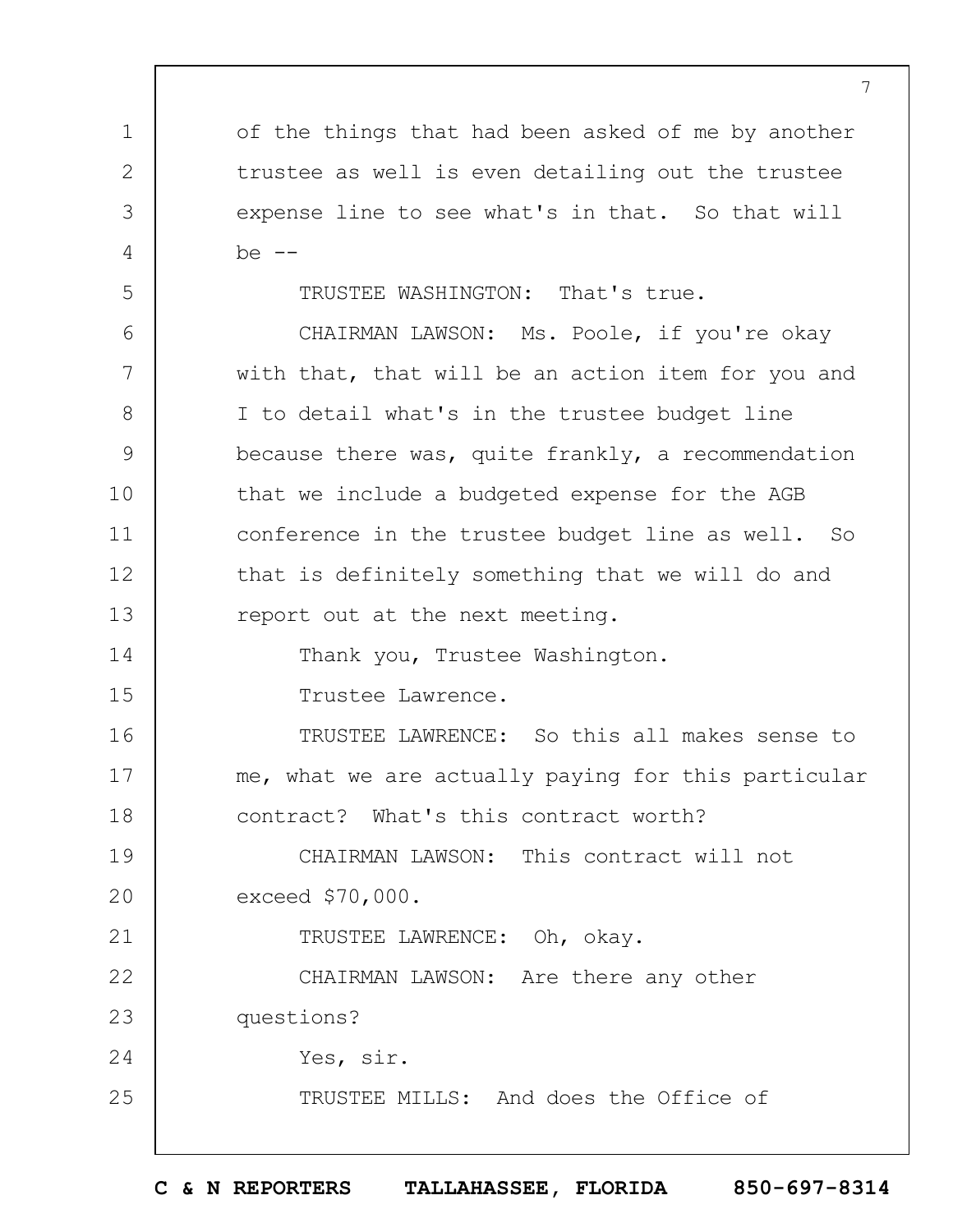of the things that had been asked of me by another trustee as well is even detailing out the trustee expense line to see what's in that. So that will be --

TRUSTEE WASHINGTON: That's true.

CHAIRMAN LAWSON: Ms. Poole, if you're okay with that, that will be an action item for you and I to detail what's in the trustee budget line because there was, quite frankly, a recommendation that we include a budgeted expense for the AGB conference in the trustee budget line as well. So that is definitely something that we will do and report out at the next meeting.

Thank you, Trustee Washington.

Trustee Lawrence.

TRUSTEE LAWRENCE: So this all makes sense to me, what we are actually paying for this particular contract? What's this contract worth?

CHAIRMAN LAWSON: This contract will not exceed $70,000.

TRUSTEE LAWRENCE: Oh, okay.

CHAIRMAN LAWSON: Are there any other questions?

Yes, sir.

TRUSTEE MILLS: And does the Office of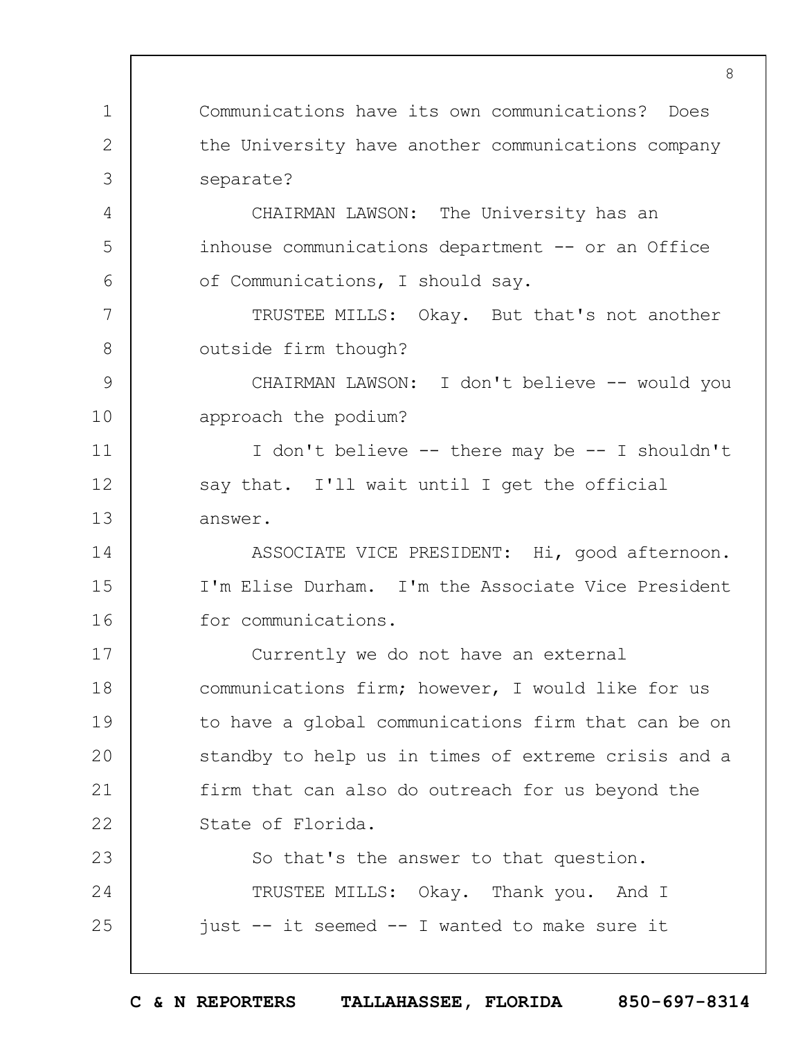Communications have its own communications? Does the University have another communications company separate?

CHAIRMAN LAWSON: The University has an inhouse communications department -- or an Office of Communications, I should say.

TRUSTEE MILLS: Okay. But that's not another outside firm though?

CHAIRMAN LAWSON: I don't believe -- would you approach the podium?

I don't believe -- there may be -- I shouldn't say that. I'll wait until I get the official answer.

ASSOCIATE VICE PRESIDENT: Hi, good afternoon. I'm Elise Durham. I'm the Associate Vice President for communications.

Currently we do not have an external communications firm; however, I would like for us to have a global communications firm that can be on standby to help us in times of extreme crisis and a firm that can also do outreach for us beyond the State of Florida.

So that's the answer to that question.

TRUSTEE MILLS: Okay. Thank you. And I just -- it seemed -- I wanted to make sure it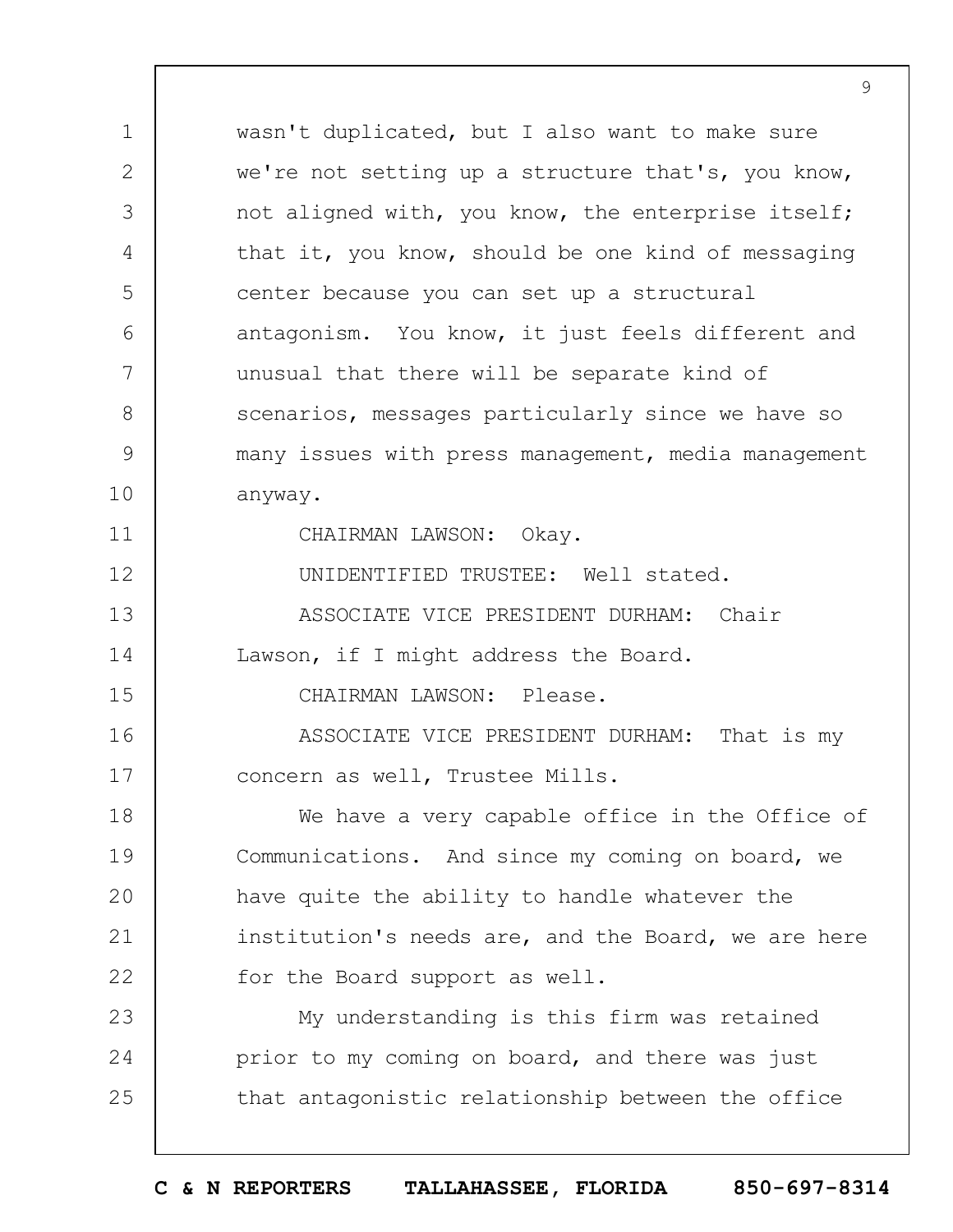wasn't duplicated, but I also want to make sure we're not setting up a structure that's, you know, not aligned with, you know, the enterprise itself; that it, you know, should be one kind of messaging center because you can set up a structural antagonism. You know, it just feels different and unusual that there will be separate kind of scenarios, messages particularly since we have so many issues with press management, media management anyway.

CHAIRMAN LAWSON: Okay.

UNIDENTIFIED TRUSTEE: Well stated.

ASSOCIATE VICE PRESIDENT DURHAM: Chair Lawson, if I might address the Board.

CHAIRMAN LAWSON: Please.

ASSOCIATE VICE PRESIDENT DURHAM: That is my concern as well, Trustee Mills.

We have a very capable office in the Office of Communications. And since my coming on board, we have quite the ability to handle whatever the institution's needs are, and the Board, we are here for the Board support as well.

My understanding is this firm was retained prior to my coming on board, and there was just that antagonistic relationship between the office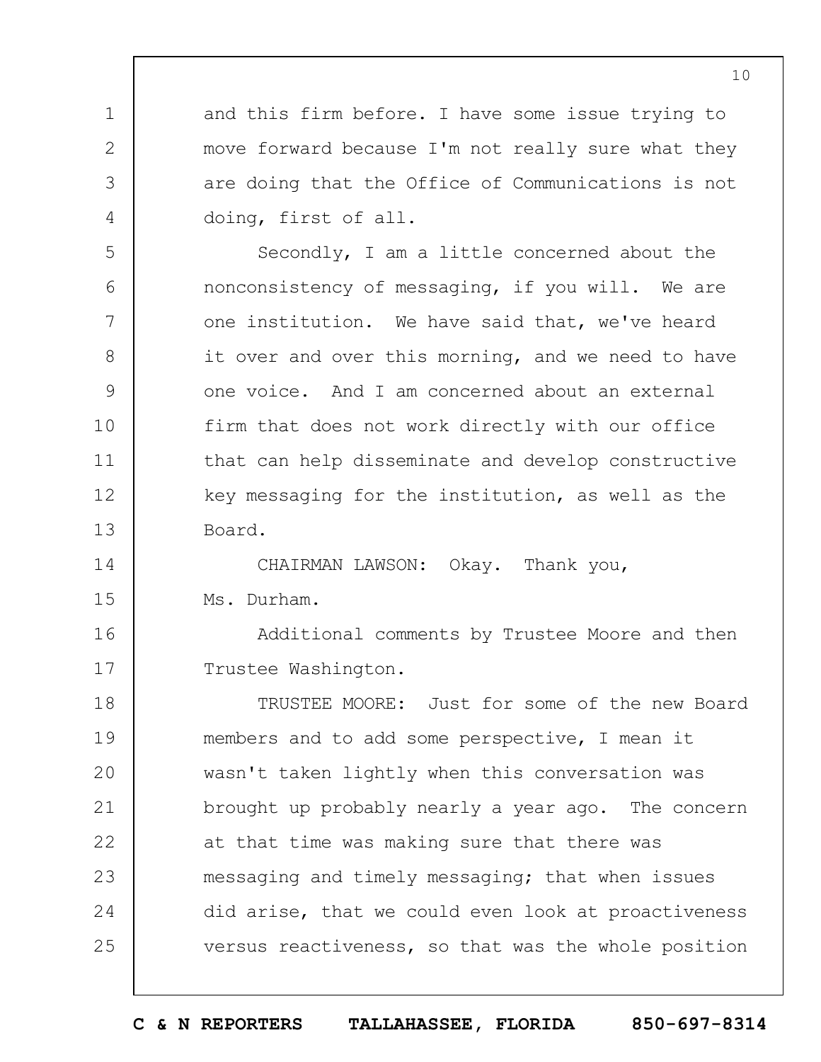and this firm before. I have some issue trying to move forward because I'm not really sure what they are doing that the Office of Communications is not doing, first of all.

Secondly, I am a little concerned about the nonconsistency of messaging, if you will. We are one institution. We have said that, we've heard it over and over this morning, and we need to have one voice. And I am concerned about an external firm that does not work directly with our office that can help disseminate and develop constructive key messaging for the institution, as well as the Board.

CHAIRMAN LAWSON: Okay. Thank you, Ms. Durham.

Additional comments by Trustee Moore and then Trustee Washington.

TRUSTEE MOORE: Just for some of the new Board members and to add some perspective, I mean it wasn't taken lightly when this conversation was brought up probably nearly a year ago. The concern at that time was making sure that there was messaging and timely messaging; that when issues did arise, that we could even look at proactiveness versus reactiveness, so that was the whole position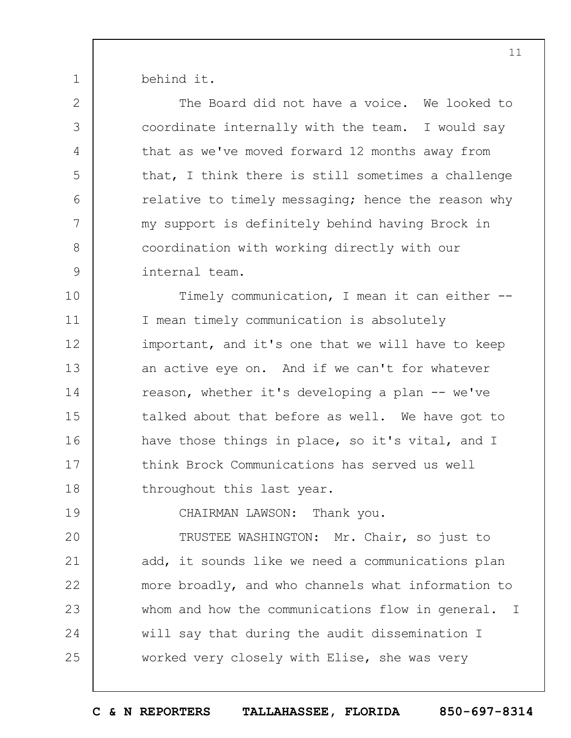behind it.

The Board did not have a voice. We looked to coordinate internally with the team. I would say that as we've moved forward 12 months away from that, I think there is still sometimes a challenge relative to timely messaging; hence the reason why my support is definitely behind having Brock in coordination with working directly with our internal team.

Timely communication, I mean it can either -- I mean timely communication is absolutely important, and it's one that we will have to keep an active eye on. And if we can't for whatever reason, whether it's developing a plan -- we've talked about that before as well. We have got to have those things in place, so it's vital, and I think Brock Communications has served us well throughout this last year.

CHAIRMAN LAWSON: Thank you.

TRUSTEE WASHINGTON: Mr. Chair, so just to add, it sounds like we need a communications plan more broadly, and who channels what information to whom and how the communications flow in general. I will say that during the audit dissemination I worked very closely with Elise, she was very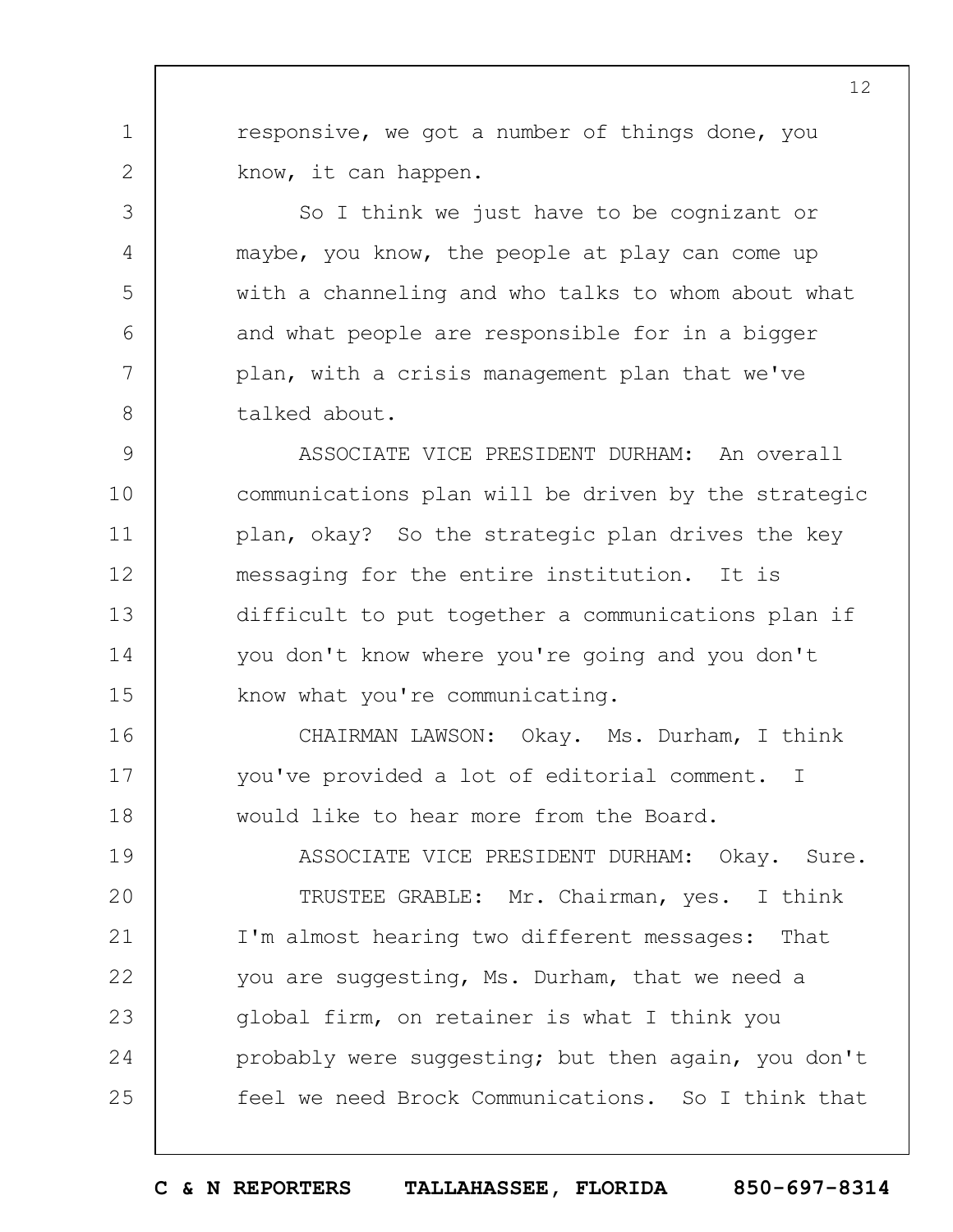responsive, we got a number of things done, you know, it can happen.

So I think we just have to be cognizant or maybe, you know, the people at play can come up with a channeling and who talks to whom about what and what people are responsible for in a bigger plan, with a crisis management plan that we've talked about.

ASSOCIATE VICE PRESIDENT DURHAM: An overall communications plan will be driven by the strategic plan, okay? So the strategic plan drives the key messaging for the entire institution. It is difficult to put together a communications plan if you don't know where you're going and you don't know what you're communicating.

CHAIRMAN LAWSON: Okay. Ms. Durham, I think you've provided a lot of editorial comment. I would like to hear more from the Board.

ASSOCIATE VICE PRESIDENT DURHAM: Okay. Sure.

TRUSTEE GRABLE: Mr. Chairman, yes. I think I'm almost hearing two different messages: That you are suggesting, Ms. Durham, that we need a global firm, on retainer is what I think you probably were suggesting; but then again, you don't feel we need Brock Communications. So I think that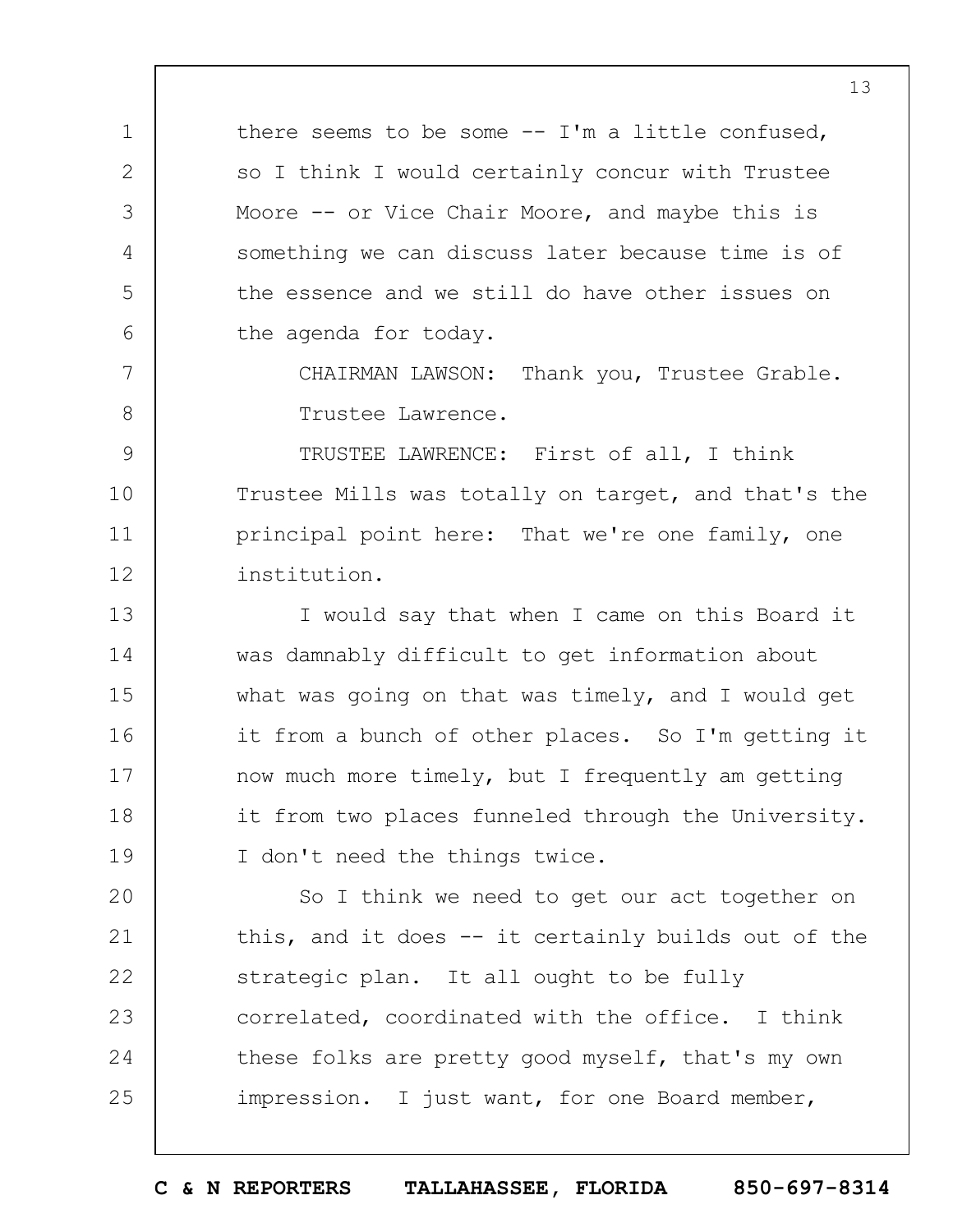there seems to be some -- I'm a little confused, so I think I would certainly concur with Trustee Moore -- or Vice Chair Moore, and maybe this is something we can discuss later because time is of the essence and we still do have other issues on the agenda for today.

CHAIRMAN LAWSON: Thank you, Trustee Grable.

Trustee Lawrence.

TRUSTEE LAWRENCE: First of all, I think Trustee Mills was totally on target, and that's the principal point here: That we're one family, one institution.

I would say that when I came on this Board it was damnably difficult to get information about what was going on that was timely, and I would get it from a bunch of other places. So I'm getting it now much more timely, but I frequently am getting it from two places funneled through the University. I don't need the things twice.

So I think we need to get our act together on this, and it does -- it certainly builds out of the strategic plan. It all ought to be fully correlated, coordinated with the office. I think these folks are pretty good myself, that's my own impression. I just want, for one Board member,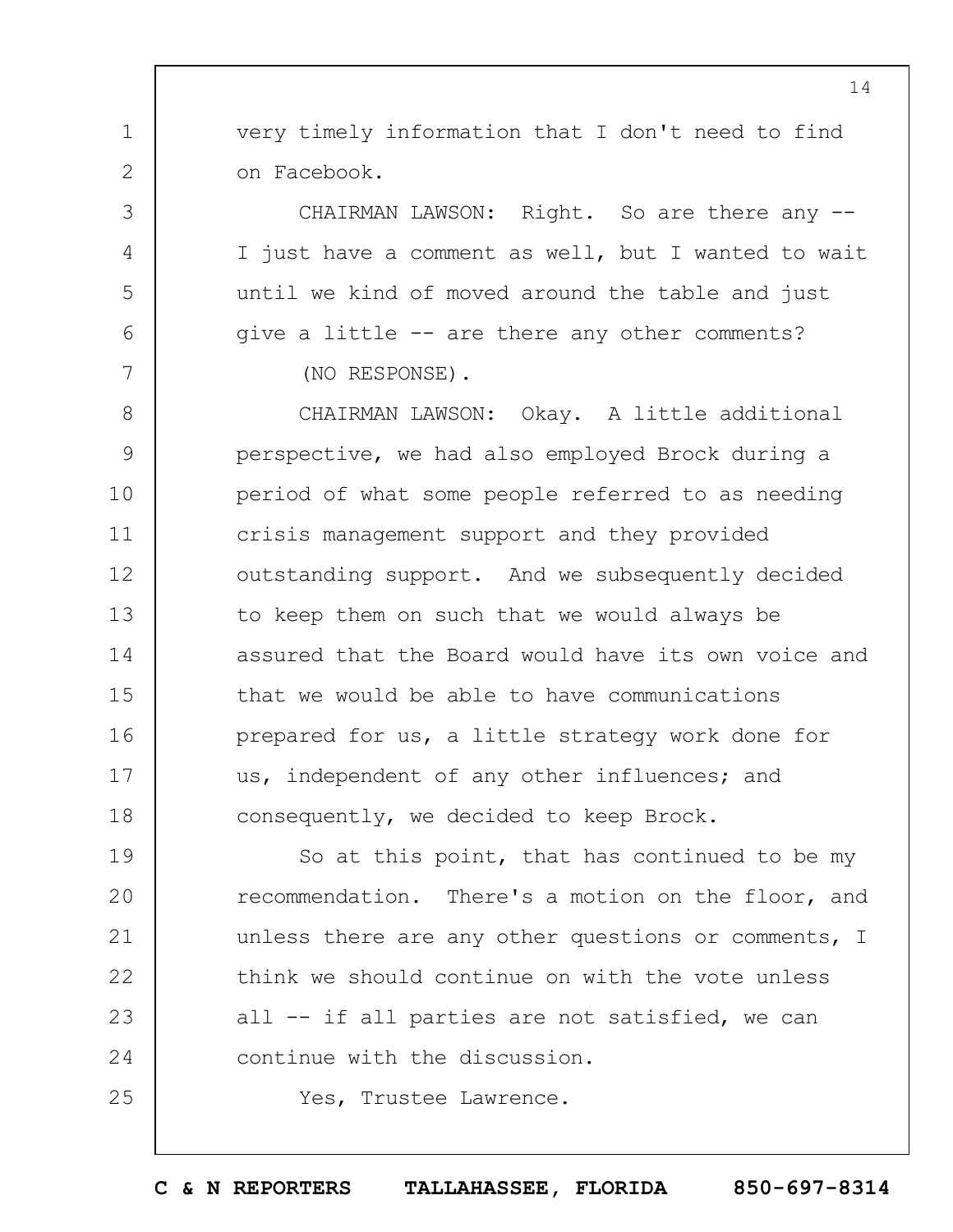very timely information that I don't need to find on Facebook.

CHAIRMAN LAWSON: Right. So are there any -- I just have a comment as well, but I wanted to wait until we kind of moved around the table and just give a little -- are there any other comments?

(NO RESPONSE).

CHAIRMAN LAWSON: Okay. A little additional perspective, we had also employed Brock during a period of what some people referred to as needing crisis management support and they provided outstanding support. And we subsequently decided to keep them on such that we would always be assured that the Board would have its own voice and that we would be able to have communications prepared for us, a little strategy work done for us, independent of any other influences; and consequently, we decided to keep Brock.

So at this point, that has continued to be my recommendation. There's a motion on the floor, and unless there are any other questions or comments, I think we should continue on with the vote unless all -- if all parties are not satisfied, we can continue with the discussion.

Yes, Trustee Lawrence.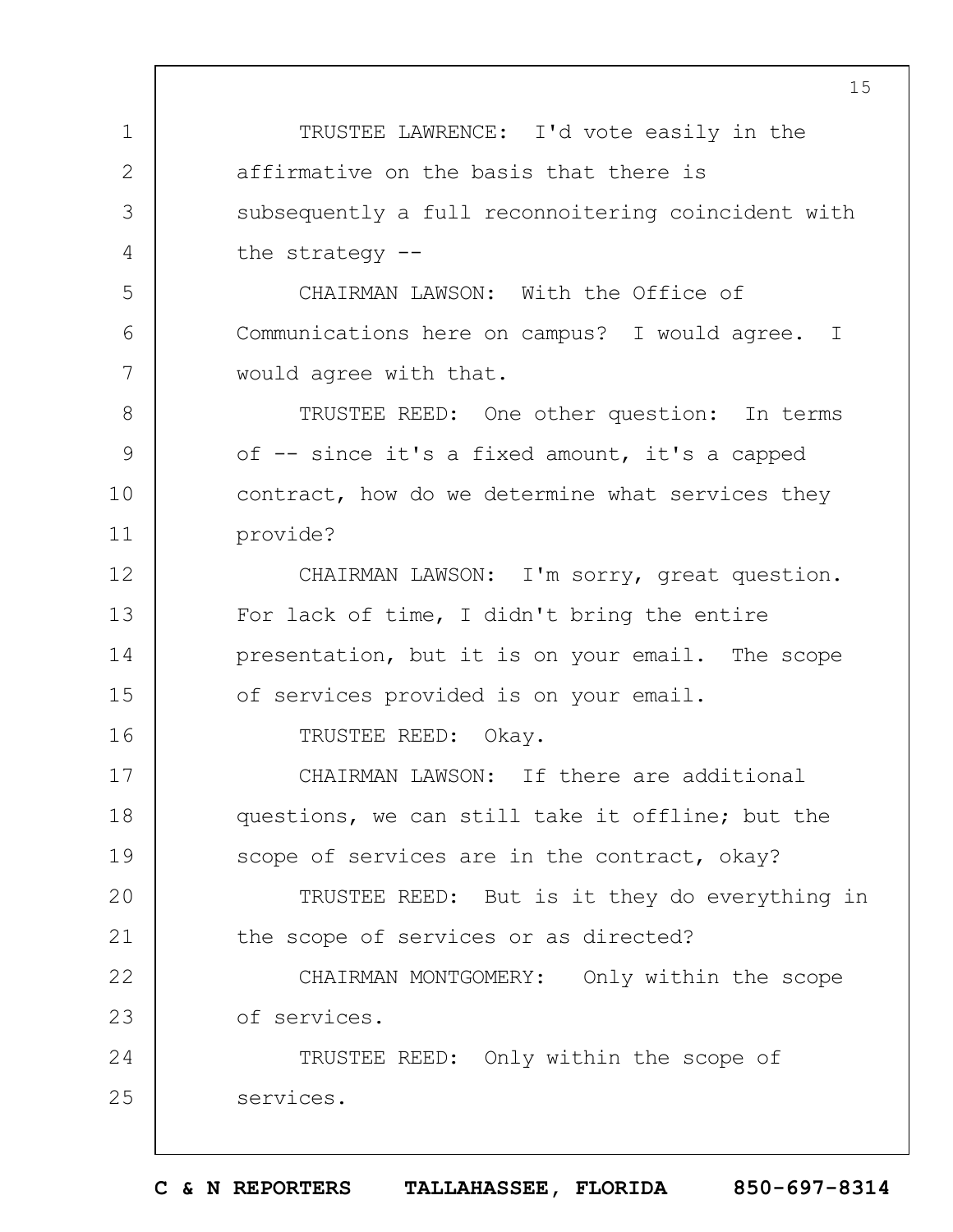TRUSTEE LAWRENCE: I'd vote easily in the affirmative on the basis that there is subsequently a full reconnoitering coincident with the strategy --

CHAIRMAN LAWSON: With the Office of Communications here on campus? I would agree. I would agree with that.

TRUSTEE REED: One other question: In terms of -- since it's a fixed amount, it's a capped contract, how do we determine what services they provide?

CHAIRMAN LAWSON: I'm sorry, great question. For lack of time, I didn't bring the entire presentation, but it is on your email. The scope of services provided is on your email.

TRUSTEE REED: Okay.

CHAIRMAN LAWSON: If there are additional questions, we can still take it offline; but the scope of services are in the contract, okay?

TRUSTEE REED: But is it they do everything in the scope of services or as directed?

CHAIRMAN MONTGOMERY: Only within the scope of services.

TRUSTEE REED: Only within the scope of services.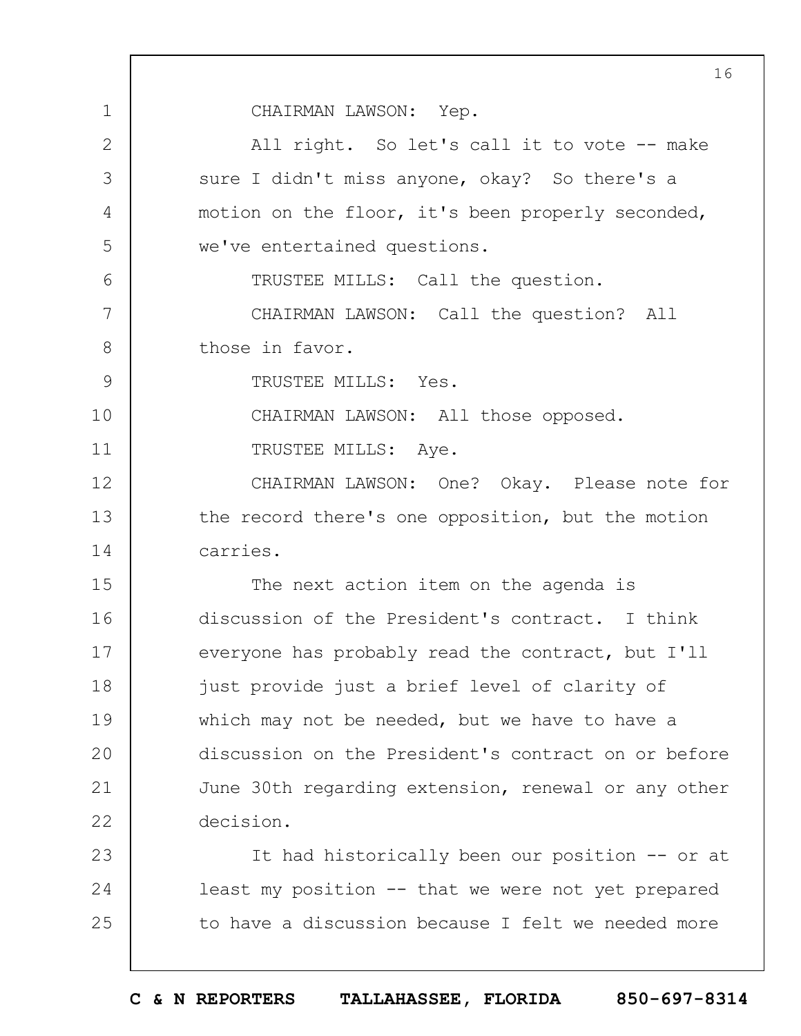CHAIRMAN LAWSON: Yep.

All right. So let's call it to vote -- make sure I didn't miss anyone, okay? So there's a motion on the floor, it's been properly seconded, we've entertained questions.

TRUSTEE MILLS: Call the question.

CHAIRMAN LAWSON: Call the question? All those in favor.

TRUSTEE MILLS: Yes.

CHAIRMAN LAWSON: All those opposed.

TRUSTEE MILLS: Aye.

CHAIRMAN LAWSON: One? Okay. Please note for the record there's one opposition, but the motion carries.

The next action item on the agenda is discussion of the President's contract. I think everyone has probably read the contract, but I'll just provide just a brief level of clarity of which may not be needed, but we have to have a discussion on the President's contract on or before June 30th regarding extension, renewal or any other decision.

It had historically been our position -- or at least my position -- that we were not yet prepared to have a discussion because I felt we needed more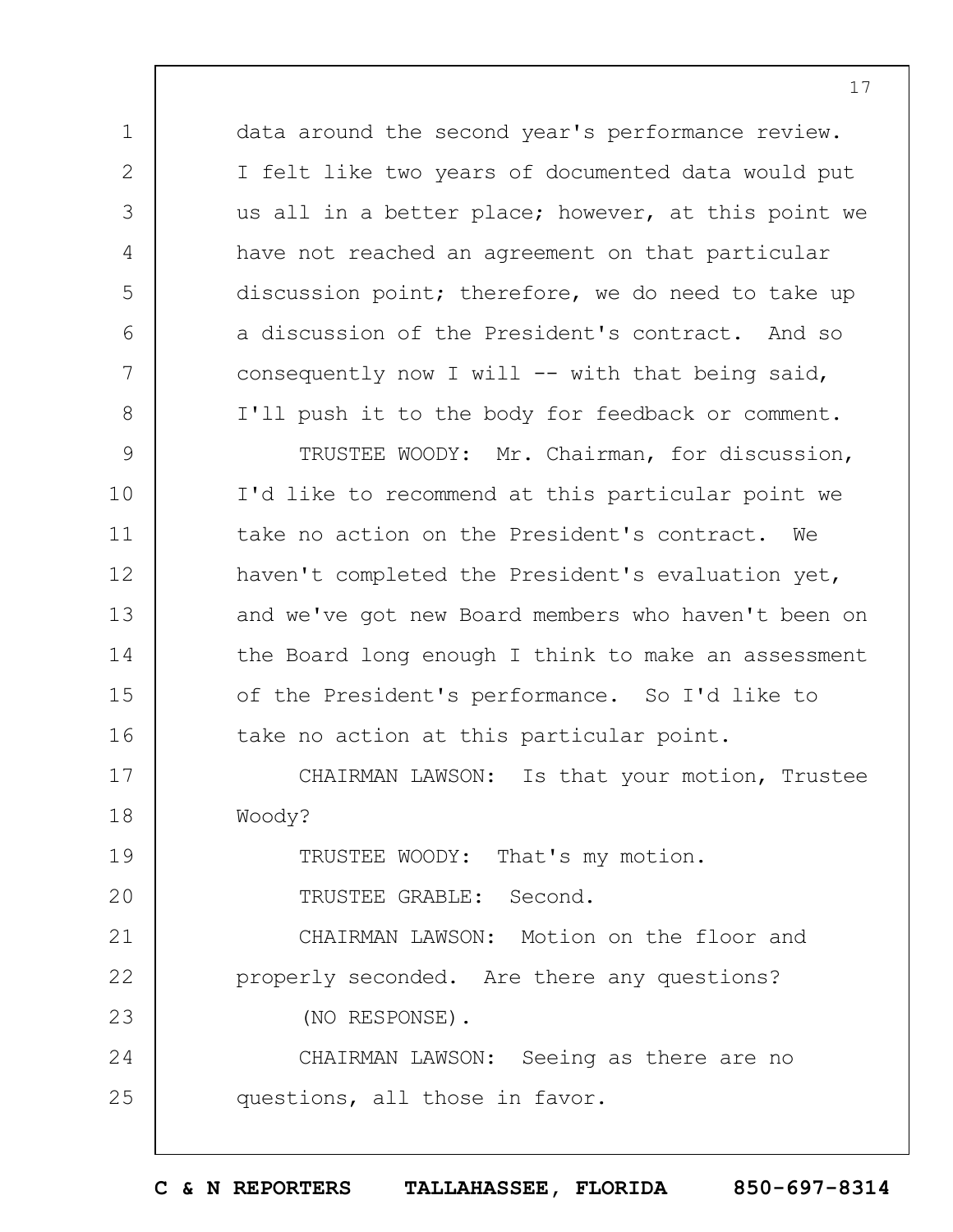data around the second year's performance review. I felt like two years of documented data would put us all in a better place; however, at this point we have not reached an agreement on that particular discussion point; therefore, we do need to take up a discussion of the President's contract. And so consequently now I will -- with that being said, I'll push it to the body for feedback or comment.

TRUSTEE WOODY: Mr. Chairman, for discussion, I'd like to recommend at this particular point we take no action on the President's contract. We haven't completed the President's evaluation yet, and we've got new Board members who haven't been on the Board long enough I think to make an assessment of the President's performance. So I'd like to take no action at this particular point.

CHAIRMAN LAWSON: Is that your motion, Trustee Woody?

TRUSTEE WOODY: That's my motion.

TRUSTEE GRABLE: Second.

CHAIRMAN LAWSON: Motion on the floor and properly seconded. Are there any questions?

(NO RESPONSE).

CHAIRMAN LAWSON: Seeing as there are no questions, all those in favor.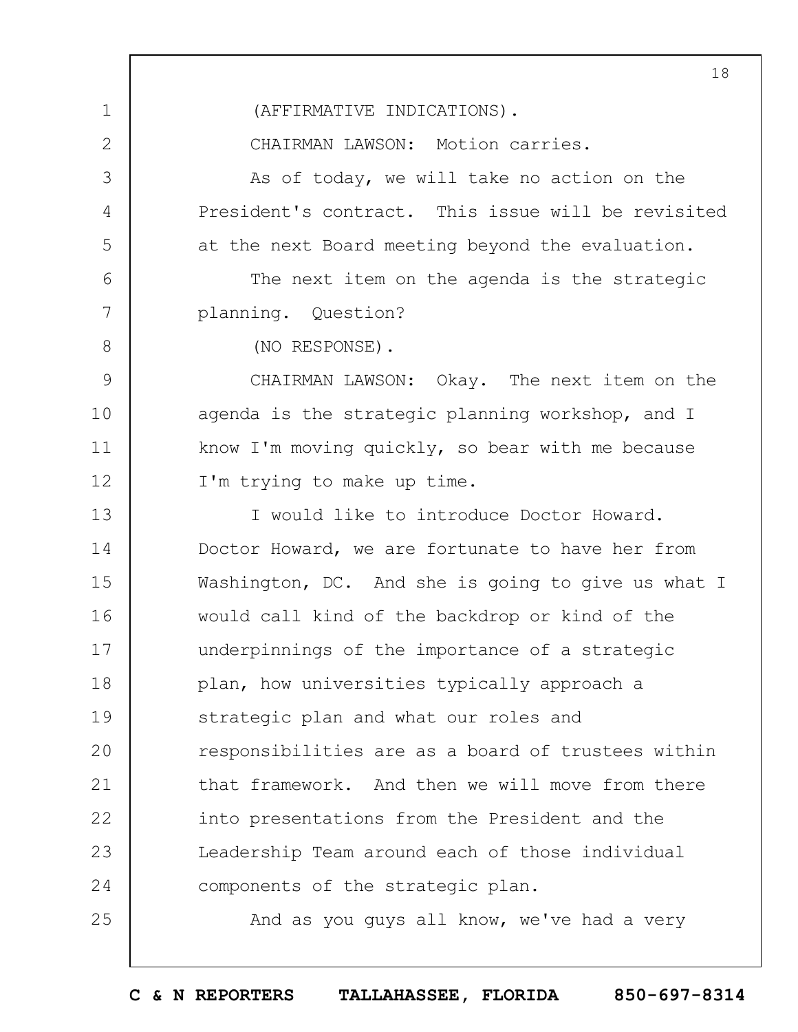(AFFIRMATIVE INDICATIONS).

CHAIRMAN LAWSON: Motion carries.

As of today, we will take no action on the President's contract. This issue will be revisited at the next Board meeting beyond the evaluation.

The next item on the agenda is the strategic planning. Question?

(NO RESPONSE).

CHAIRMAN LAWSON: Okay. The next item on the agenda is the strategic planning workshop, and I know I'm moving quickly, so bear with me because I'm trying to make up time.

I would like to introduce Doctor Howard. Doctor Howard, we are fortunate to have her from Washington, DC. And she is going to give us what I would call kind of the backdrop or kind of the underpinnings of the importance of a strategic plan, how universities typically approach a strategic plan and what our roles and responsibilities are as a board of trustees within that framework. And then we will move from there into presentations from the President and the Leadership Team around each of those individual components of the strategic plan.

And as you guys all know, we've had a very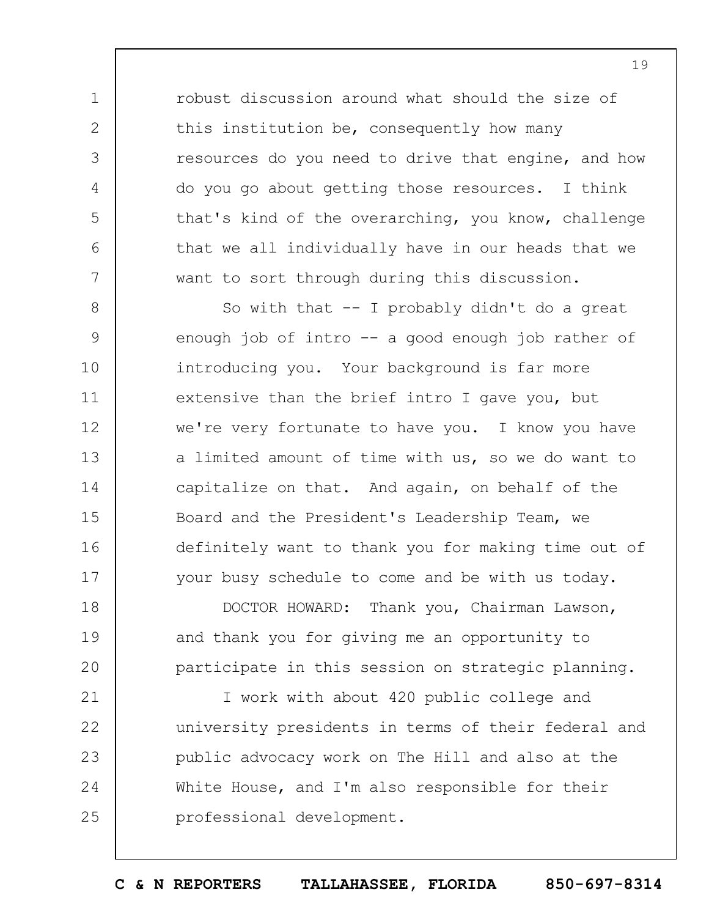robust discussion around what should the size of this institution be, consequently how many resources do you need to drive that engine, and how do you go about getting those resources. I think that's kind of the overarching, you know, challenge that we all individually have in our heads that we want to sort through during this discussion.

So with that -- I probably didn't do a great enough job of intro -- a good enough job rather of introducing you. Your background is far more extensive than the brief intro I gave you, but we're very fortunate to have you. I know you have a limited amount of time with us, so we do want to capitalize on that. And again, on behalf of the Board and the President's Leadership Team, we definitely want to thank you for making time out of your busy schedule to come and be with us today.

DOCTOR HOWARD: Thank you, Chairman Lawson, and thank you for giving me an opportunity to participate in this session on strategic planning.

I work with about 420 public college and university presidents in terms of their federal and public advocacy work on The Hill and also at the White House, and I'm also responsible for their professional development.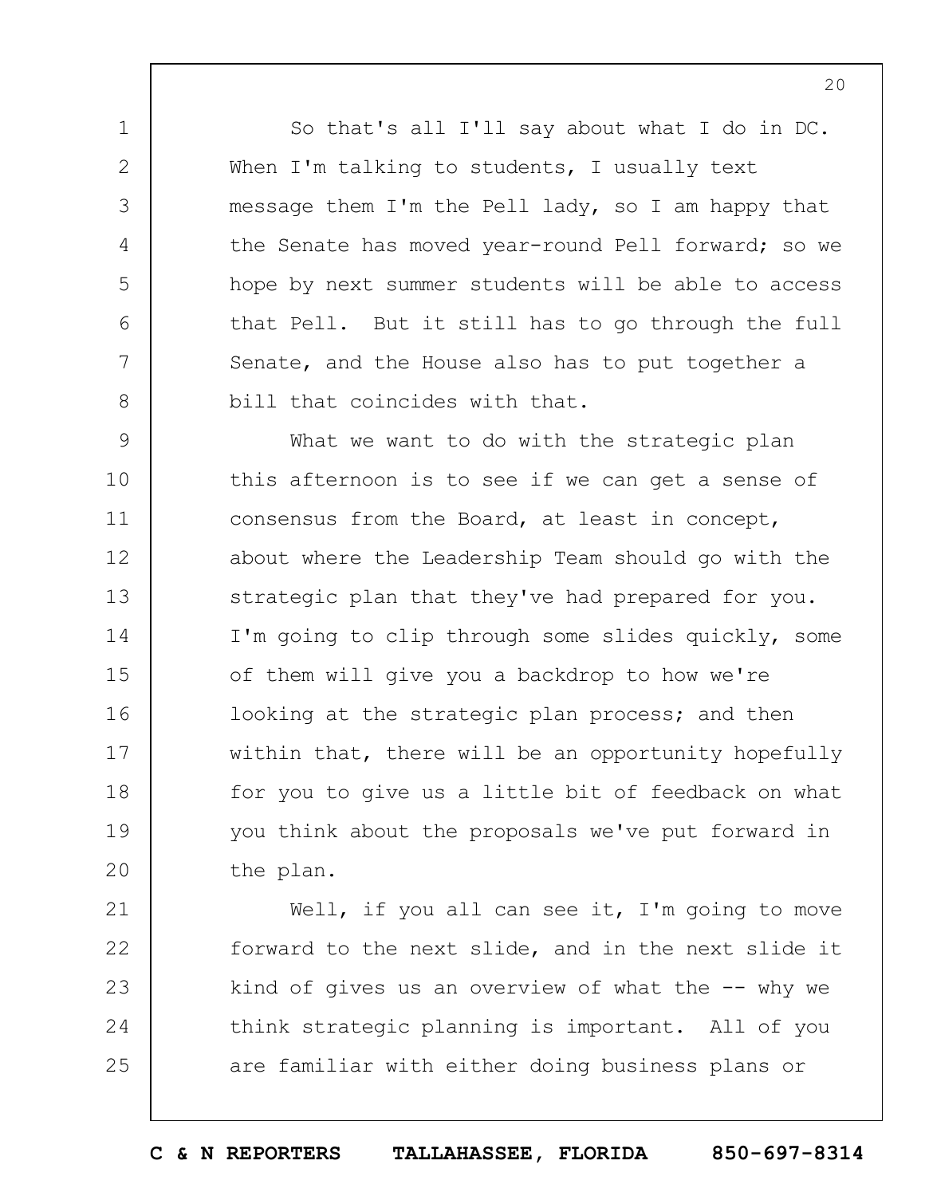So that's all I'll say about what I do in DC. When I'm talking to students, I usually text message them I'm the Pell lady, so I am happy that the Senate has moved year-round Pell forward; so we hope by next summer students will be able to access that Pell. But it still has to go through the full Senate, and the House also has to put together a bill that coincides with that.

What we want to do with the strategic plan this afternoon is to see if we can get a sense of consensus from the Board, at least in concept, about where the Leadership Team should go with the strategic plan that they've had prepared for you. I'm going to clip through some slides quickly, some of them will give you a backdrop to how we're looking at the strategic plan process; and then within that, there will be an opportunity hopefully for you to give us a little bit of feedback on what you think about the proposals we've put forward in the plan.

Well, if you all can see it, I'm going to move forward to the next slide, and in the next slide it kind of gives us an overview of what the -- why we think strategic planning is important. All of you are familiar with either doing business plans or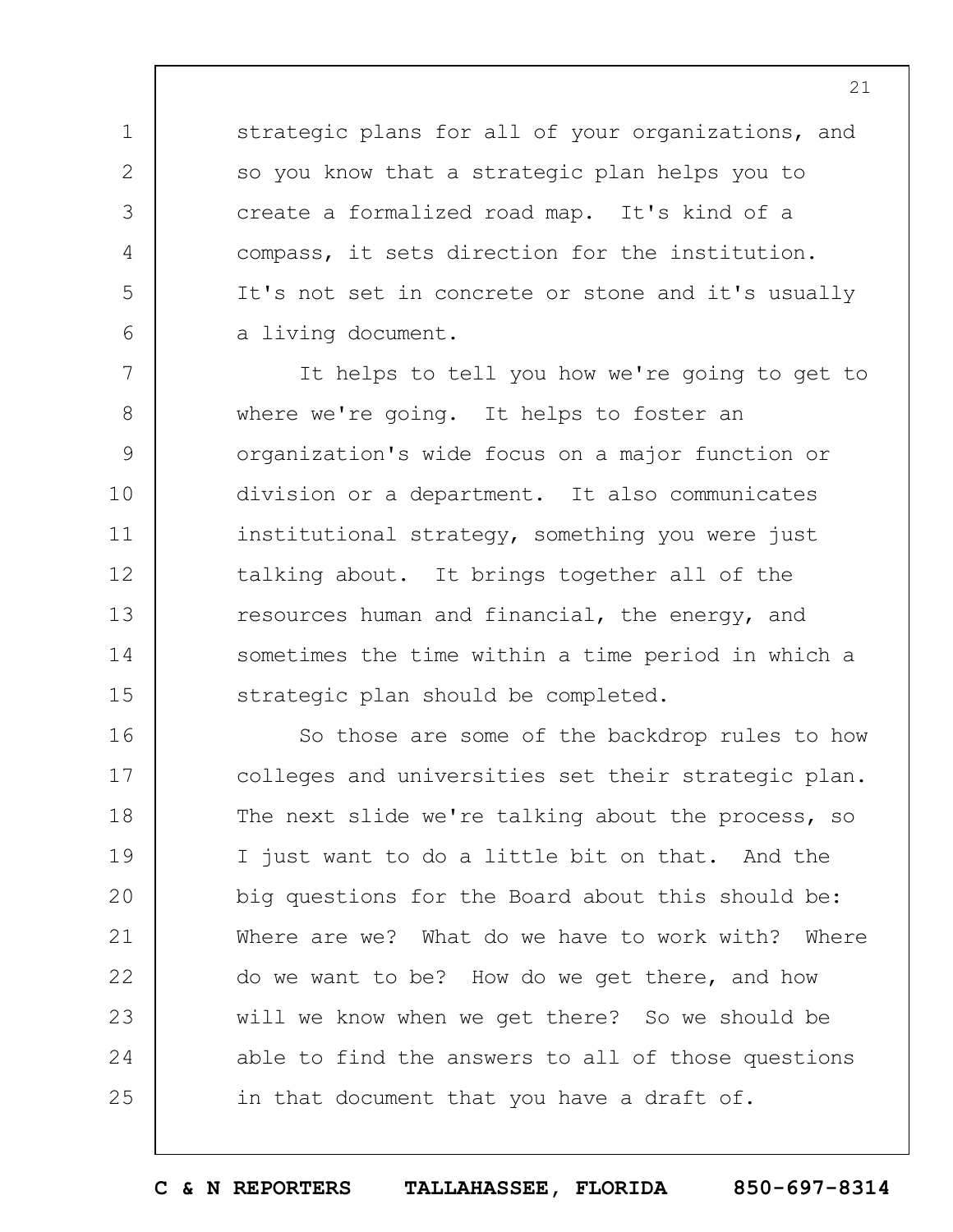strategic plans for all of your organizations, and so you know that a strategic plan helps you to create a formalized road map. It's kind of a compass, it sets direction for the institution. It's not set in concrete or stone and it's usually a living document.

It helps to tell you how we're going to get to where we're going. It helps to foster an organization's wide focus on a major function or division or a department. It also communicates institutional strategy, something you were just talking about. It brings together all of the resources human and financial, the energy, and sometimes the time within a time period in which a strategic plan should be completed.

So those are some of the backdrop rules to how colleges and universities set their strategic plan. The next slide we're talking about the process, so I just want to do a little bit on that. And the big questions for the Board about this should be: Where are we? What do we have to work with? Where do we want to be? How do we get there, and how will we know when we get there? So we should be able to find the answers to all of those questions in that document that you have a draft of.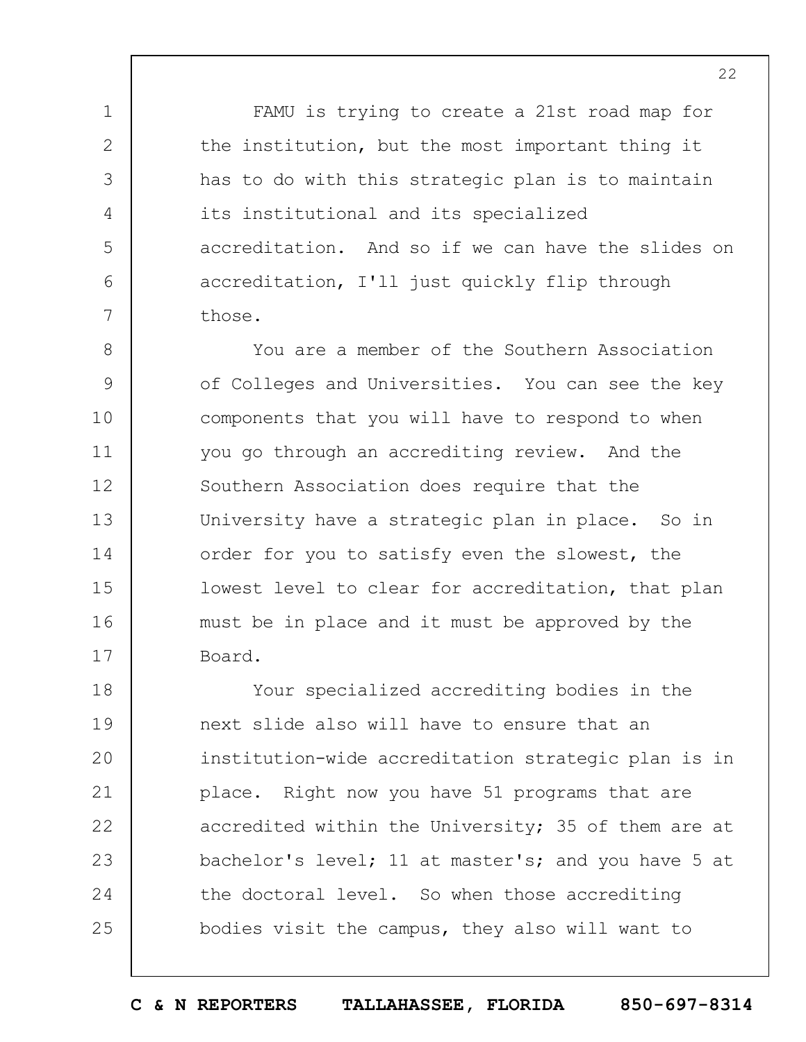FAMU is trying to create a 21st road map for the institution, but the most important thing it has to do with this strategic plan is to maintain its institutional and its specialized accreditation. And so if we can have the slides on accreditation, I'll just quickly flip through those.

You are a member of the Southern Association of Colleges and Universities. You can see the key components that you will have to respond to when you go through an accrediting review. And the Southern Association does require that the University have a strategic plan in place. So in order for you to satisfy even the slowest, the lowest level to clear for accreditation, that plan must be in place and it must be approved by the Board.

Your specialized accrediting bodies in the next slide also will have to ensure that an institution-wide accreditation strategic plan is in place. Right now you have 51 programs that are accredited within the University; 35 of them are at bachelor's level; 11 at master's; and you have 5 at the doctoral level. So when those accrediting bodies visit the campus, they also will want to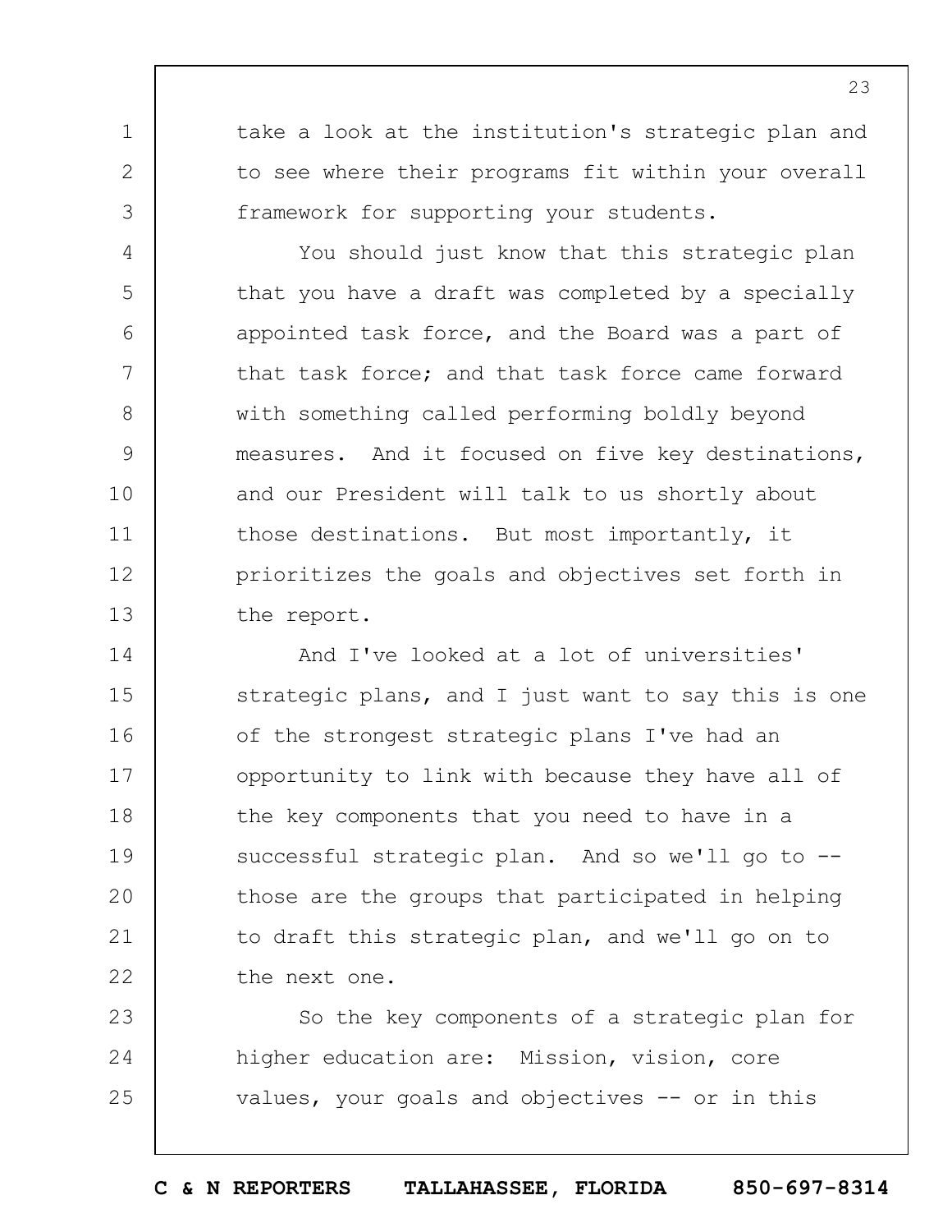take a look at the institution's strategic plan and to see where their programs fit within your overall framework for supporting your students.

You should just know that this strategic plan that you have a draft was completed by a specially appointed task force, and the Board was a part of that task force; and that task force came forward with something called performing boldly beyond measures. And it focused on five key destinations, and our President will talk to us shortly about those destinations. But most importantly, it prioritizes the goals and objectives set forth in the report.

And I've looked at a lot of universities' strategic plans, and I just want to say this is one of the strongest strategic plans I've had an opportunity to link with because they have all of the key components that you need to have in a successful strategic plan. And so we'll go to -- those are the groups that participated in helping to draft this strategic plan, and we'll go on to the next one.

So the key components of a strategic plan for higher education are: Mission, vision, core values, your goals and objectives -- or in this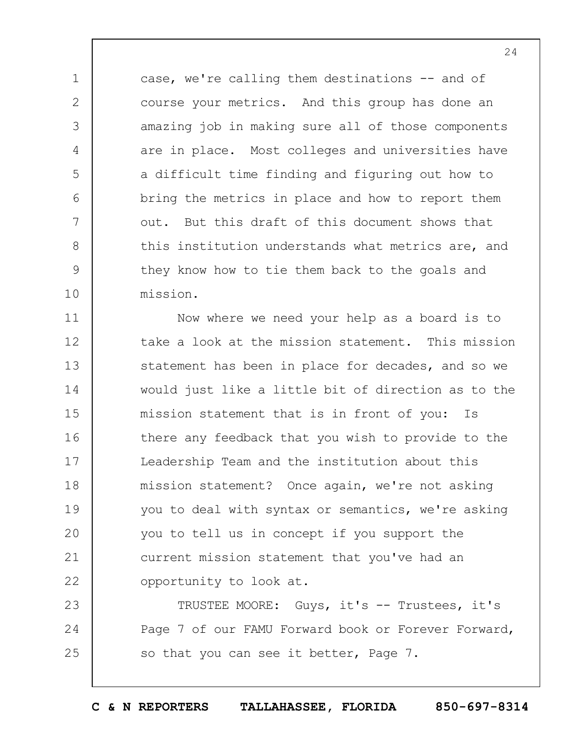case, we're calling them destinations -- and of course your metrics. And this group has done an amazing job in making sure all of those components are in place. Most colleges and universities have a difficult time finding and figuring out how to bring the metrics in place and how to report them out. But this draft of this document shows that this institution understands what metrics are, and they know how to tie them back to the goals and mission.

Now where we need your help as a board is to take a look at the mission statement. This mission statement has been in place for decades, and so we would just like a little bit of direction as to the mission statement that is in front of you: Is there any feedback that you wish to provide to the Leadership Team and the institution about this mission statement? Once again, we're not asking you to deal with syntax or semantics, we're asking you to tell us in concept if you support the current mission statement that you've had an opportunity to look at.

TRUSTEE MOORE: Guys, it's -- Trustees, it's Page 7 of our FAMU Forward book or Forever Forward, so that you can see it better, Page 7.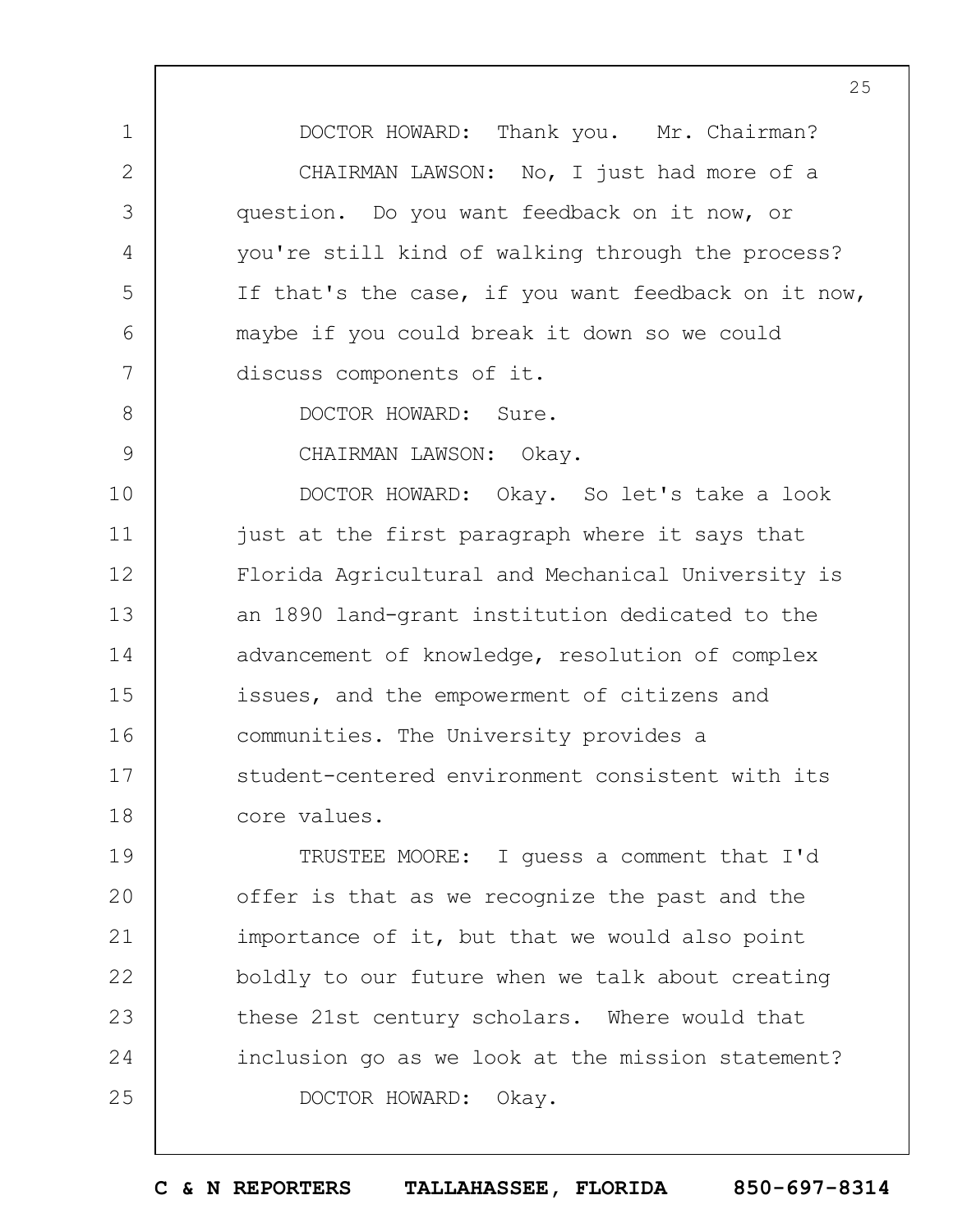DOCTOR HOWARD: Thank you. Mr. Chairman?

CHAIRMAN LAWSON: No, I just had more of a question. Do you want feedback on it now, or you're still kind of walking through the process? If that's the case, if you want feedback on it now, maybe if you could break it down so we could discuss components of it.

DOCTOR HOWARD: Sure.

CHAIRMAN LAWSON: Okay.

DOCTOR HOWARD: Okay. So let's take a look just at the first paragraph where it says that Florida Agricultural and Mechanical University is an 1890 land-grant institution dedicated to the advancement of knowledge, resolution of complex issues, and the empowerment of citizens and communities. The University provides a student-centered environment consistent with its core values.

TRUSTEE MOORE: I guess a comment that I'd offer is that as we recognize the past and the importance of it, but that we would also point boldly to our future when we talk about creating these 21st century scholars. Where would that inclusion go as we look at the mission statement?

DOCTOR HOWARD: Okay.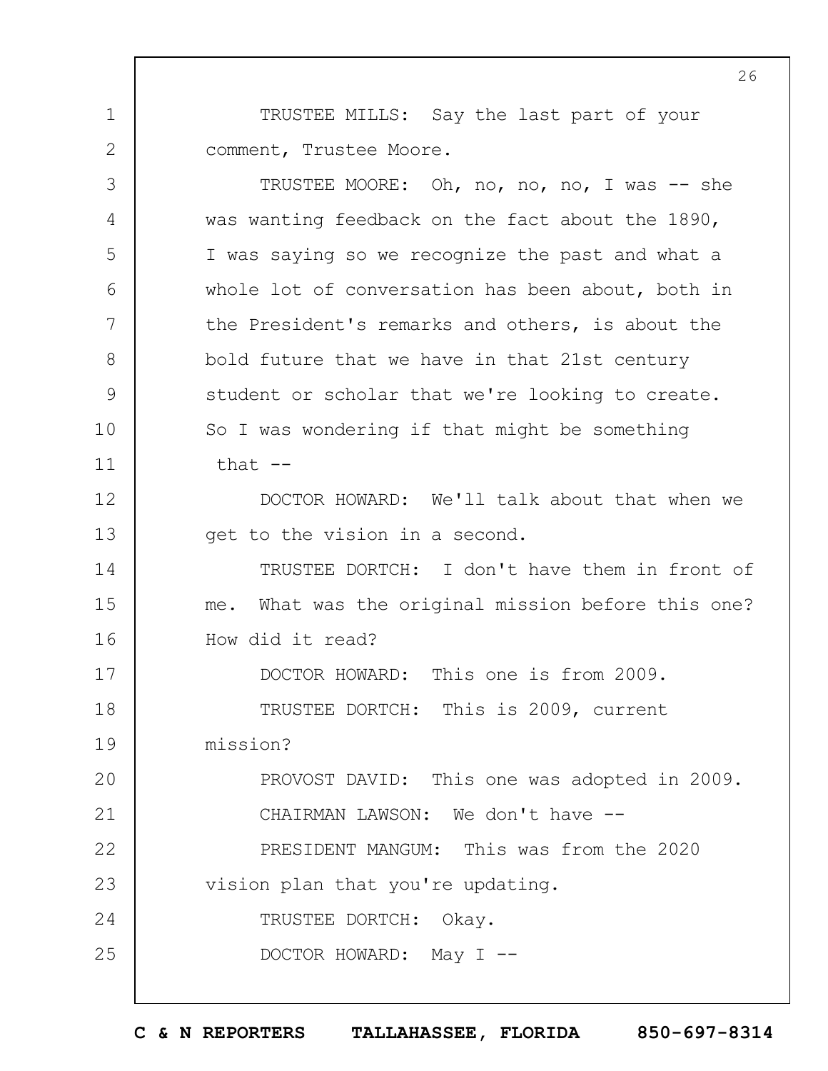TRUSTEE MILLS: Say the last part of your comment, Trustee Moore.

TRUSTEE MOORE: Oh, no, no, no, I was -- she was wanting feedback on the fact about the 1890, I was saying so we recognize the past and what a whole lot of conversation has been about, both in the President's remarks and others, is about the bold future that we have in that 21st century student or scholar that we're looking to create. So I was wondering if that might be something that --

DOCTOR HOWARD: We'll talk about that when we get to the vision in a second.

TRUSTEE DORTCH: I don't have them in front of me. What was the original mission before this one? How did it read?

DOCTOR HOWARD: This one is from 2009.

TRUSTEE DORTCH: This is 2009, current mission?

PROVOST DAVID: This one was adopted in 2009.

CHAIRMAN LAWSON: We don't have --

PRESIDENT MANGUM: This was from the 2020 vision plan that you're updating.

TRUSTEE DORTCH: Okay.

DOCTOR HOWARD: May I --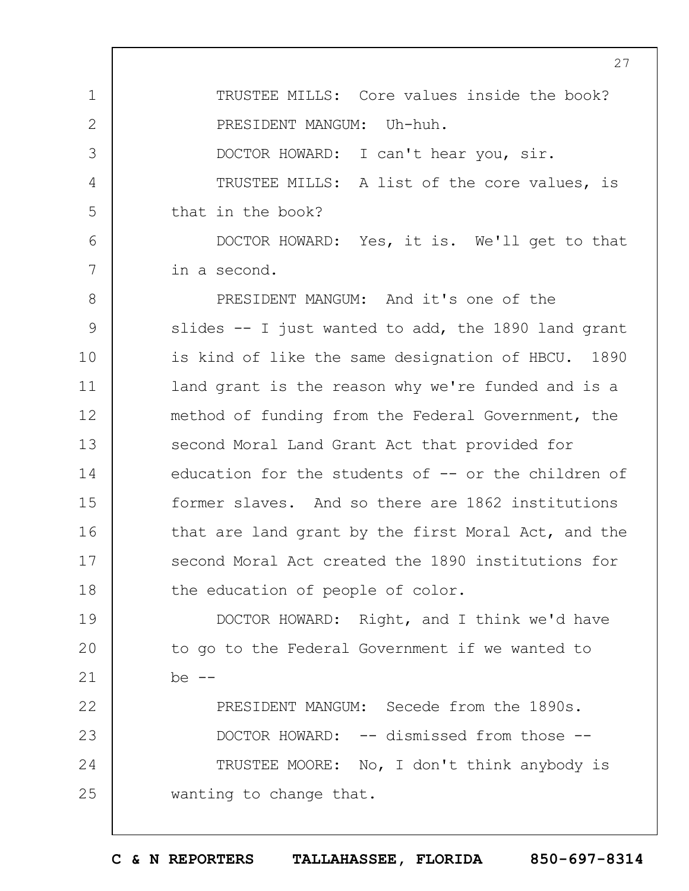TRUSTEE MILLS: Core values inside the book?

PRESIDENT MANGUM: Uh-huh.

DOCTOR HOWARD: I can't hear you, sir.

TRUSTEE MILLS: A list of the core values, is that in the book?

DOCTOR HOWARD: Yes, it is. We'll get to that in a second.

PRESIDENT MANGUM: And it's one of the slides -- I just wanted to add, the 1890 land grant is kind of like the same designation of HBCU. 1890 land grant is the reason why we're funded and is a method of funding from the Federal Government, the second Moral Land Grant Act that provided for education for the students of -- or the children of former slaves. And so there are 1862 institutions that are land grant by the first Moral Act, and the second Moral Act created the 1890 institutions for the education of people of color.

DOCTOR HOWARD: Right, and I think we'd have to go to the Federal Government if we wanted to be --

PRESIDENT MANGUM: Secede from the 1890s.

DOCTOR HOWARD: -- dismissed from those --

TRUSTEE MOORE: No, I don't think anybody is wanting to change that.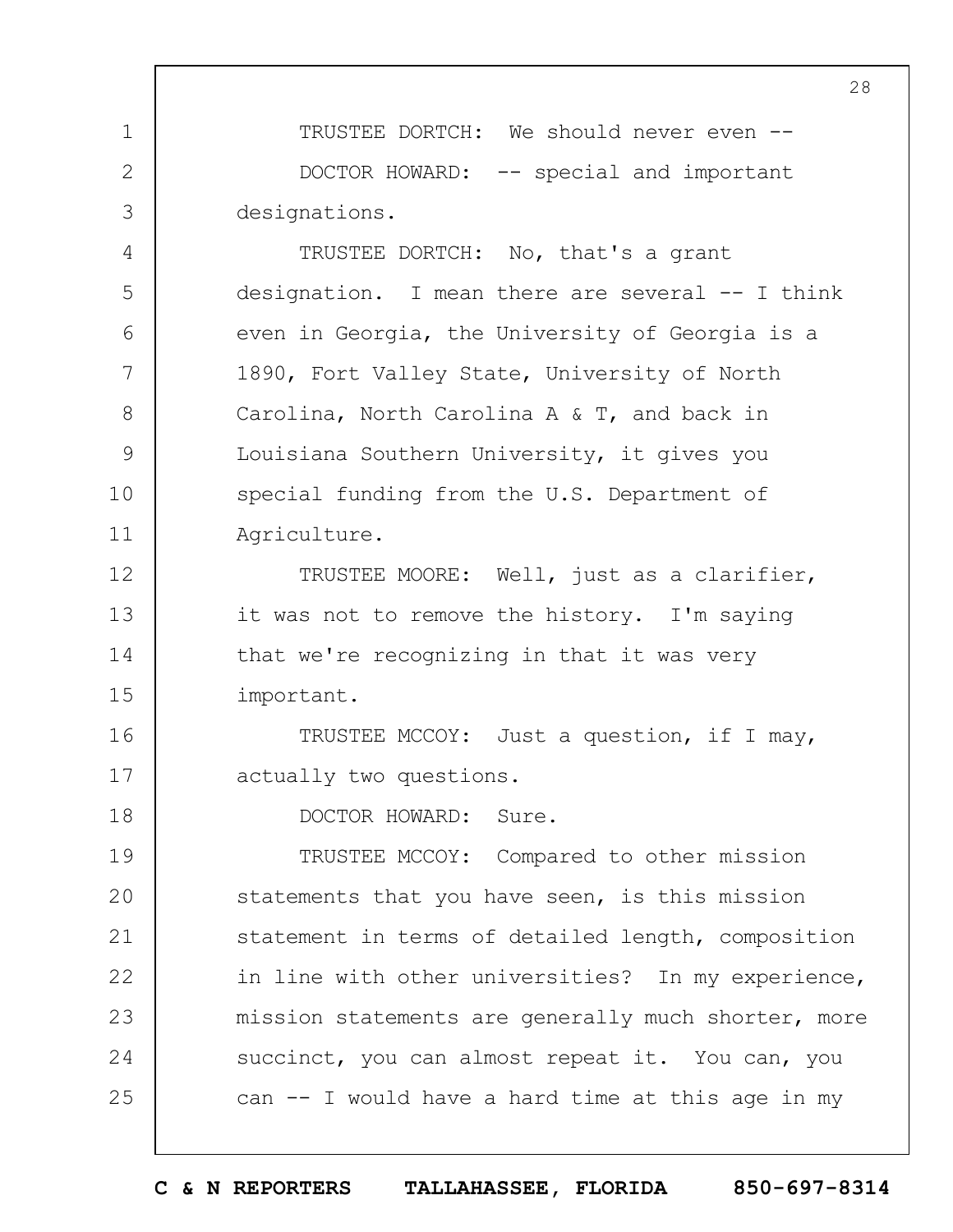TRUSTEE DORTCH: We should never even --

DOCTOR HOWARD: -- special and important designations.

TRUSTEE DORTCH: No, that's a grant designation. I mean there are several -- I think even in Georgia, the University of Georgia is a 1890, Fort Valley State, University of North Carolina, North Carolina A & T, and back in Louisiana Southern University, it gives you special funding from the U.S. Department of Agriculture.

TRUSTEE MOORE: Well, just as a clarifier, it was not to remove the history. I'm saying that we're recognizing in that it was very important.

TRUSTEE MCCOY: Just a question, if I may, actually two questions.

DOCTOR HOWARD: Sure.

TRUSTEE MCCOY: Compared to other mission statements that you have seen, is this mission statement in terms of detailed length, composition in line with other universities? In my experience, mission statements are generally much shorter, more succinct, you can almost repeat it. You can, you can -- I would have a hard time at this age in my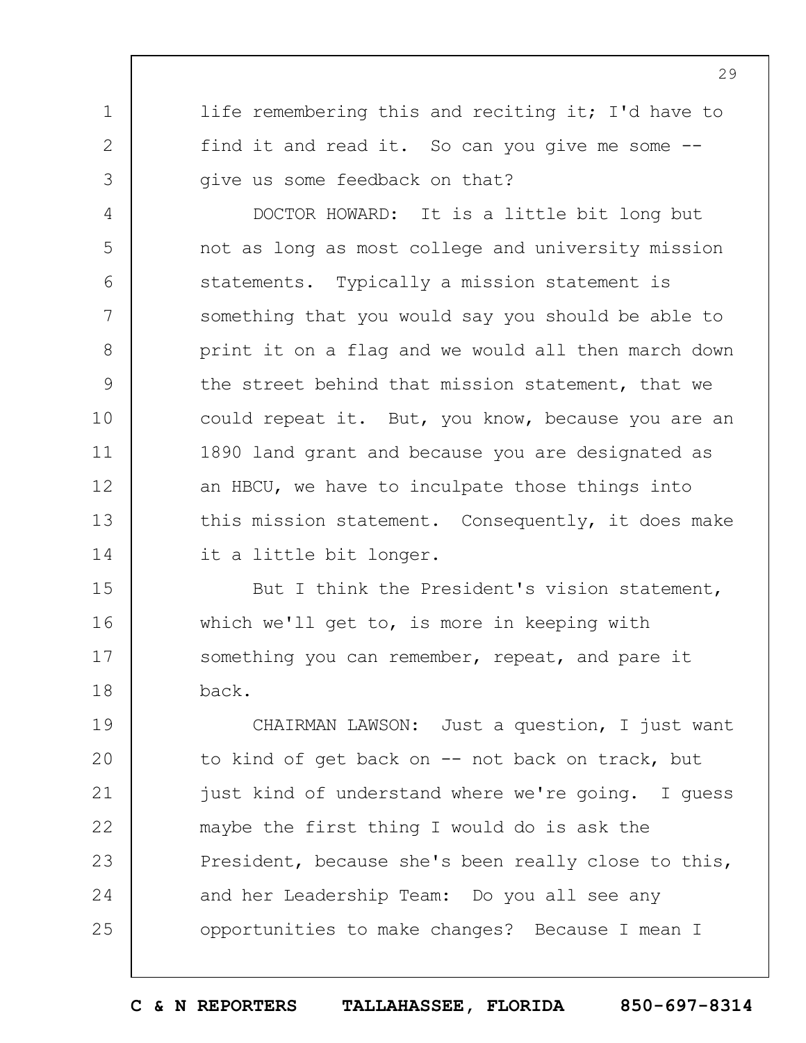life remembering this and reciting it; I'd have to find it and read it. So can you give me some -- give us some feedback on that?

DOCTOR HOWARD: It is a little bit long but not as long as most college and university mission statements. Typically a mission statement is something that you would say you should be able to print it on a flag and we would all then march down the street behind that mission statement, that we could repeat it. But, you know, because you are an 1890 land grant and because you are designated as an HBCU, we have to inculpate those things into this mission statement. Consequently, it does make it a little bit longer.

But I think the President's vision statement, which we'll get to, is more in keeping with something you can remember, repeat, and pare it back.

CHAIRMAN LAWSON: Just a question, I just want to kind of get back on -- not back on track, but just kind of understand where we're going. I guess maybe the first thing I would do is ask the President, because she's been really close to this, and her Leadership Team: Do you all see any opportunities to make changes? Because I mean I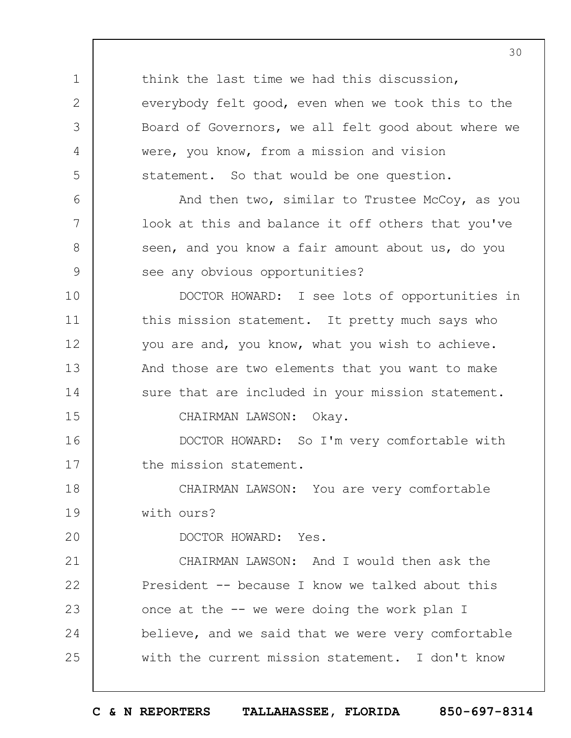think the last time we had this discussion, everybody felt good, even when we took this to the Board of Governors, we all felt good about where we were, you know, from a mission and vision statement. So that would be one question.

And then two, similar to Trustee McCoy, as you look at this and balance it off others that you've seen, and you know a fair amount about us, do you see any obvious opportunities?

DOCTOR HOWARD: I see lots of opportunities in this mission statement. It pretty much says who you are and, you know, what you wish to achieve. And those are two elements that you want to make sure that are included in your mission statement.

CHAIRMAN LAWSON: Okay.

DOCTOR HOWARD: So I'm very comfortable with the mission statement.

CHAIRMAN LAWSON: You are very comfortable with ours?

DOCTOR HOWARD: Yes.

CHAIRMAN LAWSON: And I would then ask the President -- because I know we talked about this once at the -- we were doing the work plan I believe, and we said that we were very comfortable with the current mission statement. I don't know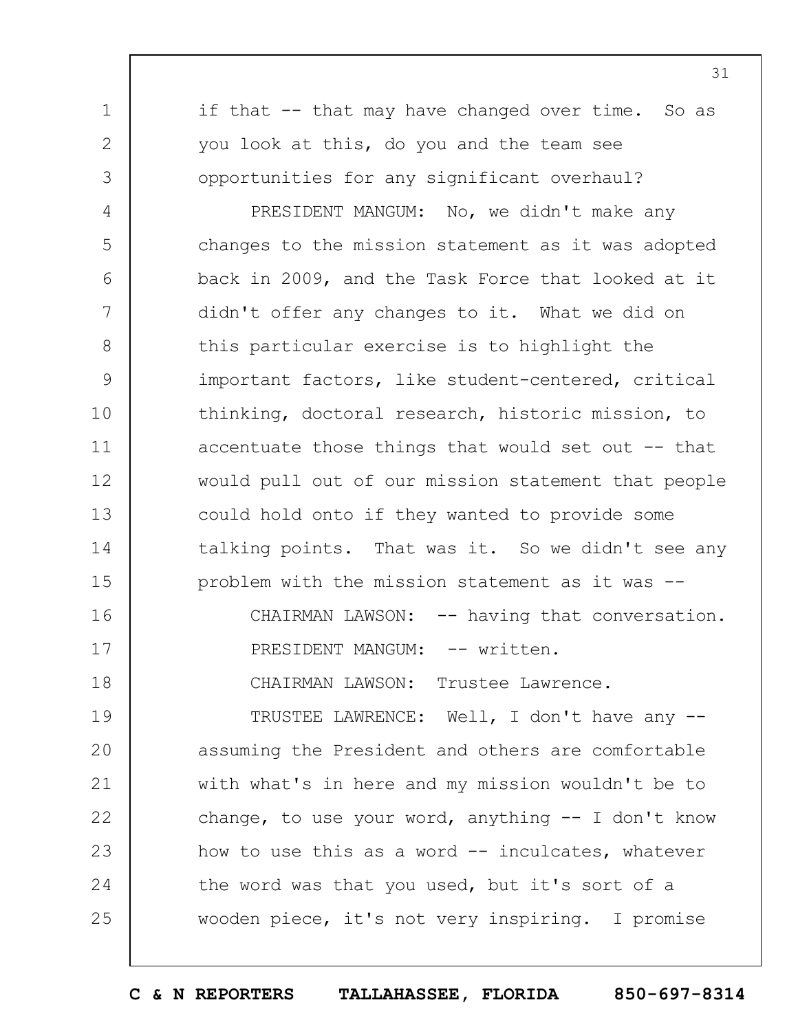if that -- that may have changed over time. So as you look at this, do you and the team see opportunities for any significant overhaul?

PRESIDENT MANGUM: No, we didn't make any changes to the mission statement as it was adopted back in 2009, and the Task Force that looked at it didn't offer any changes to it. What we did on this particular exercise is to highlight the important factors, like student-centered, critical thinking, doctoral research, historic mission, to accentuate those things that would set out -- that would pull out of our mission statement that people could hold onto if they wanted to provide some talking points. That was it. So we didn't see any problem with the mission statement as it was --

CHAIRMAN LAWSON: -- having that conversation.

PRESIDENT MANGUM: -- written.

CHAIRMAN LAWSON: Trustee Lawrence.

TRUSTEE LAWRENCE: Well, I don't have any -- assuming the President and others are comfortable with what's in here and my mission wouldn't be to change, to use your word, anything -- I don't know how to use this as a word -- inculcates, whatever the word was that you used, but it's sort of a wooden piece, it's not very inspiring. I promise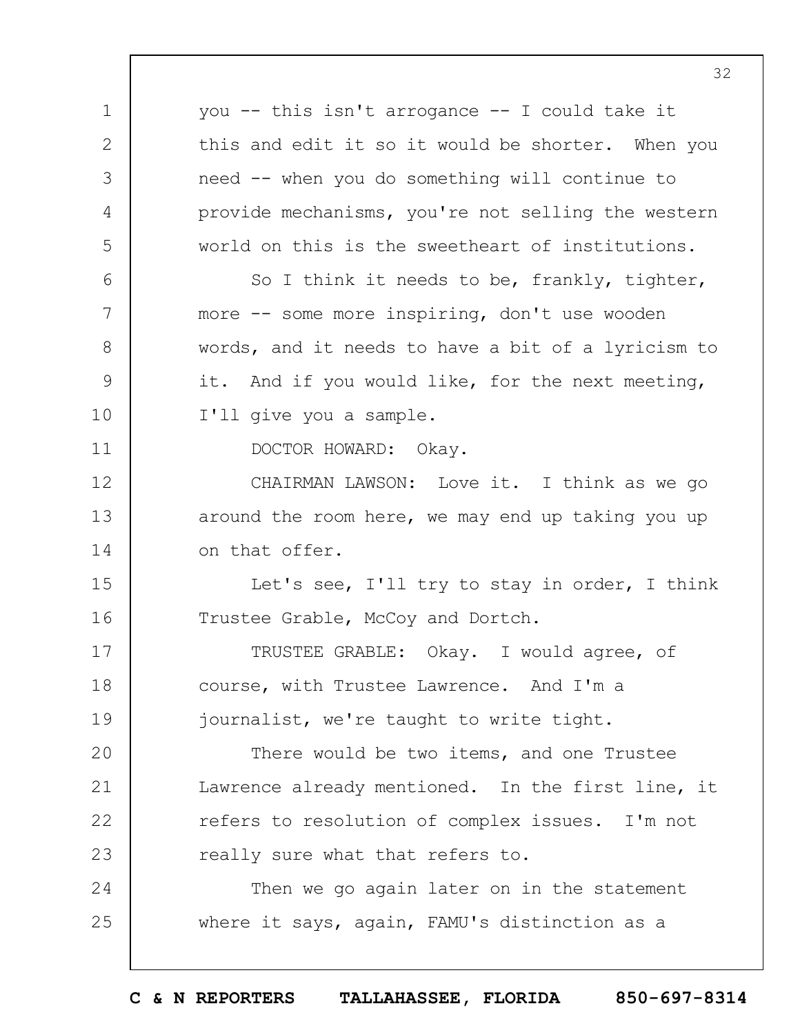you -- this isn't arrogance -- I could take it this and edit it so it would be shorter. When you need -- when you do something will continue to provide mechanisms, you're not selling the western world on this is the sweetheart of institutions.

So I think it needs to be, frankly, tighter, more -- some more inspiring, don't use wooden words, and it needs to have a bit of a lyricism to it. And if you would like, for the next meeting, I'll give you a sample.

DOCTOR HOWARD: Okay.

CHAIRMAN LAWSON: Love it. I think as we go around the room here, we may end up taking you up on that offer.

Let's see, I'll try to stay in order, I think Trustee Grable, McCoy and Dortch.

TRUSTEE GRABLE: Okay. I would agree, of course, with Trustee Lawrence. And I'm a journalist, we're taught to write tight.

There would be two items, and one Trustee Lawrence already mentioned. In the first line, it refers to resolution of complex issues. I'm not really sure what that refers to.

Then we go again later on in the statement where it says, again, FAMU's distinction as a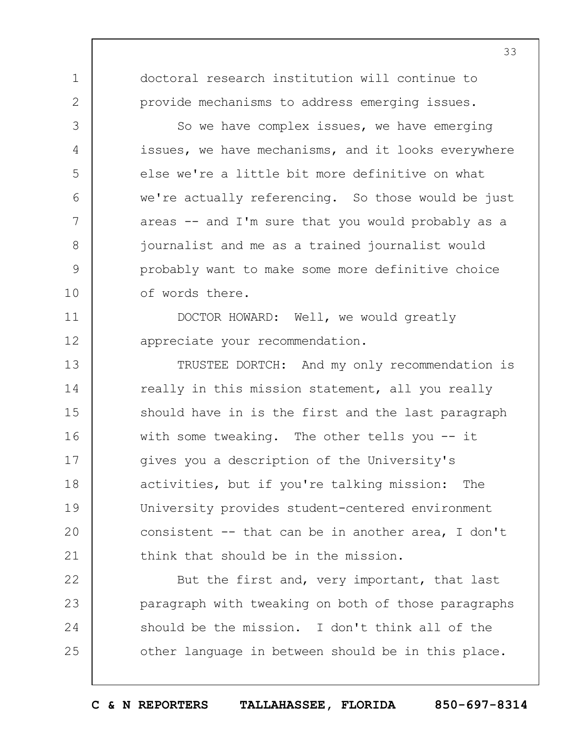doctoral research institution will continue to provide mechanisms to address emerging issues.

So we have complex issues, we have emerging issues, we have mechanisms, and it looks everywhere else we're a little bit more definitive on what we're actually referencing. So those would be just areas -- and I'm sure that you would probably as a journalist and me as a trained journalist would probably want to make some more definitive choice of words there.

DOCTOR HOWARD: Well, we would greatly appreciate your recommendation.

TRUSTEE DORTCH: And my only recommendation is really in this mission statement, all you really should have in is the first and the last paragraph with some tweaking. The other tells you -- it gives you a description of the University's activities, but if you're talking mission: The University provides student-centered environment consistent -- that can be in another area, I don't think that should be in the mission.

But the first and, very important, that last paragraph with tweaking on both of those paragraphs should be the mission. I don't think all of the other language in between should be in this place.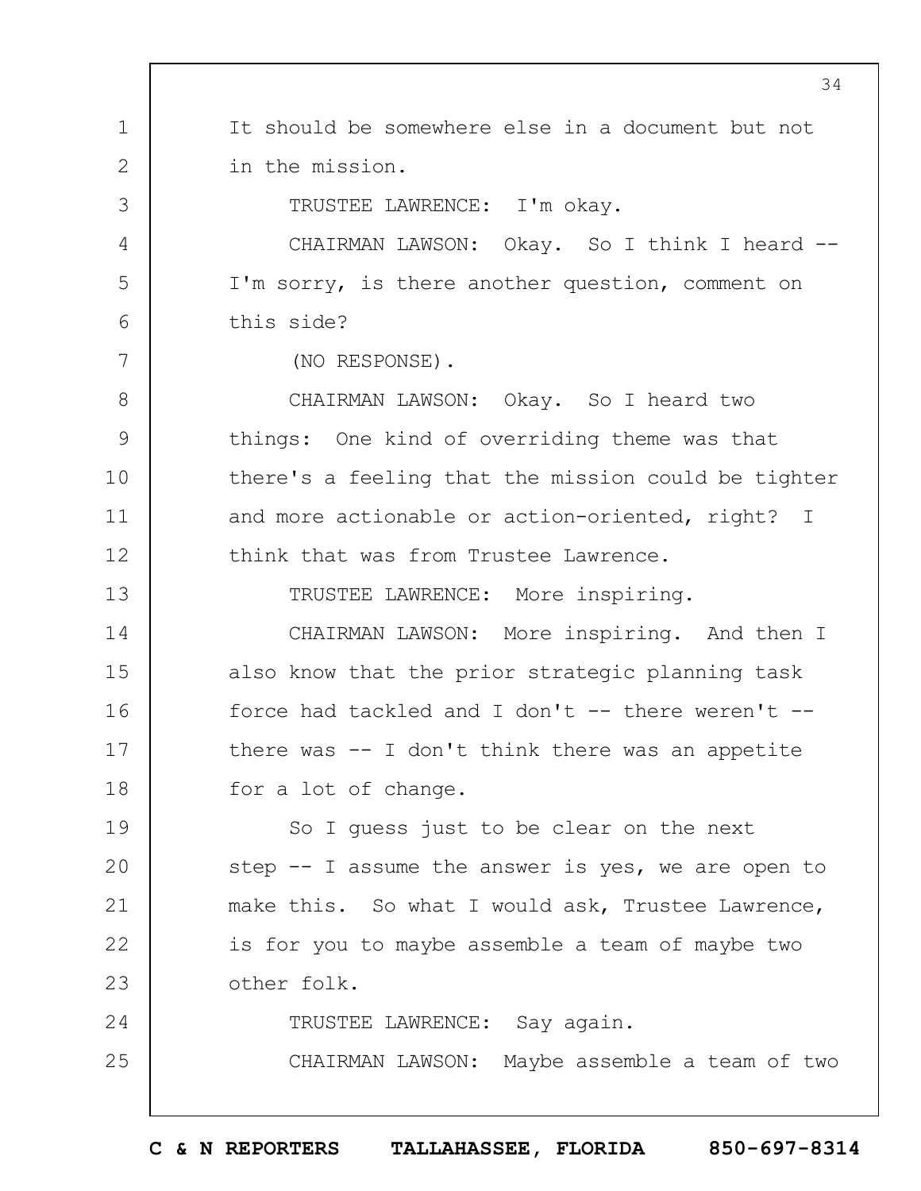It should be somewhere else in a document but not in the mission.

TRUSTEE LAWRENCE: I'm okay.

CHAIRMAN LAWSON: Okay. So I think I heard -- I'm sorry, is there another question, comment on this side?

(NO RESPONSE).

CHAIRMAN LAWSON: Okay. So I heard two things: One kind of overriding theme was that there's a feeling that the mission could be tighter and more actionable or action-oriented, right? I think that was from Trustee Lawrence.

TRUSTEE LAWRENCE: More inspiring.

CHAIRMAN LAWSON: More inspiring. And then I also know that the prior strategic planning task force had tackled and I don't -- there weren't -- there was -- I don't think there was an appetite for a lot of change.

So I guess just to be clear on the next step -- I assume the answer is yes, we are open to make this. So what I would ask, Trustee Lawrence, is for you to maybe assemble a team of maybe two other folk.

TRUSTEE LAWRENCE: Say again.

CHAIRMAN LAWSON: Maybe assemble a team of two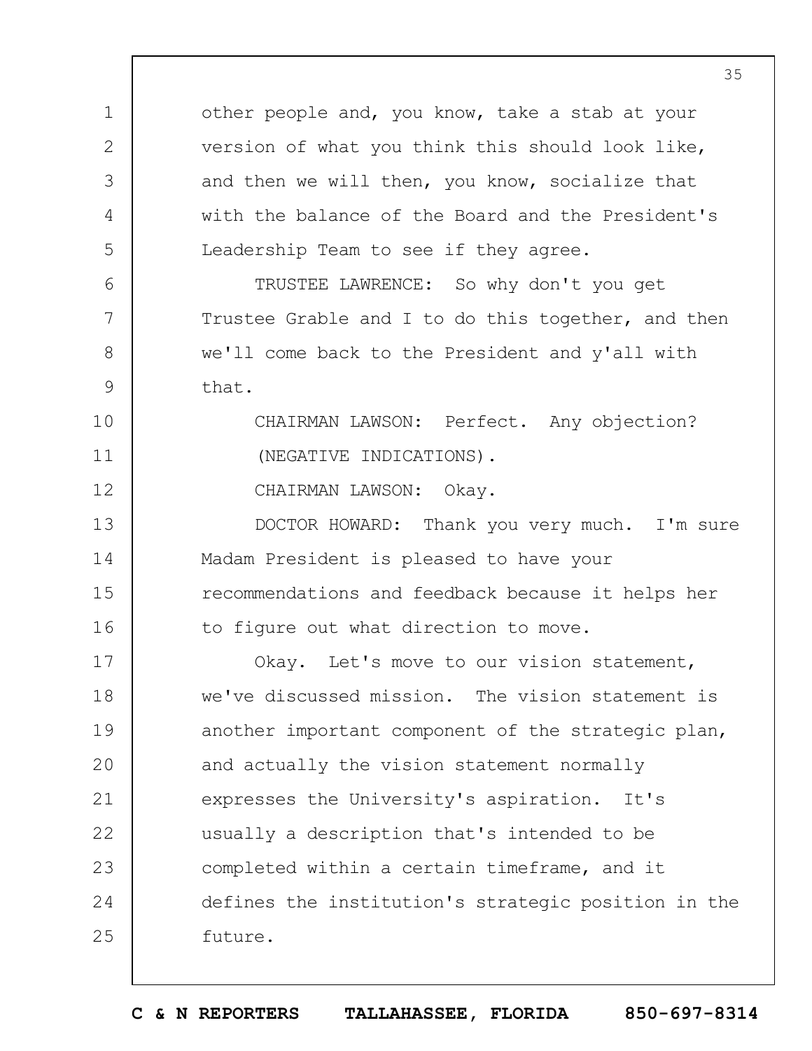other people and, you know, take a stab at your version of what you think this should look like, and then we will then, you know, socialize that with the balance of the Board and the President's Leadership Team to see if they agree.

TRUSTEE LAWRENCE: So why don't you get Trustee Grable and I to do this together, and then we'll come back to the President and y'all with that.

CHAIRMAN LAWSON: Perfect. Any objection?

(NEGATIVE INDICATIONS).

CHAIRMAN LAWSON: Okay.

DOCTOR HOWARD: Thank you very much. I'm sure Madam President is pleased to have your recommendations and feedback because it helps her to figure out what direction to move.

Okay. Let's move to our vision statement, we've discussed mission. The vision statement is another important component of the strategic plan, and actually the vision statement normally expresses the University's aspiration. It's usually a description that's intended to be completed within a certain timeframe, and it defines the institution's strategic position in the future.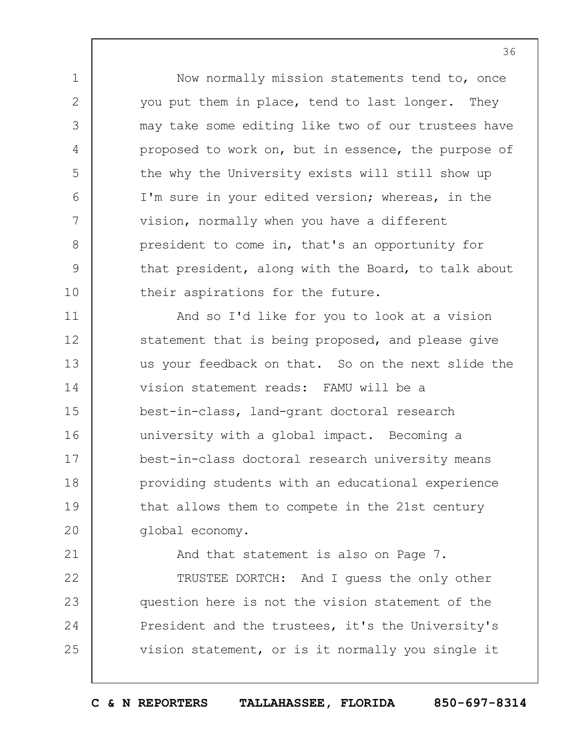Now normally mission statements tend to, once you put them in place, tend to last longer. They may take some editing like two of our trustees have proposed to work on, but in essence, the purpose of the why the University exists will still show up I'm sure in your edited version; whereas, in the vision, normally when you have a different president to come in, that's an opportunity for that president, along with the Board, to talk about their aspirations for the future.

And so I'd like for you to look at a vision statement that is being proposed, and please give us your feedback on that. So on the next slide the vision statement reads: FAMU will be a best-in-class, land-grant doctoral research university with a global impact. Becoming a best-in-class doctoral research university means providing students with an educational experience that allows them to compete in the 21st century global economy.

And that statement is also on Page 7.

TRUSTEE DORTCH: And I guess the only other question here is not the vision statement of the President and the trustees, it's the University's vision statement, or is it normally you single it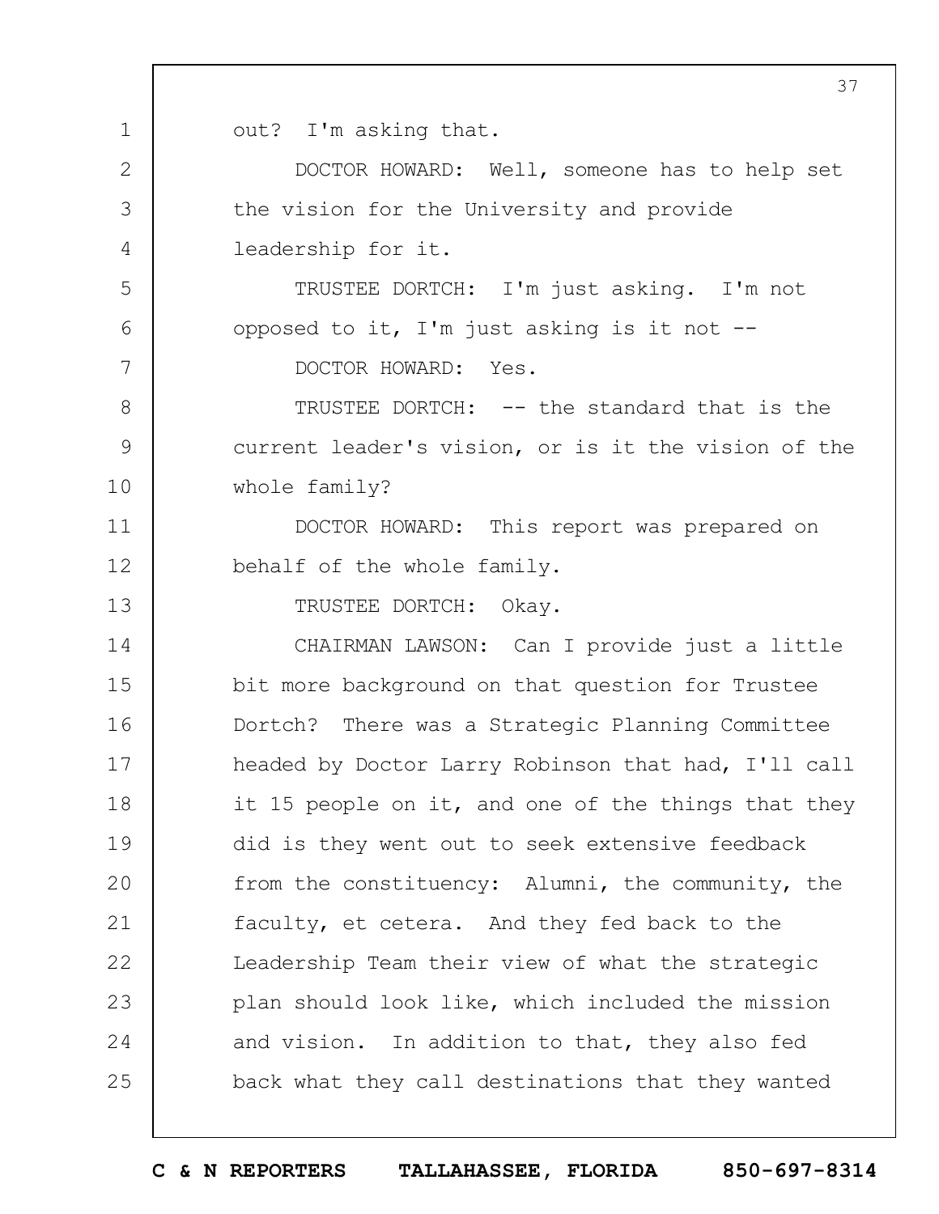out? I'm asking that.

DOCTOR HOWARD: Well, someone has to help set the vision for the University and provide leadership for it.

TRUSTEE DORTCH: I'm just asking. I'm not opposed to it, I'm just asking is it not --

DOCTOR HOWARD: Yes.

TRUSTEE DORTCH: -- the standard that is the current leader's vision, or is it the vision of the whole family?

DOCTOR HOWARD: This report was prepared on behalf of the whole family.

TRUSTEE DORTCH: Okay.

CHAIRMAN LAWSON: Can I provide just a little bit more background on that question for Trustee Dortch? There was a Strategic Planning Committee headed by Doctor Larry Robinson that had, I'll call it 15 people on it, and one of the things that they did is they went out to seek extensive feedback from the constituency: Alumni, the community, the faculty, et cetera. And they fed back to the Leadership Team their view of what the strategic plan should look like, which included the mission and vision. In addition to that, they also fed back what they call destinations that they wanted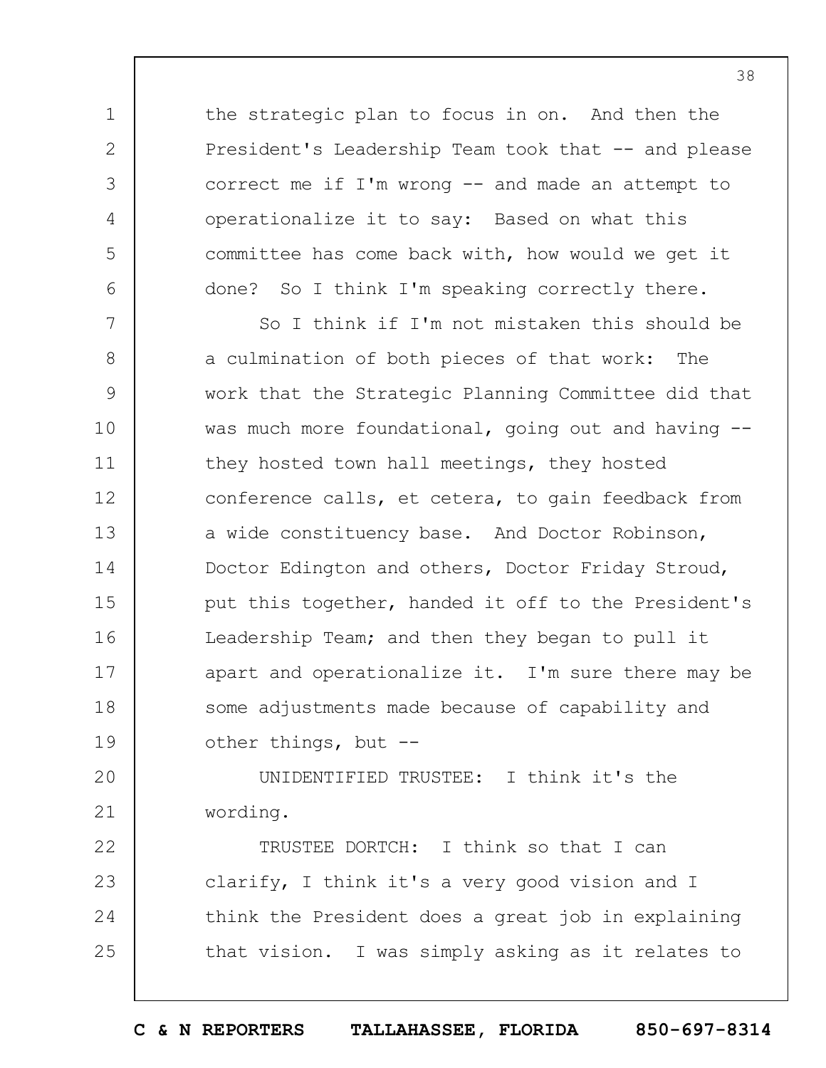the strategic plan to focus in on. And then the President's Leadership Team took that -- and please correct me if I'm wrong -- and made an attempt to operationalize it to say: Based on what this committee has come back with, how would we get it done? So I think I'm speaking correctly there.

So I think if I'm not mistaken this should be a culmination of both pieces of that work: The work that the Strategic Planning Committee did that was much more foundational, going out and having -- they hosted town hall meetings, they hosted conference calls, et cetera, to gain feedback from a wide constituency base. And Doctor Robinson, Doctor Edington and others, Doctor Friday Stroud, put this together, handed it off to the President's Leadership Team; and then they began to pull it apart and operationalize it. I'm sure there may be some adjustments made because of capability and other things, but --

UNIDENTIFIED TRUSTEE: I think it's the wording.

TRUSTEE DORTCH: I think so that I can clarify, I think it's a very good vision and I think the President does a great job in explaining that vision. I was simply asking as it relates to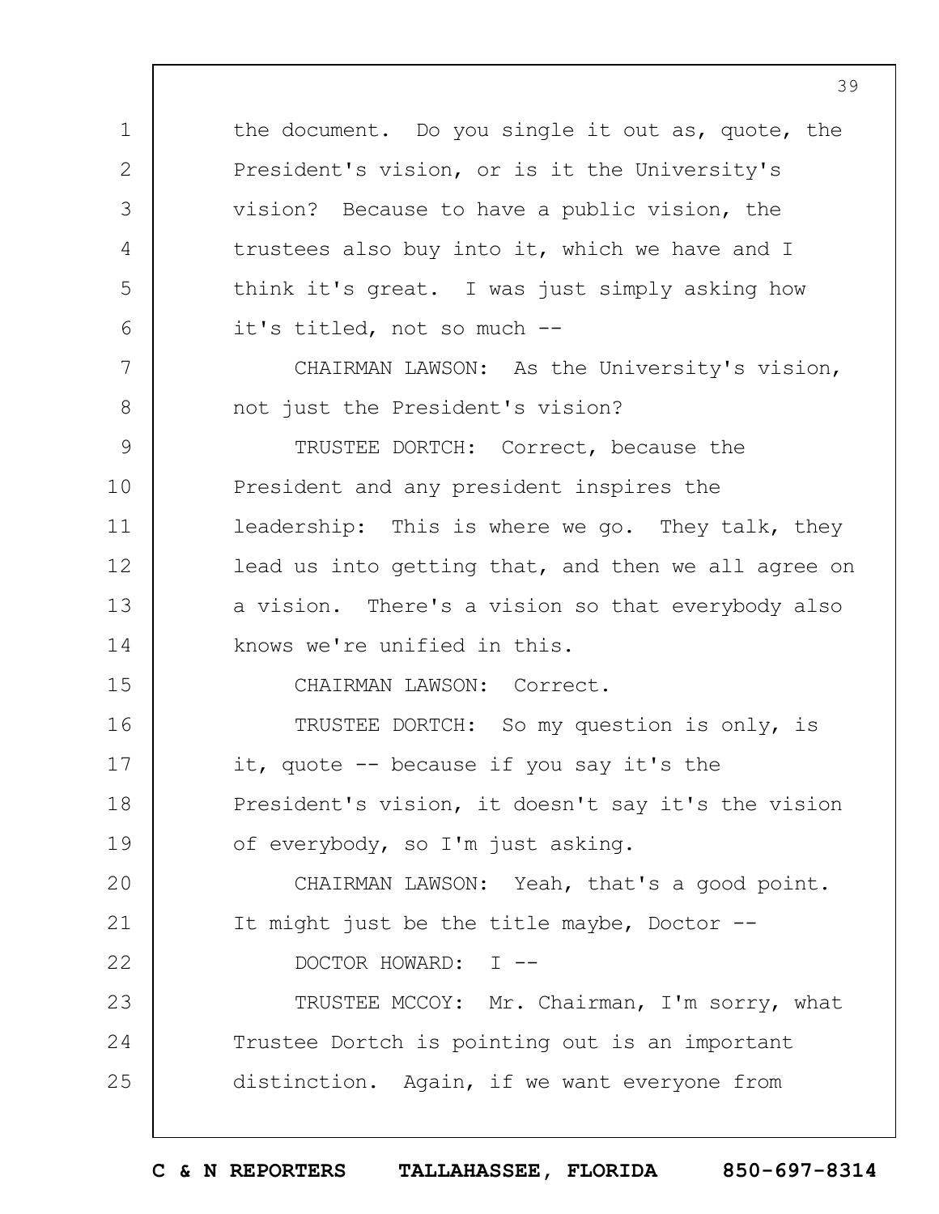the document. Do you single it out as, quote, the President's vision, or is it the University's vision? Because to have a public vision, the trustees also buy into it, which we have and I think it's great. I was just simply asking how it's titled, not so much --

CHAIRMAN LAWSON: As the University's vision, not just the President's vision?

TRUSTEE DORTCH: Correct, because the President and any president inspires the leadership: This is where we go. They talk, they lead us into getting that, and then we all agree on a vision. There's a vision so that everybody also knows we're unified in this.

CHAIRMAN LAWSON: Correct.

TRUSTEE DORTCH: So my question is only, is it, quote -- because if you say it's the President's vision, it doesn't say it's the vision of everybody, so I'm just asking.

CHAIRMAN LAWSON: Yeah, that's a good point. It might just be the title maybe, Doctor --

DOCTOR HOWARD: I --

TRUSTEE MCCOY: Mr. Chairman, I'm sorry, what Trustee Dortch is pointing out is an important distinction. Again, if we want everyone from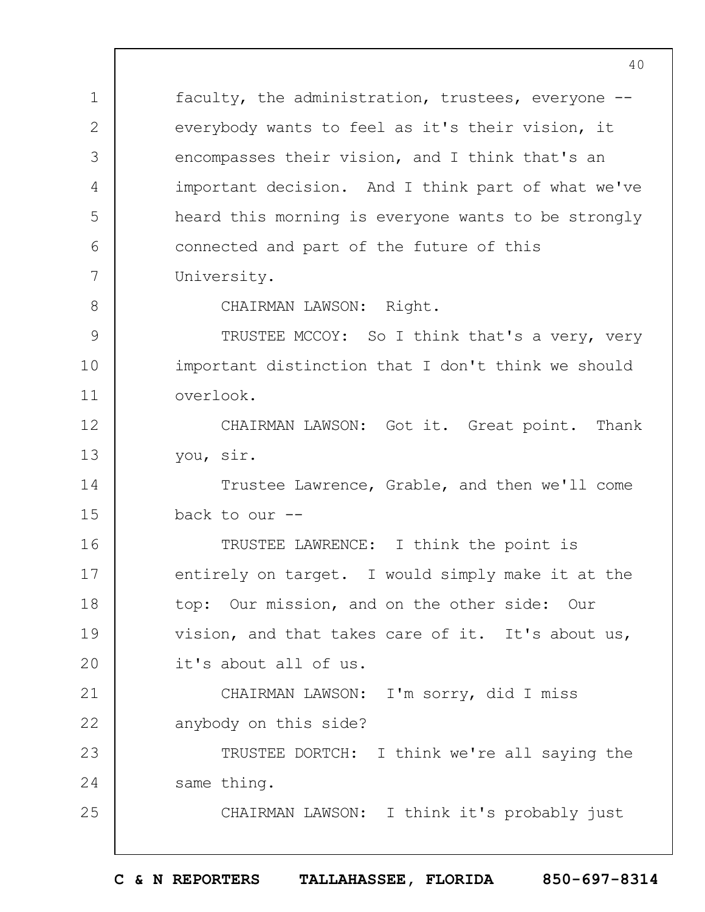faculty, the administration, trustees, everyone -- everybody wants to feel as it's their vision, it encompasses their vision, and I think that's an important decision. And I think part of what we've heard this morning is everyone wants to be strongly connected and part of the future of this University.

CHAIRMAN LAWSON: Right.

TRUSTEE MCCOY: So I think that's a very, very important distinction that I don't think we should overlook.

CHAIRMAN LAWSON: Got it. Great point. Thank you, sir.

Trustee Lawrence, Grable, and then we'll come back to our --

TRUSTEE LAWRENCE: I think the point is entirely on target. I would simply make it at the top: Our mission, and on the other side: Our vision, and that takes care of it. It's about us, it's about all of us.

CHAIRMAN LAWSON: I'm sorry, did I miss anybody on this side?

TRUSTEE DORTCH: I think we're all saying the same thing.

CHAIRMAN LAWSON: I think it's probably just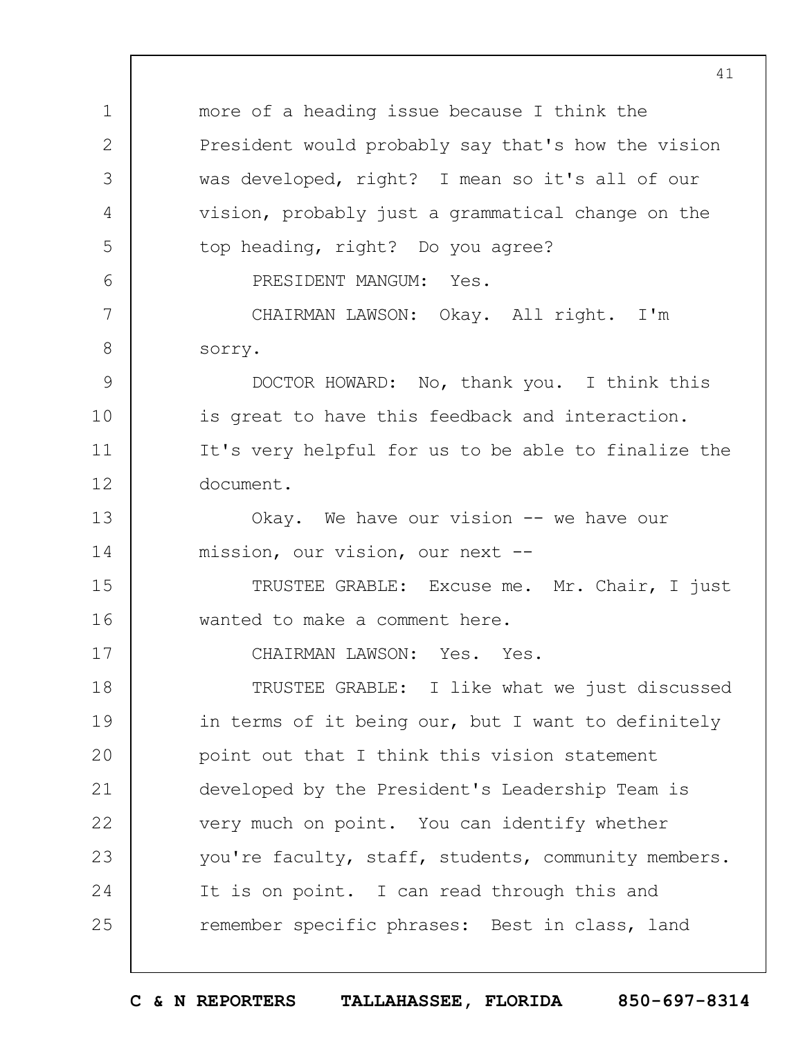more of a heading issue because I think the President would probably say that's how the vision was developed, right? I mean so it's all of our vision, probably just a grammatical change on the top heading, right? Do you agree?

PRESIDENT MANGUM: Yes.

CHAIRMAN LAWSON: Okay. All right. I'm sorry.

DOCTOR HOWARD: No, thank you. I think this is great to have this feedback and interaction. It's very helpful for us to be able to finalize the document.

Okay. We have our vision -- we have our mission, our vision, our next --

TRUSTEE GRABLE: Excuse me. Mr. Chair, I just wanted to make a comment here.

CHAIRMAN LAWSON: Yes. Yes.

TRUSTEE GRABLE: I like what we just discussed in terms of it being our, but I want to definitely point out that I think this vision statement developed by the President's Leadership Team is very much on point. You can identify whether you're faculty, staff, students, community members. It is on point. I can read through this and remember specific phrases: Best in class, land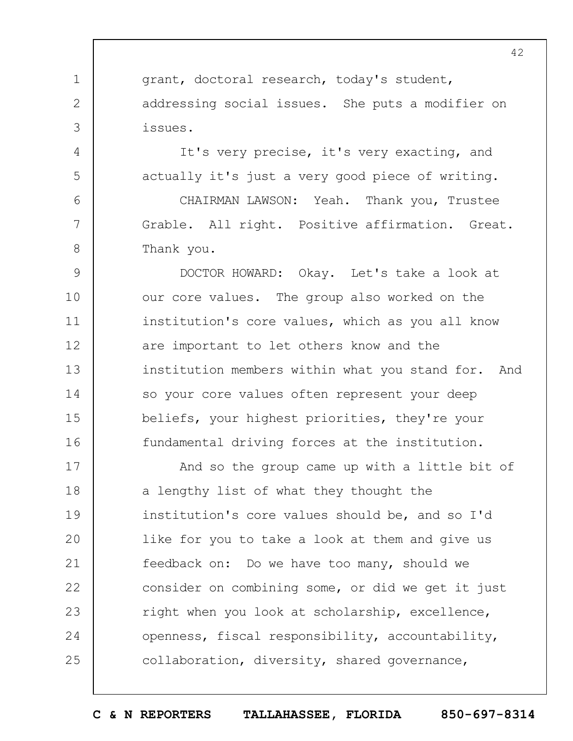grant, doctoral research, today's student, addressing social issues. She puts a modifier on issues.

It's very precise, it's very exacting, and actually it's just a very good piece of writing.

CHAIRMAN LAWSON: Yeah. Thank you, Trustee Grable. All right. Positive affirmation. Great. Thank you.

DOCTOR HOWARD: Okay. Let's take a look at our core values. The group also worked on the institution's core values, which as you all know are important to let others know and the institution members within what you stand for. And so your core values often represent your deep beliefs, your highest priorities, they're your fundamental driving forces at the institution.

And so the group came up with a little bit of a lengthy list of what they thought the institution's core values should be, and so I'd like for you to take a look at them and give us feedback on: Do we have too many, should we consider on combining some, or did we get it just right when you look at scholarship, excellence, openness, fiscal responsibility, accountability, collaboration, diversity, shared governance,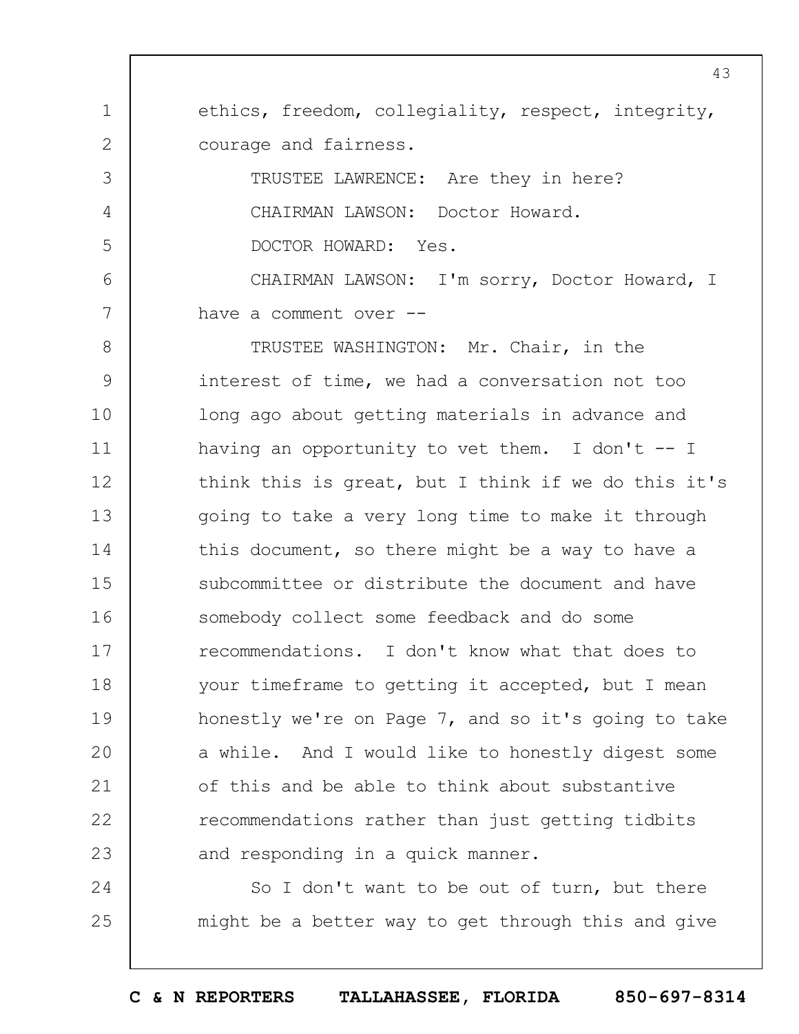ethics, freedom, collegiality, respect, integrity, courage and fairness.

TRUSTEE LAWRENCE: Are they in here?

CHAIRMAN LAWSON: Doctor Howard.

DOCTOR HOWARD: Yes.

CHAIRMAN LAWSON: I'm sorry, Doctor Howard, I have a comment over --

TRUSTEE WASHINGTON: Mr. Chair, in the interest of time, we had a conversation not too long ago about getting materials in advance and having an opportunity to vet them. I don't -- I think this is great, but I think if we do this it's going to take a very long time to make it through this document, so there might be a way to have a subcommittee or distribute the document and have somebody collect some feedback and do some recommendations. I don't know what that does to your timeframe to getting it accepted, but I mean honestly we're on Page 7, and so it's going to take a while. And I would like to honestly digest some of this and be able to think about substantive recommendations rather than just getting tidbits and responding in a quick manner.

So I don't want to be out of turn, but there might be a better way to get through this and give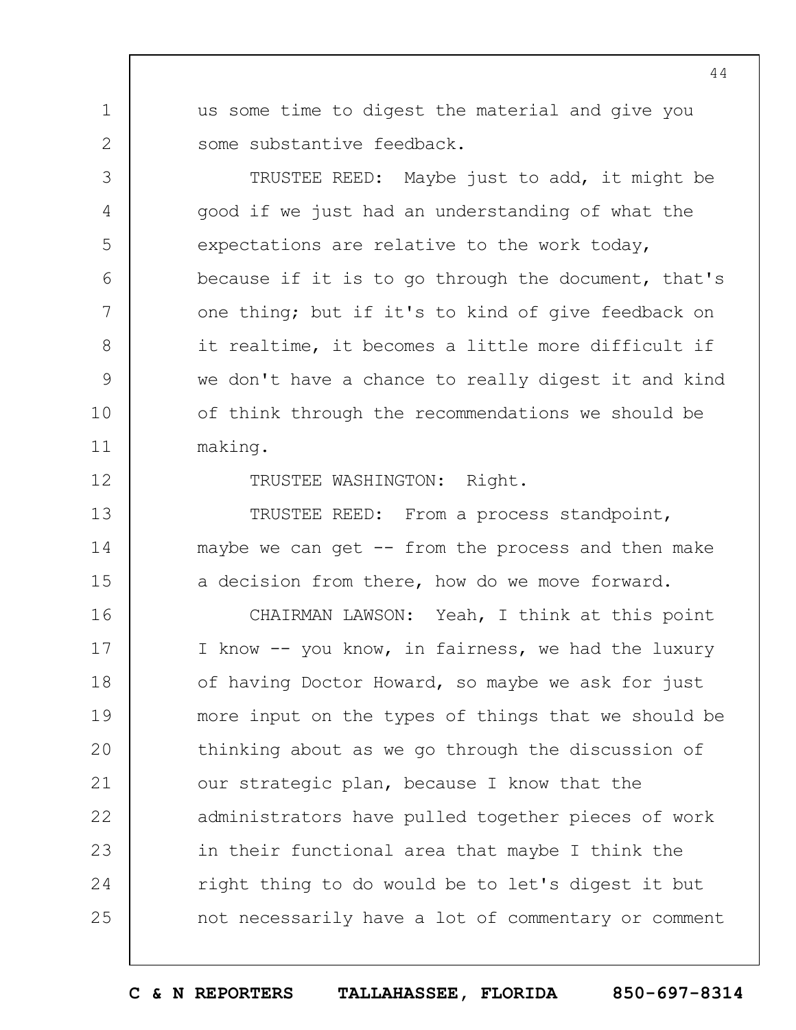us some time to digest the material and give you some substantive feedback.

TRUSTEE REED: Maybe just to add, it might be good if we just had an understanding of what the expectations are relative to the work today, because if it is to go through the document, that's one thing; but if it's to kind of give feedback on it realtime, it becomes a little more difficult if we don't have a chance to really digest it and kind of think through the recommendations we should be making.

TRUSTEE WASHINGTON: Right.

TRUSTEE REED: From a process standpoint, maybe we can get -- from the process and then make a decision from there, how do we move forward.

CHAIRMAN LAWSON: Yeah, I think at this point I know -- you know, in fairness, we had the luxury of having Doctor Howard, so maybe we ask for just more input on the types of things that we should be thinking about as we go through the discussion of our strategic plan, because I know that the administrators have pulled together pieces of work in their functional area that maybe I think the right thing to do would be to let's digest it but not necessarily have a lot of commentary or comment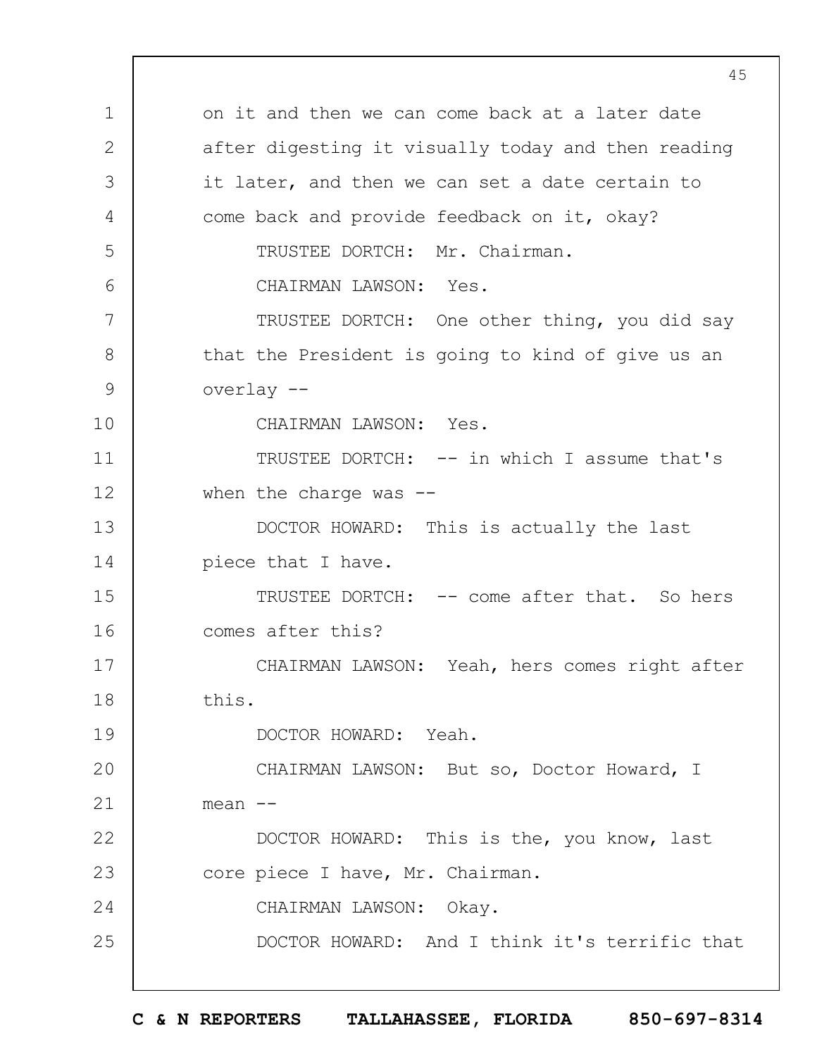on it and then we can come back at a later date after digesting it visually today and then reading it later, and then we can set a date certain to come back and provide feedback on it, okay?

TRUSTEE DORTCH: Mr. Chairman.

CHAIRMAN LAWSON: Yes.

TRUSTEE DORTCH: One other thing, you did say that the President is going to kind of give us an overlay --

CHAIRMAN LAWSON: Yes.

TRUSTEE DORTCH: -- in which I assume that's when the charge was --

DOCTOR HOWARD: This is actually the last piece that I have.

TRUSTEE DORTCH: -- come after that. So hers comes after this?

CHAIRMAN LAWSON: Yeah, hers comes right after this.

DOCTOR HOWARD: Yeah.

CHAIRMAN LAWSON: But so, Doctor Howard, I mean --

DOCTOR HOWARD: This is the, you know, last core piece I have, Mr. Chairman.

CHAIRMAN LAWSON: Okay.

DOCTOR HOWARD: And I think it's terrific that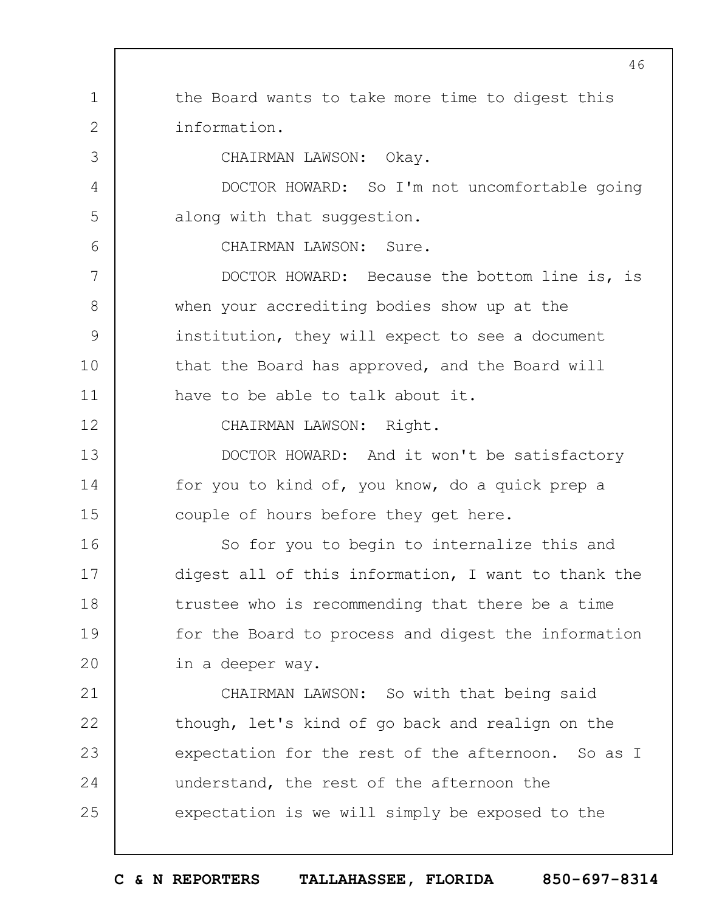the Board wants to take more time to digest this information.

CHAIRMAN LAWSON: Okay.

DOCTOR HOWARD: So I'm not uncomfortable going along with that suggestion.

CHAIRMAN LAWSON: Sure.

DOCTOR HOWARD: Because the bottom line is, is when your accrediting bodies show up at the institution, they will expect to see a document that the Board has approved, and the Board will have to be able to talk about it.

CHAIRMAN LAWSON: Right.

DOCTOR HOWARD: And it won't be satisfactory for you to kind of, you know, do a quick prep a couple of hours before they get here.

So for you to begin to internalize this and digest all of this information, I want to thank the trustee who is recommending that there be a time for the Board to process and digest the information in a deeper way.

CHAIRMAN LAWSON: So with that being said though, let's kind of go back and realign on the expectation for the rest of the afternoon. So as I understand, the rest of the afternoon the expectation is we will simply be exposed to the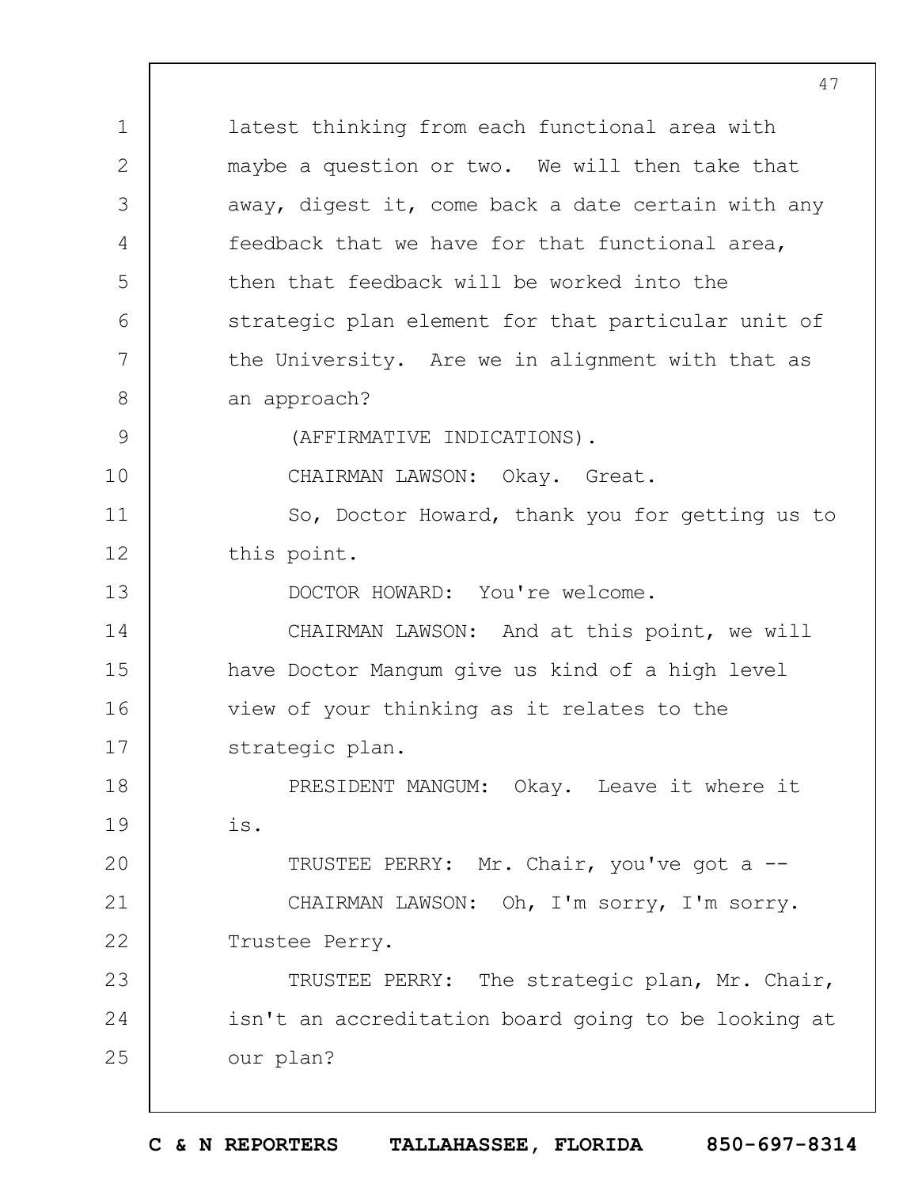latest thinking from each functional area with maybe a question or two. We will then take that away, digest it, come back a date certain with any feedback that we have for that functional area, then that feedback will be worked into the strategic plan element for that particular unit of the University. Are we in alignment with that as an approach?

(AFFIRMATIVE INDICATIONS).

CHAIRMAN LAWSON: Okay. Great.

So, Doctor Howard, thank you for getting us to this point.

DOCTOR HOWARD: You're welcome.

CHAIRMAN LAWSON: And at this point, we will have Doctor Mangum give us kind of a high level view of your thinking as it relates to the strategic plan.

PRESIDENT MANGUM: Okay. Leave it where it is.

TRUSTEE PERRY: Mr. Chair, you've got a --

CHAIRMAN LAWSON: Oh, I'm sorry, I'm sorry. Trustee Perry.

TRUSTEE PERRY: The strategic plan, Mr. Chair, isn't an accreditation board going to be looking at our plan?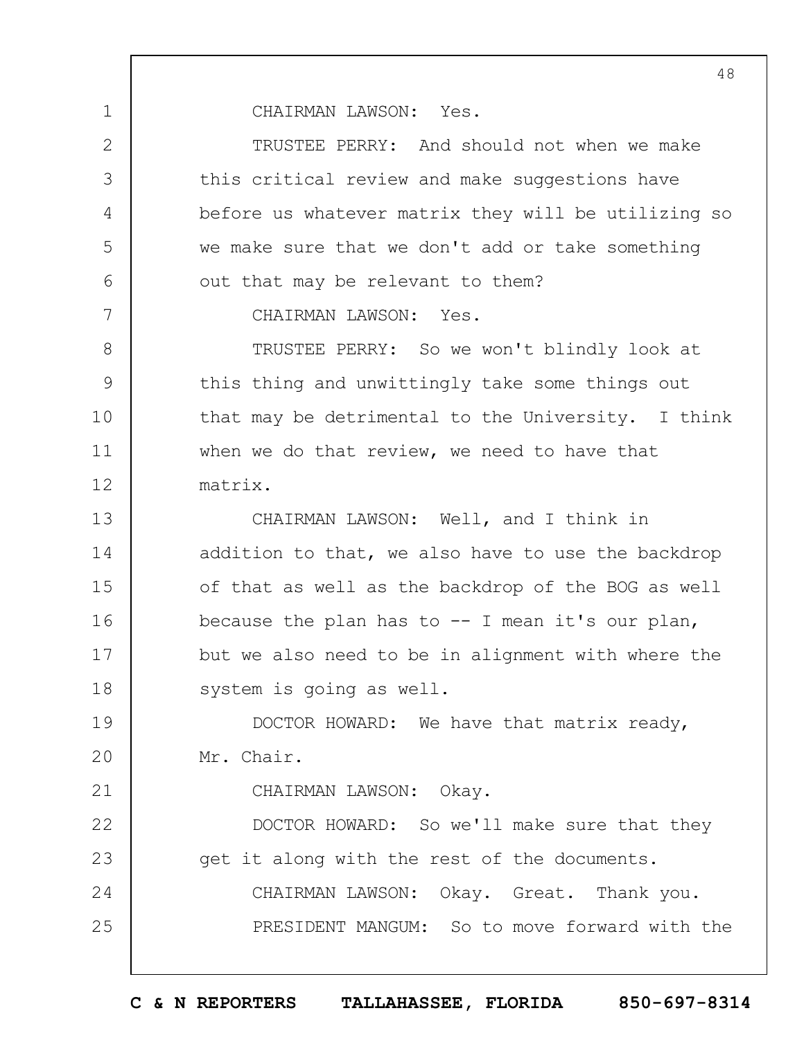CHAIRMAN LAWSON: Yes.

TRUSTEE PERRY: And should not when we make this critical review and make suggestions have before us whatever matrix they will be utilizing so we make sure that we don't add or take something out that may be relevant to them?

CHAIRMAN LAWSON: Yes.

TRUSTEE PERRY: So we won't blindly look at this thing and unwittingly take some things out that may be detrimental to the University. I think when we do that review, we need to have that matrix.

CHAIRMAN LAWSON: Well, and I think in addition to that, we also have to use the backdrop of that as well as the backdrop of the BOG as well because the plan has to -- I mean it's our plan, but we also need to be in alignment with where the system is going as well.

DOCTOR HOWARD: We have that matrix ready, Mr. Chair.

CHAIRMAN LAWSON: Okay.

DOCTOR HOWARD: So we'll make sure that they get it along with the rest of the documents.

CHAIRMAN LAWSON: Okay. Great. Thank you.

PRESIDENT MANGUM: So to move forward with the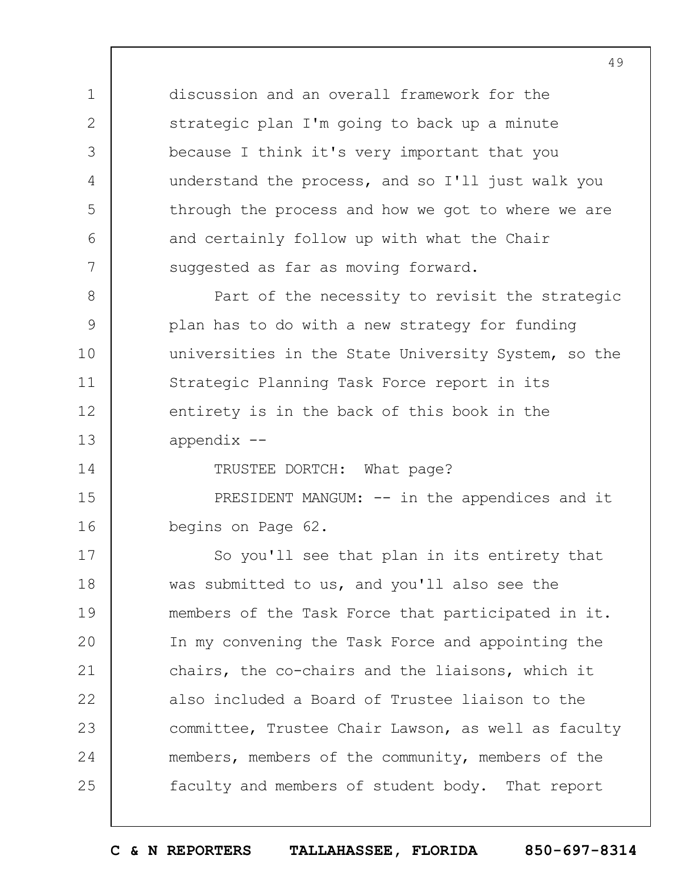discussion and an overall framework for the strategic plan I'm going to back up a minute because I think it's very important that you understand the process, and so I'll just walk you through the process and how we got to where we are and certainly follow up with what the Chair suggested as far as moving forward.

Part of the necessity to revisit the strategic plan has to do with a new strategy for funding universities in the State University System, so the Strategic Planning Task Force report in its entirety is in the back of this book in the appendix --

TRUSTEE DORTCH: What page?

PRESIDENT MANGUM: -- in the appendices and it begins on Page 62.

So you'll see that plan in its entirety that was submitted to us, and you'll also see the members of the Task Force that participated in it. In my convening the Task Force and appointing the chairs, the co-chairs and the liaisons, which it also included a Board of Trustee liaison to the committee, Trustee Chair Lawson, as well as faculty members, members of the community, members of the faculty and members of student body. That report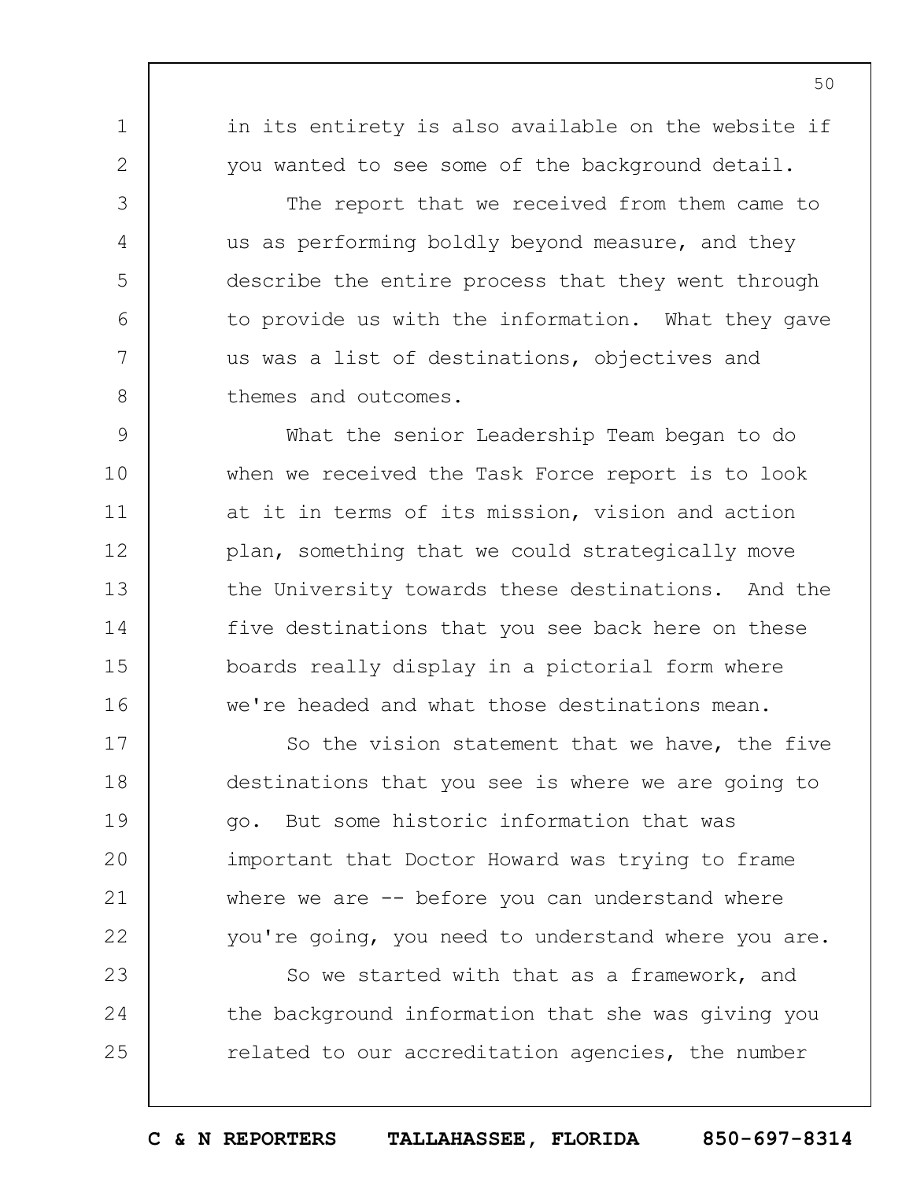in its entirety is also available on the website if you wanted to see some of the background detail.

The report that we received from them came to us as performing boldly beyond measure, and they describe the entire process that they went through to provide us with the information. What they gave us was a list of destinations, objectives and themes and outcomes.

What the senior Leadership Team began to do when we received the Task Force report is to look at it in terms of its mission, vision and action plan, something that we could strategically move the University towards these destinations. And the five destinations that you see back here on these boards really display in a pictorial form where we're headed and what those destinations mean.

So the vision statement that we have, the five destinations that you see is where we are going to go. But some historic information that was important that Doctor Howard was trying to frame where we are -- before you can understand where you're going, you need to understand where you are.

So we started with that as a framework, and the background information that she was giving you related to our accreditation agencies, the number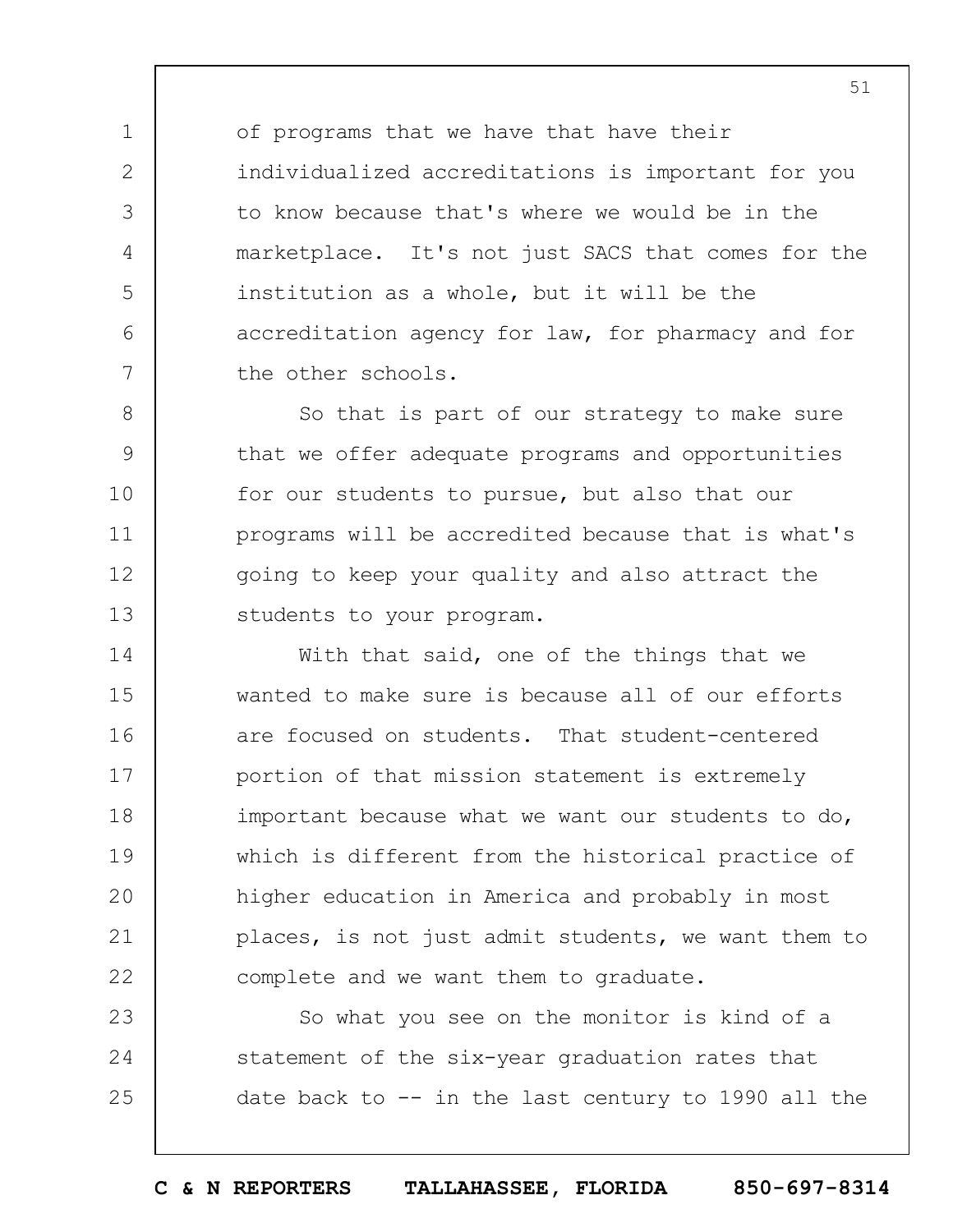of programs that we have that have their individualized accreditations is important for you to know because that's where we would be in the marketplace. It's not just SACS that comes for the institution as a whole, but it will be the accreditation agency for law, for pharmacy and for the other schools.

So that is part of our strategy to make sure that we offer adequate programs and opportunities for our students to pursue, but also that our programs will be accredited because that is what's going to keep your quality and also attract the students to your program.

With that said, one of the things that we wanted to make sure is because all of our efforts are focused on students. That student-centered portion of that mission statement is extremely important because what we want our students to do, which is different from the historical practice of higher education in America and probably in most places, is not just admit students, we want them to complete and we want them to graduate.

So what you see on the monitor is kind of a statement of the six-year graduation rates that date back to -- in the last century to 1990 all the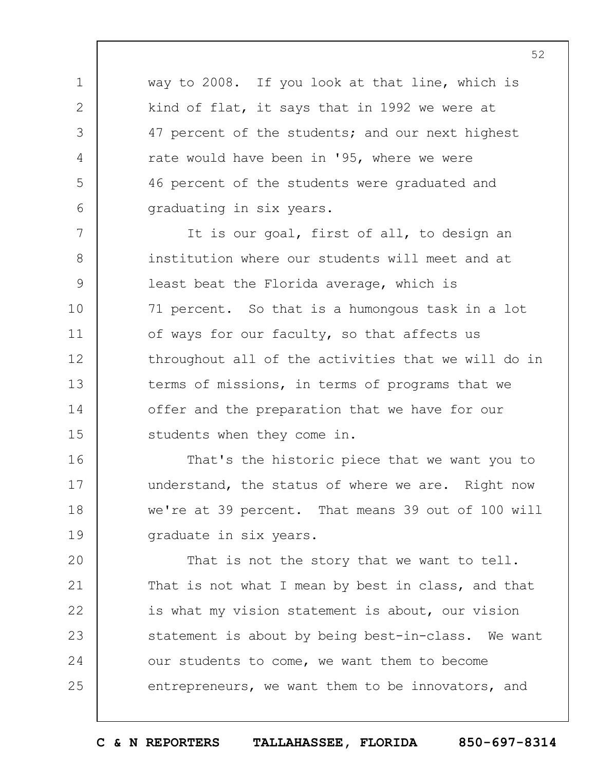way to 2008. If you look at that line, which is kind of flat, it says that in 1992 we were at 47 percent of the students; and our next highest rate would have been in '95, where we were 46 percent of the students were graduated and graduating in six years.

It is our goal, first of all, to design an institution where our students will meet and at least beat the Florida average, which is 71 percent. So that is a humongous task in a lot of ways for our faculty, so that affects us throughout all of the activities that we will do in terms of missions, in terms of programs that we offer and the preparation that we have for our students when they come in.

That's the historic piece that we want you to understand, the status of where we are. Right now we're at 39 percent. That means 39 out of 100 will graduate in six years.

That is not the story that we want to tell. That is not what I mean by best in class, and that is what my vision statement is about, our vision statement is about by being best-in-class. We want our students to come, we want them to become entrepreneurs, we want them to be innovators, and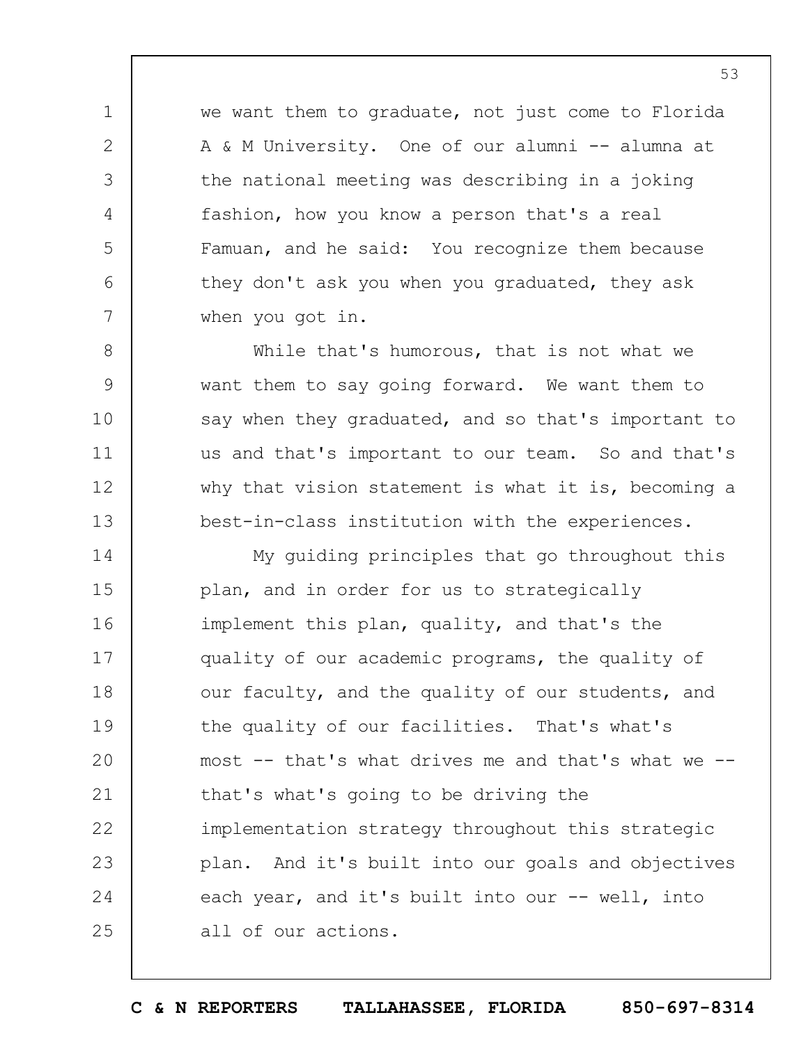we want them to graduate, not just come to Florida A & M University. One of our alumni -- alumna at the national meeting was describing in a joking fashion, how you know a person that's a real Famuan, and he said: You recognize them because they don't ask you when you graduated, they ask when you got in.

While that's humorous, that is not what we want them to say going forward. We want them to say when they graduated, and so that's important to us and that's important to our team. So and that's why that vision statement is what it is, becoming a best-in-class institution with the experiences.

My guiding principles that go throughout this plan, and in order for us to strategically implement this plan, quality, and that's the quality of our academic programs, the quality of our faculty, and the quality of our students, and the quality of our facilities. That's what's most -- that's what drives me and that's what we -- that's what's going to be driving the implementation strategy throughout this strategic plan. And it's built into our goals and objectives each year, and it's built into our -- well, into all of our actions.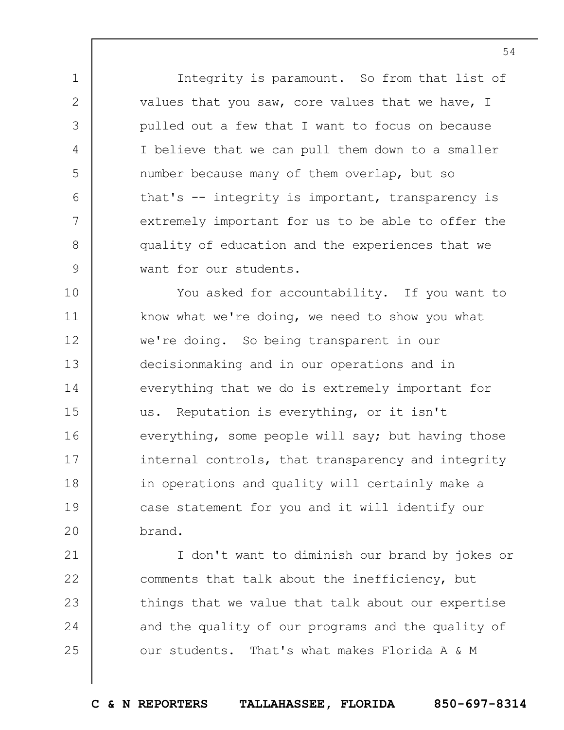Integrity is paramount. So from that list of values that you saw, core values that we have, I pulled out a few that I want to focus on because I believe that we can pull them down to a smaller number because many of them overlap, but so that's -- integrity is important, transparency is extremely important for us to be able to offer the quality of education and the experiences that we want for our students.

You asked for accountability. If you want to know what we're doing, we need to show you what we're doing. So being transparent in our decisionmaking and in our operations and in everything that we do is extremely important for us. Reputation is everything, or it isn't everything, some people will say; but having those internal controls, that transparency and integrity in operations and quality will certainly make a case statement for you and it will identify our brand.

I don't want to diminish our brand by jokes or comments that talk about the inefficiency, but things that we value that talk about our expertise and the quality of our programs and the quality of our students. That's what makes Florida A & M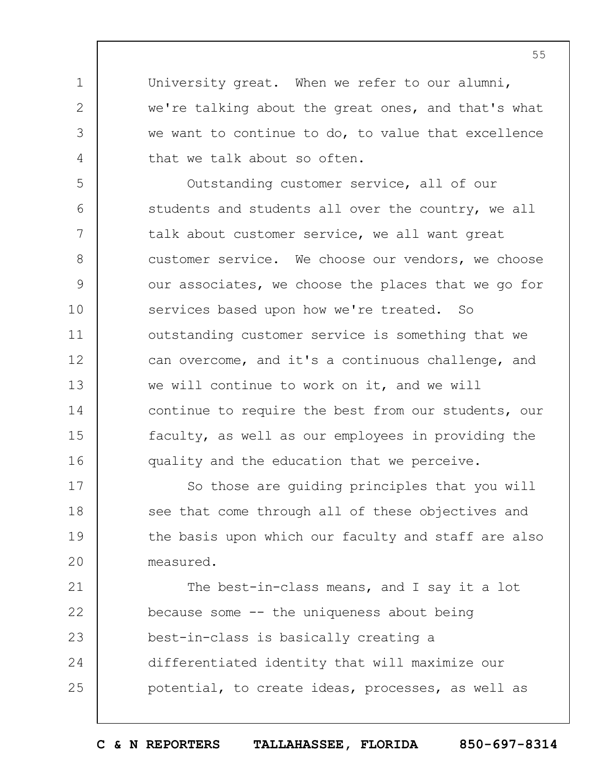University great. When we refer to our alumni, we're talking about the great ones, and that's what we want to continue to do, to value that excellence that we talk about so often.

Outstanding customer service, all of our students and students all over the country, we all talk about customer service, we all want great customer service. We choose our vendors, we choose our associates, we choose the places that we go for services based upon how we're treated. So outstanding customer service is something that we can overcome, and it's a continuous challenge, and we will continue to work on it, and we will continue to require the best from our students, our faculty, as well as our employees in providing the quality and the education that we perceive.

So those are guiding principles that you will see that come through all of these objectives and the basis upon which our faculty and staff are also measured.

The best-in-class means, and I say it a lot because some -- the uniqueness about being best-in-class is basically creating a differentiated identity that will maximize our potential, to create ideas, processes, as well as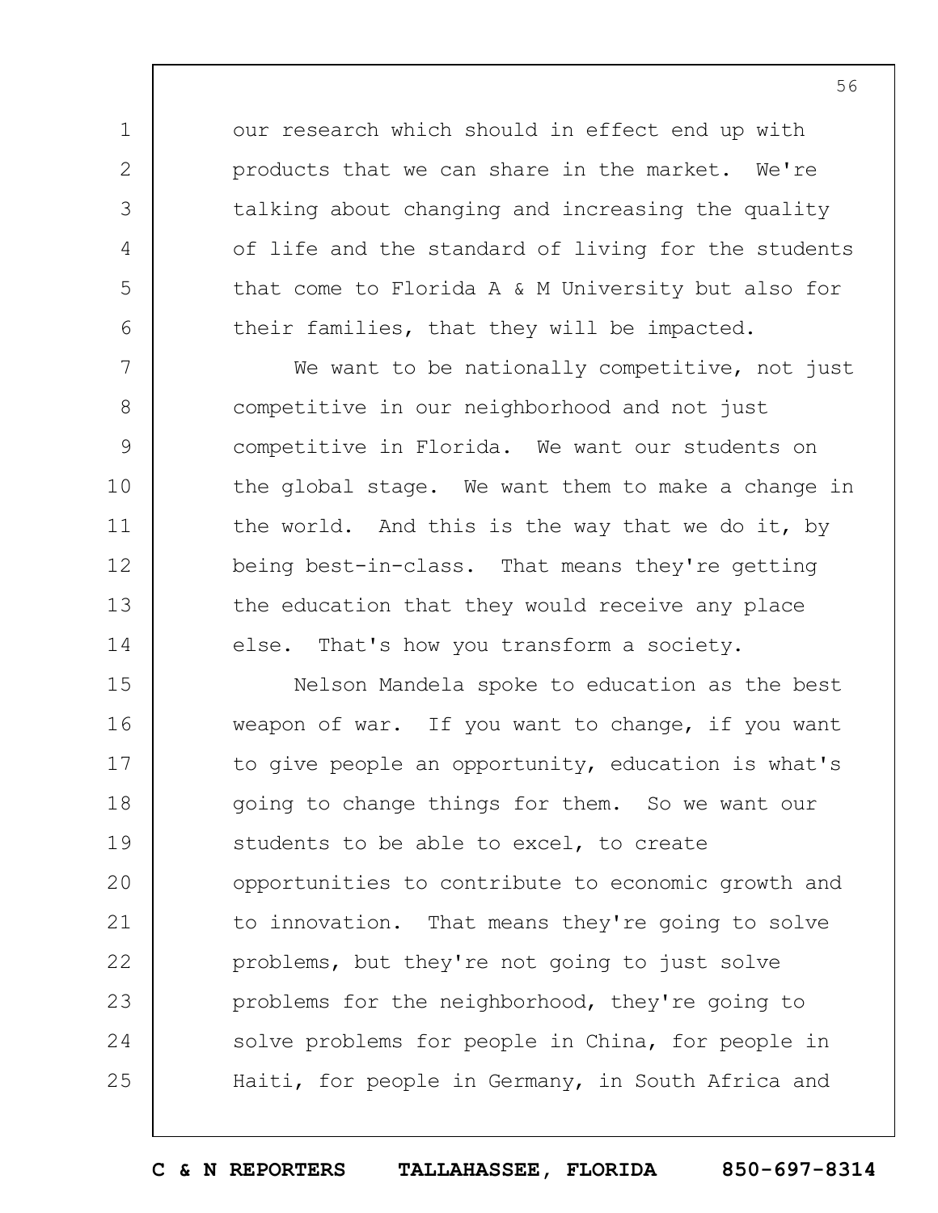our research which should in effect end up with products that we can share in the market. We're talking about changing and increasing the quality of life and the standard of living for the students that come to Florida A & M University but also for their families, that they will be impacted.

We want to be nationally competitive, not just competitive in our neighborhood and not just competitive in Florida. We want our students on the global stage. We want them to make a change in the world. And this is the way that we do it, by being best-in-class. That means they're getting the education that they would receive any place else. That's how you transform a society.

Nelson Mandela spoke to education as the best weapon of war. If you want to change, if you want to give people an opportunity, education is what's going to change things for them. So we want our students to be able to excel, to create opportunities to contribute to economic growth and to innovation. That means they're going to solve problems, but they're not going to just solve problems for the neighborhood, they're going to solve problems for people in China, for people in Haiti, for people in Germany, in South Africa and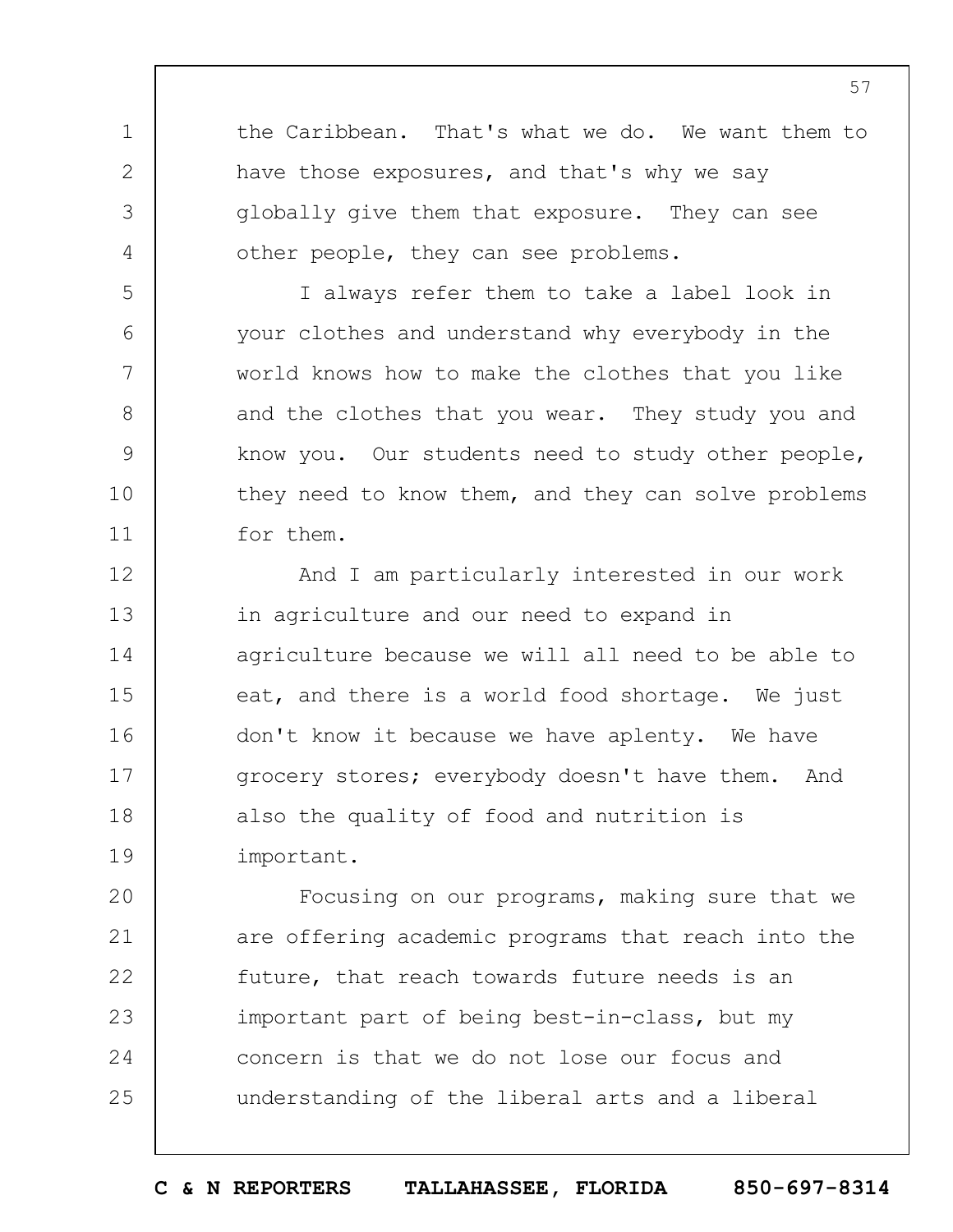the Caribbean. That's what we do. We want them to have those exposures, and that's why we say globally give them that exposure. They can see other people, they can see problems.

I always refer them to take a label look in your clothes and understand why everybody in the world knows how to make the clothes that you like and the clothes that you wear. They study you and know you. Our students need to study other people, they need to know them, and they can solve problems for them.

And I am particularly interested in our work in agriculture and our need to expand in agriculture because we will all need to be able to eat, and there is a world food shortage. We just don't know it because we have aplenty. We have grocery stores; everybody doesn't have them. And also the quality of food and nutrition is important.

Focusing on our programs, making sure that we are offering academic programs that reach into the future, that reach towards future needs is an important part of being best-in-class, but my concern is that we do not lose our focus and understanding of the liberal arts and a liberal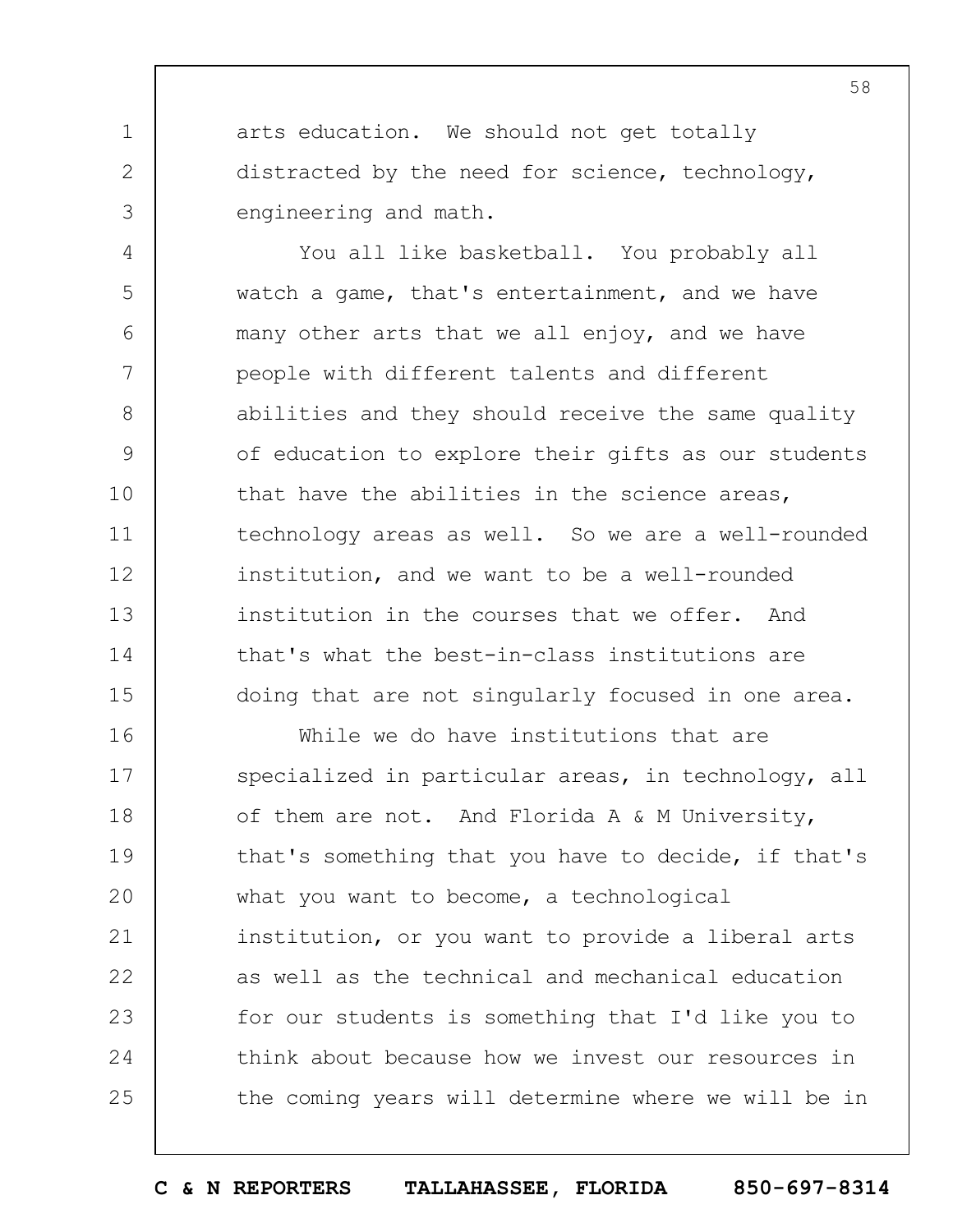arts education. We should not get totally distracted by the need for science, technology, engineering and math.

You all like basketball. You probably all watch a game, that's entertainment, and we have many other arts that we all enjoy, and we have people with different talents and different abilities and they should receive the same quality of education to explore their gifts as our students that have the abilities in the science areas, technology areas as well. So we are a well-rounded institution, and we want to be a well-rounded institution in the courses that we offer. And that's what the best-in-class institutions are doing that are not singularly focused in one area.

While we do have institutions that are specialized in particular areas, in technology, all of them are not. And Florida A & M University, that's something that you have to decide, if that's what you want to become, a technological institution, or you want to provide a liberal arts as well as the technical and mechanical education for our students is something that I'd like you to think about because how we invest our resources in the coming years will determine where we will be in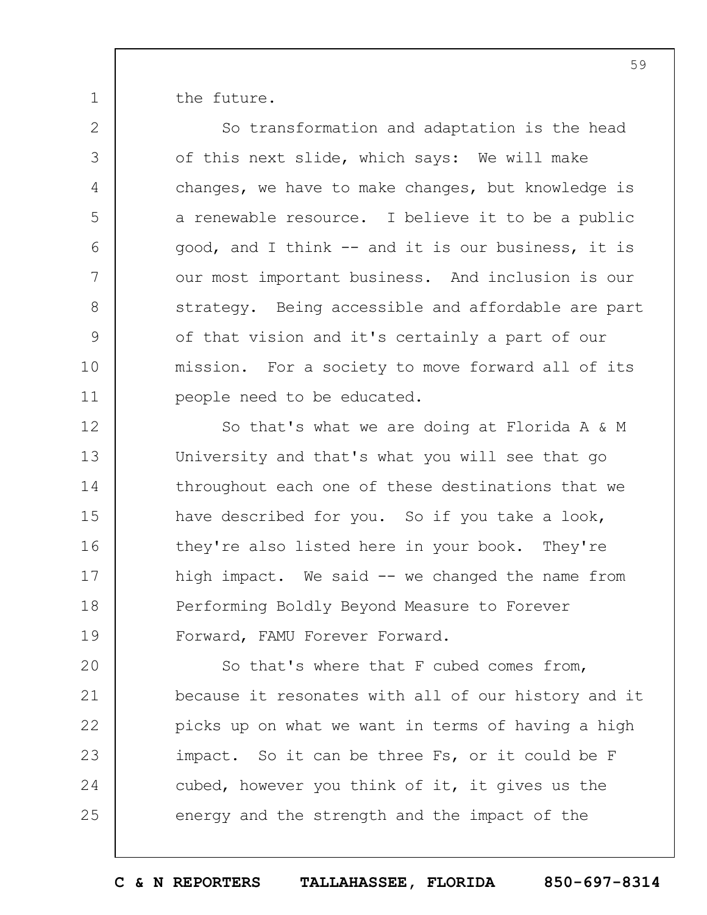the future.

So transformation and adaptation is the head of this next slide, which says: We will make changes, we have to make changes, but knowledge is a renewable resource. I believe it to be a public good, and I think -- and it is our business, it is our most important business. And inclusion is our strategy. Being accessible and affordable are part of that vision and it's certainly a part of our mission. For a society to move forward all of its people need to be educated.

So that's what we are doing at Florida A & M University and that's what you will see that go throughout each one of these destinations that we have described for you. So if you take a look, they're also listed here in your book. They're high impact. We said -- we changed the name from Performing Boldly Beyond Measure to Forever Forward, FAMU Forever Forward.

So that's where that F cubed comes from, because it resonates with all of our history and it picks up on what we want in terms of having a high impact. So it can be three Fs, or it could be F cubed, however you think of it, it gives us the energy and the strength and the impact of the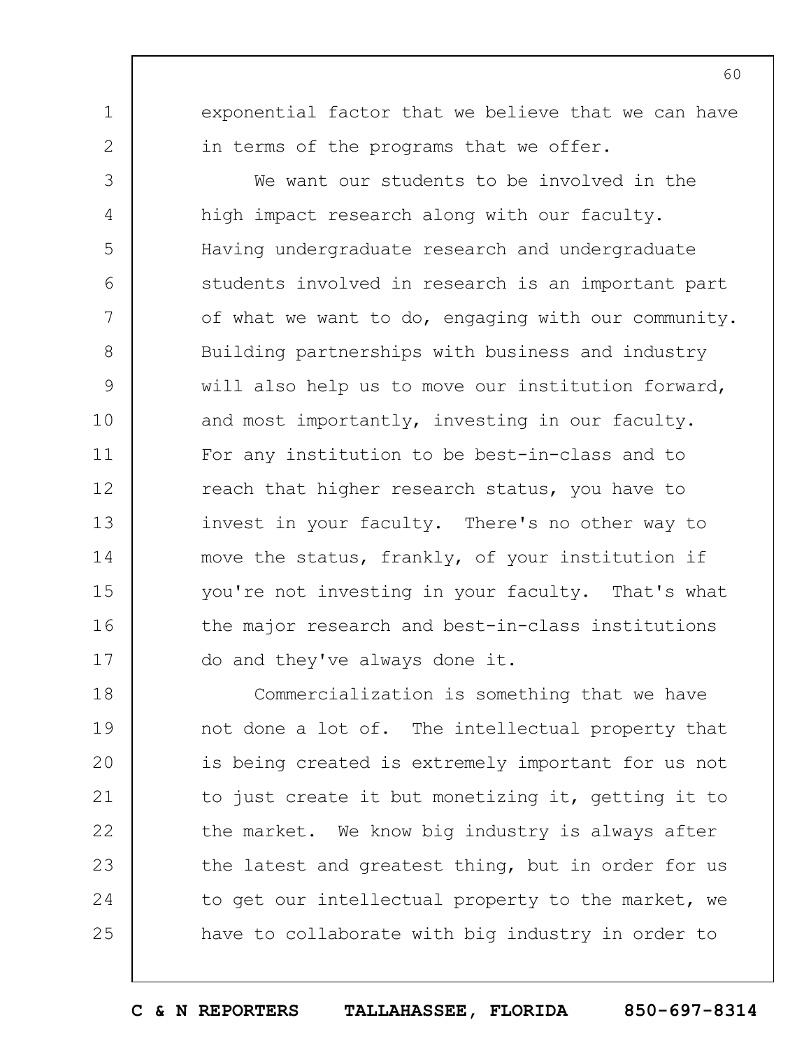exponential factor that we believe that we can have in terms of the programs that we offer.

We want our students to be involved in the high impact research along with our faculty. Having undergraduate research and undergraduate students involved in research is an important part of what we want to do, engaging with our community. Building partnerships with business and industry will also help us to move our institution forward, and most importantly, investing in our faculty. For any institution to be best-in-class and to reach that higher research status, you have to invest in your faculty. There's no other way to move the status, frankly, of your institution if you're not investing in your faculty. That's what the major research and best-in-class institutions do and they've always done it.

Commercialization is something that we have not done a lot of. The intellectual property that is being created is extremely important for us not to just create it but monetizing it, getting it to the market. We know big industry is always after the latest and greatest thing, but in order for us to get our intellectual property to the market, we have to collaborate with big industry in order to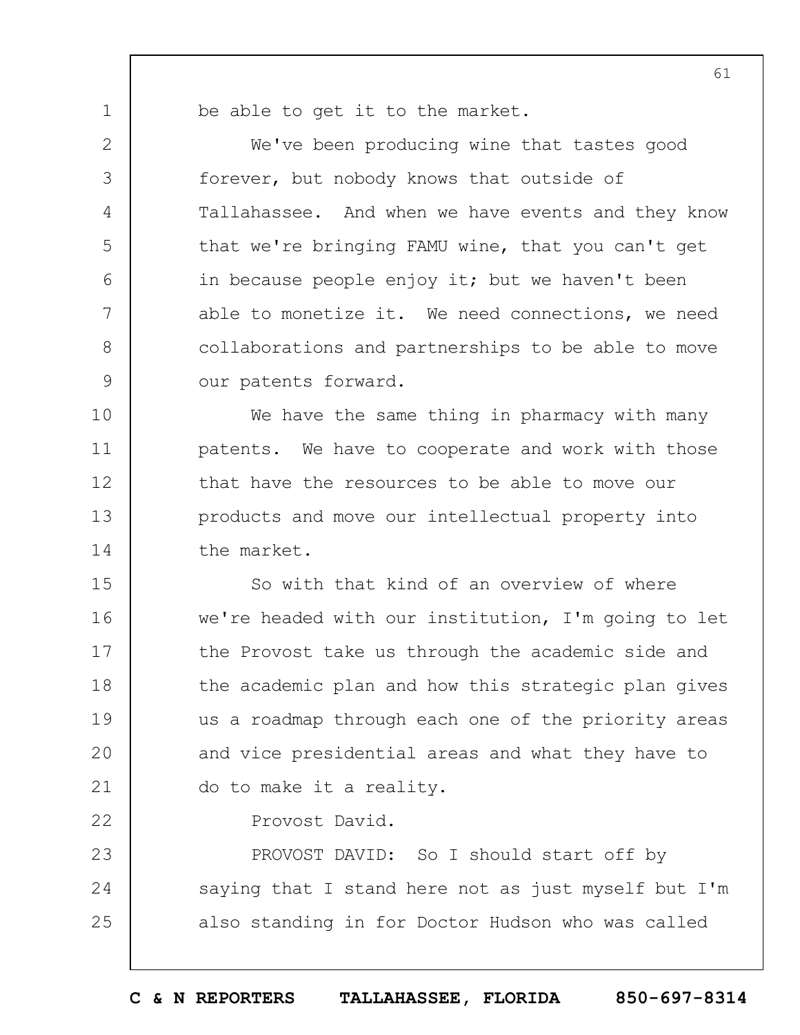be able to get it to the market.

We've been producing wine that tastes good forever, but nobody knows that outside of Tallahassee. And when we have events and they know that we're bringing FAMU wine, that you can't get in because people enjoy it; but we haven't been able to monetize it. We need connections, we need collaborations and partnerships to be able to move our patents forward.

We have the same thing in pharmacy with many patents. We have to cooperate and work with those that have the resources to be able to move our products and move our intellectual property into the market.

So with that kind of an overview of where we're headed with our institution, I'm going to let the Provost take us through the academic side and the academic plan and how this strategic plan gives us a roadmap through each one of the priority areas and vice presidential areas and what they have to do to make it a reality.

Provost David.

PROVOST DAVID: So I should start off by saying that I stand here not as just myself but I'm also standing in for Doctor Hudson who was called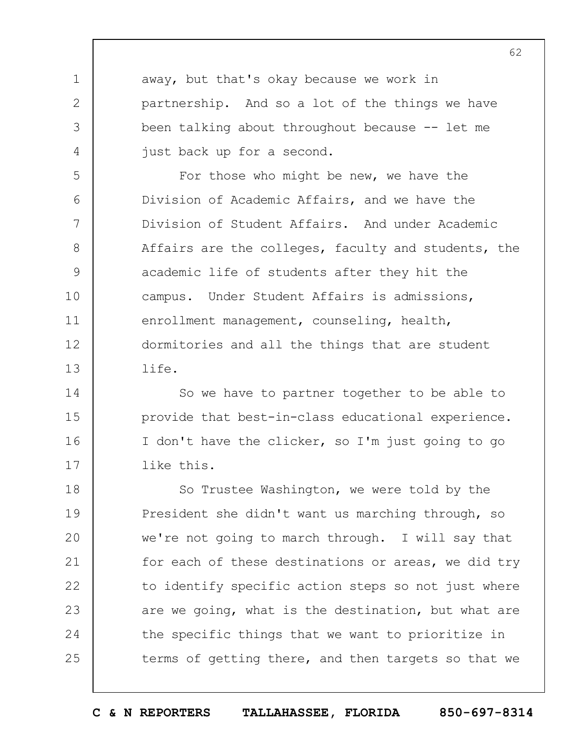away, but that's okay because we work in partnership. And so a lot of the things we have been talking about throughout because -- let me just back up for a second.

For those who might be new, we have the Division of Academic Affairs, and we have the Division of Student Affairs. And under Academic Affairs are the colleges, faculty and students, the academic life of students after they hit the campus. Under Student Affairs is admissions, enrollment management, counseling, health, dormitories and all the things that are student life.

So we have to partner together to be able to provide that best-in-class educational experience. I don't have the clicker, so I'm just going to go like this.

So Trustee Washington, we were told by the President she didn't want us marching through, so we're not going to march through. I will say that for each of these destinations or areas, we did try to identify specific action steps so not just where are we going, what is the destination, but what are the specific things that we want to prioritize in terms of getting there, and then targets so that we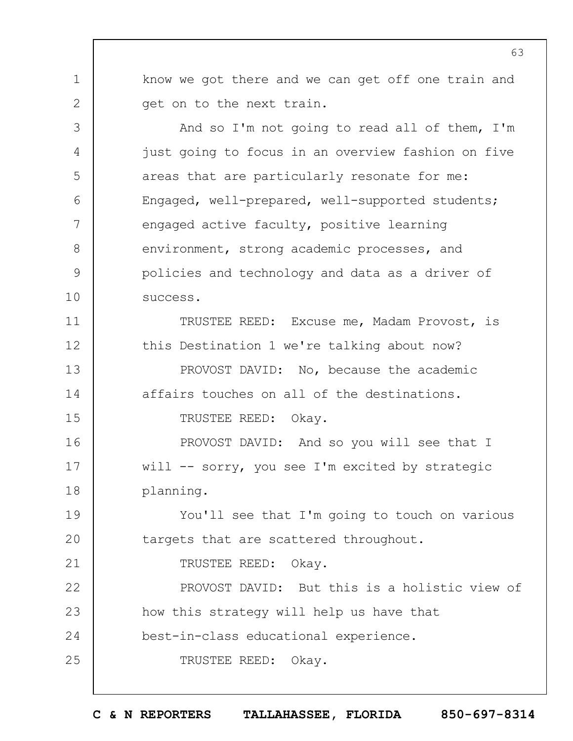know we got there and we can get off one train and get on to the next train.

And so I'm not going to read all of them, I'm just going to focus in an overview fashion on five areas that are particularly resonate for me: Engaged, well-prepared, well-supported students; engaged active faculty, positive learning environment, strong academic processes, and policies and technology and data as a driver of success.

TRUSTEE REED: Excuse me, Madam Provost, is this Destination 1 we're talking about now?

PROVOST DAVID: No, because the academic affairs touches on all of the destinations.

TRUSTEE REED: Okay.

PROVOST DAVID: And so you will see that I will -- sorry, you see I'm excited by strategic planning.

You'll see that I'm going to touch on various targets that are scattered throughout.

TRUSTEE REED: Okay.

PROVOST DAVID: But this is a holistic view of how this strategy will help us have that best-in-class educational experience.

TRUSTEE REED: Okay.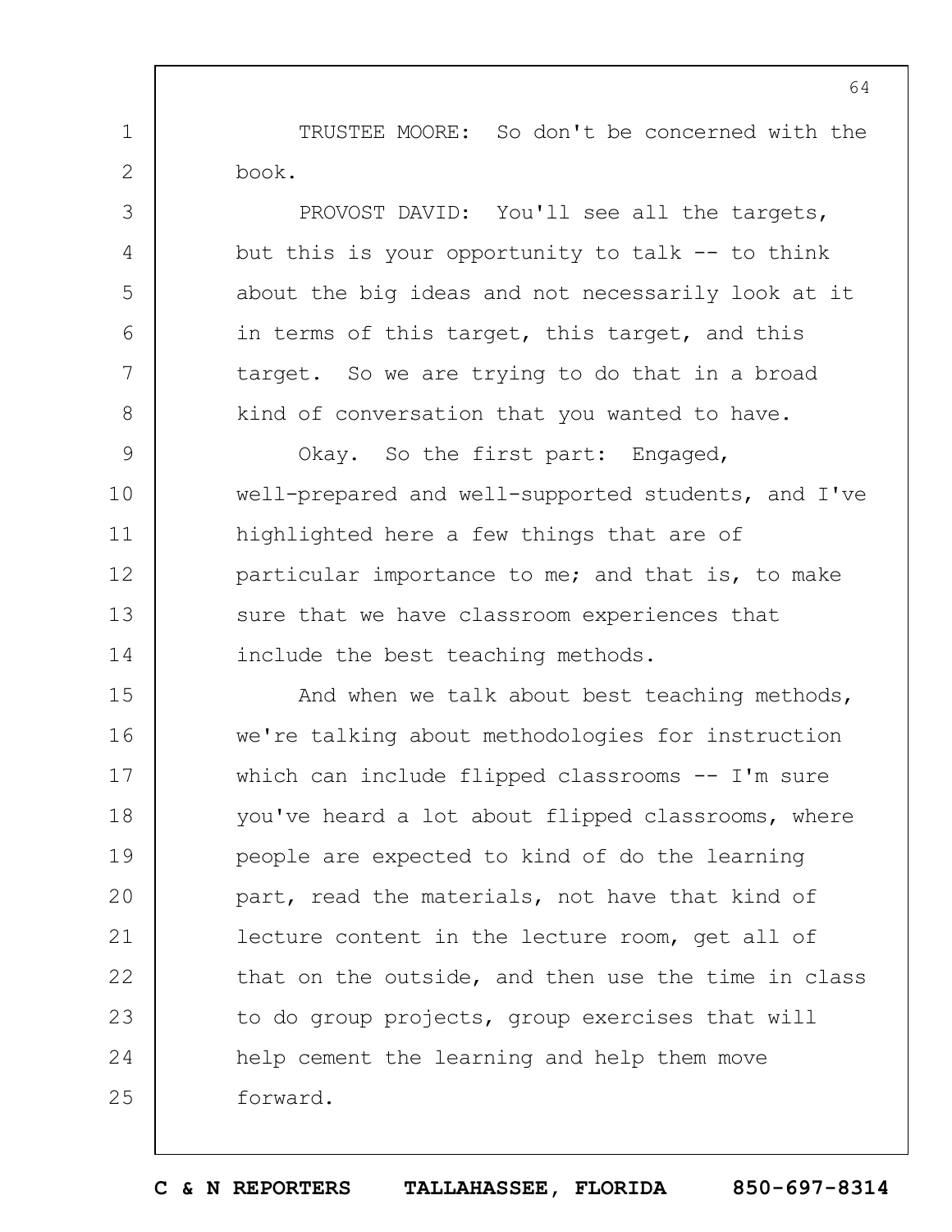TRUSTEE MOORE: So don't be concerned with the book.

PROVOST DAVID: You'll see all the targets, but this is your opportunity to talk -- to think about the big ideas and not necessarily look at it in terms of this target, this target, and this target. So we are trying to do that in a broad kind of conversation that you wanted to have.

Okay. So the first part: Engaged, well-prepared and well-supported students, and I've highlighted here a few things that are of particular importance to me; and that is, to make sure that we have classroom experiences that include the best teaching methods.

And when we talk about best teaching methods, we're talking about methodologies for instruction which can include flipped classrooms -- I'm sure you've heard a lot about flipped classrooms, where people are expected to kind of do the learning part, read the materials, not have that kind of lecture content in the lecture room, get all of that on the outside, and then use the time in class to do group projects, group exercises that will help cement the learning and help them move forward.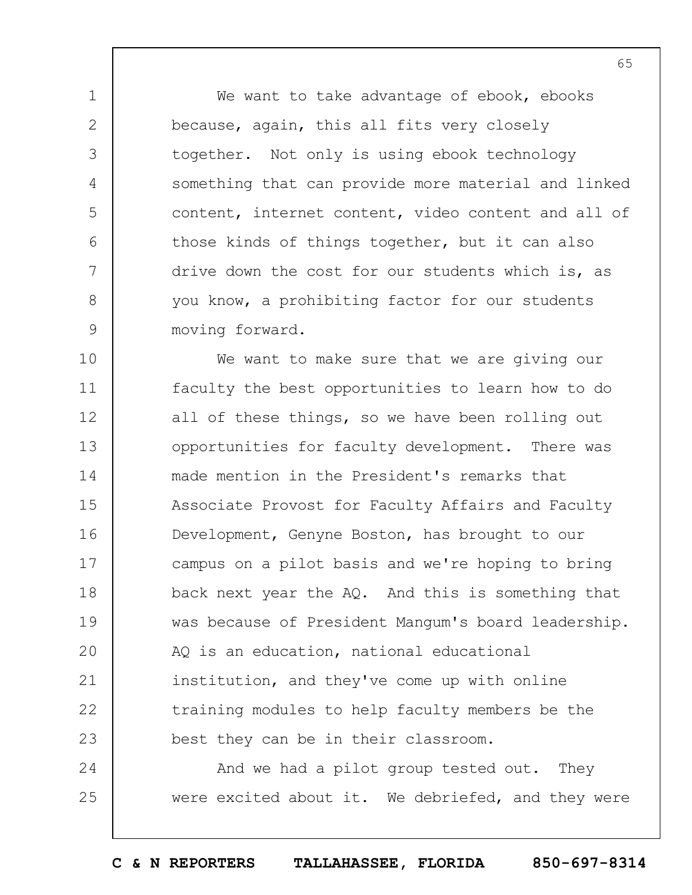We want to take advantage of ebook, ebooks because, again, this all fits very closely together. Not only is using ebook technology something that can provide more material and linked content, internet content, video content and all of those kinds of things together, but it can also drive down the cost for our students which is, as you know, a prohibiting factor for our students moving forward.

We want to make sure that we are giving our faculty the best opportunities to learn how to do all of these things, so we have been rolling out opportunities for faculty development. There was made mention in the President's remarks that Associate Provost for Faculty Affairs and Faculty Development, Genyne Boston, has brought to our campus on a pilot basis and we're hoping to bring back next year the AQ. And this is something that was because of President Mangum's board leadership. AQ is an education, national educational institution, and they've come up with online training modules to help faculty members be the best they can be in their classroom.

And we had a pilot group tested out. They were excited about it. We debriefed, and they were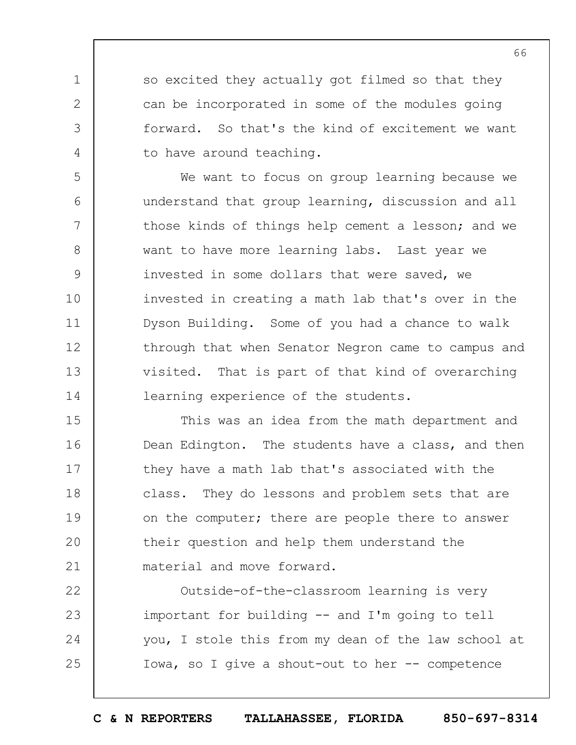so excited they actually got filmed so that they can be incorporated in some of the modules going forward. So that's the kind of excitement we want to have around teaching.

We want to focus on group learning because we understand that group learning, discussion and all those kinds of things help cement a lesson; and we want to have more learning labs. Last year we invested in some dollars that were saved, we invested in creating a math lab that's over in the Dyson Building. Some of you had a chance to walk through that when Senator Negron came to campus and visited. That is part of that kind of overarching learning experience of the students.

This was an idea from the math department and Dean Edington. The students have a class, and then they have a math lab that's associated with the class. They do lessons and problem sets that are on the computer; there are people there to answer their question and help them understand the material and move forward.

Outside-of-the-classroom learning is very important for building -- and I'm going to tell you, I stole this from my dean of the law school at Iowa, so I give a shout-out to her -- competence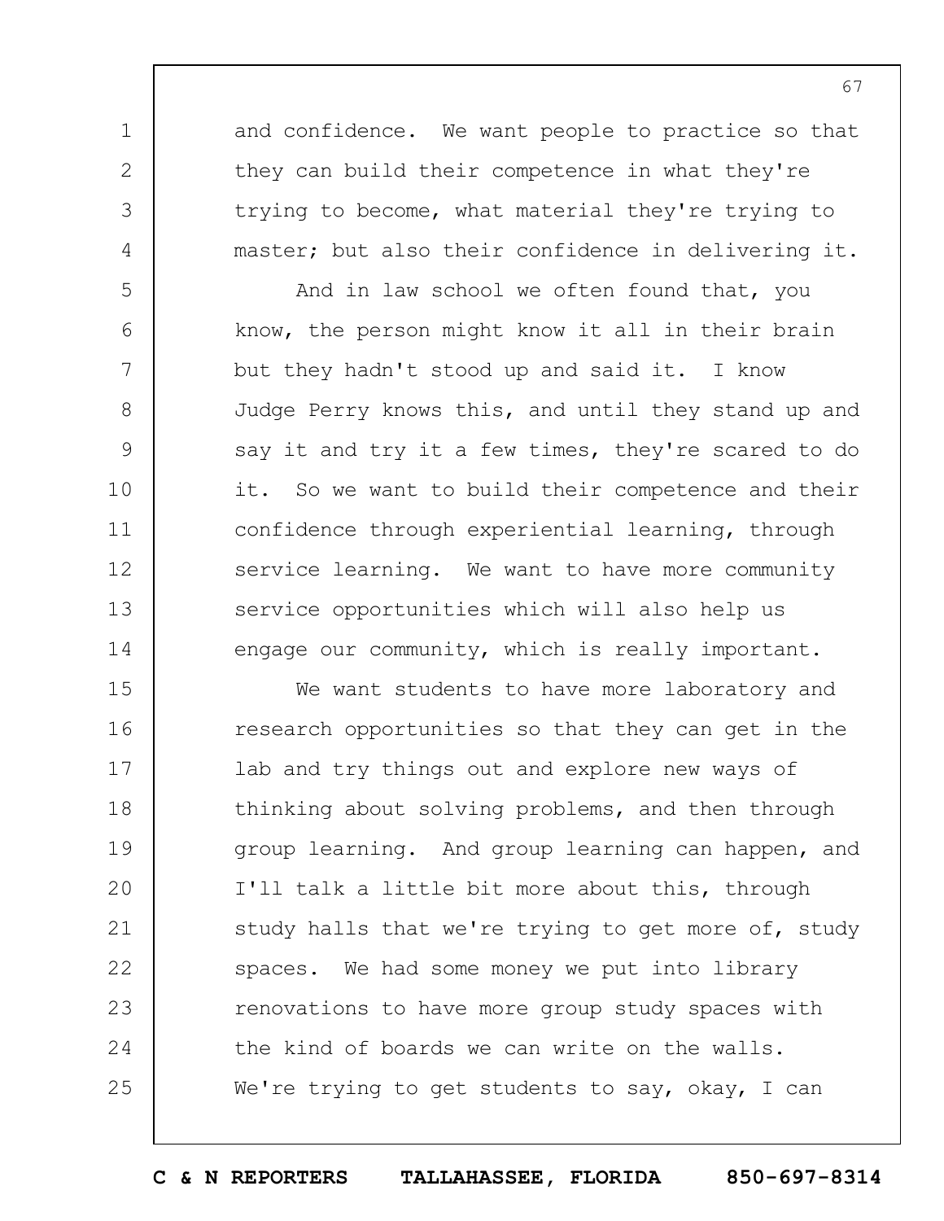and confidence. We want people to practice so that they can build their competence in what they're trying to become, what material they're trying to master; but also their confidence in delivering it.

And in law school we often found that, you know, the person might know it all in their brain but they hadn't stood up and said it. I know Judge Perry knows this, and until they stand up and say it and try it a few times, they're scared to do it. So we want to build their competence and their confidence through experiential learning, through service learning. We want to have more community service opportunities which will also help us engage our community, which is really important.

We want students to have more laboratory and research opportunities so that they can get in the lab and try things out and explore new ways of thinking about solving problems, and then through group learning. And group learning can happen, and I'll talk a little bit more about this, through study halls that we're trying to get more of, study spaces. We had some money we put into library renovations to have more group study spaces with the kind of boards we can write on the walls. We're trying to get students to say, okay, I can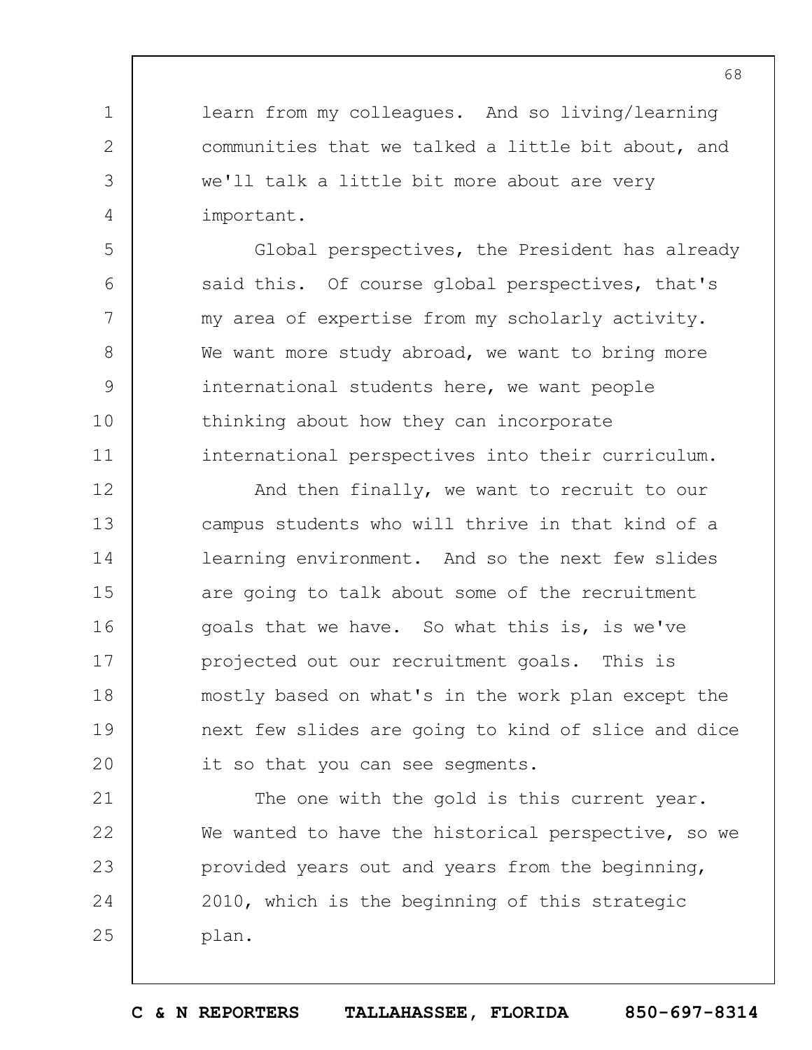learn from my colleagues. And so living/learning communities that we talked a little bit about, and we'll talk a little bit more about are very important.

Global perspectives, the President has already said this. Of course global perspectives, that's my area of expertise from my scholarly activity. We want more study abroad, we want to bring more international students here, we want people thinking about how they can incorporate international perspectives into their curriculum.

And then finally, we want to recruit to our campus students who will thrive in that kind of a learning environment. And so the next few slides are going to talk about some of the recruitment goals that we have. So what this is, is we've projected out our recruitment goals. This is mostly based on what's in the work plan except the next few slides are going to kind of slice and dice it so that you can see segments.

The one with the gold is this current year. We wanted to have the historical perspective, so we provided years out and years from the beginning, 2010, which is the beginning of this strategic plan.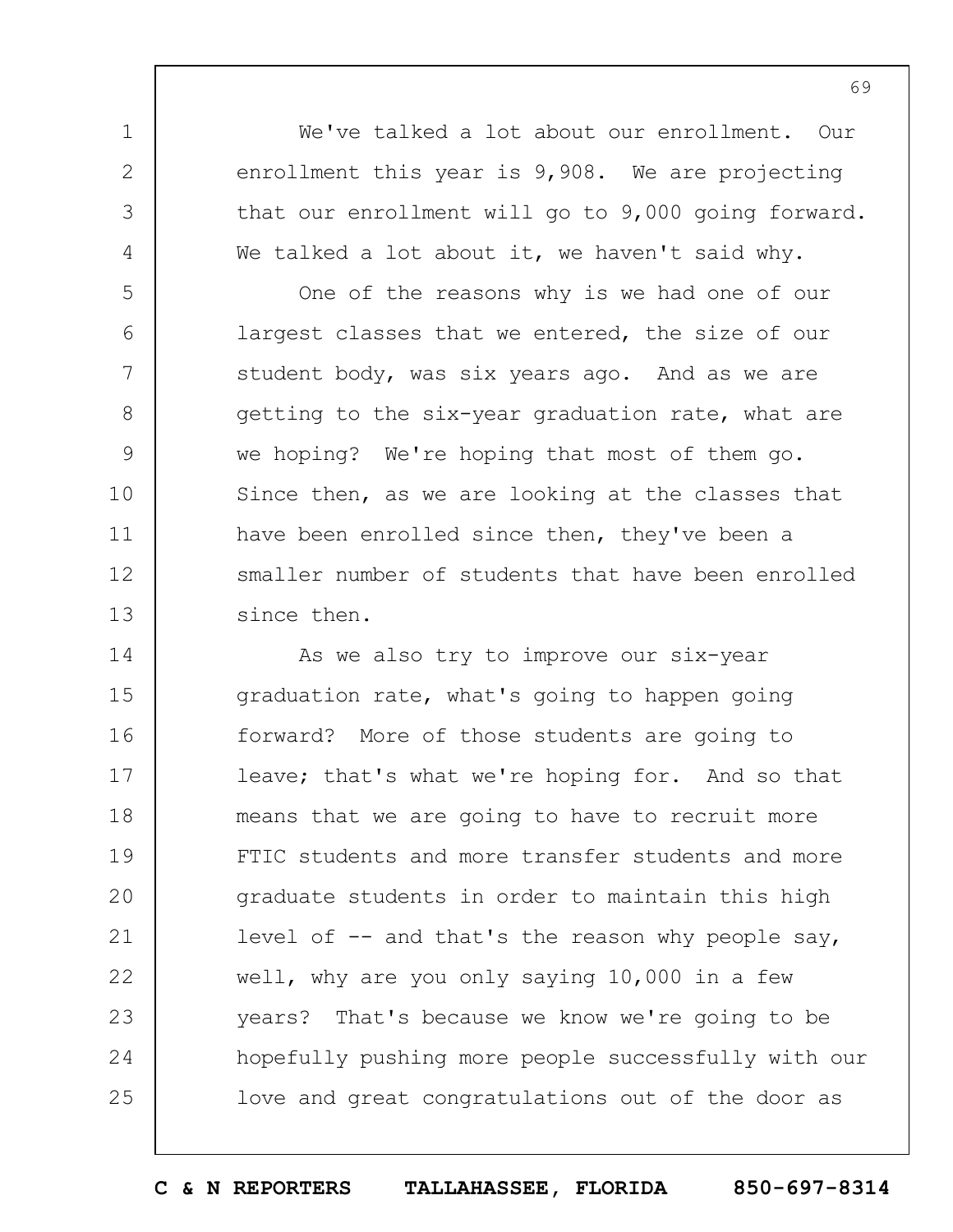We've talked a lot about our enrollment. Our enrollment this year is 9,908. We are projecting that our enrollment will go to 9,000 going forward. We talked a lot about it, we haven't said why.

One of the reasons why is we had one of our largest classes that we entered, the size of our student body, was six years ago. And as we are getting to the six-year graduation rate, what are we hoping? We're hoping that most of them go. Since then, as we are looking at the classes that have been enrolled since then, they've been a smaller number of students that have been enrolled since then.

As we also try to improve our six-year graduation rate, what's going to happen going forward? More of those students are going to leave; that's what we're hoping for. And so that means that we are going to have to recruit more FTIC students and more transfer students and more graduate students in order to maintain this high level of -- and that's the reason why people say, well, why are you only saying 10,000 in a few years? That's because we know we're going to be hopefully pushing more people successfully with our love and great congratulations out of the door as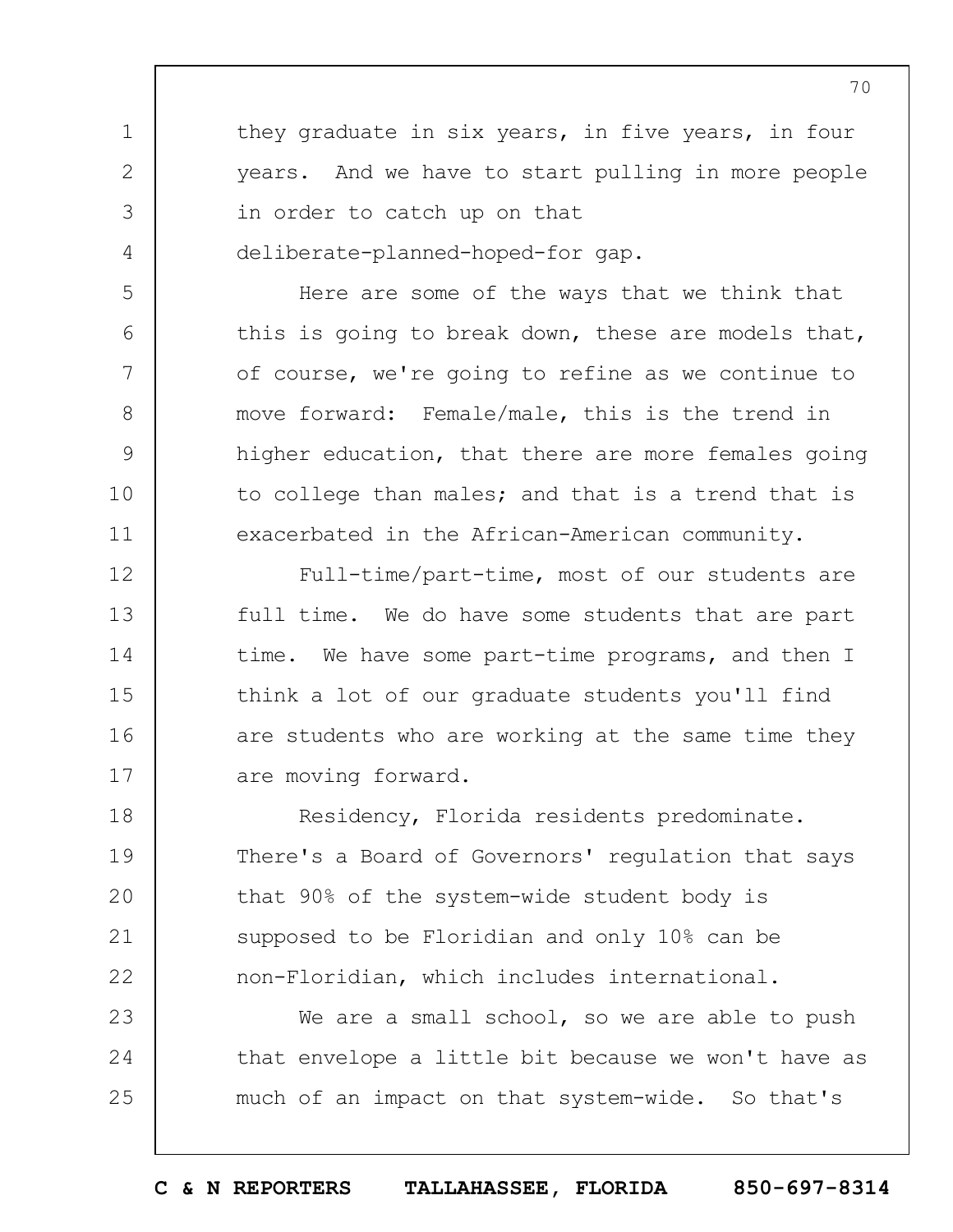they graduate in six years, in five years, in four years. And we have to start pulling in more people in order to catch up on that deliberate-planned-hoped-for gap.

Here are some of the ways that we think that this is going to break down, these are models that, of course, we're going to refine as we continue to move forward: Female/male, this is the trend in higher education, that there are more females going to college than males; and that is a trend that is exacerbated in the African-American community.

Full-time/part-time, most of our students are full time. We do have some students that are part time. We have some part-time programs, and then I think a lot of our graduate students you'll find are students who are working at the same time they are moving forward.

Residency, Florida residents predominate. There's a Board of Governors' regulation that says that 90% of the system-wide student body is supposed to be Floridian and only 10% can be non-Floridian, which includes international.

We are a small school, so we are able to push that envelope a little bit because we won't have as much of an impact on that system-wide. So that's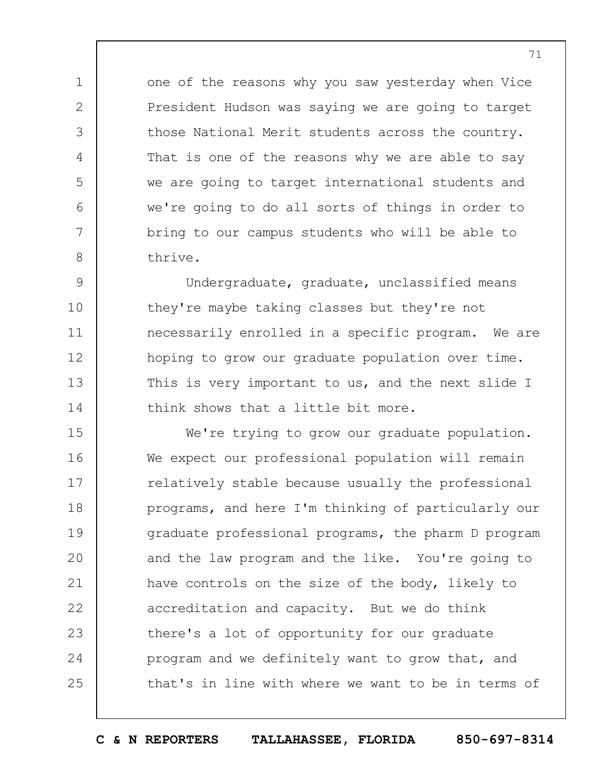one of the reasons why you saw yesterday when Vice President Hudson was saying we are going to target those National Merit students across the country. That is one of the reasons why we are able to say we are going to target international students and we're going to do all sorts of things in order to bring to our campus students who will be able to thrive.

Undergraduate, graduate, unclassified means they're maybe taking classes but they're not necessarily enrolled in a specific program. We are hoping to grow our graduate population over time. This is very important to us, and the next slide I think shows that a little bit more.

We're trying to grow our graduate population. We expect our professional population will remain relatively stable because usually the professional programs, and here I'm thinking of particularly our graduate professional programs, the pharm D program and the law program and the like. You're going to have controls on the size of the body, likely to accreditation and capacity. But we do think there's a lot of opportunity for our graduate program and we definitely want to grow that, and that's in line with where we want to be in terms of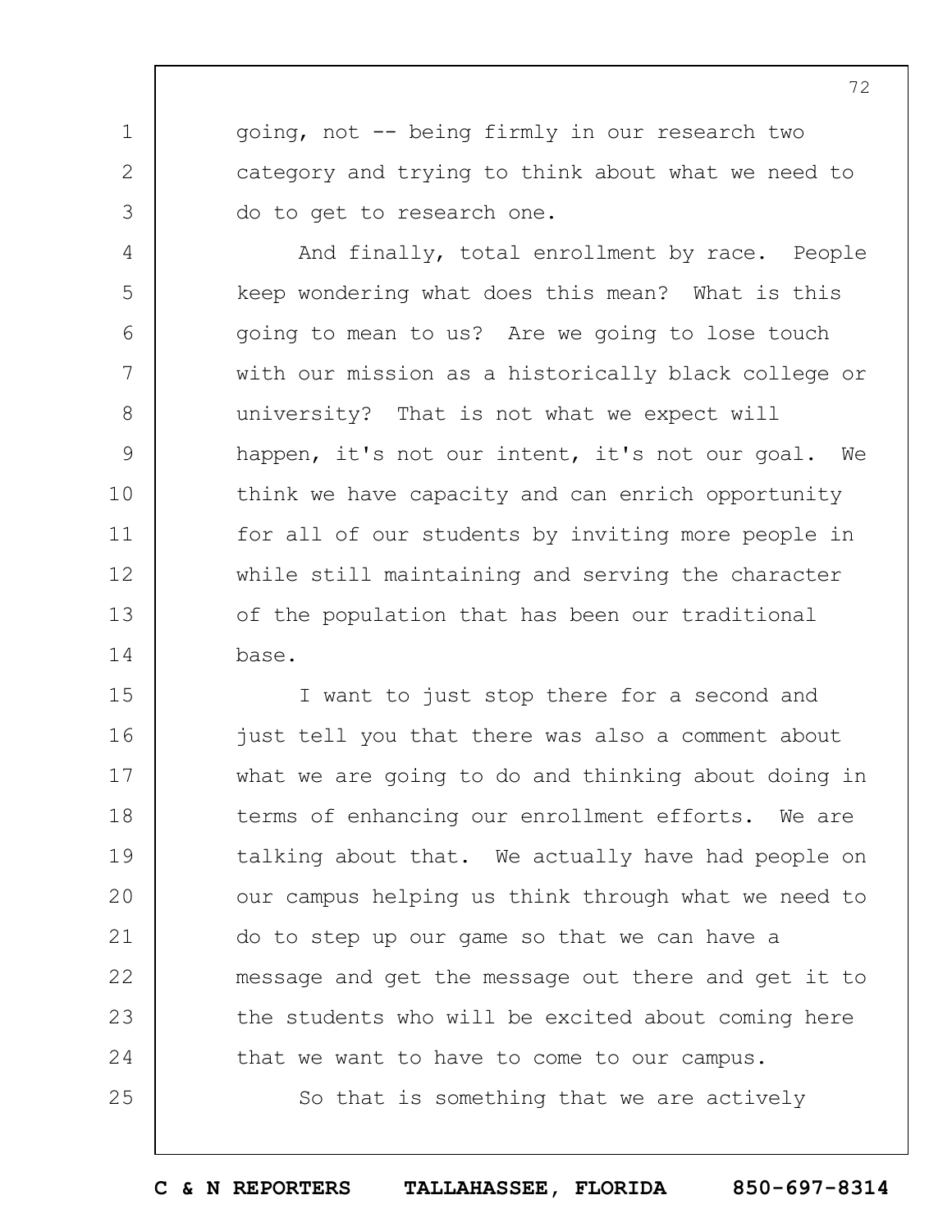going, not -- being firmly in our research two category and trying to think about what we need to do to get to research one.

And finally, total enrollment by race. People keep wondering what does this mean? What is this going to mean to us? Are we going to lose touch with our mission as a historically black college or university? That is not what we expect will happen, it's not our intent, it's not our goal. We think we have capacity and can enrich opportunity for all of our students by inviting more people in while still maintaining and serving the character of the population that has been our traditional base.

I want to just stop there for a second and just tell you that there was also a comment about what we are going to do and thinking about doing in terms of enhancing our enrollment efforts. We are talking about that. We actually have had people on our campus helping us think through what we need to do to step up our game so that we can have a message and get the message out there and get it to the students who will be excited about coming here that we want to have to come to our campus.

So that is something that we are actively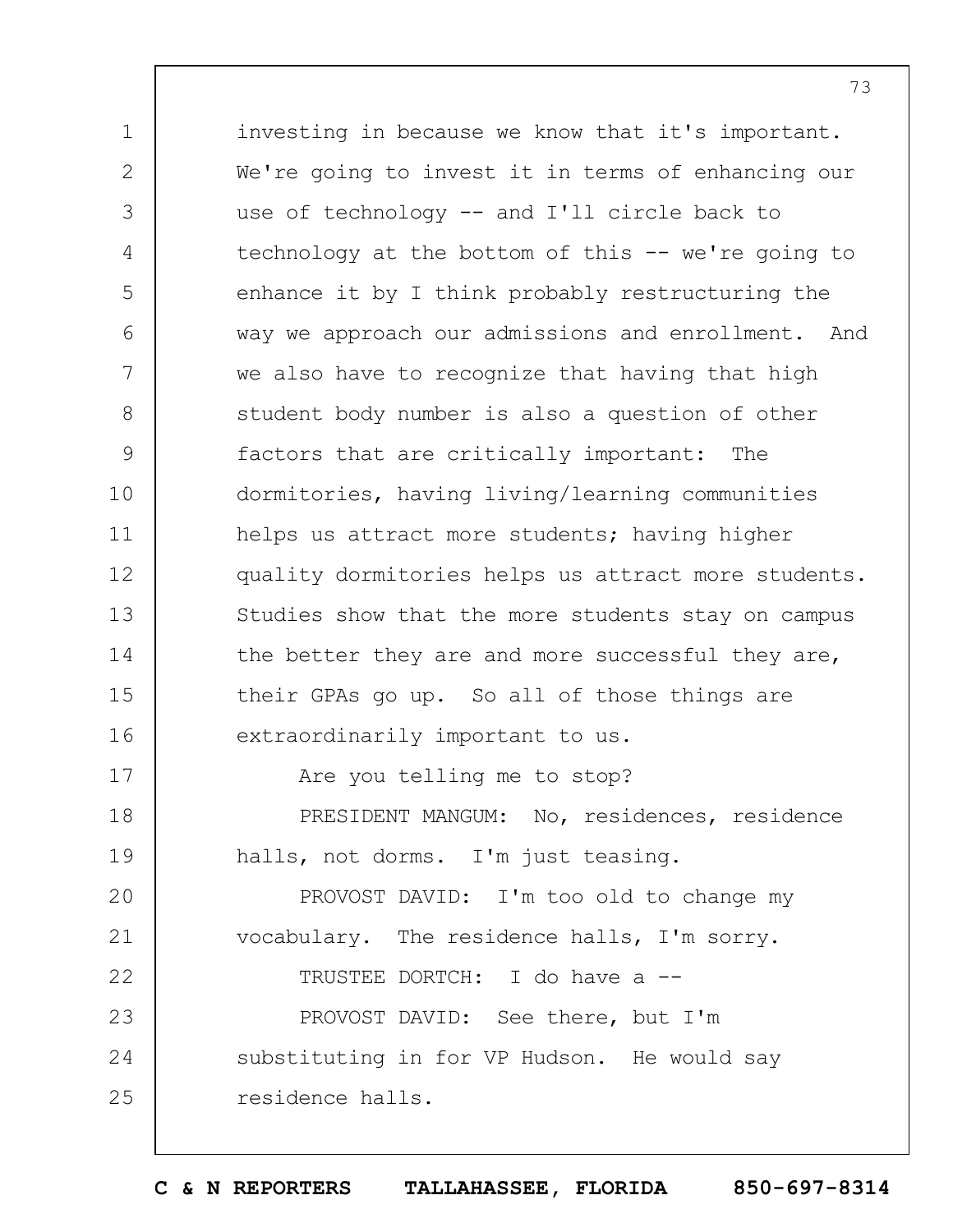investing in because we know that it's important. We're going to invest it in terms of enhancing our use of technology -- and I'll circle back to technology at the bottom of this -- we're going to enhance it by I think probably restructuring the way we approach our admissions and enrollment. And we also have to recognize that having that high student body number is also a question of other factors that are critically important: The dormitories, having living/learning communities helps us attract more students; having higher quality dormitories helps us attract more students. Studies show that the more students stay on campus the better they are and more successful they are, their GPAs go up. So all of those things are extraordinarily important to us.

Are you telling me to stop?

PRESIDENT MANGUM: No, residences, residence halls, not dorms. I'm just teasing.

PROVOST DAVID: I'm too old to change my vocabulary. The residence halls, I'm sorry.

TRUSTEE DORTCH: I do have a --

PROVOST DAVID: See there, but I'm substituting in for VP Hudson. He would say residence halls.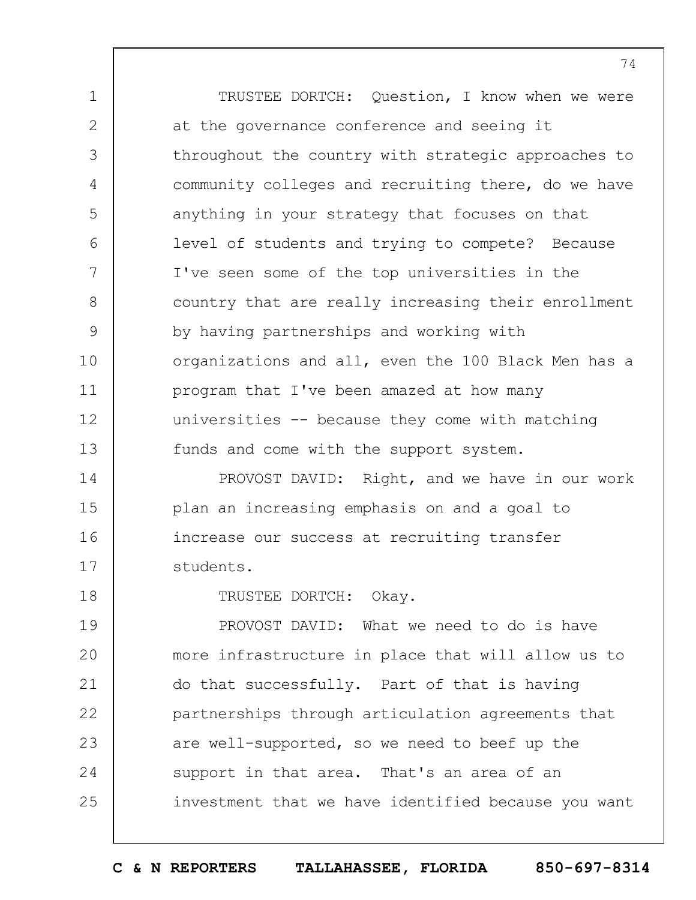TRUSTEE DORTCH: Question, I know when we were at the governance conference and seeing it throughout the country with strategic approaches to community colleges and recruiting there, do we have anything in your strategy that focuses on that level of students and trying to compete? Because I've seen some of the top universities in the country that are really increasing their enrollment by having partnerships and working with organizations and all, even the 100 Black Men has a program that I've been amazed at how many universities -- because they come with matching funds and come with the support system.

PROVOST DAVID: Right, and we have in our work plan an increasing emphasis on and a goal to increase our success at recruiting transfer students.

TRUSTEE DORTCH: Okay.

PROVOST DAVID: What we need to do is have more infrastructure in place that will allow us to do that successfully. Part of that is having partnerships through articulation agreements that are well-supported, so we need to beef up the support in that area. That's an area of an investment that we have identified because you want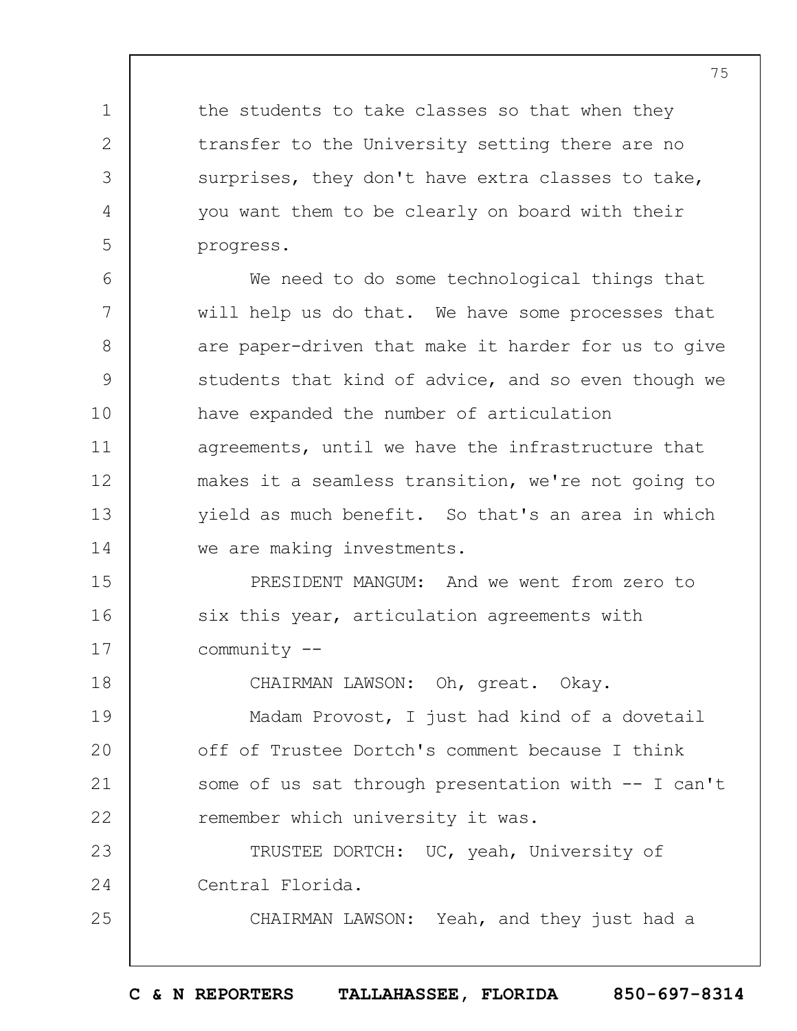the students to take classes so that when they transfer to the University setting there are no surprises, they don't have extra classes to take, you want them to be clearly on board with their progress.

We need to do some technological things that will help us do that. We have some processes that are paper-driven that make it harder for us to give students that kind of advice, and so even though we have expanded the number of articulation agreements, until we have the infrastructure that makes it a seamless transition, we're not going to yield as much benefit. So that's an area in which we are making investments.

PRESIDENT MANGUM: And we went from zero to six this year, articulation agreements with community --

CHAIRMAN LAWSON: Oh, great. Okay.

Madam Provost, I just had kind of a dovetail off of Trustee Dortch's comment because I think some of us sat through presentation with -- I can't remember which university it was.

TRUSTEE DORTCH: UC, yeah, University of Central Florida.

CHAIRMAN LAWSON: Yeah, and they just had a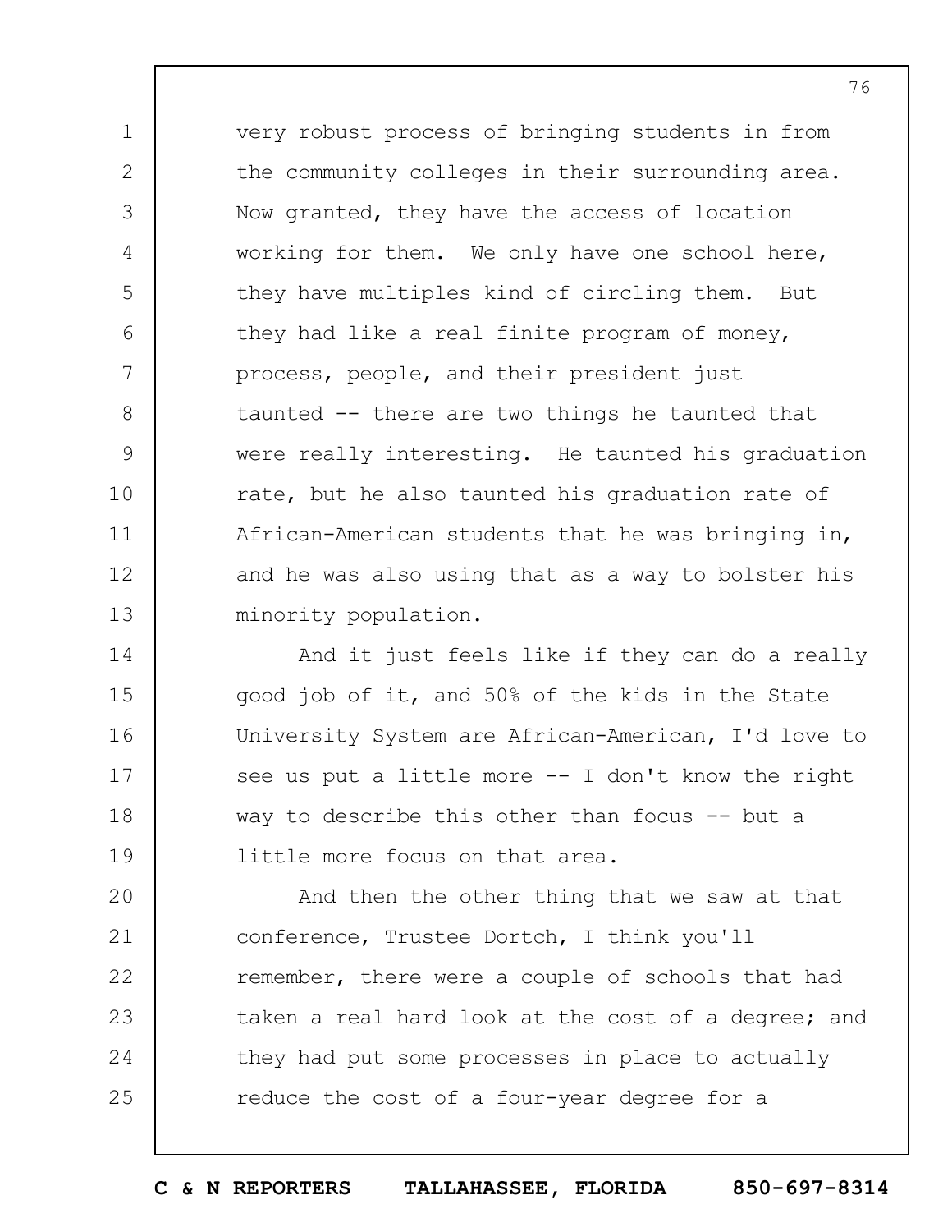very robust process of bringing students in from the community colleges in their surrounding area. Now granted, they have the access of location working for them. We only have one school here, they have multiples kind of circling them. But they had like a real finite program of money, process, people, and their president just taunted -- there are two things he taunted that were really interesting. He taunted his graduation rate, but he also taunted his graduation rate of African-American students that he was bringing in, and he was also using that as a way to bolster his minority population.

And it just feels like if they can do a really good job of it, and 50% of the kids in the State University System are African-American, I'd love to see us put a little more -- I don't know the right way to describe this other than focus -- but a little more focus on that area.

And then the other thing that we saw at that conference, Trustee Dortch, I think you'll remember, there were a couple of schools that had taken a real hard look at the cost of a degree; and they had put some processes in place to actually reduce the cost of a four-year degree for a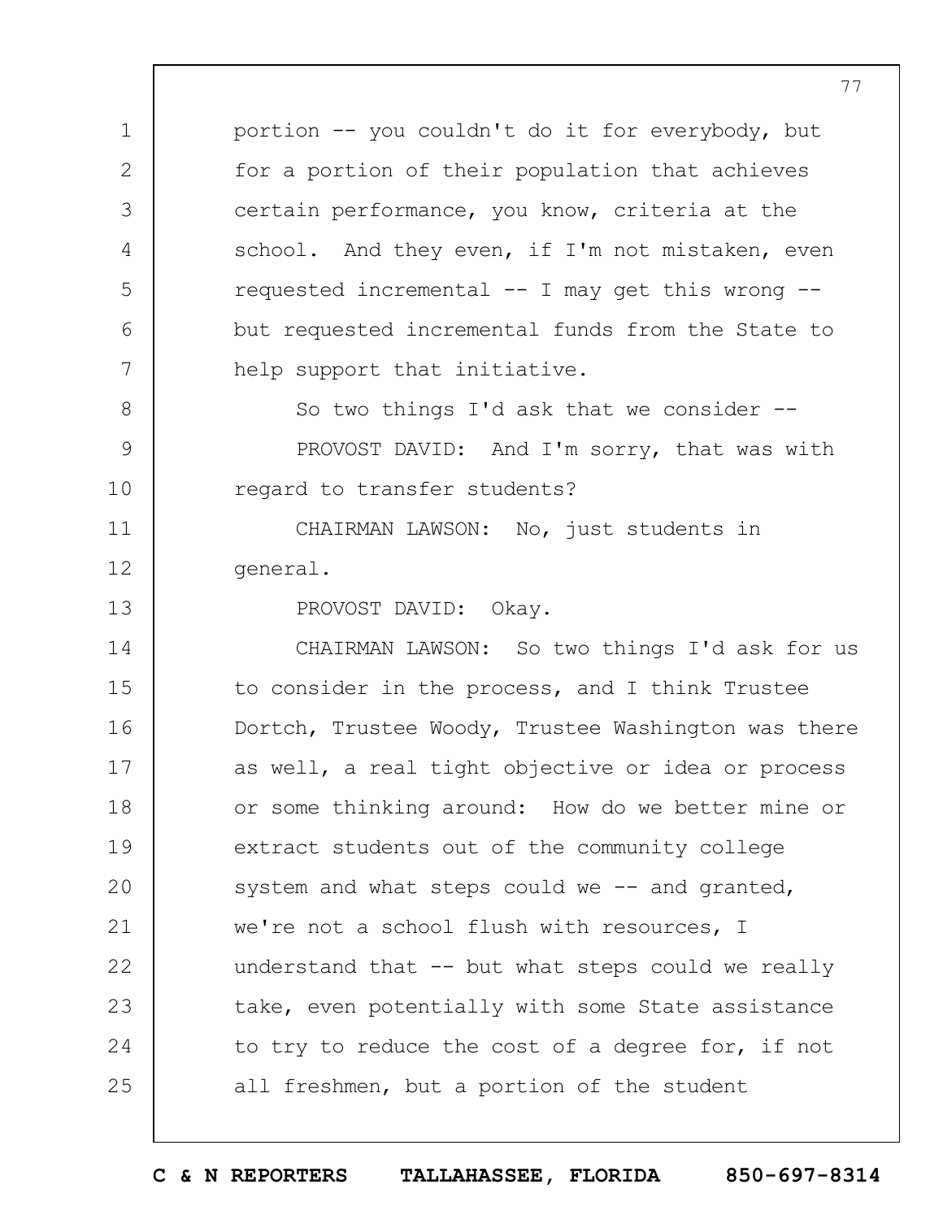portion -- you couldn't do it for everybody, but for a portion of their population that achieves certain performance, you know, criteria at the school. And they even, if I'm not mistaken, even requested incremental -- I may get this wrong -- but requested incremental funds from the State to help support that initiative.

So two things I'd ask that we consider --

PROVOST DAVID: And I'm sorry, that was with regard to transfer students?

CHAIRMAN LAWSON: No, just students in general.

PROVOST DAVID: Okay.

CHAIRMAN LAWSON: So two things I'd ask for us to consider in the process, and I think Trustee Dortch, Trustee Woody, Trustee Washington was there as well, a real tight objective or idea or process or some thinking around: How do we better mine or extract students out of the community college system and what steps could we -- and granted, we're not a school flush with resources, I understand that -- but what steps could we really take, even potentially with some State assistance to try to reduce the cost of a degree for, if not all freshmen, but a portion of the student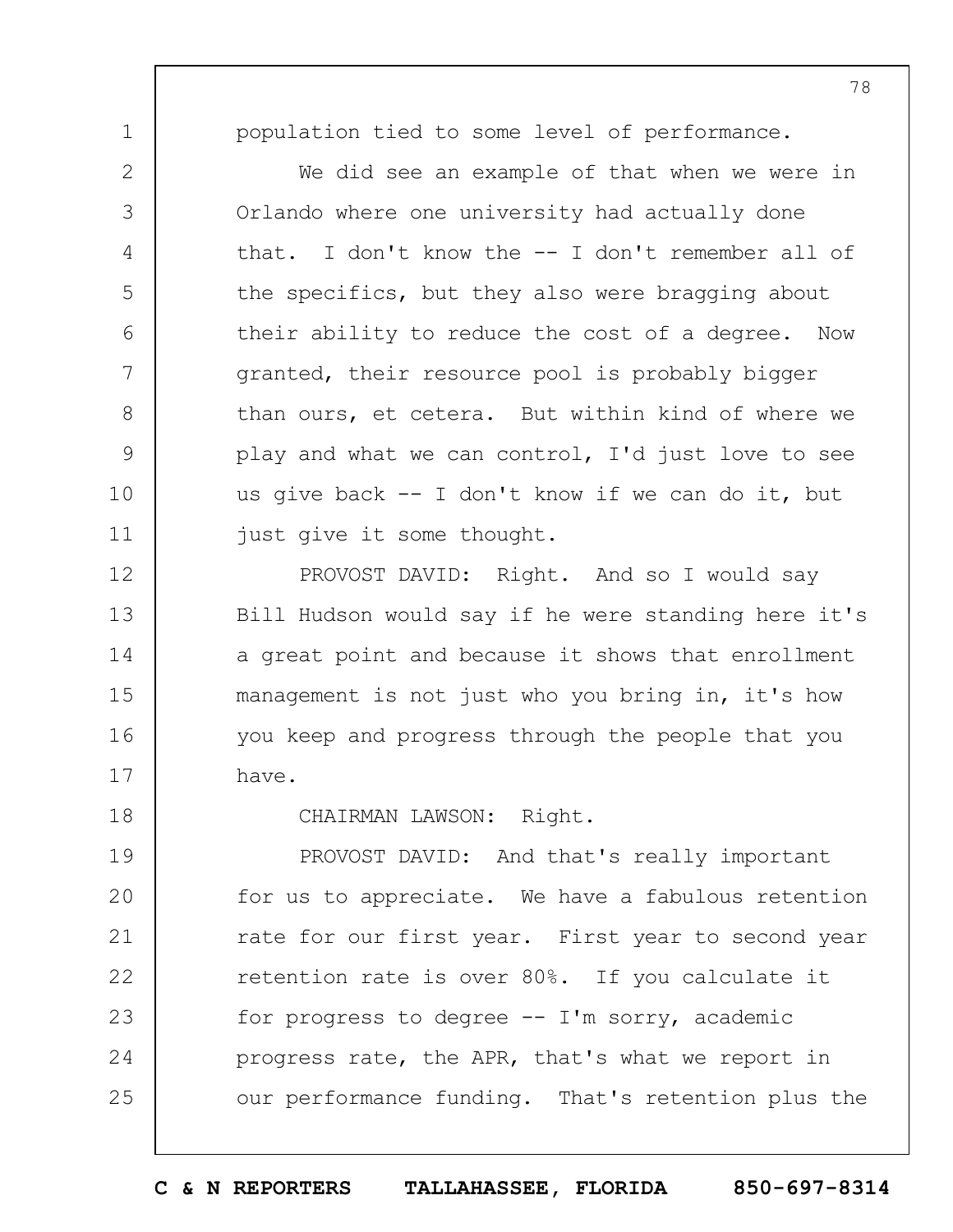population tied to some level of performance.

We did see an example of that when we were in Orlando where one university had actually done that. I don't know the -- I don't remember all of the specifics, but they also were bragging about their ability to reduce the cost of a degree. Now granted, their resource pool is probably bigger than ours, et cetera. But within kind of where we play and what we can control, I'd just love to see us give back -- I don't know if we can do it, but just give it some thought.

PROVOST DAVID: Right. And so I would say Bill Hudson would say if he were standing here it's a great point and because it shows that enrollment management is not just who you bring in, it's how you keep and progress through the people that you have.

CHAIRMAN LAWSON: Right.

PROVOST DAVID: And that's really important for us to appreciate. We have a fabulous retention rate for our first year. First year to second year retention rate is over 80%. If you calculate it for progress to degree -- I'm sorry, academic progress rate, the APR, that's what we report in our performance funding. That's retention plus the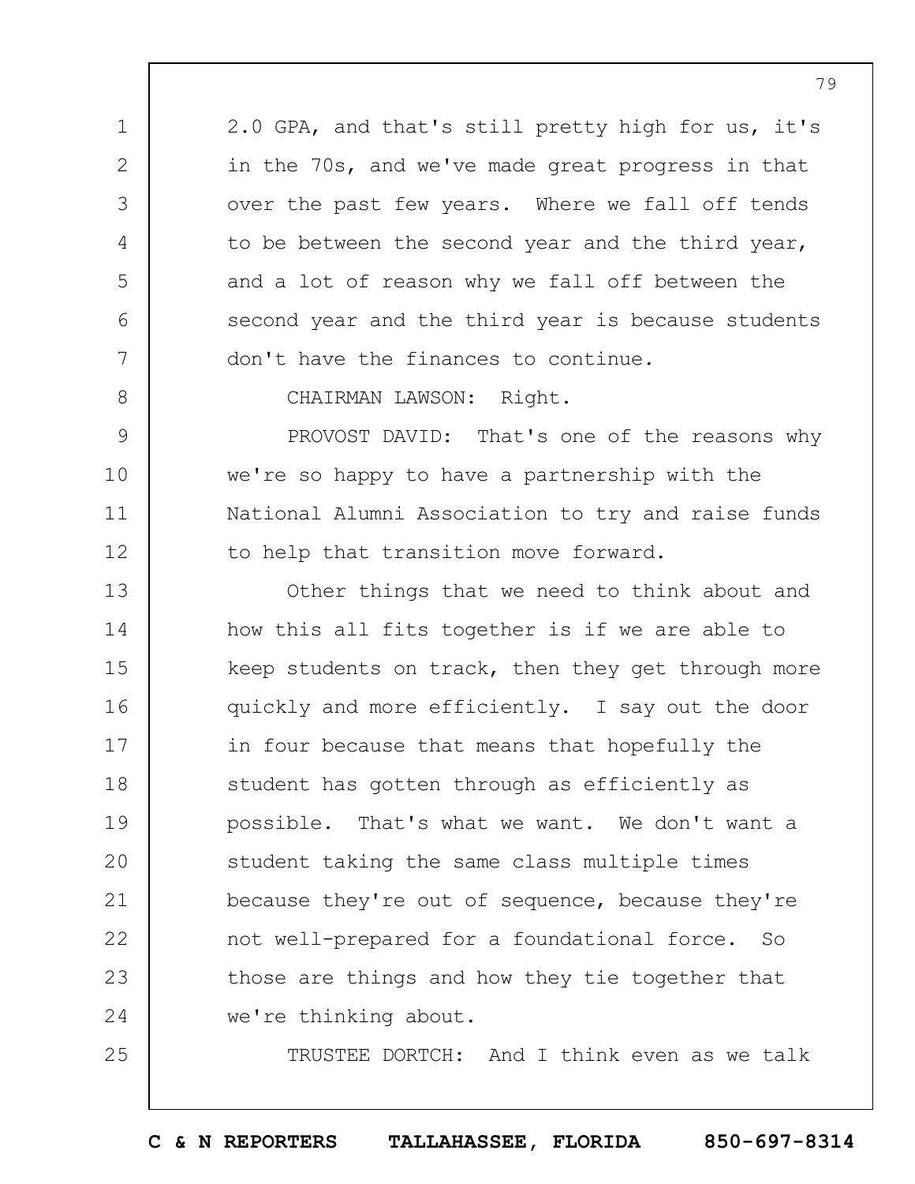2.0 GPA, and that's still pretty high for us, it's in the 70s, and we've made great progress in that over the past few years. Where we fall off tends to be between the second year and the third year, and a lot of reason why we fall off between the second year and the third year is because students don't have the finances to continue.

CHAIRMAN LAWSON: Right.

PROVOST DAVID: That's one of the reasons why we're so happy to have a partnership with the National Alumni Association to try and raise funds to help that transition move forward.

Other things that we need to think about and how this all fits together is if we are able to keep students on track, then they get through more quickly and more efficiently. I say out the door in four because that means that hopefully the student has gotten through as efficiently as possible. That's what we want. We don't want a student taking the same class multiple times because they're out of sequence, because they're not well-prepared for a foundational force. So those are things and how they tie together that we're thinking about.

TRUSTEE DORTCH: And I think even as we talk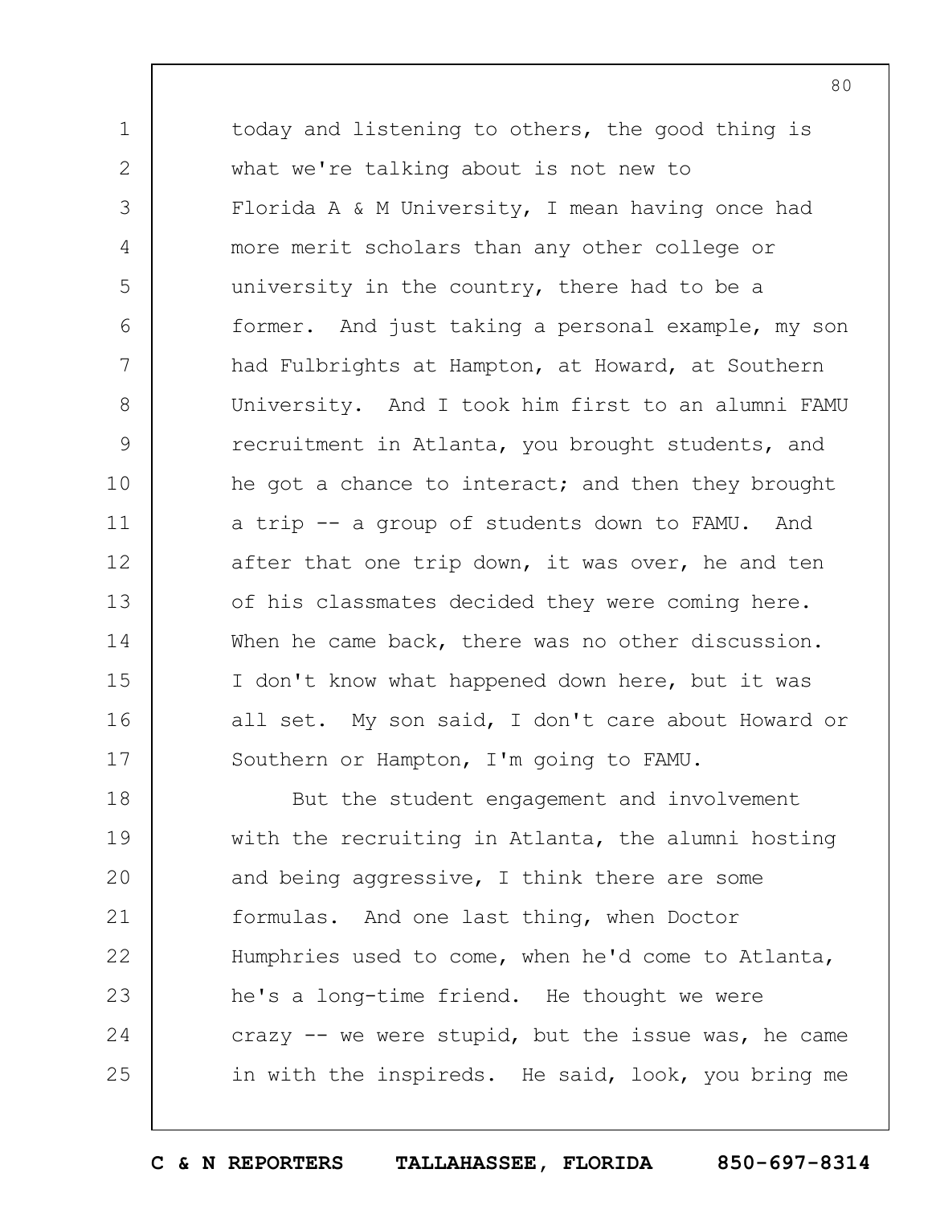today and listening to others, the good thing is what we're talking about is not new to Florida A & M University, I mean having once had more merit scholars than any other college or university in the country, there had to be a former. And just taking a personal example, my son had Fulbrights at Hampton, at Howard, at Southern University. And I took him first to an alumni FAMU recruitment in Atlanta, you brought students, and he got a chance to interact; and then they brought a trip -- a group of students down to FAMU. And after that one trip down, it was over, he and ten of his classmates decided they were coming here. When he came back, there was no other discussion. I don't know what happened down here, but it was all set. My son said, I don't care about Howard or Southern or Hampton, I'm going to FAMU.

But the student engagement and involvement with the recruiting in Atlanta, the alumni hosting and being aggressive, I think there are some formulas. And one last thing, when Doctor Humphries used to come, when he'd come to Atlanta, he's a long-time friend. He thought we were crazy -- we were stupid, but the issue was, he came in with the inspireds. He said, look, you bring me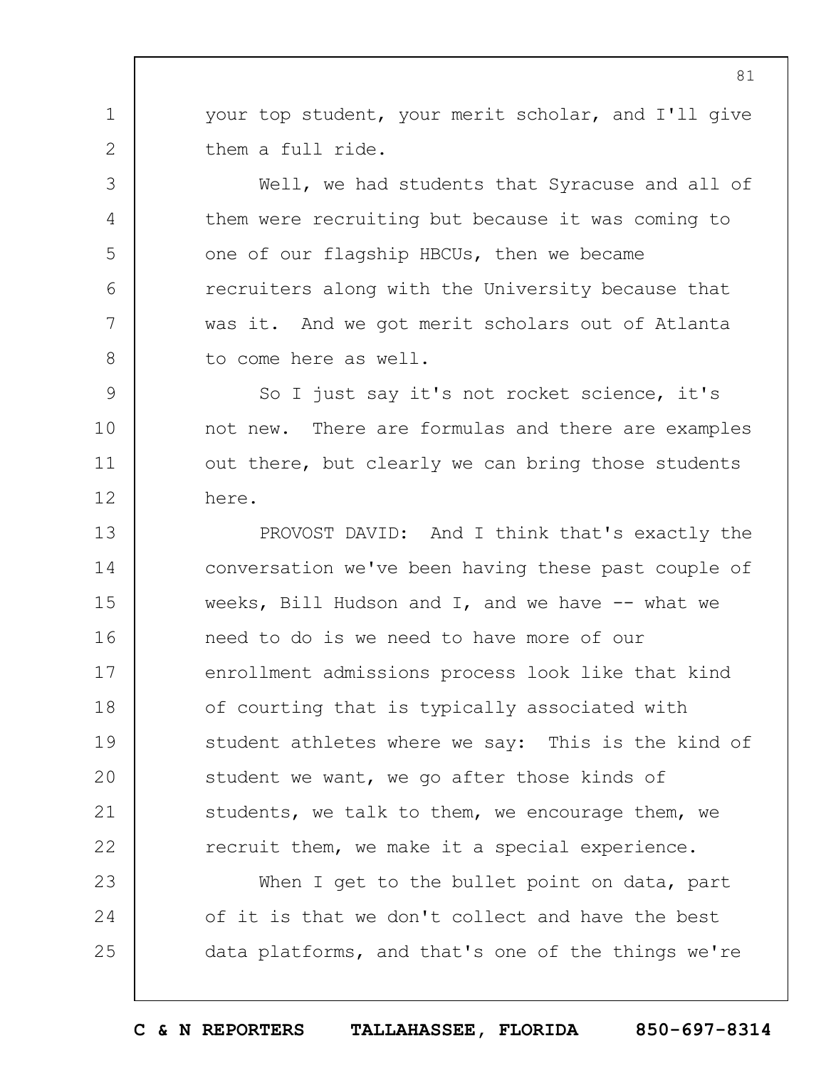your top student, your merit scholar, and I'll give them a full ride.

Well, we had students that Syracuse and all of them were recruiting but because it was coming to one of our flagship HBCUs, then we became recruiters along with the University because that was it. And we got merit scholars out of Atlanta to come here as well.

So I just say it's not rocket science, it's not new. There are formulas and there are examples out there, but clearly we can bring those students here.

PROVOST DAVID: And I think that's exactly the conversation we've been having these past couple of weeks, Bill Hudson and I, and we have -- what we need to do is we need to have more of our enrollment admissions process look like that kind of courting that is typically associated with student athletes where we say: This is the kind of student we want, we go after those kinds of students, we talk to them, we encourage them, we recruit them, we make it a special experience.

When I get to the bullet point on data, part of it is that we don't collect and have the best data platforms, and that's one of the things we're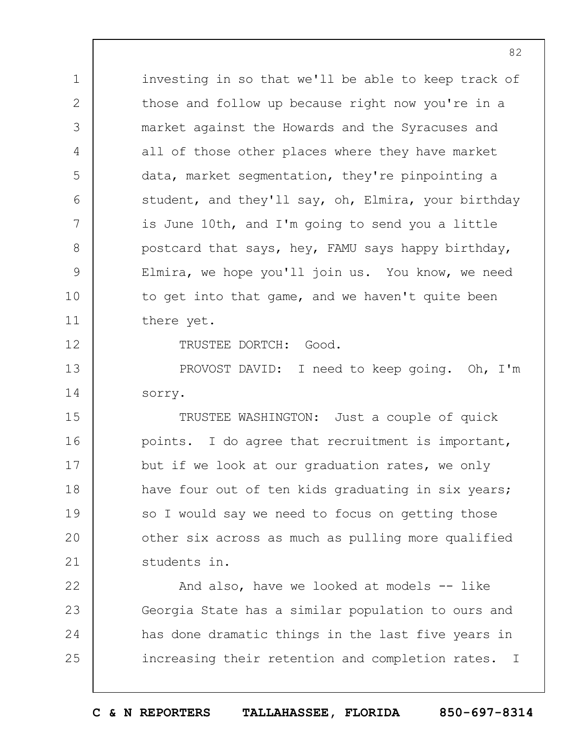investing in so that we'll be able to keep track of those and follow up because right now you're in a market against the Howards and the Syracuses and all of those other places where they have market data, market segmentation, they're pinpointing a student, and they'll say, oh, Elmira, your birthday is June 10th, and I'm going to send you a little postcard that says, hey, FAMU says happy birthday, Elmira, we hope you'll join us. You know, we need to get into that game, and we haven't quite been there yet.

TRUSTEE DORTCH: Good.

PROVOST DAVID: I need to keep going. Oh, I'm sorry.

TRUSTEE WASHINGTON: Just a couple of quick points. I do agree that recruitment is important, but if we look at our graduation rates, we only have four out of ten kids graduating in six years; so I would say we need to focus on getting those other six across as much as pulling more qualified students in.

And also, have we looked at models -- like Georgia State has a similar population to ours and has done dramatic things in the last five years in increasing their retention and completion rates. I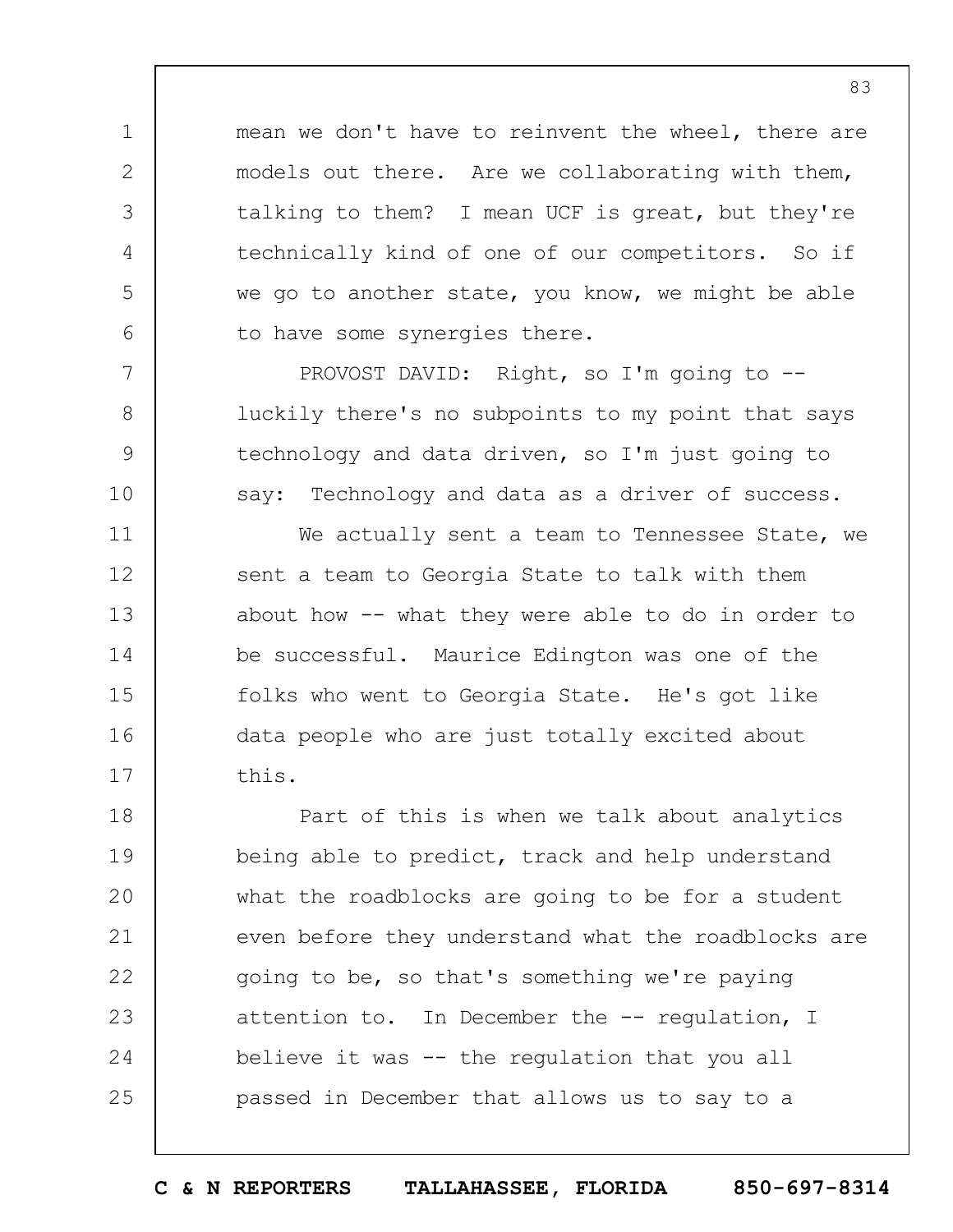mean we don't have to reinvent the wheel, there are models out there. Are we collaborating with them, talking to them? I mean UCF is great, but they're technically kind of one of our competitors. So if we go to another state, you know, we might be able to have some synergies there.

PROVOST DAVID: Right, so I'm going to -- luckily there's no subpoints to my point that says technology and data driven, so I'm just going to say: Technology and data as a driver of success.

We actually sent a team to Tennessee State, we sent a team to Georgia State to talk with them about how -- what they were able to do in order to be successful. Maurice Edington was one of the folks who went to Georgia State. He's got like data people who are just totally excited about this.

Part of this is when we talk about analytics being able to predict, track and help understand what the roadblocks are going to be for a student even before they understand what the roadblocks are going to be, so that's something we're paying attention to. In December the -- regulation, I believe it was -- the regulation that you all passed in December that allows us to say to a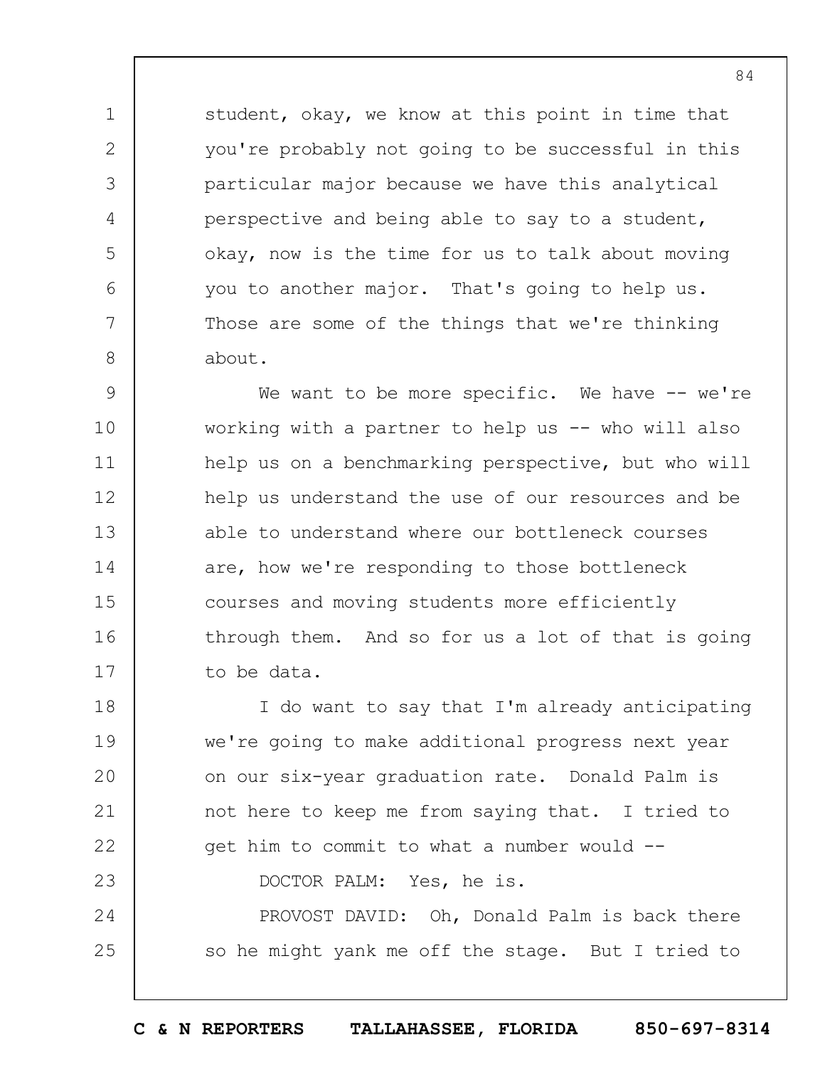student, okay, we know at this point in time that you're probably not going to be successful in this particular major because we have this analytical perspective and being able to say to a student, okay, now is the time for us to talk about moving you to another major. That's going to help us. Those are some of the things that we're thinking about.

We want to be more specific. We have -- we're working with a partner to help us -- who will also help us on a benchmarking perspective, but who will help us understand the use of our resources and be able to understand where our bottleneck courses are, how we're responding to those bottleneck courses and moving students more efficiently through them. And so for us a lot of that is going to be data.

I do want to say that I'm already anticipating we're going to make additional progress next year on our six-year graduation rate. Donald Palm is not here to keep me from saying that. I tried to get him to commit to what a number would --

DOCTOR PALM: Yes, he is.

PROVOST DAVID: Oh, Donald Palm is back there so he might yank me off the stage. But I tried to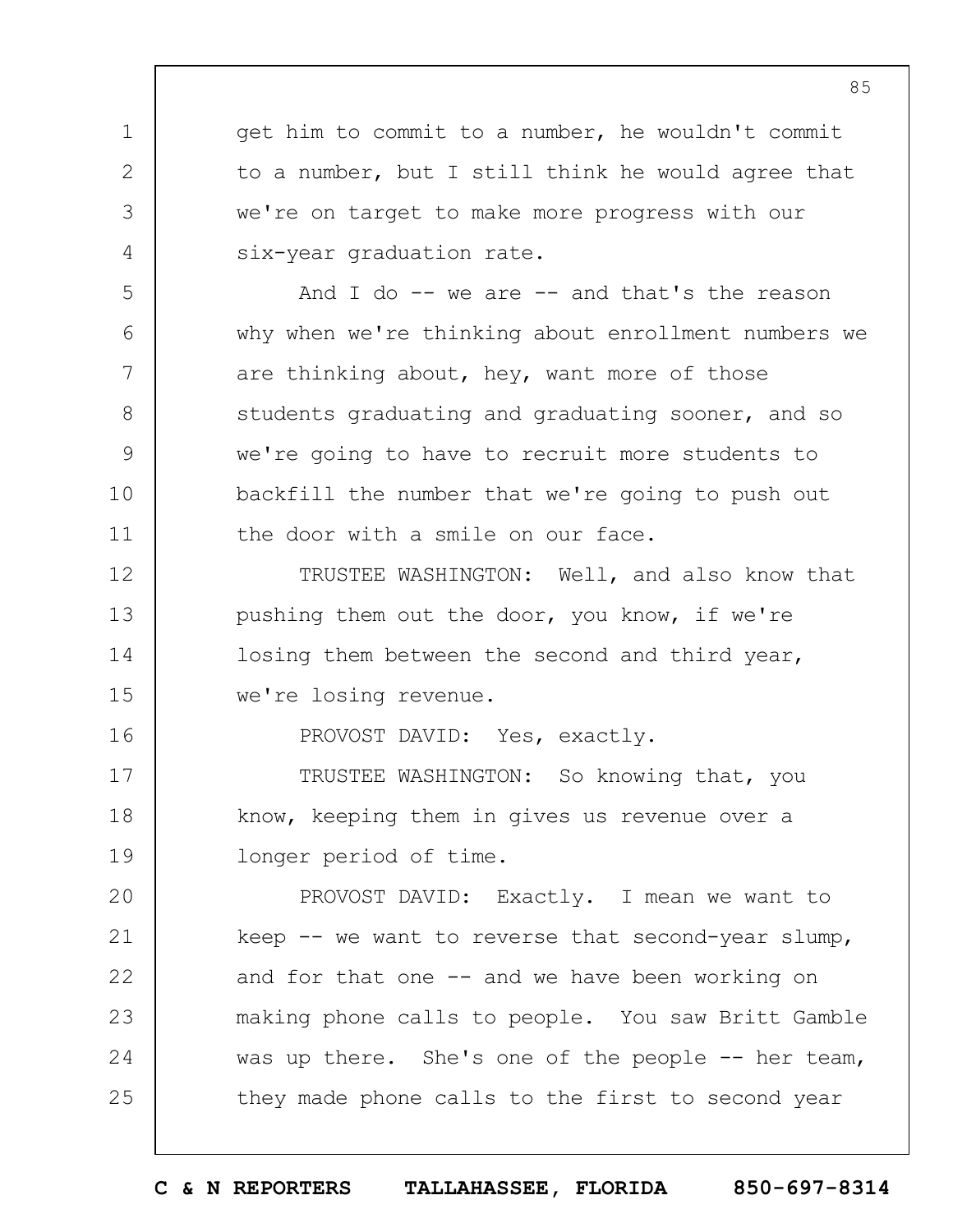get him to commit to a number, he wouldn't commit to a number, but I still think he would agree that we're on target to make more progress with our six-year graduation rate.

And I do -- we are -- and that's the reason why when we're thinking about enrollment numbers we are thinking about, hey, want more of those students graduating and graduating sooner, and so we're going to have to recruit more students to backfill the number that we're going to push out the door with a smile on our face.

TRUSTEE WASHINGTON: Well, and also know that pushing them out the door, you know, if we're losing them between the second and third year, we're losing revenue.

PROVOST DAVID: Yes, exactly.

TRUSTEE WASHINGTON: So knowing that, you know, keeping them in gives us revenue over a longer period of time.

PROVOST DAVID: Exactly. I mean we want to keep -- we want to reverse that second-year slump, and for that one -- and we have been working on making phone calls to people. You saw Britt Gamble was up there. She's one of the people -- her team, they made phone calls to the first to second year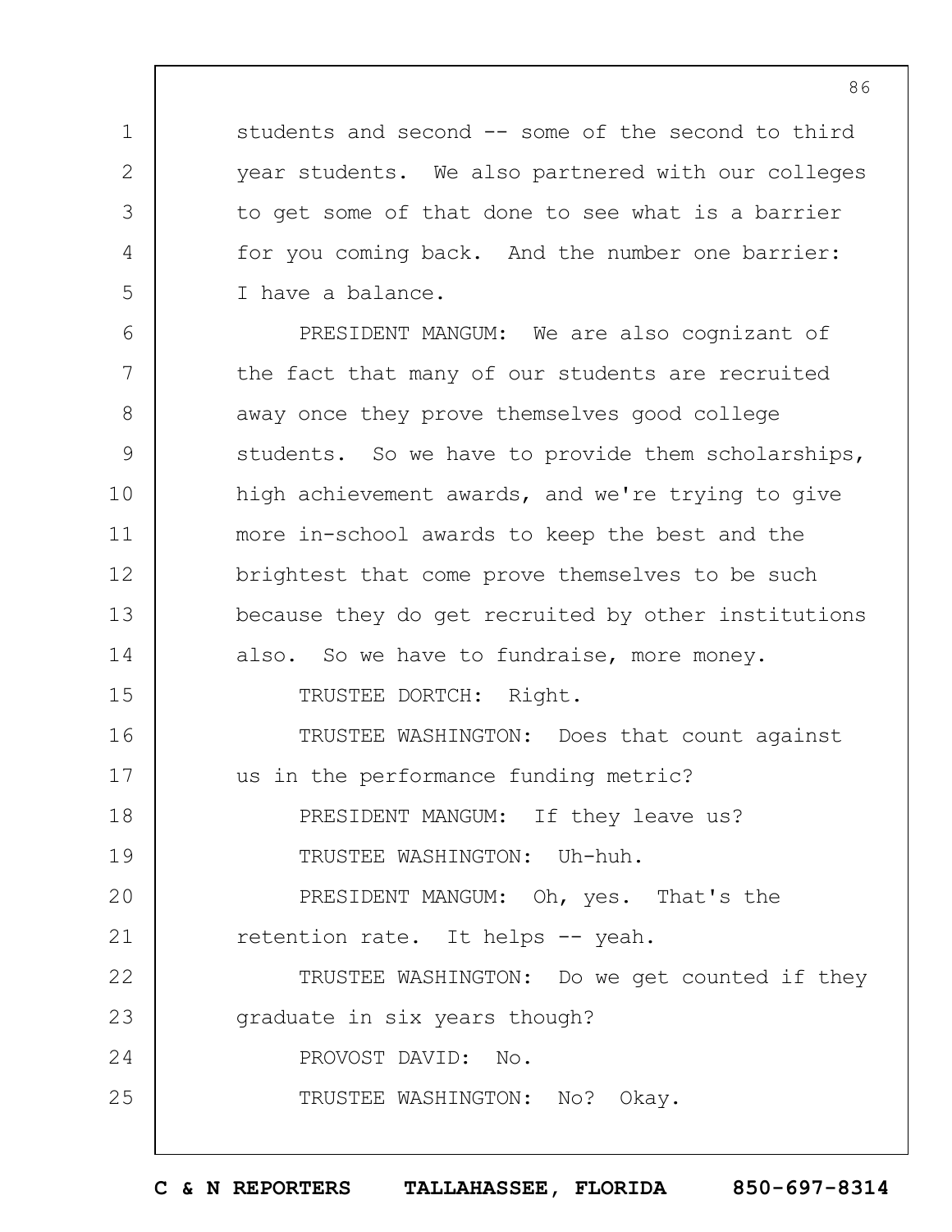students and second -- some of the second to third year students. We also partnered with our colleges to get some of that done to see what is a barrier for you coming back. And the number one barrier: I have a balance.

PRESIDENT MANGUM: We are also cognizant of the fact that many of our students are recruited away once they prove themselves good college students. So we have to provide them scholarships, high achievement awards, and we're trying to give more in-school awards to keep the best and the brightest that come prove themselves to be such because they do get recruited by other institutions also. So we have to fundraise, more money.

TRUSTEE DORTCH: Right.

TRUSTEE WASHINGTON: Does that count against us in the performance funding metric?

PRESIDENT MANGUM: If they leave us?

TRUSTEE WASHINGTON: Uh-huh.

PRESIDENT MANGUM: Oh, yes. That's the retention rate. It helps -- yeah.

TRUSTEE WASHINGTON: Do we get counted if they graduate in six years though?

PROVOST DAVID: No.

TRUSTEE WASHINGTON: No? Okay.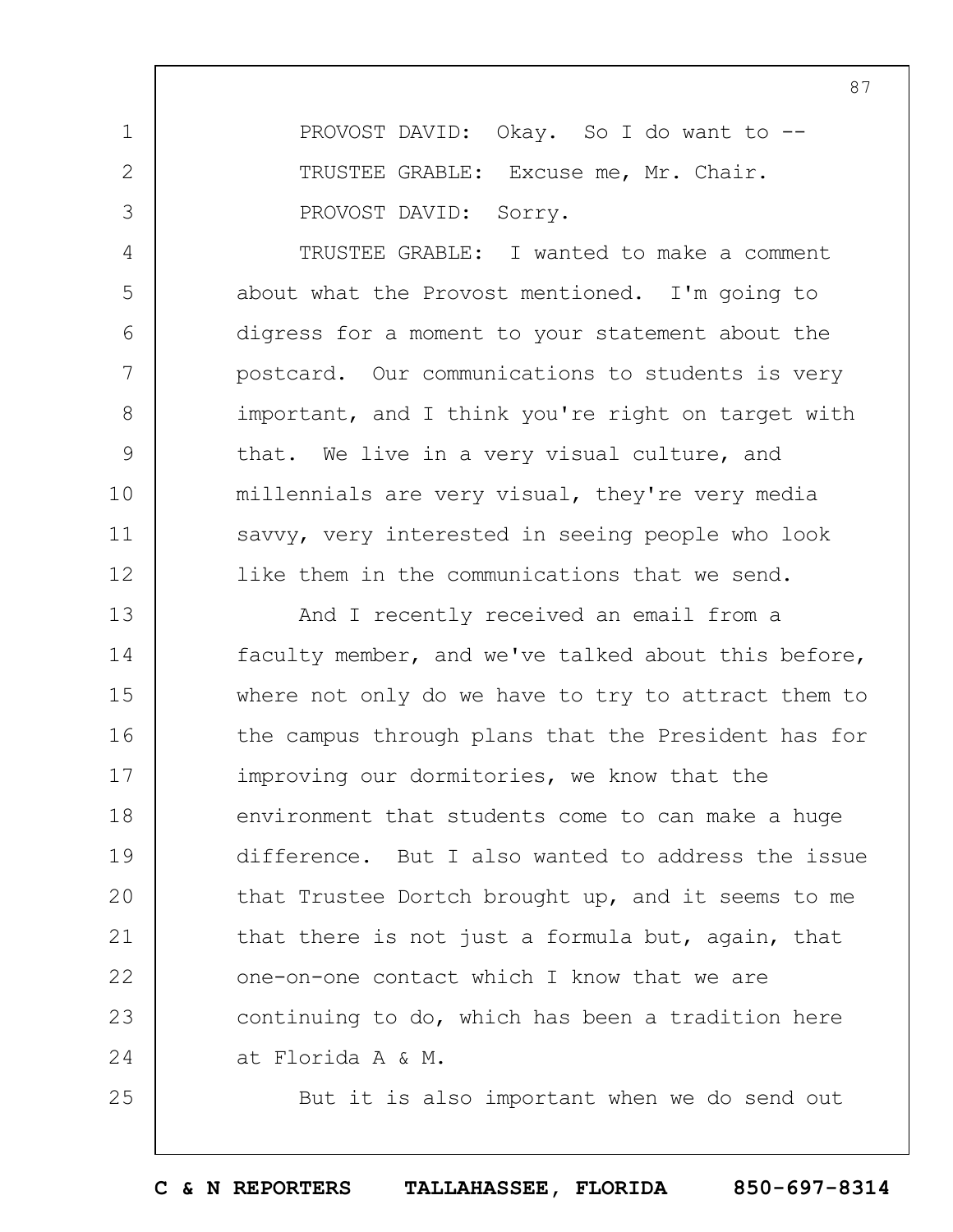PROVOST DAVID: Okay. So I do want to --

TRUSTEE GRABLE: Excuse me, Mr. Chair.

PROVOST DAVID: Sorry.

TRUSTEE GRABLE: I wanted to make a comment about what the Provost mentioned. I'm going to digress for a moment to your statement about the postcard. Our communications to students is very important, and I think you're right on target with that. We live in a very visual culture, and millennials are very visual, they're very media savvy, very interested in seeing people who look like them in the communications that we send.

And I recently received an email from a faculty member, and we've talked about this before, where not only do we have to try to attract them to the campus through plans that the President has for improving our dormitories, we know that the environment that students come to can make a huge difference. But I also wanted to address the issue that Trustee Dortch brought up, and it seems to me that there is not just a formula but, again, that one-on-one contact which I know that we are continuing to do, which has been a tradition here at Florida A & M.

But it is also important when we do send out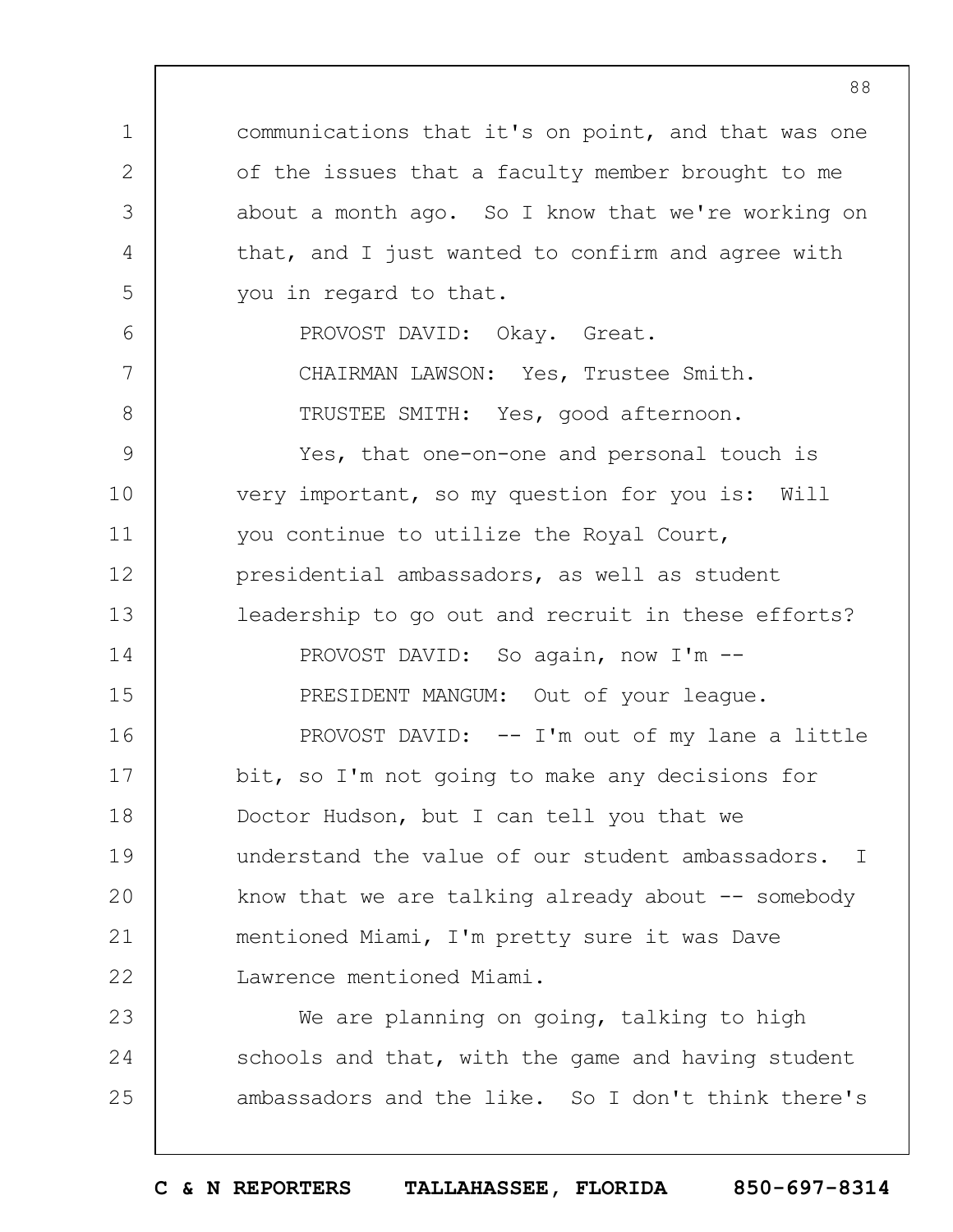communications that it's on point, and that was one of the issues that a faculty member brought to me about a month ago. So I know that we're working on that, and I just wanted to confirm and agree with you in regard to that.

PROVOST DAVID: Okay. Great.

CHAIRMAN LAWSON: Yes, Trustee Smith.

TRUSTEE SMITH: Yes, good afternoon.

Yes, that one-on-one and personal touch is very important, so my question for you is: Will you continue to utilize the Royal Court, presidential ambassadors, as well as student leadership to go out and recruit in these efforts?

PROVOST DAVID: So again, now I'm --

PRESIDENT MANGUM: Out of your league.

PROVOST DAVID: -- I'm out of my lane a little bit, so I'm not going to make any decisions for Doctor Hudson, but I can tell you that we understand the value of our student ambassadors. I know that we are talking already about -- somebody mentioned Miami, I'm pretty sure it was Dave Lawrence mentioned Miami.

We are planning on going, talking to high schools and that, with the game and having student ambassadors and the like. So I don't think there's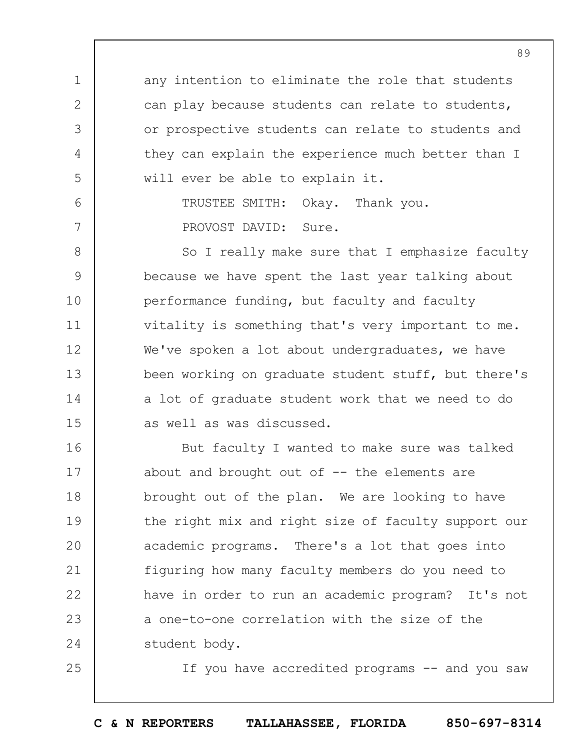any intention to eliminate the role that students can play because students can relate to students, or prospective students can relate to students and they can explain the experience much better than I will ever be able to explain it.

TRUSTEE SMITH: Okay. Thank you.

PROVOST DAVID: Sure.

So I really make sure that I emphasize faculty because we have spent the last year talking about performance funding, but faculty and faculty vitality is something that's very important to me. We've spoken a lot about undergraduates, we have been working on graduate student stuff, but there's a lot of graduate student work that we need to do as well as was discussed.

But faculty I wanted to make sure was talked about and brought out of -- the elements are brought out of the plan. We are looking to have the right mix and right size of faculty support our academic programs. There's a lot that goes into figuring how many faculty members do you need to have in order to run an academic program? It's not a one-to-one correlation with the size of the student body.

If you have accredited programs -- and you saw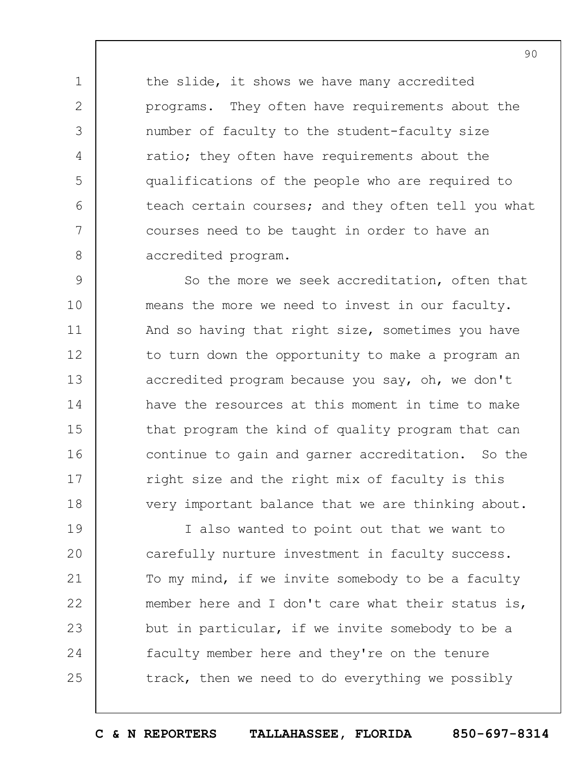the slide, it shows we have many accredited programs. They often have requirements about the number of faculty to the student-faculty size ratio; they often have requirements about the qualifications of the people who are required to teach certain courses; and they often tell you what courses need to be taught in order to have an accredited program.

So the more we seek accreditation, often that means the more we need to invest in our faculty. And so having that right size, sometimes you have to turn down the opportunity to make a program an accredited program because you say, oh, we don't have the resources at this moment in time to make that program the kind of quality program that can continue to gain and garner accreditation. So the right size and the right mix of faculty is this very important balance that we are thinking about.

I also wanted to point out that we want to carefully nurture investment in faculty success. To my mind, if we invite somebody to be a faculty member here and I don't care what their status is, but in particular, if we invite somebody to be a faculty member here and they're on the tenure track, then we need to do everything we possibly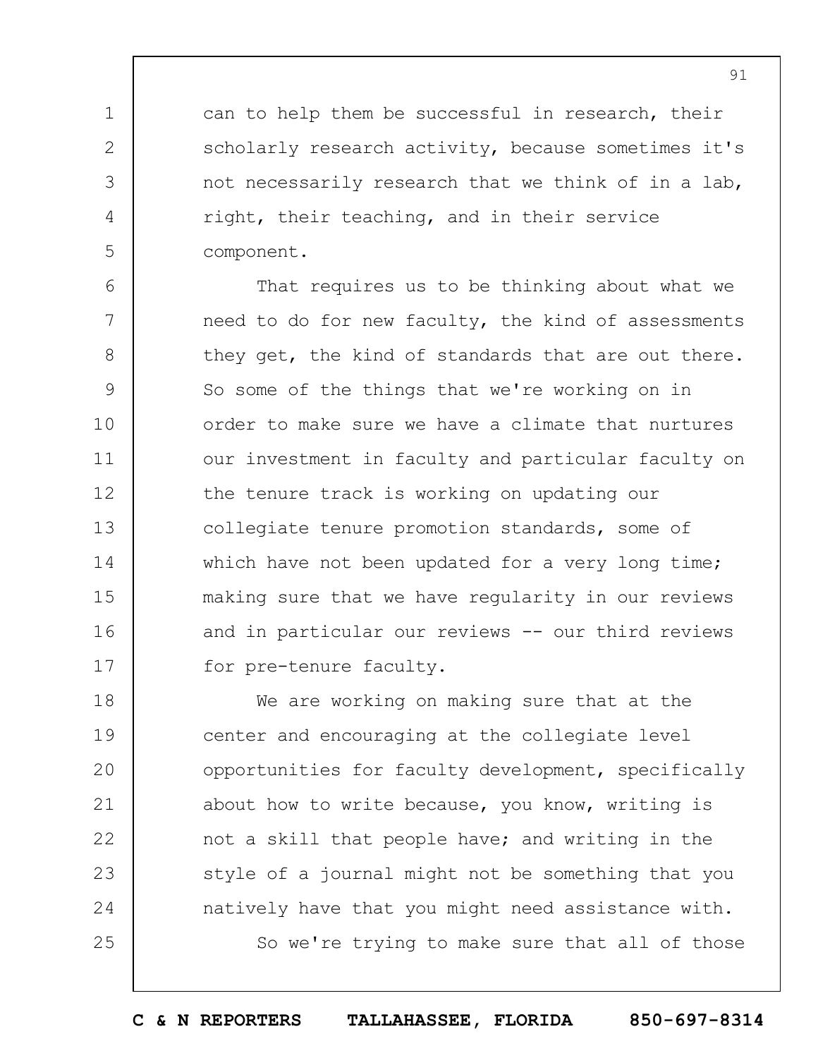can to help them be successful in research, their scholarly research activity, because sometimes it's not necessarily research that we think of in a lab, right, their teaching, and in their service component.

That requires us to be thinking about what we need to do for new faculty, the kind of assessments they get, the kind of standards that are out there. So some of the things that we're working on in order to make sure we have a climate that nurtures our investment in faculty and particular faculty on the tenure track is working on updating our collegiate tenure promotion standards, some of which have not been updated for a very long time; making sure that we have regularity in our reviews and in particular our reviews -- our third reviews for pre-tenure faculty.

We are working on making sure that at the center and encouraging at the collegiate level opportunities for faculty development, specifically about how to write because, you know, writing is not a skill that people have; and writing in the style of a journal might not be something that you natively have that you might need assistance with.

So we're trying to make sure that all of those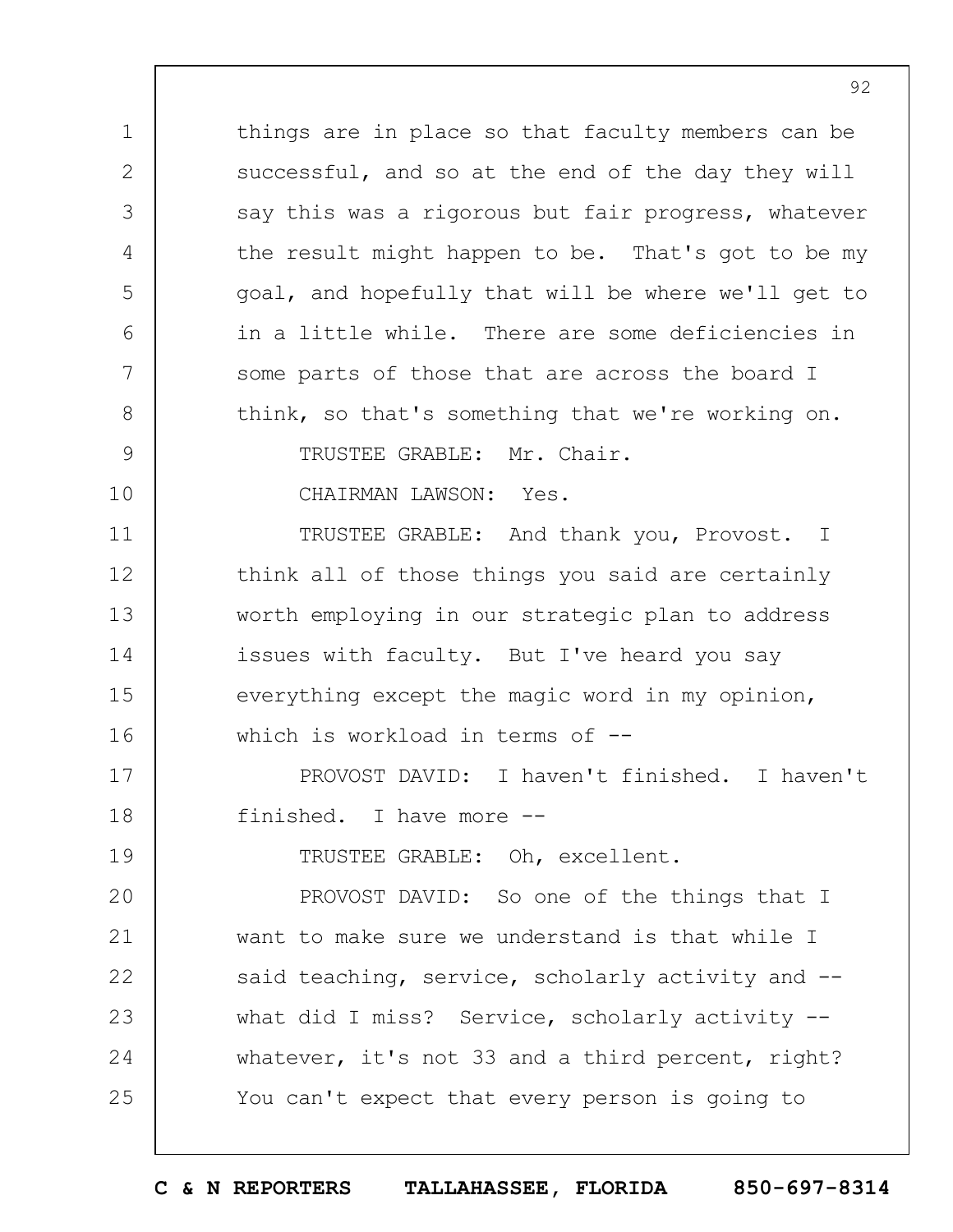things are in place so that faculty members can be successful, and so at the end of the day they will say this was a rigorous but fair progress, whatever the result might happen to be. That's got to be my goal, and hopefully that will be where we'll get to in a little while. There are some deficiencies in some parts of those that are across the board I think, so that's something that we're working on.

TRUSTEE GRABLE: Mr. Chair.

CHAIRMAN LAWSON: Yes.

TRUSTEE GRABLE: And thank you, Provost. I think all of those things you said are certainly worth employing in our strategic plan to address issues with faculty. But I've heard you say everything except the magic word in my opinion, which is workload in terms of --

PROVOST DAVID: I haven't finished. I haven't finished. I have more --

TRUSTEE GRABLE: Oh, excellent.

PROVOST DAVID: So one of the things that I want to make sure we understand is that while I said teaching, service, scholarly activity and -- what did I miss? Service, scholarly activity -- whatever, it's not 33 and a third percent, right? You can't expect that every person is going to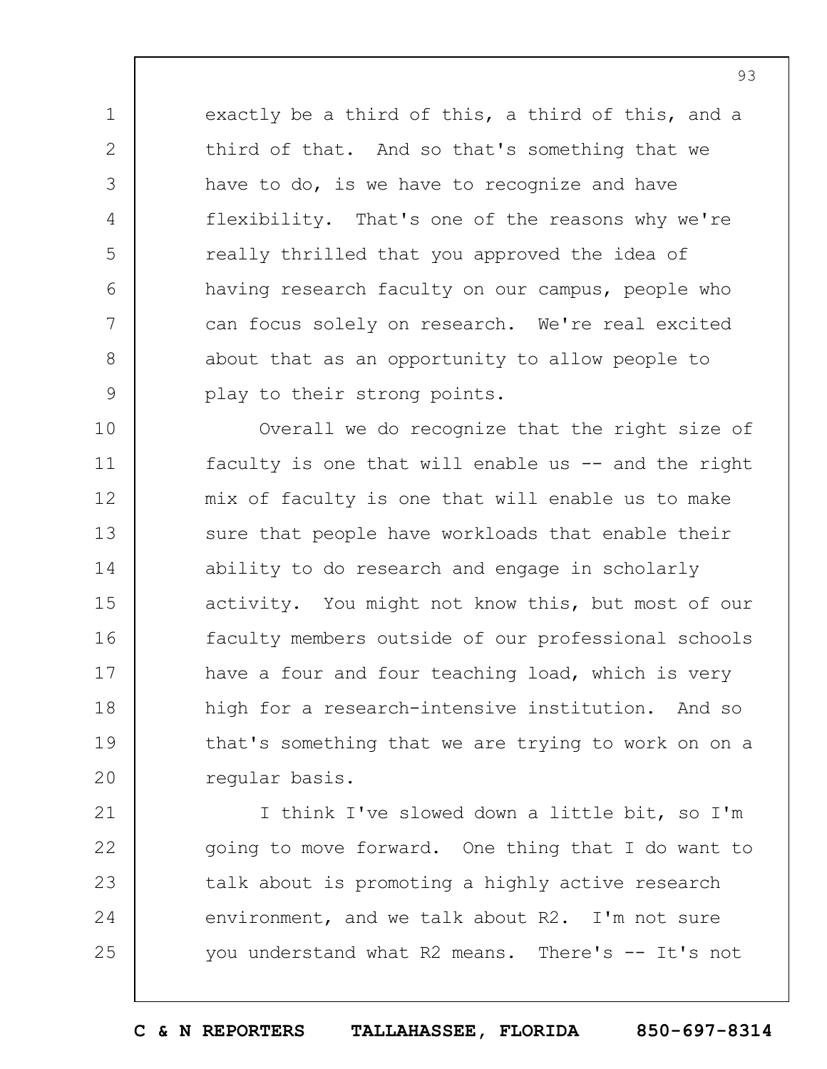exactly be a third of this, a third of this, and a third of that. And so that's something that we have to do, is we have to recognize and have flexibility. That's one of the reasons why we're really thrilled that you approved the idea of having research faculty on our campus, people who can focus solely on research. We're real excited about that as an opportunity to allow people to play to their strong points.

Overall we do recognize that the right size of faculty is one that will enable us -- and the right mix of faculty is one that will enable us to make sure that people have workloads that enable their ability to do research and engage in scholarly activity. You might not know this, but most of our faculty members outside of our professional schools have a four and four teaching load, which is very high for a research-intensive institution. And so that's something that we are trying to work on on a regular basis.

I think I've slowed down a little bit, so I'm going to move forward. One thing that I do want to talk about is promoting a highly active research environment, and we talk about R2. I'm not sure you understand what R2 means. There's -- It's not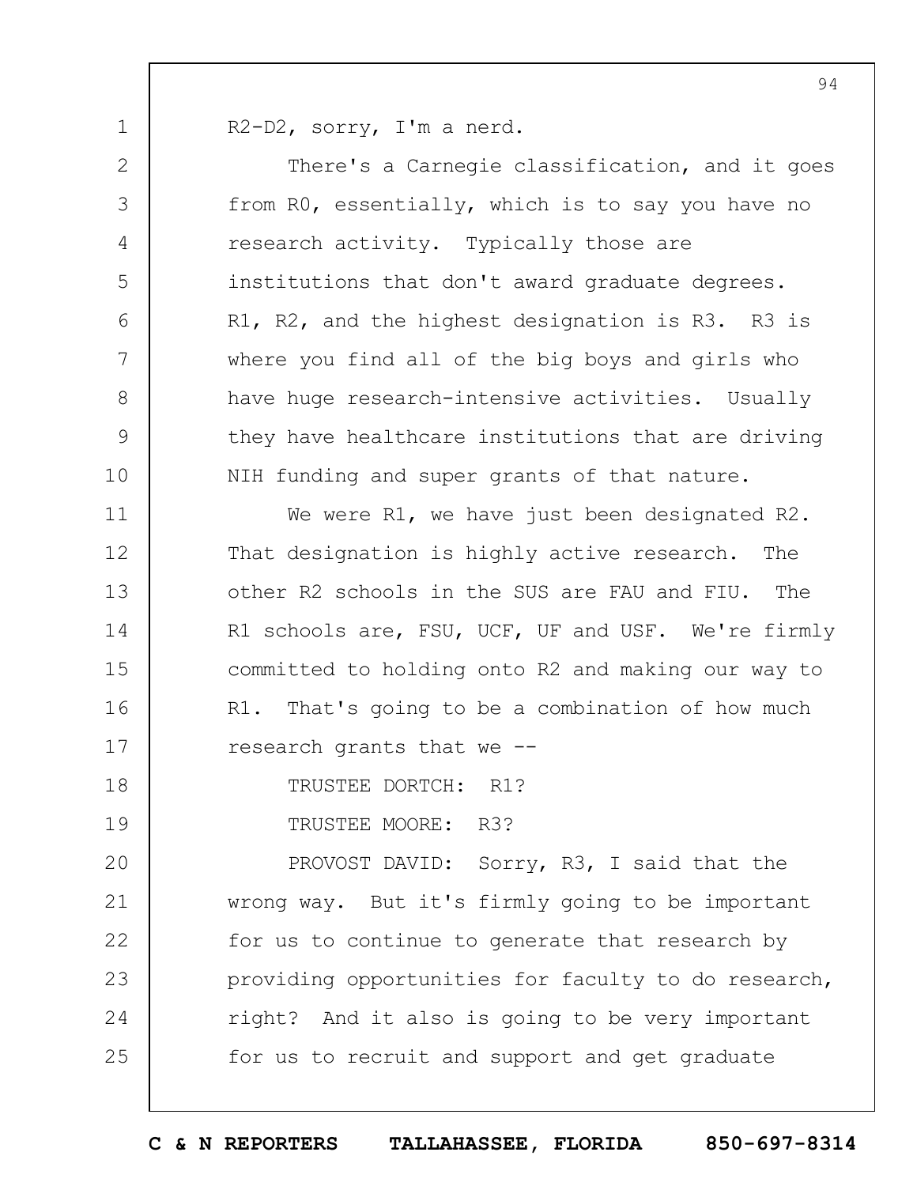R2-D2, sorry, I'm a nerd.

There's a Carnegie classification, and it goes from R0, essentially, which is to say you have no research activity. Typically those are institutions that don't award graduate degrees. R1, R2, and the highest designation is R3. R3 is where you find all of the big boys and girls who have huge research-intensive activities. Usually they have healthcare institutions that are driving NIH funding and super grants of that nature.

We were R1, we have just been designated R2. That designation is highly active research. The other R2 schools in the SUS are FAU and FIU. The R1 schools are, FSU, UCF, UF and USF. We're firmly committed to holding onto R2 and making our way to R1. That's going to be a combination of how much research grants that we --

TRUSTEE DORTCH: R1?

TRUSTEE MOORE: R3?

PROVOST DAVID: Sorry, R3, I said that the wrong way. But it's firmly going to be important for us to continue to generate that research by providing opportunities for faculty to do research, right? And it also is going to be very important for us to recruit and support and get graduate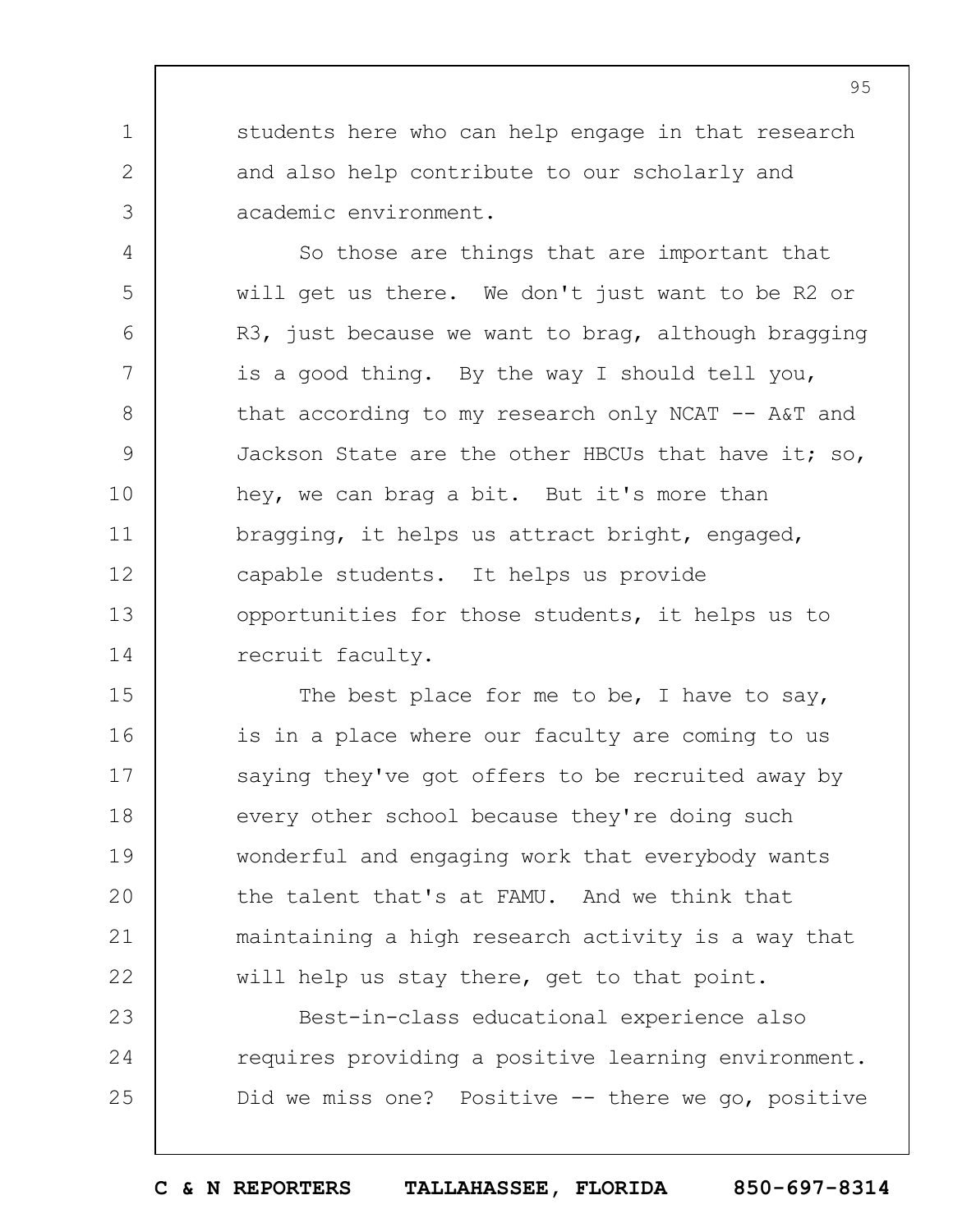students here who can help engage in that research and also help contribute to our scholarly and academic environment.

So those are things that are important that will get us there. We don't just want to be R2 or R3, just because we want to brag, although bragging is a good thing. By the way I should tell you, that according to my research only NCAT -- A&T and Jackson State are the other HBCUs that have it; so, hey, we can brag a bit. But it's more than bragging, it helps us attract bright, engaged, capable students. It helps us provide opportunities for those students, it helps us to recruit faculty.

The best place for me to be, I have to say, is in a place where our faculty are coming to us saying they've got offers to be recruited away by every other school because they're doing such wonderful and engaging work that everybody wants the talent that's at FAMU. And we think that maintaining a high research activity is a way that will help us stay there, get to that point.

Best-in-class educational experience also requires providing a positive learning environment. Did we miss one? Positive -- there we go, positive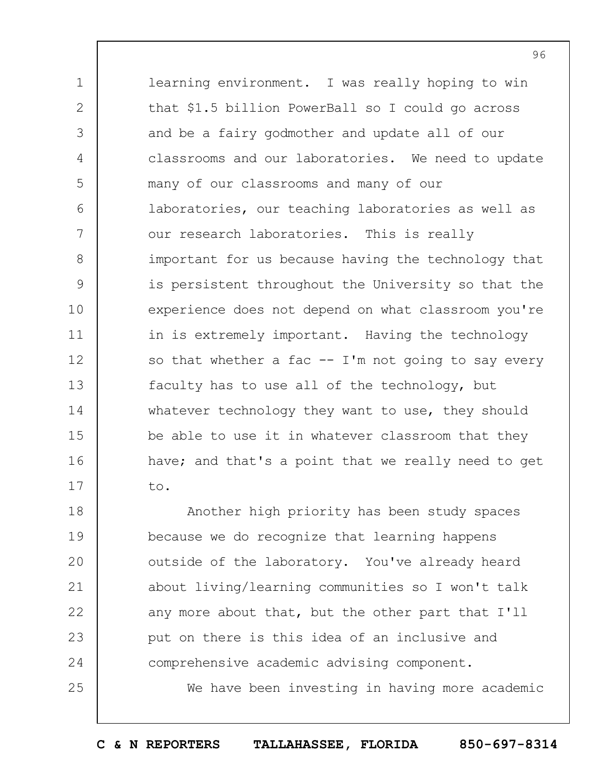learning environment. I was really hoping to win that $1.5 billion PowerBall so I could go across and be a fairy godmother and update all of our classrooms and our laboratories. We need to update many of our classrooms and many of our laboratories, our teaching laboratories as well as our research laboratories. This is really important for us because having the technology that is persistent throughout the University so that the experience does not depend on what classroom you're in is extremely important. Having the technology so that whether a fac -- I'm not going to say every faculty has to use all of the technology, but whatever technology they want to use, they should be able to use it in whatever classroom that they have; and that's a point that we really need to get to.

Another high priority has been study spaces because we do recognize that learning happens outside of the laboratory. You've already heard about living/learning communities so I won't talk any more about that, but the other part that I'll put on there is this idea of an inclusive and comprehensive academic advising component.

We have been investing in having more academic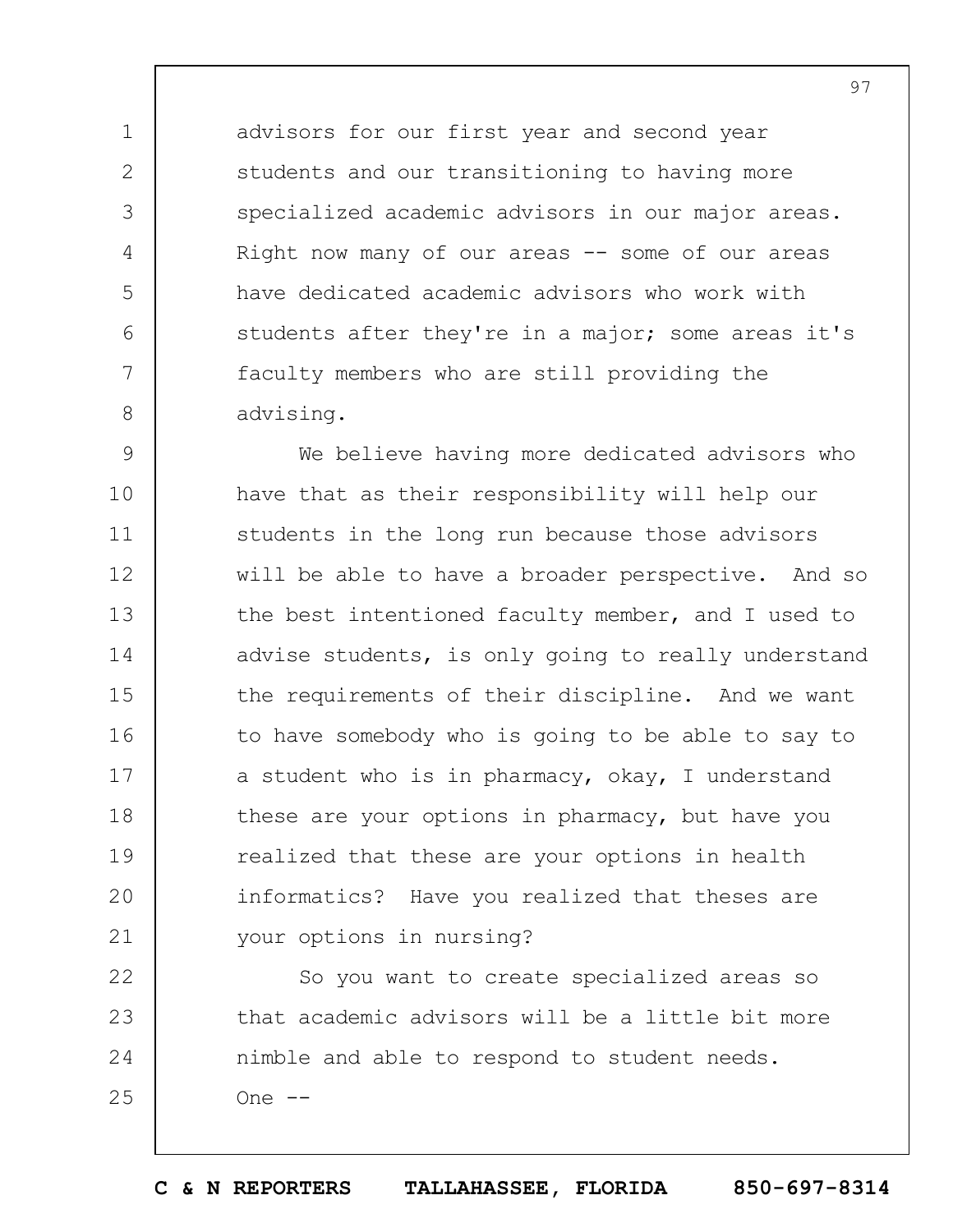advisors for our first year and second year students and our transitioning to having more specialized academic advisors in our major areas. Right now many of our areas -- some of our areas have dedicated academic advisors who work with students after they're in a major; some areas it's faculty members who are still providing the advising.

We believe having more dedicated advisors who have that as their responsibility will help our students in the long run because those advisors will be able to have a broader perspective. And so the best intentioned faculty member, and I used to advise students, is only going to really understand the requirements of their discipline. And we want to have somebody who is going to be able to say to a student who is in pharmacy, okay, I understand these are your options in pharmacy, but have you realized that these are your options in health informatics? Have you realized that theses are your options in nursing?

So you want to create specialized areas so that academic advisors will be a little bit more nimble and able to respond to student needs. One --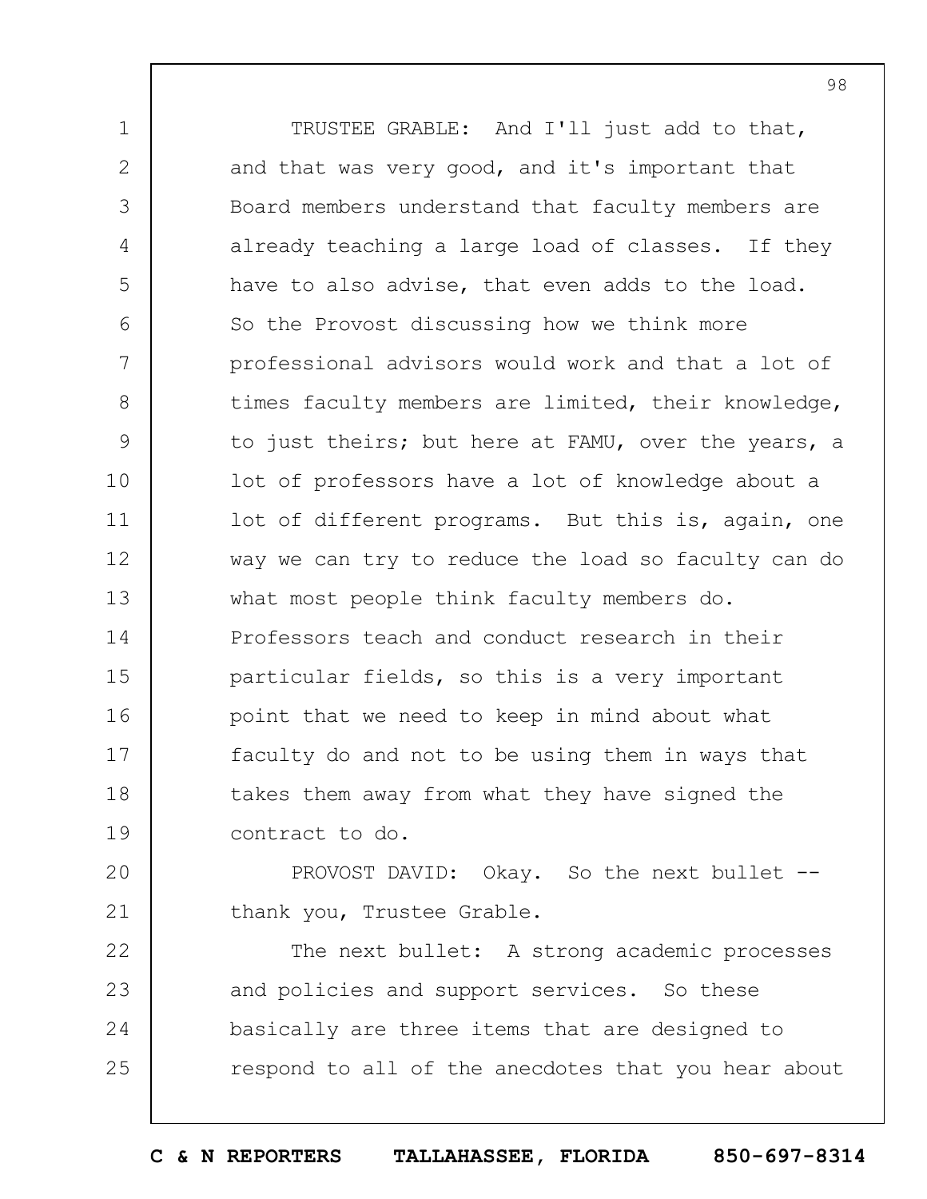TRUSTEE GRABLE: And I'll just add to that, and that was very good, and it's important that Board members understand that faculty members are already teaching a large load of classes. If they have to also advise, that even adds to the load. So the Provost discussing how we think more professional advisors would work and that a lot of times faculty members are limited, their knowledge, to just theirs; but here at FAMU, over the years, a lot of professors have a lot of knowledge about a lot of different programs. But this is, again, one way we can try to reduce the load so faculty can do what most people think faculty members do. Professors teach and conduct research in their particular fields, so this is a very important point that we need to keep in mind about what faculty do and not to be using them in ways that takes them away from what they have signed the contract to do.

PROVOST DAVID: Okay. So the next bullet -- thank you, Trustee Grable.

The next bullet: A strong academic processes and policies and support services. So these basically are three items that are designed to respond to all of the anecdotes that you hear about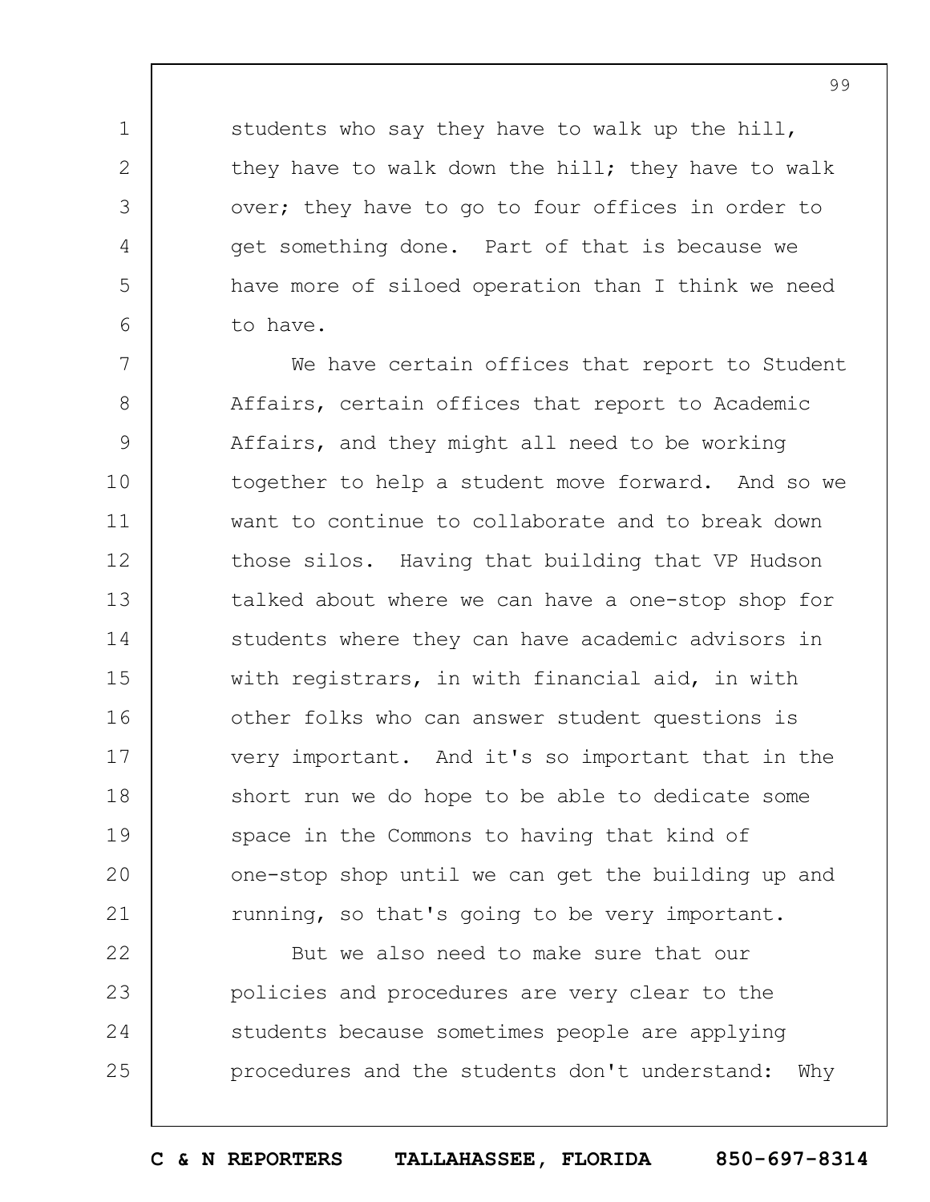students who say they have to walk up the hill, they have to walk down the hill; they have to walk over; they have to go to four offices in order to get something done. Part of that is because we have more of siloed operation than I think we need to have.

We have certain offices that report to Student Affairs, certain offices that report to Academic Affairs, and they might all need to be working together to help a student move forward. And so we want to continue to collaborate and to break down those silos. Having that building that VP Hudson talked about where we can have a one-stop shop for students where they can have academic advisors in with registrars, in with financial aid, in with other folks who can answer student questions is very important. And it's so important that in the short run we do hope to be able to dedicate some space in the Commons to having that kind of one-stop shop until we can get the building up and running, so that's going to be very important.

But we also need to make sure that our policies and procedures are very clear to the students because sometimes people are applying procedures and the students don't understand: Why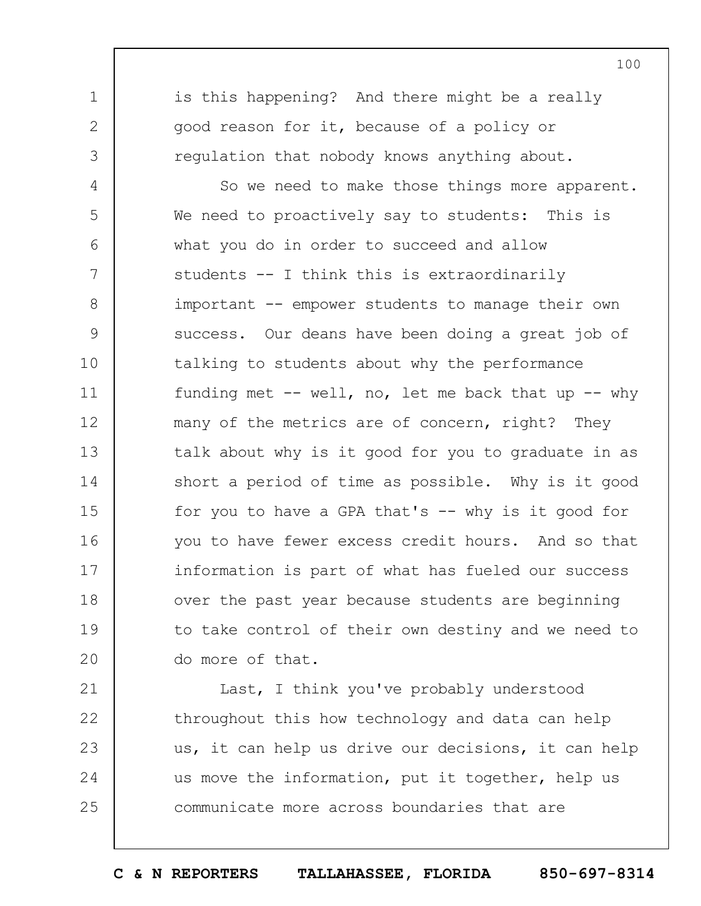is this happening? And there might be a really good reason for it, because of a policy or regulation that nobody knows anything about.

So we need to make those things more apparent. We need to proactively say to students: This is what you do in order to succeed and allow students -- I think this is extraordinarily important -- empower students to manage their own success. Our deans have been doing a great job of talking to students about why the performance funding met -- well, no, let me back that up -- why many of the metrics are of concern, right? They talk about why is it good for you to graduate in as short a period of time as possible. Why is it good for you to have a GPA that's -- why is it good for you to have fewer excess credit hours. And so that information is part of what has fueled our success over the past year because students are beginning to take control of their own destiny and we need to do more of that.

Last, I think you've probably understood throughout this how technology and data can help us, it can help us drive our decisions, it can help us move the information, put it together, help us communicate more across boundaries that are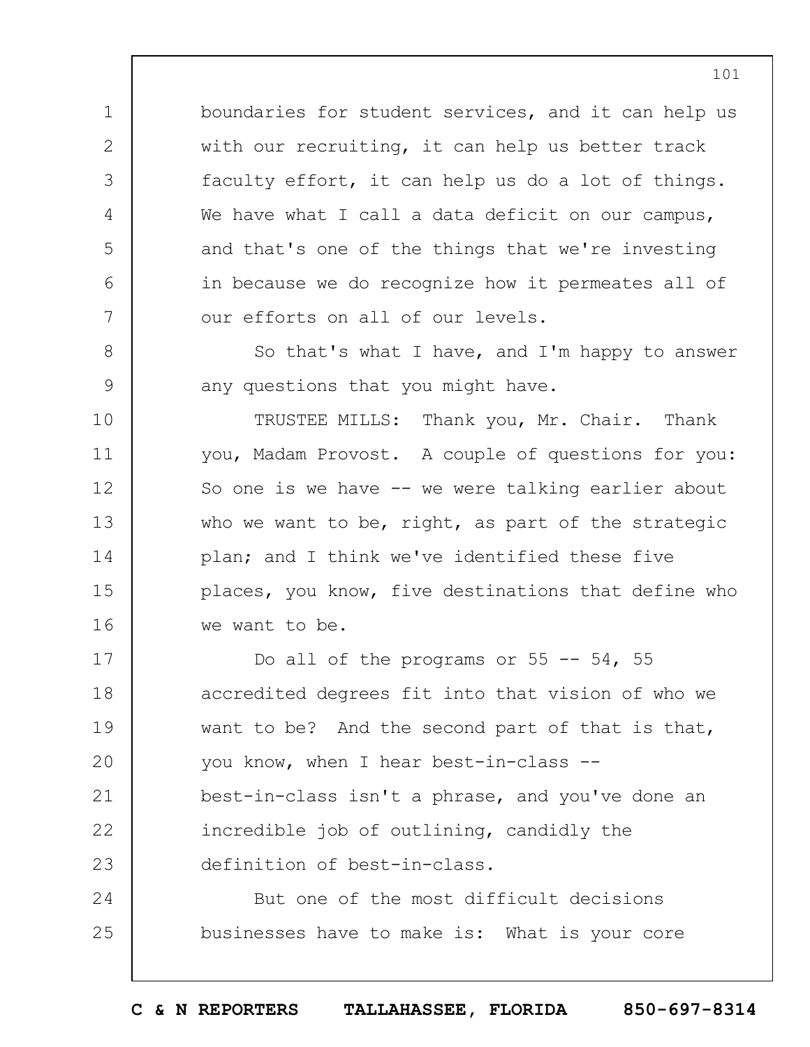boundaries for student services, and it can help us with our recruiting, it can help us better track faculty effort, it can help us do a lot of things. We have what I call a data deficit on our campus, and that's one of the things that we're investing in because we do recognize how it permeates all of our efforts on all of our levels.

So that's what I have, and I'm happy to answer any questions that you might have.

TRUSTEE MILLS: Thank you, Mr. Chair. Thank you, Madam Provost. A couple of questions for you: So one is we have -- we were talking earlier about who we want to be, right, as part of the strategic plan; and I think we've identified these five places, you know, five destinations that define who we want to be.

Do all of the programs or 55 -- 54, 55 accredited degrees fit into that vision of who we want to be? And the second part of that is that, you know, when I hear best-in-class -- best-in-class isn't a phrase, and you've done an incredible job of outlining, candidly the definition of best-in-class.

But one of the most difficult decisions businesses have to make is: What is your core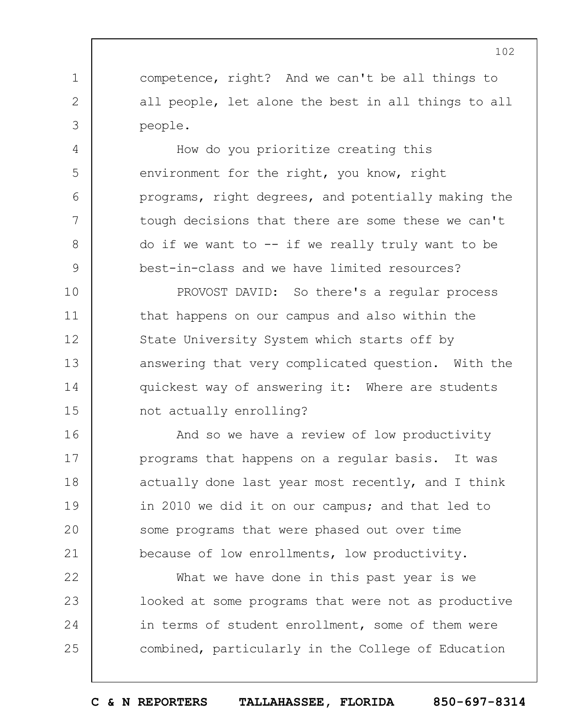competence, right? And we can't be all things to all people, let alone the best in all things to all people.

How do you prioritize creating this environment for the right, you know, right programs, right degrees, and potentially making the tough decisions that there are some these we can't do if we want to -- if we really truly want to be best-in-class and we have limited resources?

PROVOST DAVID: So there's a regular process that happens on our campus and also within the State University System which starts off by answering that very complicated question. With the quickest way of answering it: Where are students not actually enrolling?

And so we have a review of low productivity programs that happens on a regular basis. It was actually done last year most recently, and I think in 2010 we did it on our campus; and that led to some programs that were phased out over time because of low enrollments, low productivity.

What we have done in this past year is we looked at some programs that were not as productive in terms of student enrollment, some of them were combined, particularly in the College of Education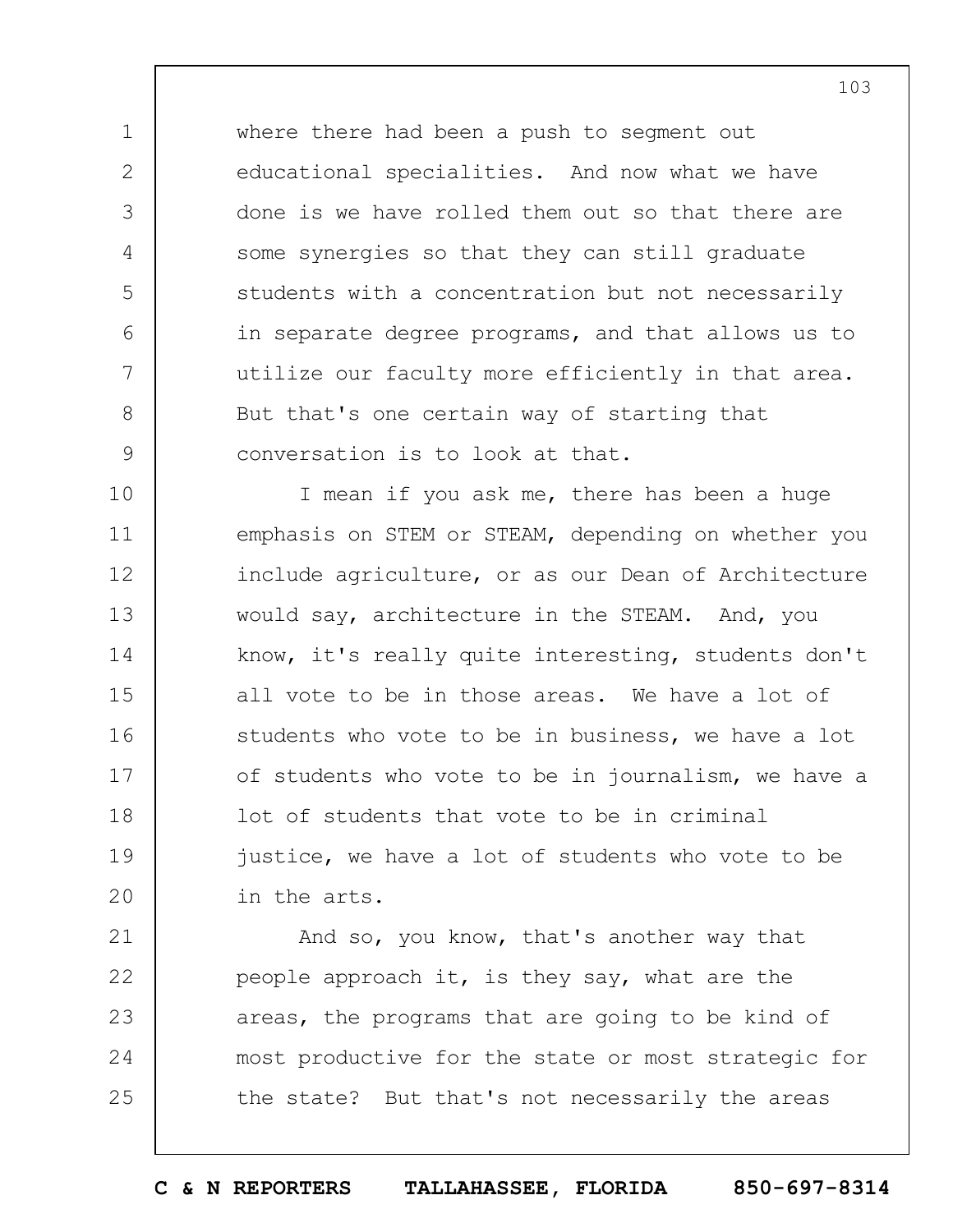where there had been a push to segment out educational specialities. And now what we have done is we have rolled them out so that there are some synergies so that they can still graduate students with a concentration but not necessarily in separate degree programs, and that allows us to utilize our faculty more efficiently in that area. But that's one certain way of starting that conversation is to look at that.

I mean if you ask me, there has been a huge emphasis on STEM or STEAM, depending on whether you include agriculture, or as our Dean of Architecture would say, architecture in the STEAM. And, you know, it's really quite interesting, students don't all vote to be in those areas. We have a lot of students who vote to be in business, we have a lot of students who vote to be in journalism, we have a lot of students that vote to be in criminal justice, we have a lot of students who vote to be in the arts.

And so, you know, that's another way that people approach it, is they say, what are the areas, the programs that are going to be kind of most productive for the state or most strategic for the state? But that's not necessarily the areas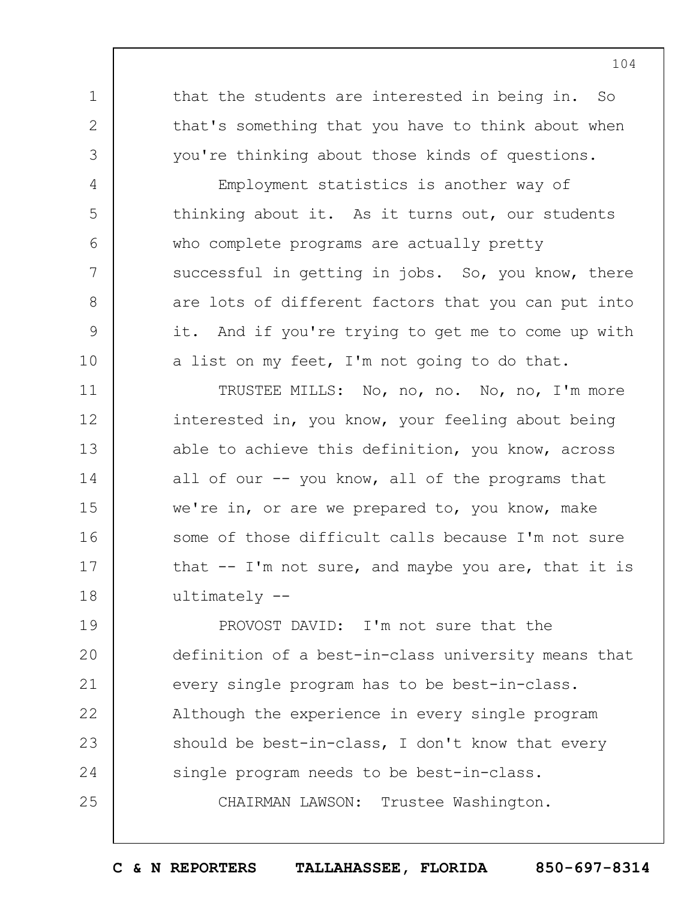that the students are interested in being in. So that's something that you have to think about when you're thinking about those kinds of questions.

Employment statistics is another way of thinking about it. As it turns out, our students who complete programs are actually pretty successful in getting in jobs. So, you know, there are lots of different factors that you can put into it. And if you're trying to get me to come up with a list on my feet, I'm not going to do that.

TRUSTEE MILLS: No, no, no. No, no, I'm more interested in, you know, your feeling about being able to achieve this definition, you know, across all of our -- you know, all of the programs that we're in, or are we prepared to, you know, make some of those difficult calls because I'm not sure that -- I'm not sure, and maybe you are, that it is ultimately --

PROVOST DAVID: I'm not sure that the definition of a best-in-class university means that every single program has to be best-in-class. Although the experience in every single program should be best-in-class, I don't know that every single program needs to be best-in-class.

CHAIRMAN LAWSON: Trustee Washington.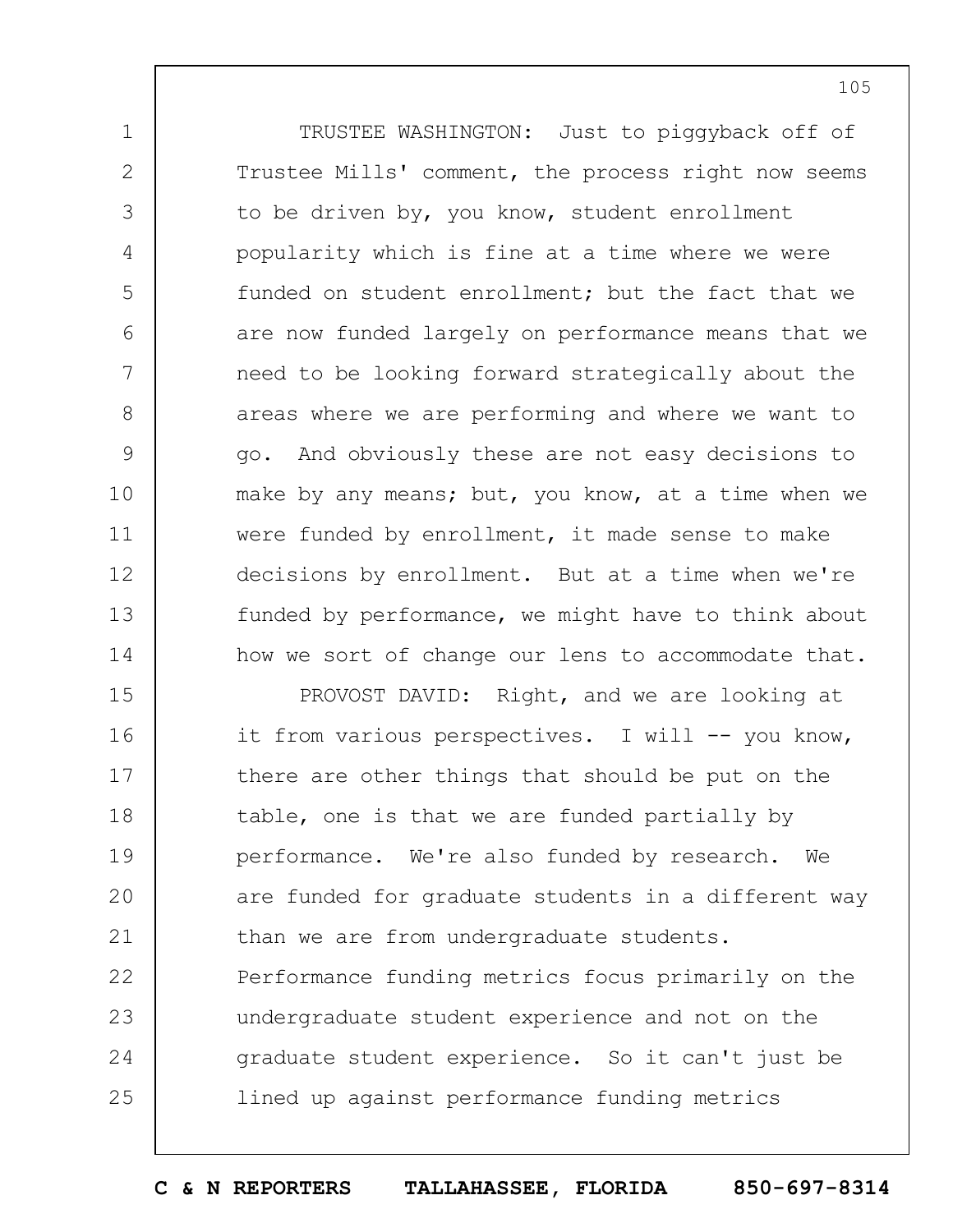TRUSTEE WASHINGTON: Just to piggyback off of Trustee Mills' comment, the process right now seems to be driven by, you know, student enrollment popularity which is fine at a time where we were funded on student enrollment; but the fact that we are now funded largely on performance means that we need to be looking forward strategically about the areas where we are performing and where we want to go. And obviously these are not easy decisions to make by any means; but, you know, at a time when we were funded by enrollment, it made sense to make decisions by enrollment. But at a time when we're funded by performance, we might have to think about how we sort of change our lens to accommodate that.

PROVOST DAVID: Right, and we are looking at it from various perspectives. I will -- you know, there are other things that should be put on the table, one is that we are funded partially by performance. We're also funded by research. We are funded for graduate students in a different way than we are from undergraduate students. Performance funding metrics focus primarily on the undergraduate student experience and not on the graduate student experience. So it can't just be lined up against performance funding metrics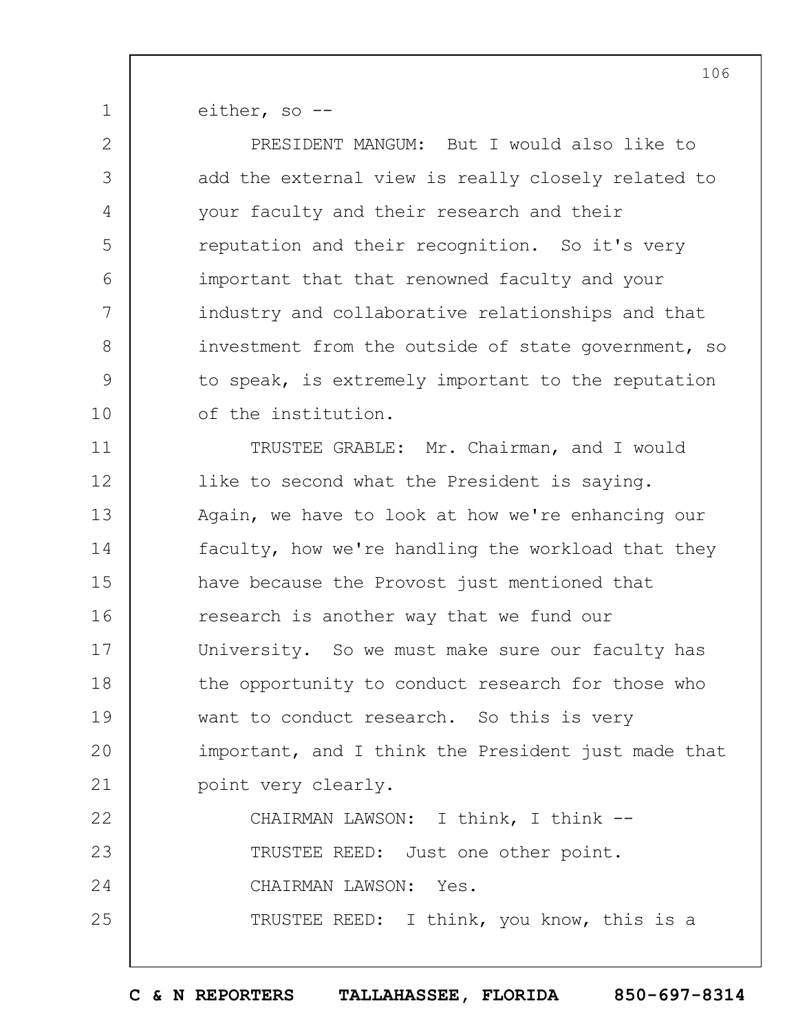either, so --

PRESIDENT MANGUM: But I would also like to add the external view is really closely related to your faculty and their research and their reputation and their recognition. So it's very important that that renowned faculty and your industry and collaborative relationships and that investment from the outside of state government, so to speak, is extremely important to the reputation of the institution.

TRUSTEE GRABLE: Mr. Chairman, and I would like to second what the President is saying. Again, we have to look at how we're enhancing our faculty, how we're handling the workload that they have because the Provost just mentioned that research is another way that we fund our University. So we must make sure our faculty has the opportunity to conduct research for those who want to conduct research. So this is very important, and I think the President just made that point very clearly.

CHAIRMAN LAWSON: I think, I think --

TRUSTEE REED: Just one other point.

CHAIRMAN LAWSON: Yes.

TRUSTEE REED: I think, you know, this is a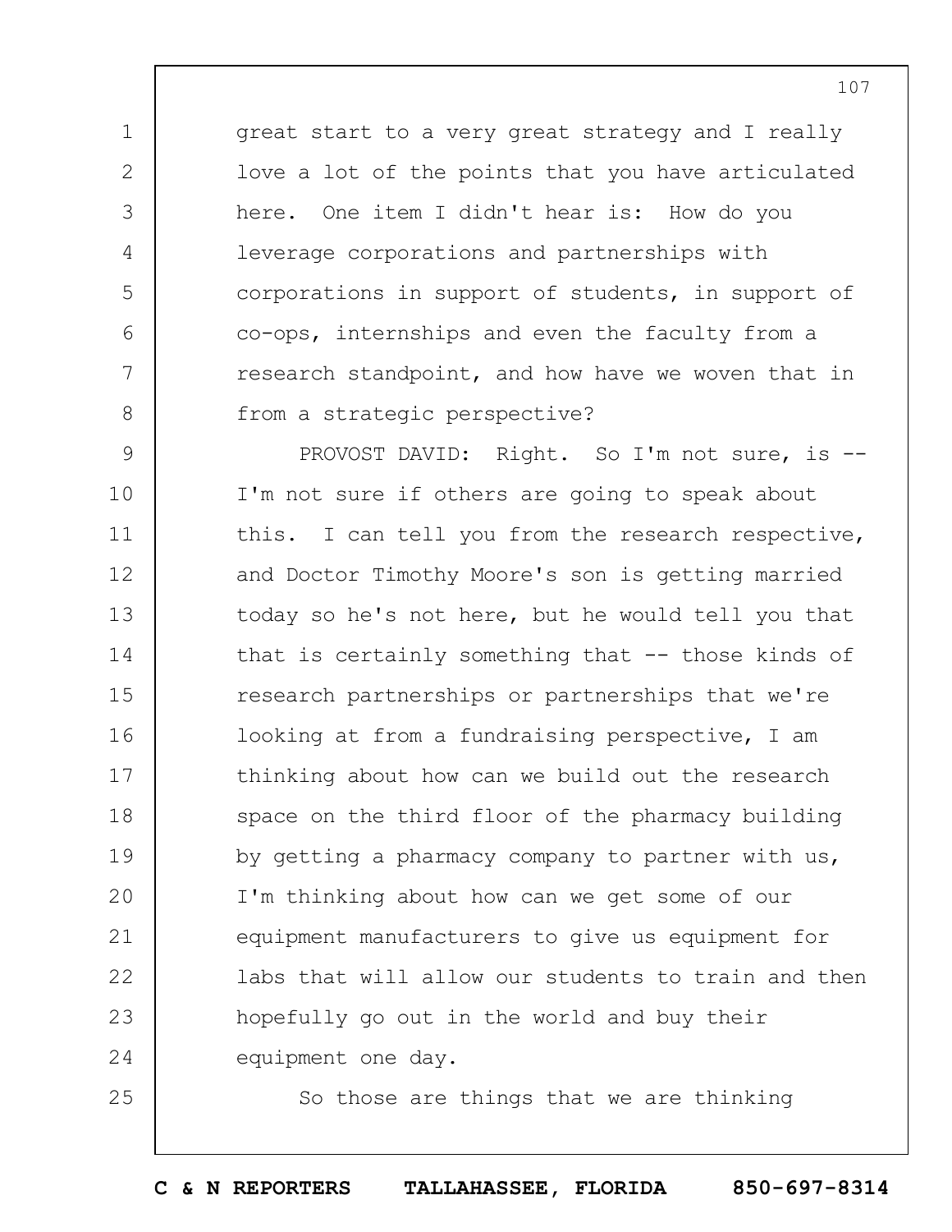great start to a very great strategy and I really love a lot of the points that you have articulated here. One item I didn't hear is: How do you leverage corporations and partnerships with corporations in support of students, in support of co-ops, internships and even the faculty from a research standpoint, and how have we woven that in from a strategic perspective?

PROVOST DAVID: Right. So I'm not sure, is -- I'm not sure if others are going to speak about this. I can tell you from the research respective, and Doctor Timothy Moore's son is getting married today so he's not here, but he would tell you that that is certainly something that -- those kinds of research partnerships or partnerships that we're looking at from a fundraising perspective, I am thinking about how can we build out the research space on the third floor of the pharmacy building by getting a pharmacy company to partner with us, I'm thinking about how can we get some of our equipment manufacturers to give us equipment for labs that will allow our students to train and then hopefully go out in the world and buy their equipment one day.

So those are things that we are thinking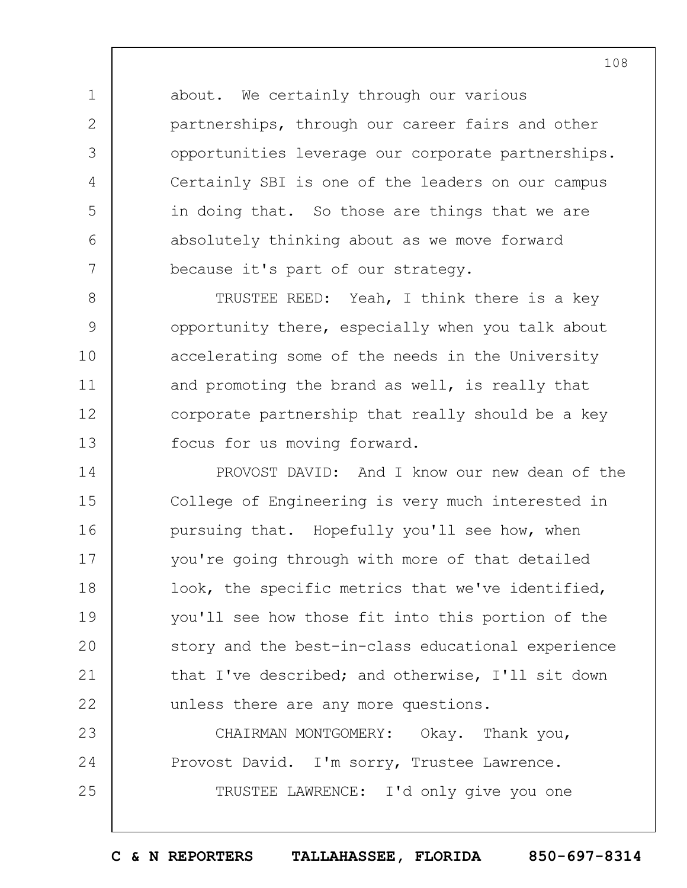about. We certainly through our various partnerships, through our career fairs and other opportunities leverage our corporate partnerships. Certainly SBI is one of the leaders on our campus in doing that. So those are things that we are absolutely thinking about as we move forward because it's part of our strategy.

TRUSTEE REED: Yeah, I think there is a key opportunity there, especially when you talk about accelerating some of the needs in the University and promoting the brand as well, is really that corporate partnership that really should be a key focus for us moving forward.

PROVOST DAVID: And I know our new dean of the College of Engineering is very much interested in pursuing that. Hopefully you'll see how, when you're going through with more of that detailed look, the specific metrics that we've identified, you'll see how those fit into this portion of the story and the best-in-class educational experience that I've described; and otherwise, I'll sit down unless there are any more questions.

CHAIRMAN MONTGOMERY: Okay. Thank you, Provost David. I'm sorry, Trustee Lawrence.

TRUSTEE LAWRENCE: I'd only give you one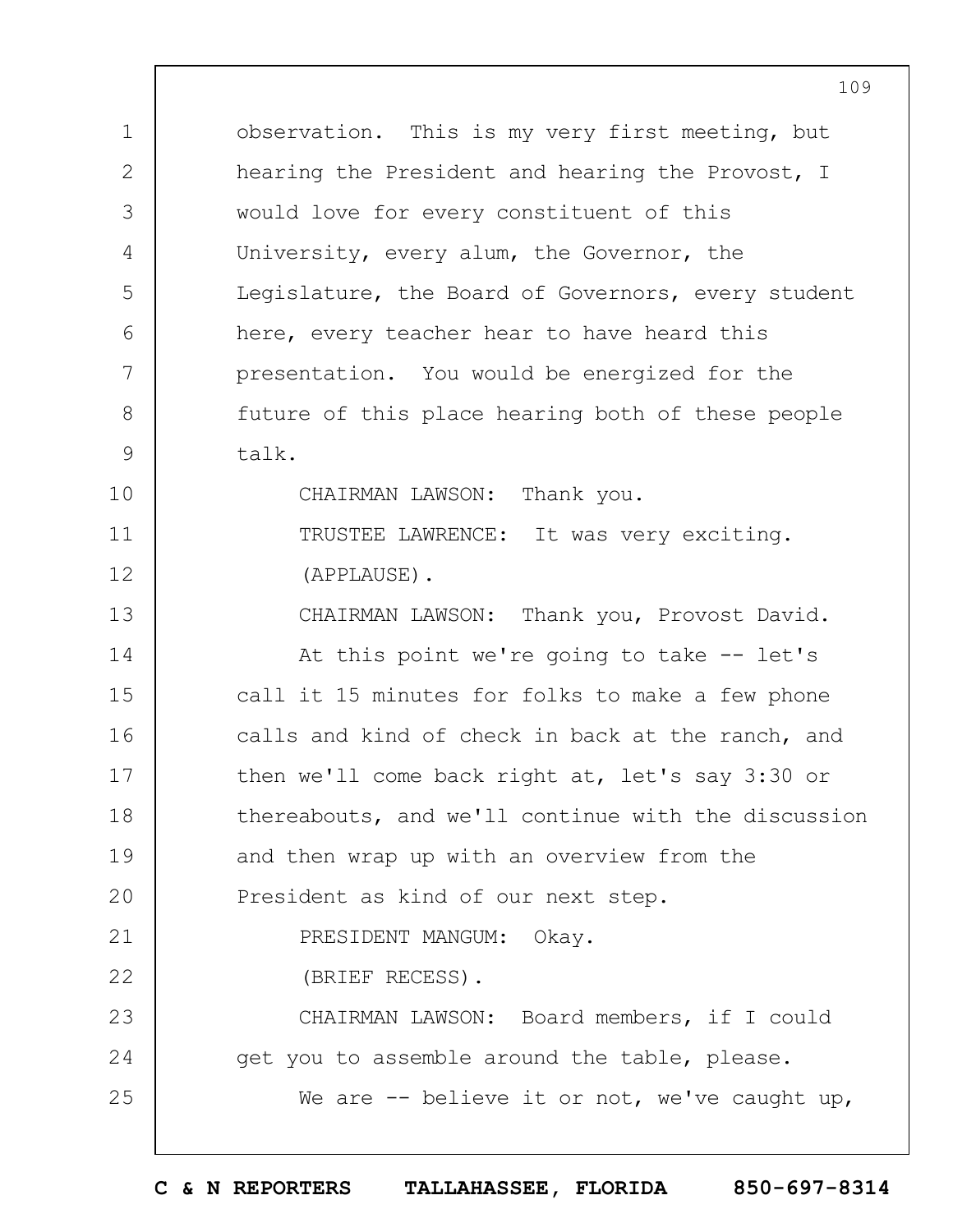observation. This is my very first meeting, but hearing the President and hearing the Provost, I would love for every constituent of this University, every alum, the Governor, the Legislature, the Board of Governors, every student here, every teacher hear to have heard this presentation. You would be energized for the future of this place hearing both of these people talk.

CHAIRMAN LAWSON: Thank you.

TRUSTEE LAWRENCE: It was very exciting.

(APPLAUSE).

CHAIRMAN LAWSON: Thank you, Provost David.

At this point we're going to take -- let's call it 15 minutes for folks to make a few phone calls and kind of check in back at the ranch, and then we'll come back right at, let's say 3:30 or thereabouts, and we'll continue with the discussion and then wrap up with an overview from the President as kind of our next step.

PRESIDENT MANGUM: Okay.

(BRIEF RECESS).

CHAIRMAN LAWSON: Board members, if I could get you to assemble around the table, please.

We are -- believe it or not, we've caught up,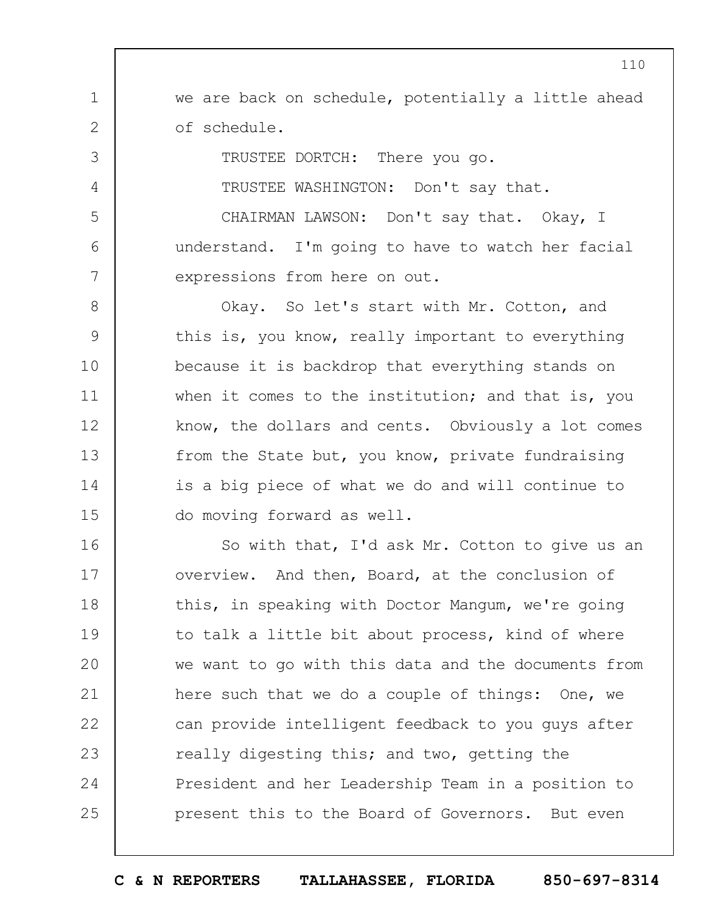we are back on schedule, potentially a little ahead of schedule.

TRUSTEE DORTCH: There you go.

TRUSTEE WASHINGTON: Don't say that.

CHAIRMAN LAWSON: Don't say that. Okay, I understand. I'm going to have to watch her facial expressions from here on out.

Okay. So let's start with Mr. Cotton, and this is, you know, really important to everything because it is backdrop that everything stands on when it comes to the institution; and that is, you know, the dollars and cents. Obviously a lot comes from the State but, you know, private fundraising is a big piece of what we do and will continue to do moving forward as well.

So with that, I'd ask Mr. Cotton to give us an overview. And then, Board, at the conclusion of this, in speaking with Doctor Mangum, we're going to talk a little bit about process, kind of where we want to go with this data and the documents from here such that we do a couple of things: One, we can provide intelligent feedback to you guys after really digesting this; and two, getting the President and her Leadership Team in a position to present this to the Board of Governors. But even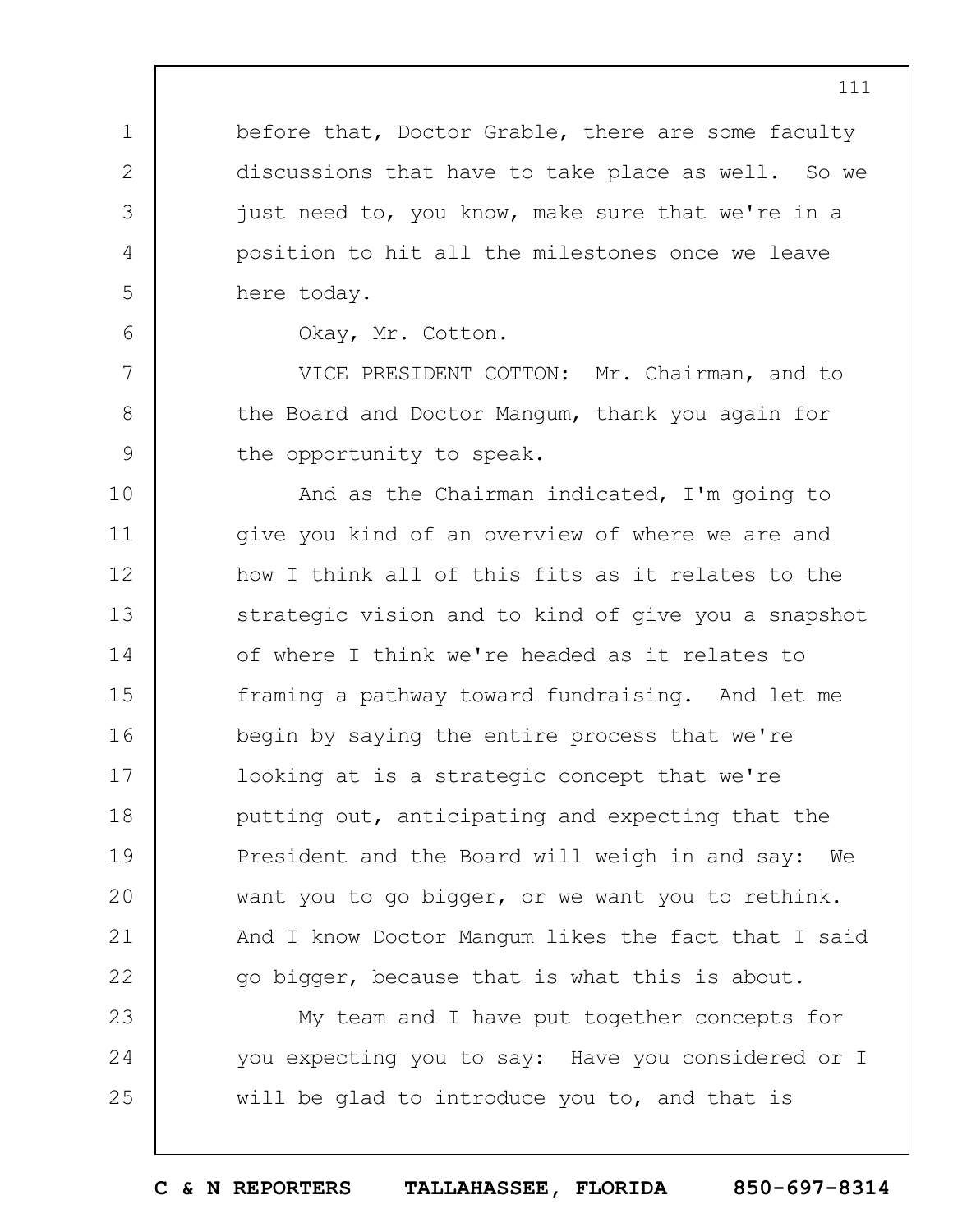before that, Doctor Grable, there are some faculty discussions that have to take place as well. So we just need to, you know, make sure that we're in a position to hit all the milestones once we leave here today.

Okay, Mr. Cotton.

VICE PRESIDENT COTTON: Mr. Chairman, and to the Board and Doctor Mangum, thank you again for the opportunity to speak.

And as the Chairman indicated, I'm going to give you kind of an overview of where we are and how I think all of this fits as it relates to the strategic vision and to kind of give you a snapshot of where I think we're headed as it relates to framing a pathway toward fundraising. And let me begin by saying the entire process that we're looking at is a strategic concept that we're putting out, anticipating and expecting that the President and the Board will weigh in and say: We want you to go bigger, or we want you to rethink. And I know Doctor Mangum likes the fact that I said go bigger, because that is what this is about.

My team and I have put together concepts for you expecting you to say: Have you considered or I will be glad to introduce you to, and that is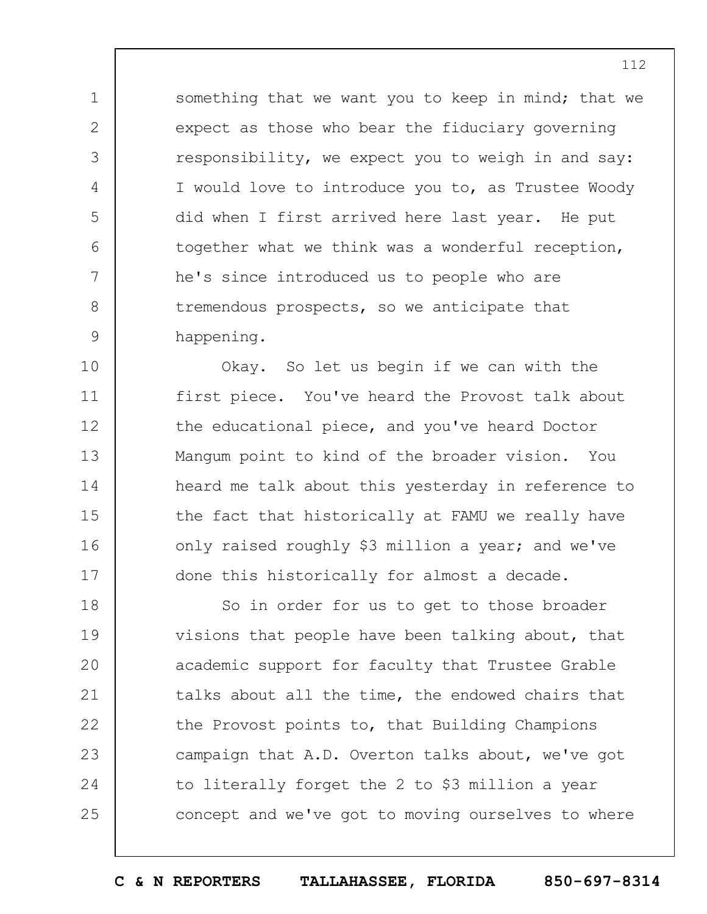something that we want you to keep in mind; that we expect as those who bear the fiduciary governing responsibility, we expect you to weigh in and say: I would love to introduce you to, as Trustee Woody did when I first arrived here last year. He put together what we think was a wonderful reception, he's since introduced us to people who are tremendous prospects, so we anticipate that happening.

Okay. So let us begin if we can with the first piece. You've heard the Provost talk about the educational piece, and you've heard Doctor Mangum point to kind of the broader vision. You heard me talk about this yesterday in reference to the fact that historically at FAMU we really have only raised roughly $3 million a year; and we've done this historically for almost a decade.

So in order for us to get to those broader visions that people have been talking about, that academic support for faculty that Trustee Grable talks about all the time, the endowed chairs that the Provost points to, that Building Champions campaign that A.D. Overton talks about, we've got to literally forget the 2 to $3 million a year concept and we've got to moving ourselves to where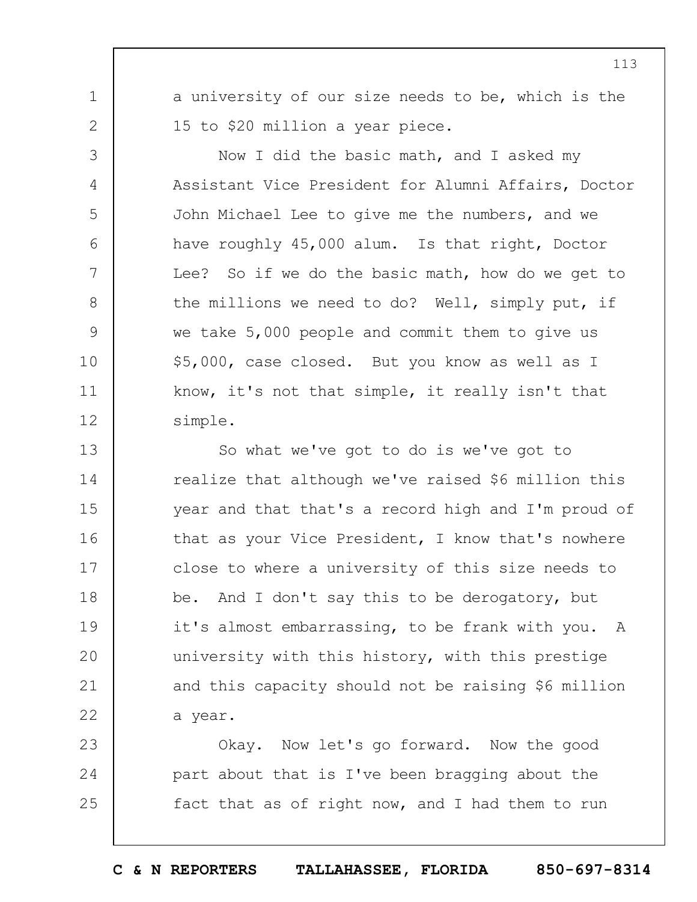a university of our size needs to be, which is the 15 to $20 million a year piece.

Now I did the basic math, and I asked my Assistant Vice President for Alumni Affairs, Doctor John Michael Lee to give me the numbers, and we have roughly 45,000 alum. Is that right, Doctor Lee? So if we do the basic math, how do we get to the millions we need to do? Well, simply put, if we take 5,000 people and commit them to give us $5,000, case closed. But you know as well as I know, it's not that simple, it really isn't that simple.

So what we've got to do is we've got to realize that although we've raised $6 million this year and that that's a record high and I'm proud of that as your Vice President, I know that's nowhere close to where a university of this size needs to be. And I don't say this to be derogatory, but it's almost embarrassing, to be frank with you. A university with this history, with this prestige and this capacity should not be raising $6 million a year.

Okay. Now let's go forward. Now the good part about that is I've been bragging about the fact that as of right now, and I had them to run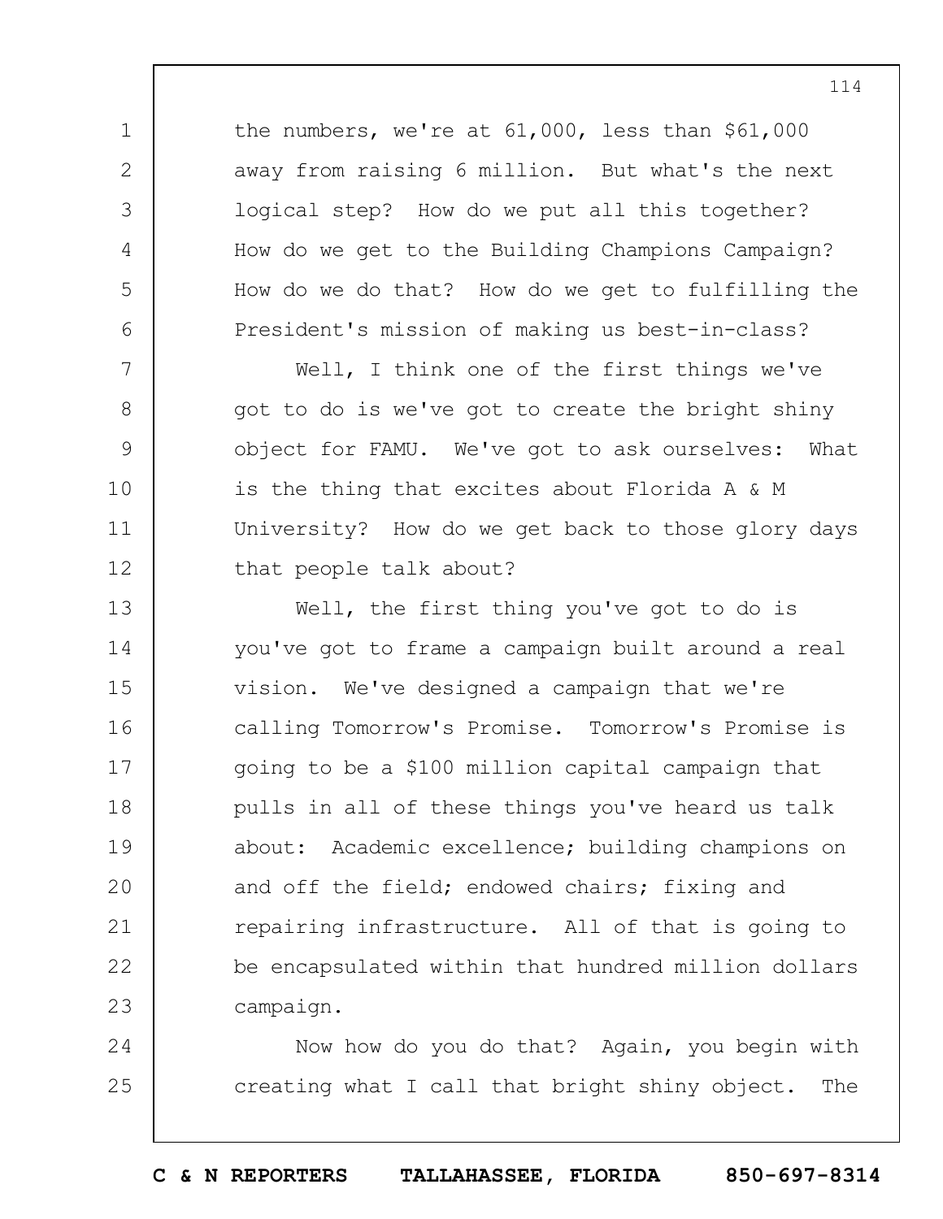the numbers, we're at 61,000, less than $61,000 away from raising 6 million. But what's the next logical step? How do we put all this together? How do we get to the Building Champions Campaign? How do we do that? How do we get to fulfilling the President's mission of making us best-in-class?

Well, I think one of the first things we've got to do is we've got to create the bright shiny object for FAMU. We've got to ask ourselves: What is the thing that excites about Florida A & M University? How do we get back to those glory days that people talk about?

Well, the first thing you've got to do is you've got to frame a campaign built around a real vision. We've designed a campaign that we're calling Tomorrow's Promise. Tomorrow's Promise is going to be a $100 million capital campaign that pulls in all of these things you've heard us talk about: Academic excellence; building champions on and off the field; endowed chairs; fixing and repairing infrastructure. All of that is going to be encapsulated within that hundred million dollars campaign.

Now how do you do that? Again, you begin with creating what I call that bright shiny object. The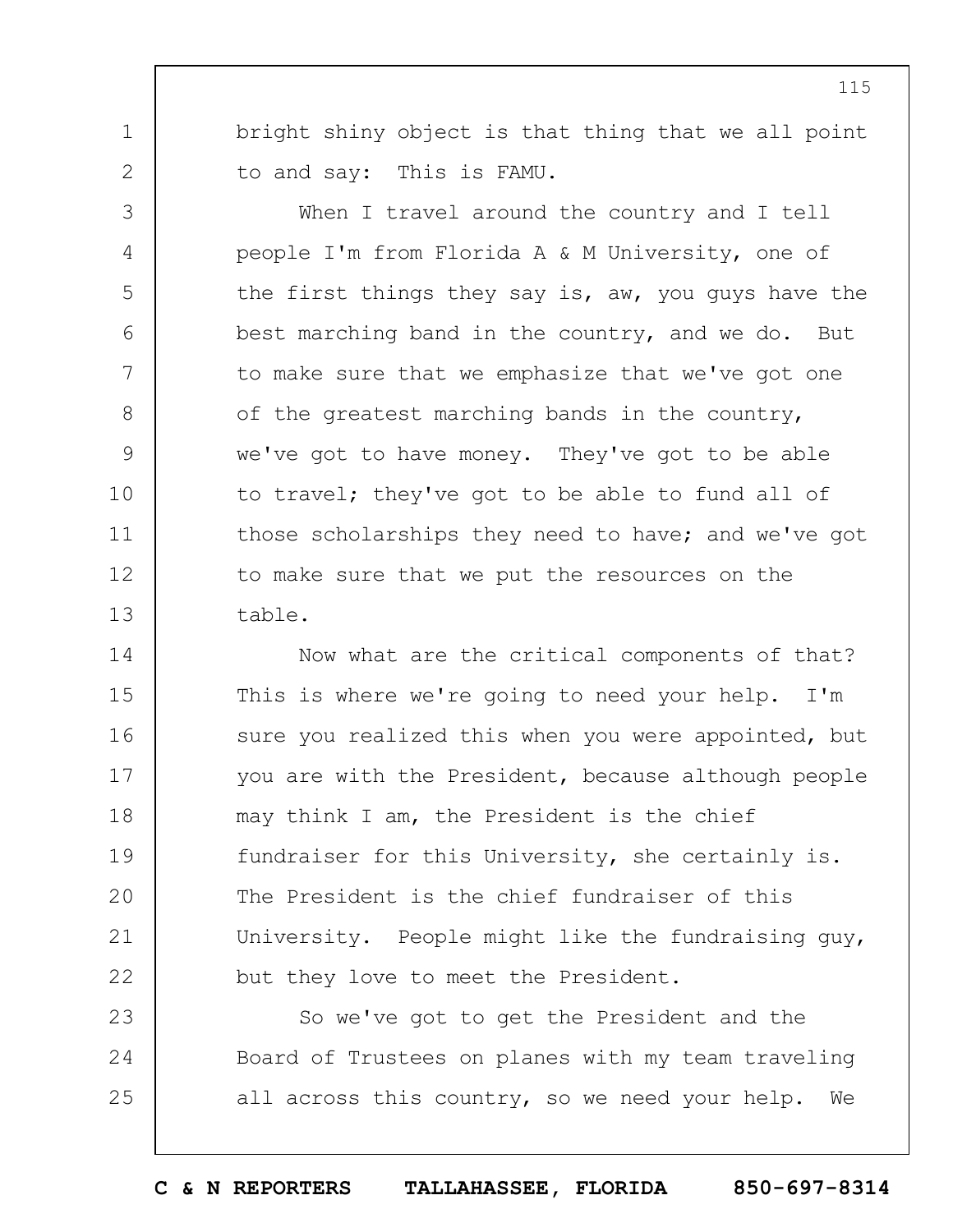bright shiny object is that thing that we all point to and say: This is FAMU.

When I travel around the country and I tell people I'm from Florida A & M University, one of the first things they say is, aw, you guys have the best marching band in the country, and we do. But to make sure that we emphasize that we've got one of the greatest marching bands in the country, we've got to have money. They've got to be able to travel; they've got to be able to fund all of those scholarships they need to have; and we've got to make sure that we put the resources on the table.

Now what are the critical components of that? This is where we're going to need your help. I'm sure you realized this when you were appointed, but you are with the President, because although people may think I am, the President is the chief fundraiser for this University, she certainly is. The President is the chief fundraiser of this University. People might like the fundraising guy, but they love to meet the President.

So we've got to get the President and the Board of Trustees on planes with my team traveling all across this country, so we need your help. We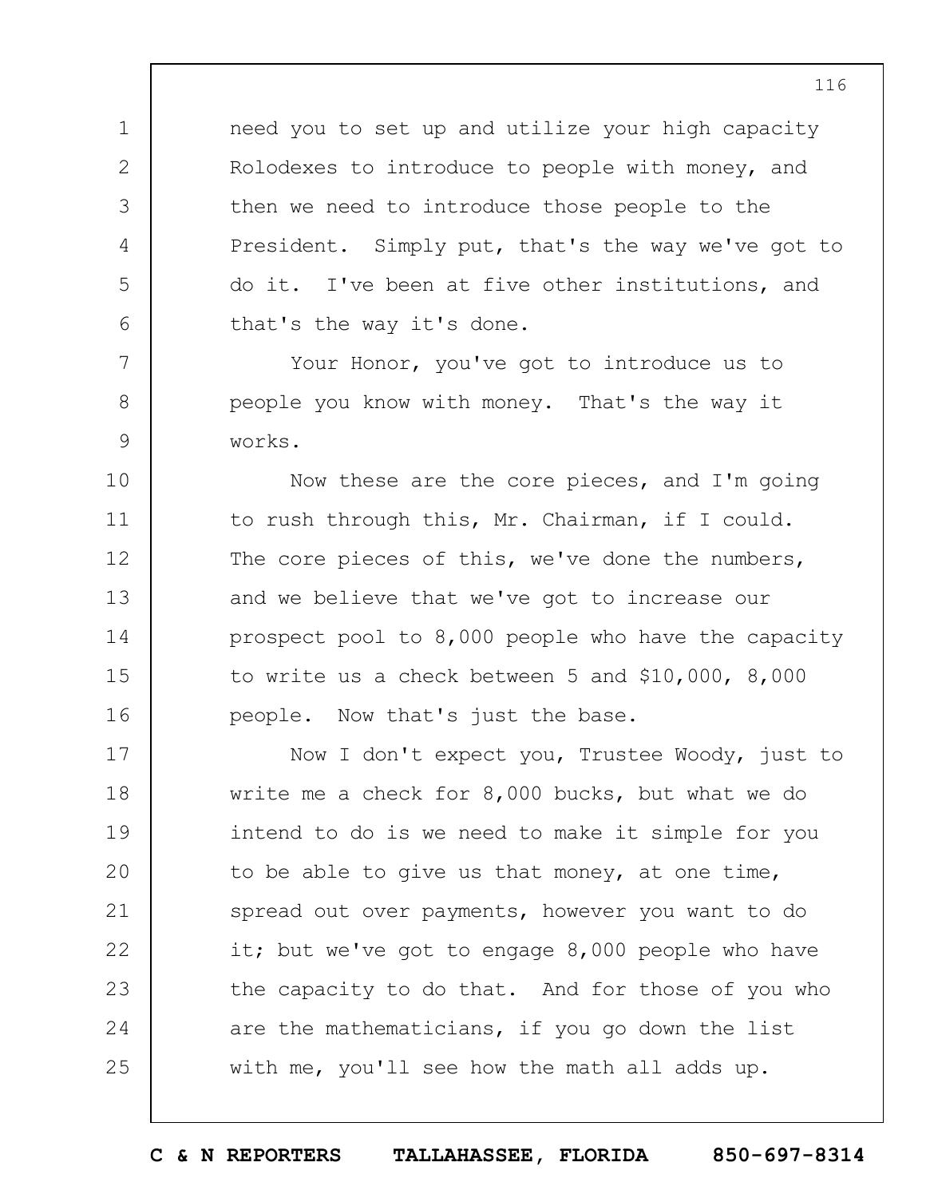need you to set up and utilize your high capacity Rolodexes to introduce to people with money, and then we need to introduce those people to the President. Simply put, that's the way we've got to do it. I've been at five other institutions, and that's the way it's done.

Your Honor, you've got to introduce us to people you know with money. That's the way it works.

Now these are the core pieces, and I'm going to rush through this, Mr. Chairman, if I could. The core pieces of this, we've done the numbers, and we believe that we've got to increase our prospect pool to 8,000 people who have the capacity to write us a check between 5 and $10,000, 8,000 people. Now that's just the base.

Now I don't expect you, Trustee Woody, just to write me a check for 8,000 bucks, but what we do intend to do is we need to make it simple for you to be able to give us that money, at one time, spread out over payments, however you want to do it; but we've got to engage 8,000 people who have the capacity to do that. And for those of you who are the mathematicians, if you go down the list with me, you'll see how the math all adds up.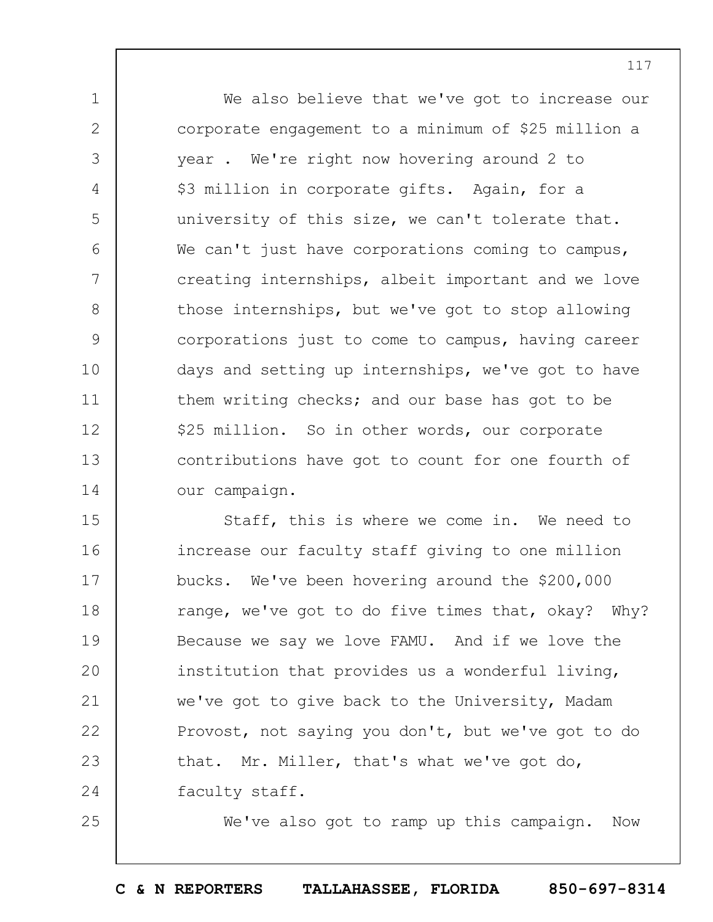We also believe that we've got to increase our corporate engagement to a minimum of $25 million a year . We're right now hovering around 2 to $3 million in corporate gifts. Again, for a university of this size, we can't tolerate that. We can't just have corporations coming to campus, creating internships, albeit important and we love those internships, but we've got to stop allowing corporations just to come to campus, having career days and setting up internships, we've got to have them writing checks; and our base has got to be $25 million. So in other words, our corporate contributions have got to count for one fourth of our campaign.

Staff, this is where we come in. We need to increase our faculty staff giving to one million bucks. We've been hovering around the $200,000 range, we've got to do five times that, okay? Why? Because we say we love FAMU. And if we love the institution that provides us a wonderful living, we've got to give back to the University, Madam Provost, not saying you don't, but we've got to do that. Mr. Miller, that's what we've got do, faculty staff.

We've also got to ramp up this campaign. Now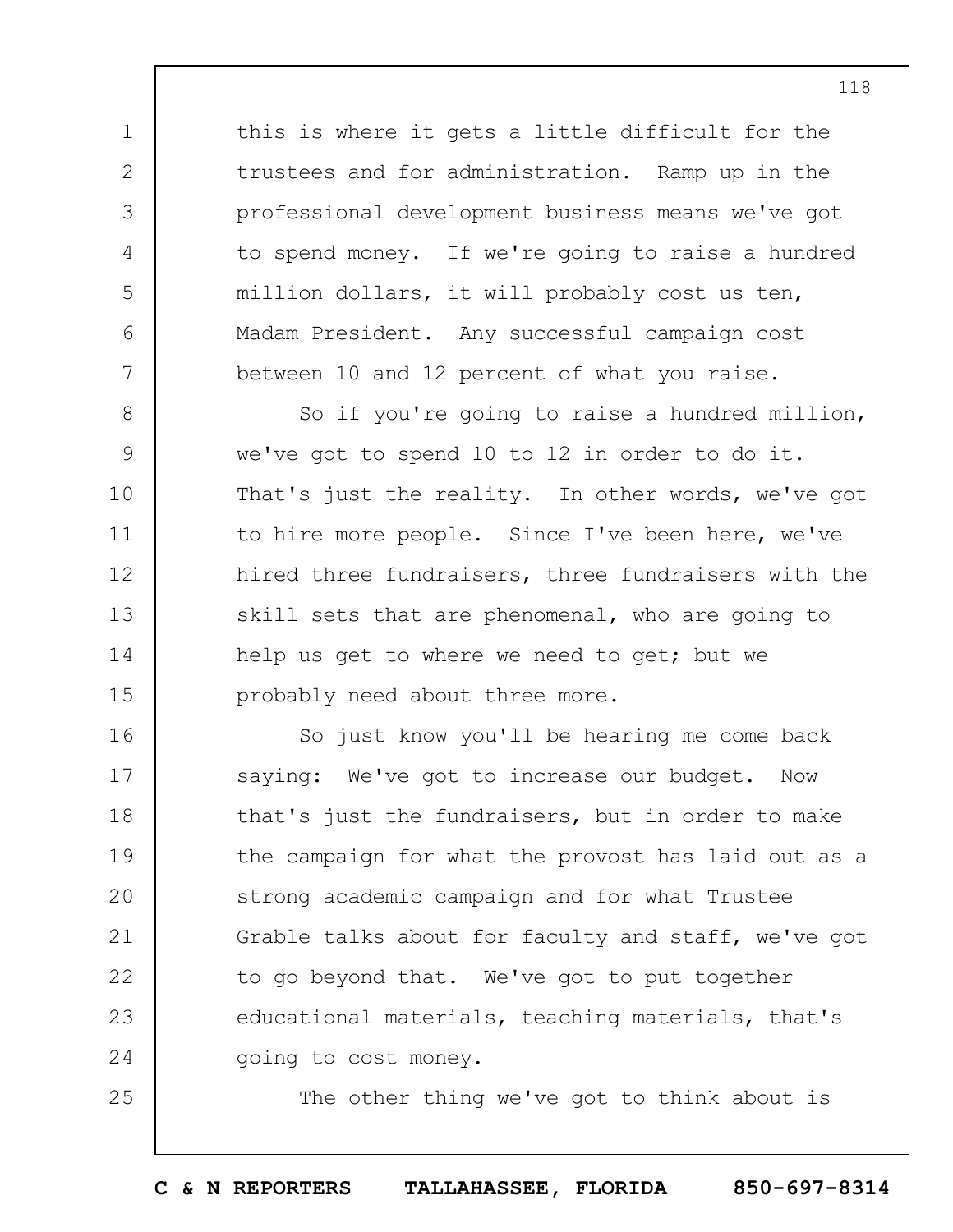this is where it gets a little difficult for the trustees and for administration. Ramp up in the professional development business means we've got to spend money. If we're going to raise a hundred million dollars, it will probably cost us ten, Madam President. Any successful campaign cost between 10 and 12 percent of what you raise.

So if you're going to raise a hundred million, we've got to spend 10 to 12 in order to do it. That's just the reality. In other words, we've got to hire more people. Since I've been here, we've hired three fundraisers, three fundraisers with the skill sets that are phenomenal, who are going to help us get to where we need to get; but we probably need about three more.

So just know you'll be hearing me come back saying: We've got to increase our budget. Now that's just the fundraisers, but in order to make the campaign for what the provost has laid out as a strong academic campaign and for what Trustee Grable talks about for faculty and staff, we've got to go beyond that. We've got to put together educational materials, teaching materials, that's going to cost money.

The other thing we've got to think about is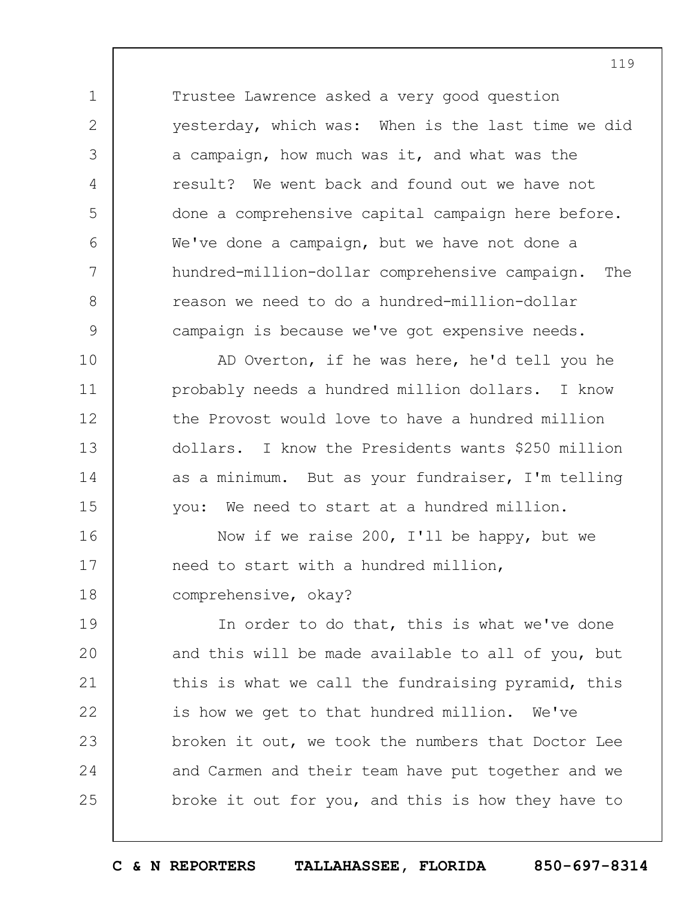Trustee Lawrence asked a very good question yesterday, which was: When is the last time we did a campaign, how much was it, and what was the result? We went back and found out we have not done a comprehensive capital campaign here before. We've done a campaign, but we have not done a hundred-million-dollar comprehensive campaign. The reason we need to do a hundred-million-dollar campaign is because we've got expensive needs.

AD Overton, if he was here, he'd tell you he probably needs a hundred million dollars. I know the Provost would love to have a hundred million dollars. I know the Presidents wants $250 million as a minimum. But as your fundraiser, I'm telling you: We need to start at a hundred million.

Now if we raise 200, I'll be happy, but we need to start with a hundred million, comprehensive, okay?

In order to do that, this is what we've done and this will be made available to all of you, but this is what we call the fundraising pyramid, this is how we get to that hundred million. We've broken it out, we took the numbers that Doctor Lee and Carmen and their team have put together and we broke it out for you, and this is how they have to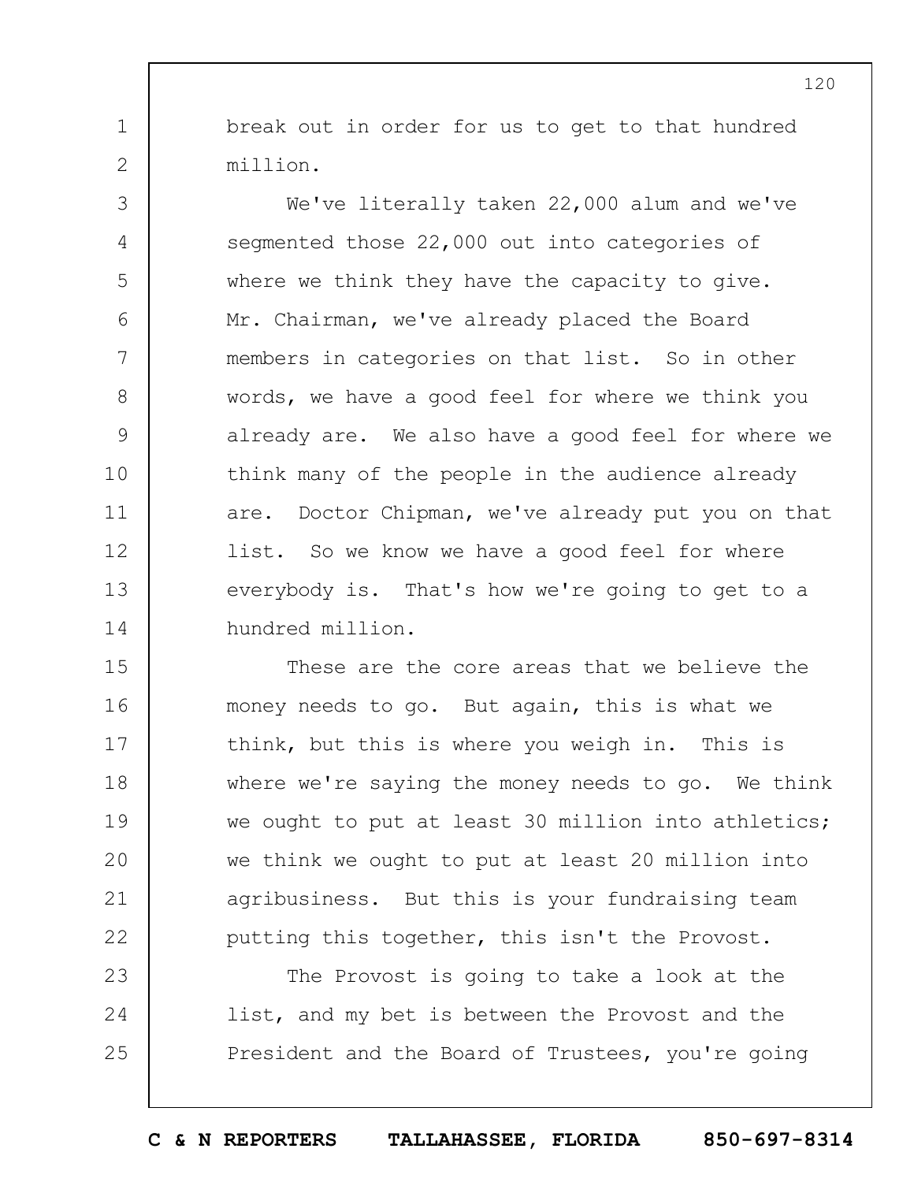break out in order for us to get to that hundred million.

We've literally taken 22,000 alum and we've segmented those 22,000 out into categories of where we think they have the capacity to give. Mr. Chairman, we've already placed the Board members in categories on that list. So in other words, we have a good feel for where we think you already are. We also have a good feel for where we think many of the people in the audience already are. Doctor Chipman, we've already put you on that list. So we know we have a good feel for where everybody is. That's how we're going to get to a hundred million.

These are the core areas that we believe the money needs to go. But again, this is what we think, but this is where you weigh in. This is where we're saying the money needs to go. We think we ought to put at least 30 million into athletics; we think we ought to put at least 20 million into agribusiness. But this is your fundraising team putting this together, this isn't the Provost.

The Provost is going to take a look at the list, and my bet is between the Provost and the President and the Board of Trustees, you're going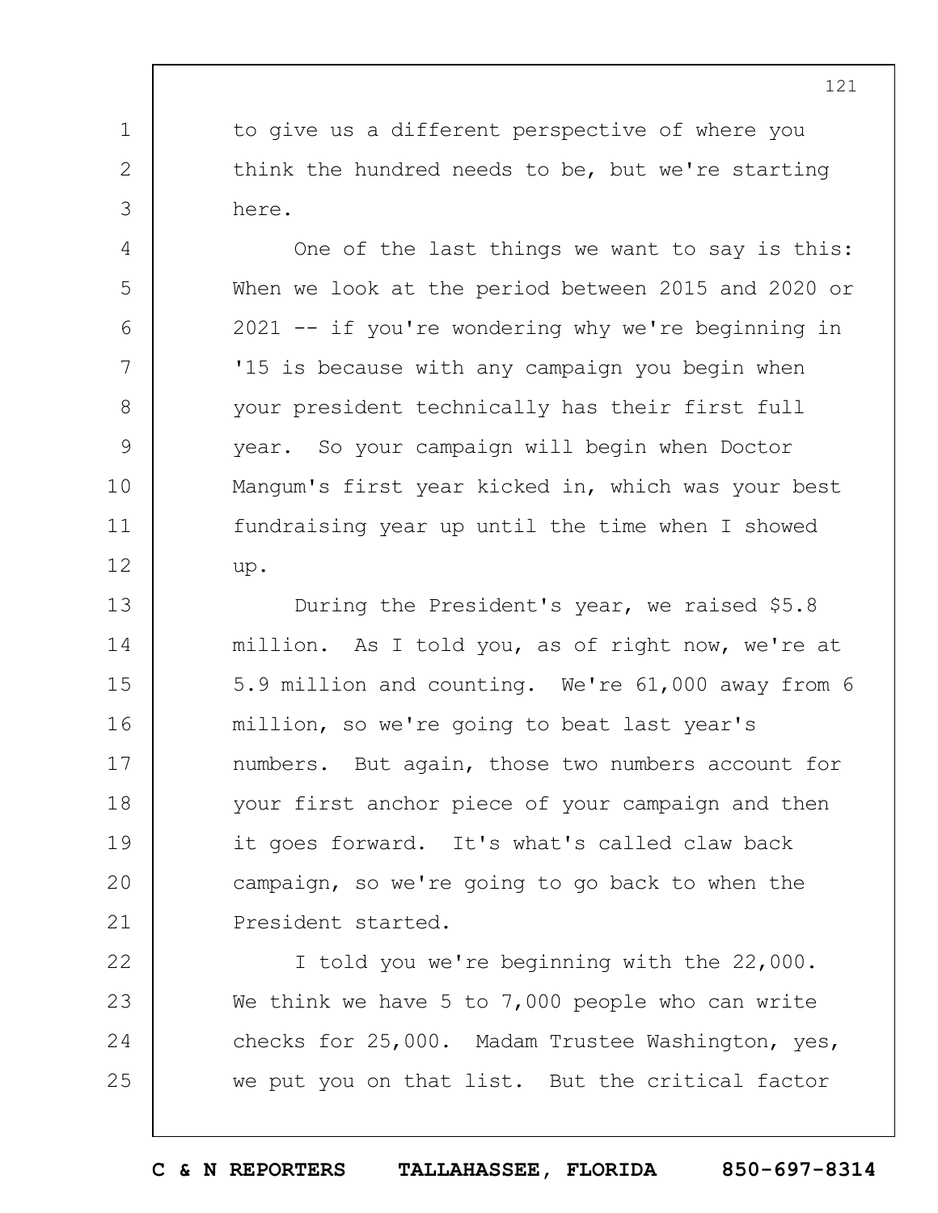to give us a different perspective of where you think the hundred needs to be, but we're starting here.

One of the last things we want to say is this: When we look at the period between 2015 and 2020 or 2021 -- if you're wondering why we're beginning in '15 is because with any campaign you begin when your president technically has their first full year. So your campaign will begin when Doctor Mangum's first year kicked in, which was your best fundraising year up until the time when I showed up.

During the President's year, we raised $5.8 million. As I told you, as of right now, we're at 5.9 million and counting. We're 61,000 away from 6 million, so we're going to beat last year's numbers. But again, those two numbers account for your first anchor piece of your campaign and then it goes forward. It's what's called claw back campaign, so we're going to go back to when the President started.

I told you we're beginning with the 22,000. We think we have 5 to 7,000 people who can write checks for 25,000. Madam Trustee Washington, yes, we put you on that list. But the critical factor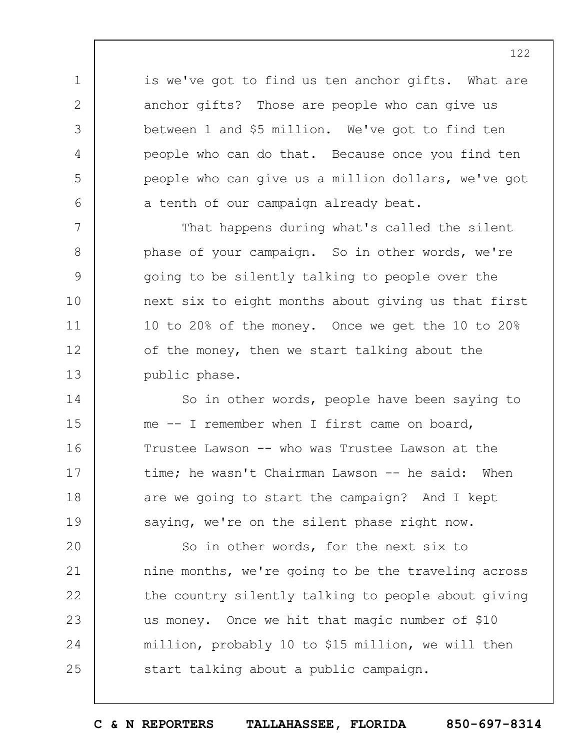is we've got to find us ten anchor gifts. What are anchor gifts? Those are people who can give us between 1 and $5 million. We've got to find ten people who can do that. Because once you find ten people who can give us a million dollars, we've got a tenth of our campaign already beat.

That happens during what's called the silent phase of your campaign. So in other words, we're going to be silently talking to people over the next six to eight months about giving us that first 10 to 20% of the money. Once we get the 10 to 20% of the money, then we start talking about the public phase.

So in other words, people have been saying to me -- I remember when I first came on board, Trustee Lawson -- who was Trustee Lawson at the time; he wasn't Chairman Lawson -- he said: When are we going to start the campaign? And I kept saying, we're on the silent phase right now.

So in other words, for the next six to nine months, we're going to be the traveling across the country silently talking to people about giving us money. Once we hit that magic number of $10 million, probably 10 to $15 million, we will then start talking about a public campaign.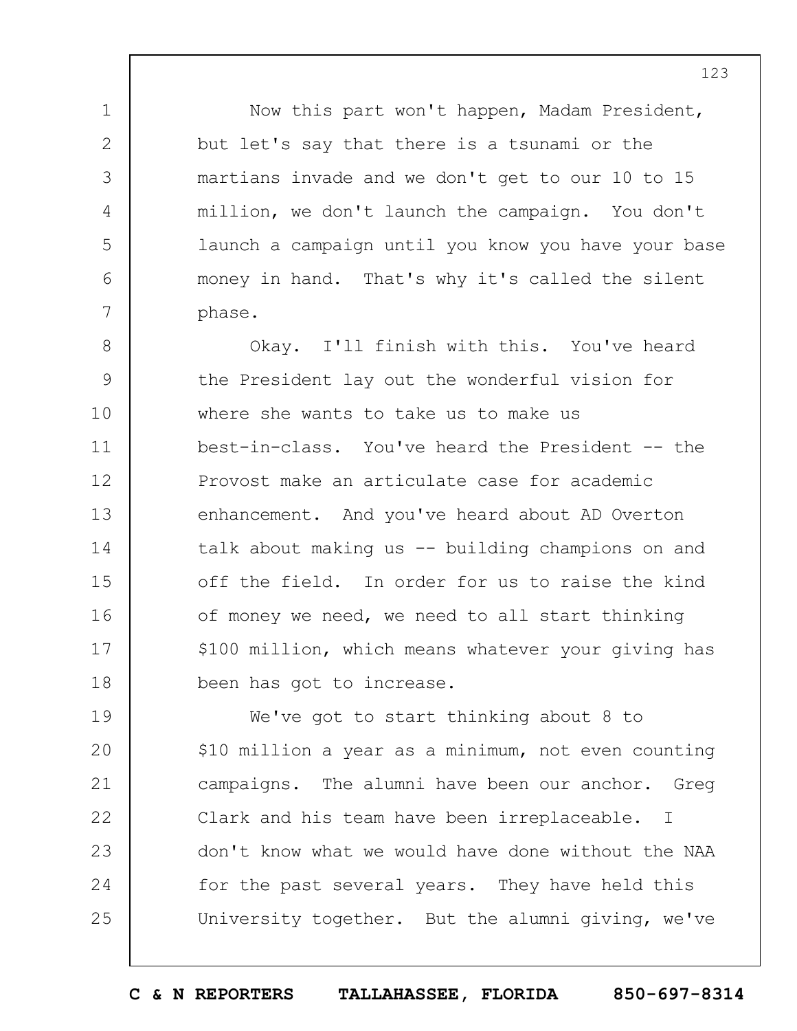Now this part won't happen, Madam President, but let's say that there is a tsunami or the martians invade and we don't get to our 10 to 15 million, we don't launch the campaign. You don't launch a campaign until you know you have your base money in hand. That's why it's called the silent phase.

Okay. I'll finish with this. You've heard the President lay out the wonderful vision for where she wants to take us to make us best-in-class. You've heard the President -- the Provost make an articulate case for academic enhancement. And you've heard about AD Overton talk about making us -- building champions on and off the field. In order for us to raise the kind of money we need, we need to all start thinking $100 million, which means whatever your giving has been has got to increase.

We've got to start thinking about 8 to $10 million a year as a minimum, not even counting campaigns. The alumni have been our anchor. Greg Clark and his team have been irreplaceable. I don't know what we would have done without the NAA for the past several years. They have held this University together. But the alumni giving, we've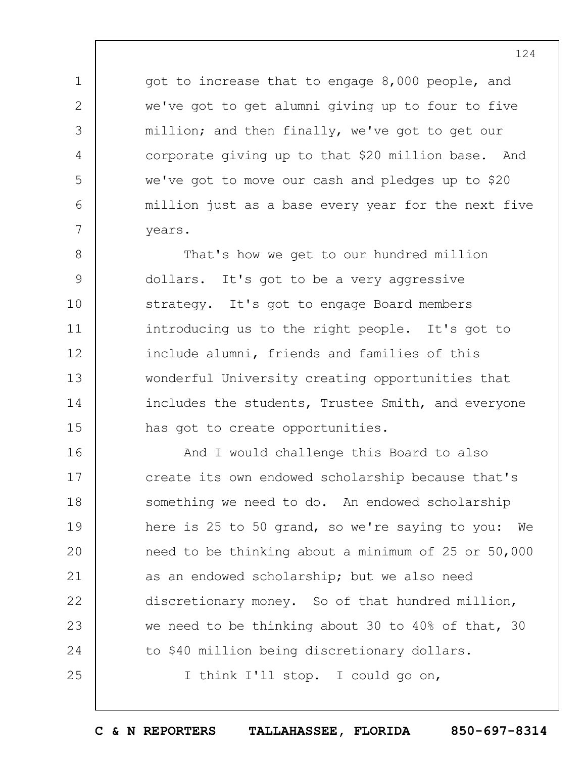got to increase that to engage 8,000 people, and we've got to get alumni giving up to four to five million; and then finally, we've got to get our corporate giving up to that $20 million base. And we've got to move our cash and pledges up to $20 million just as a base every year for the next five years.

That's how we get to our hundred million dollars. It's got to be a very aggressive strategy. It's got to engage Board members introducing us to the right people. It's got to include alumni, friends and families of this wonderful University creating opportunities that includes the students, Trustee Smith, and everyone has got to create opportunities.

And I would challenge this Board to also create its own endowed scholarship because that's something we need to do. An endowed scholarship here is 25 to 50 grand, so we're saying to you: We need to be thinking about a minimum of 25 or 50,000 as an endowed scholarship; but we also need discretionary money. So of that hundred million, we need to be thinking about 30 to 40% of that, 30 to $40 million being discretionary dollars.

I think I'll stop. I could go on,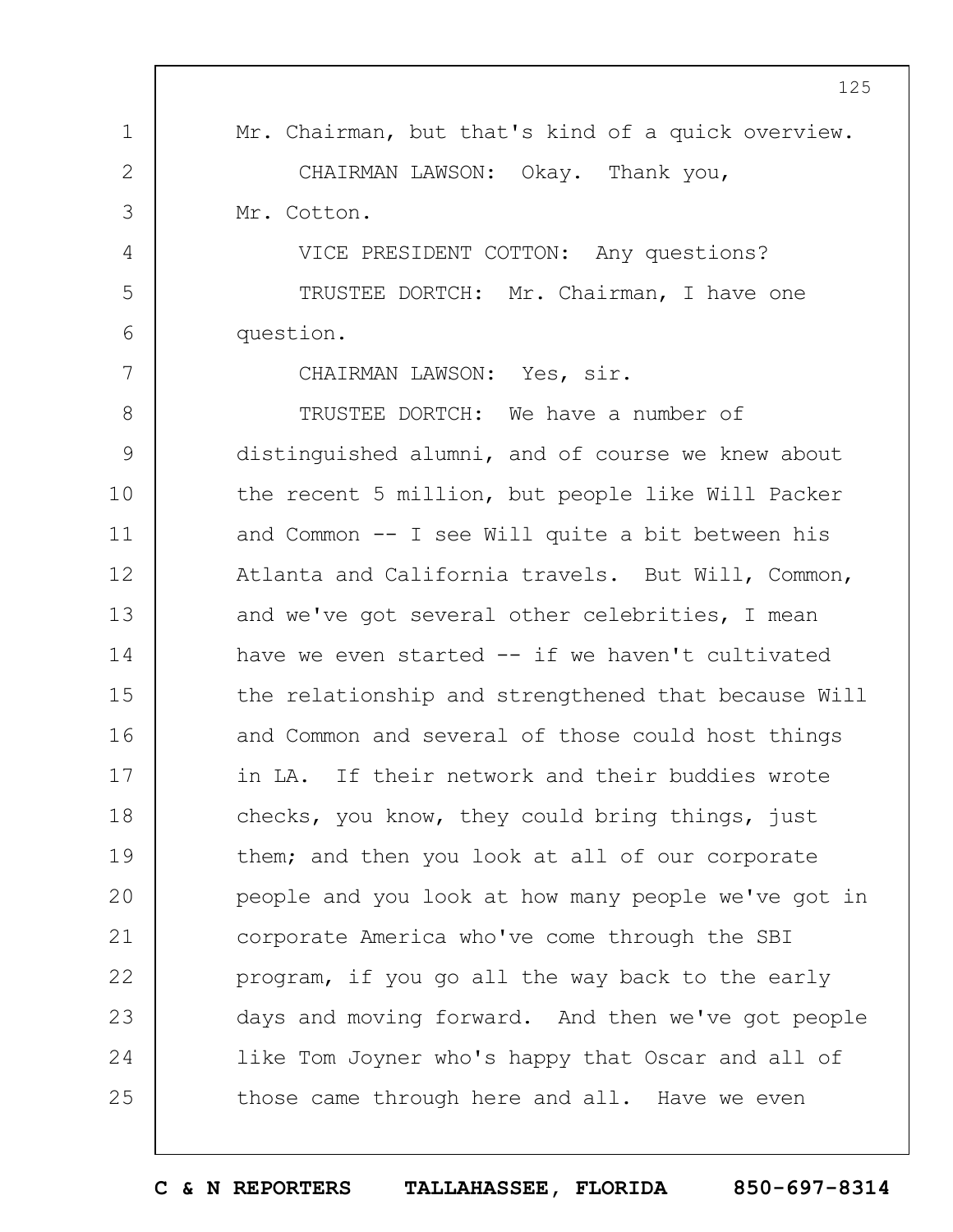Mr. Chairman, but that's kind of a quick overview.

CHAIRMAN LAWSON: Okay. Thank you, Mr. Cotton.

VICE PRESIDENT COTTON: Any questions?

TRUSTEE DORTCH: Mr. Chairman, I have one question.

CHAIRMAN LAWSON: Yes, sir.

TRUSTEE DORTCH: We have a number of distinguished alumni, and of course we knew about the recent 5 million, but people like Will Packer and Common -- I see Will quite a bit between his Atlanta and California travels. But Will, Common, and we've got several other celebrities, I mean have we even started -- if we haven't cultivated the relationship and strengthened that because Will and Common and several of those could host things in LA. If their network and their buddies wrote checks, you know, they could bring things, just them; and then you look at all of our corporate people and you look at how many people we've got in corporate America who've come through the SBI program, if you go all the way back to the early days and moving forward. And then we've got people like Tom Joyner who's happy that Oscar and all of those came through here and all. Have we even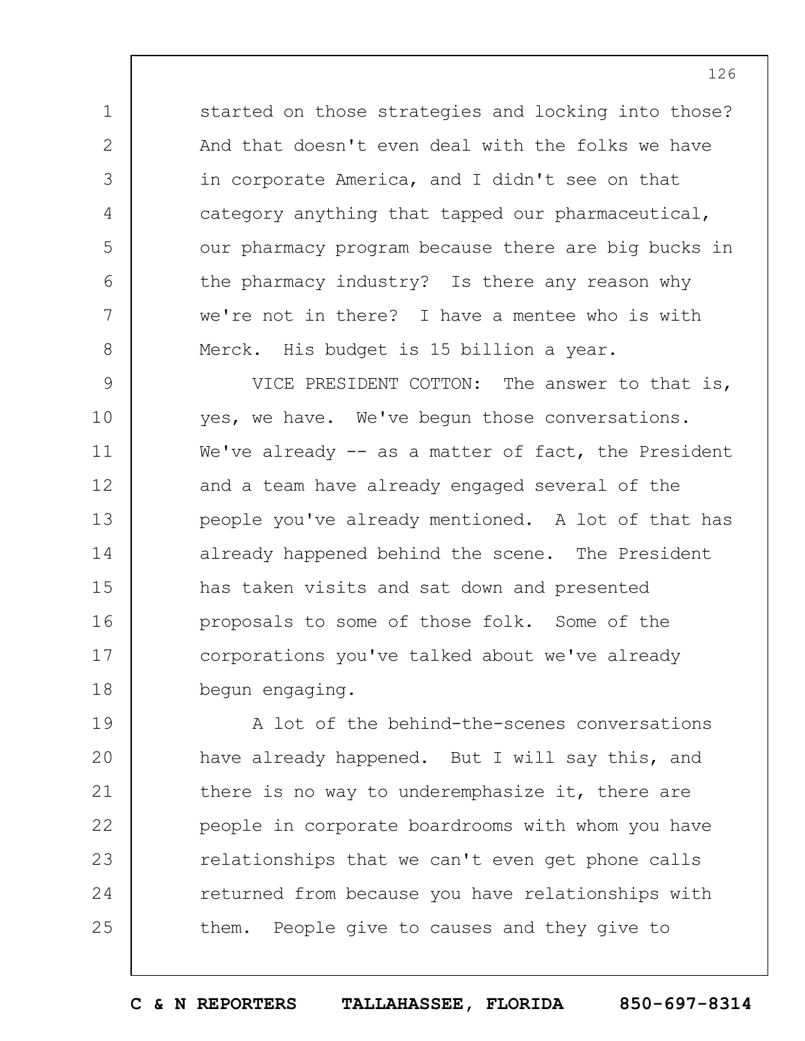started on those strategies and locking into those? And that doesn't even deal with the folks we have in corporate America, and I didn't see on that category anything that tapped our pharmaceutical, our pharmacy program because there are big bucks in the pharmacy industry? Is there any reason why we're not in there? I have a mentee who is with Merck. His budget is 15 billion a year.

VICE PRESIDENT COTTON: The answer to that is, yes, we have. We've begun those conversations. We've already -- as a matter of fact, the President and a team have already engaged several of the people you've already mentioned. A lot of that has already happened behind the scene. The President has taken visits and sat down and presented proposals to some of those folk. Some of the corporations you've talked about we've already begun engaging.

A lot of the behind-the-scenes conversations have already happened. But I will say this, and there is no way to underemphasize it, there are people in corporate boardrooms with whom you have relationships that we can't even get phone calls returned from because you have relationships with them. People give to causes and they give to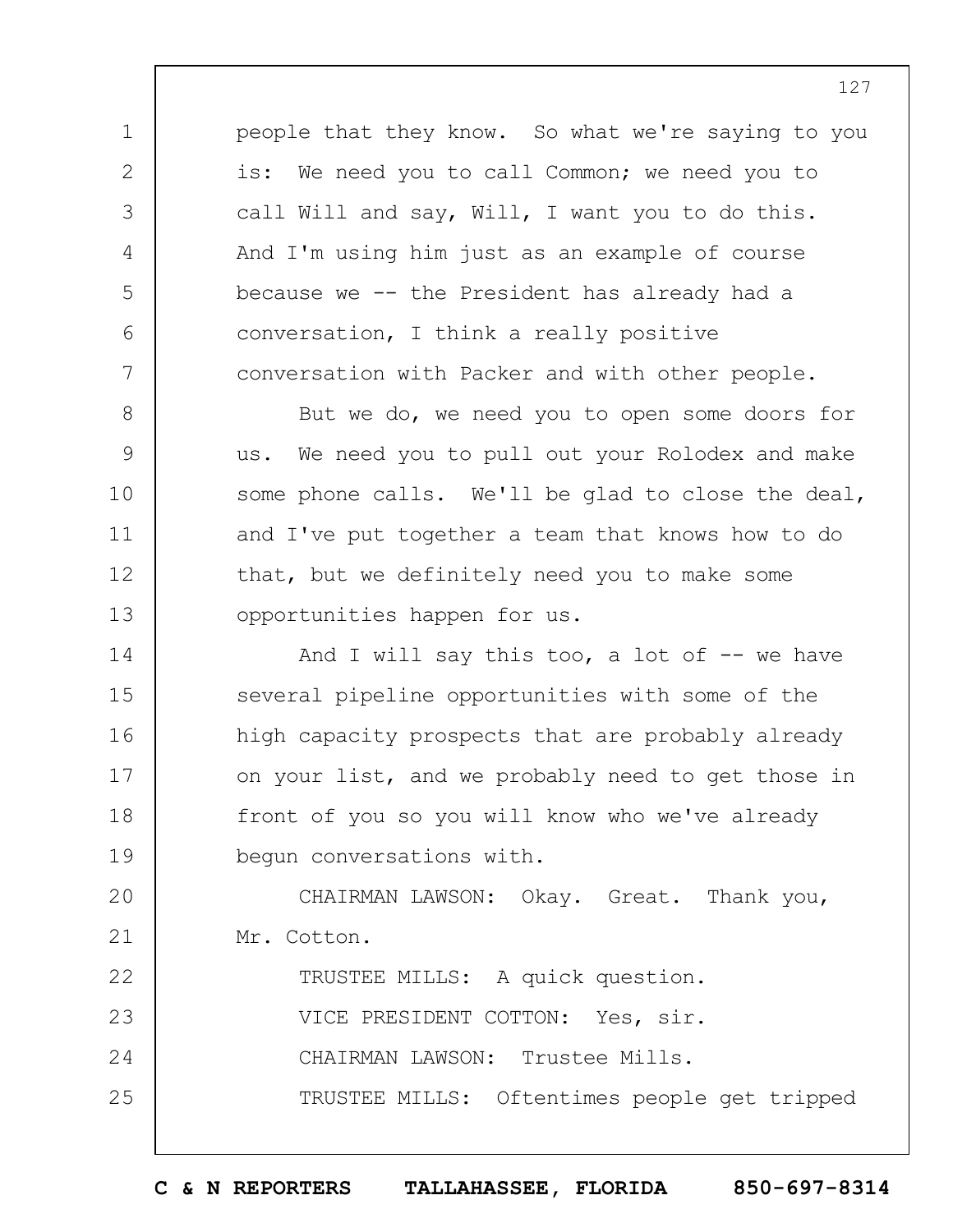people that they know. So what we're saying to you is: We need you to call Common; we need you to call Will and say, Will, I want you to do this. And I'm using him just as an example of course because we -- the President has already had a conversation, I think a really positive conversation with Packer and with other people.

But we do, we need you to open some doors for us. We need you to pull out your Rolodex and make some phone calls. We'll be glad to close the deal, and I've put together a team that knows how to do that, but we definitely need you to make some opportunities happen for us.

And I will say this too, a lot of -- we have several pipeline opportunities with some of the high capacity prospects that are probably already on your list, and we probably need to get those in front of you so you will know who we've already begun conversations with.

CHAIRMAN LAWSON: Okay. Great. Thank you, Mr. Cotton.

TRUSTEE MILLS: A quick question.

VICE PRESIDENT COTTON: Yes, sir.

CHAIRMAN LAWSON: Trustee Mills.

TRUSTEE MILLS: Oftentimes people get tripped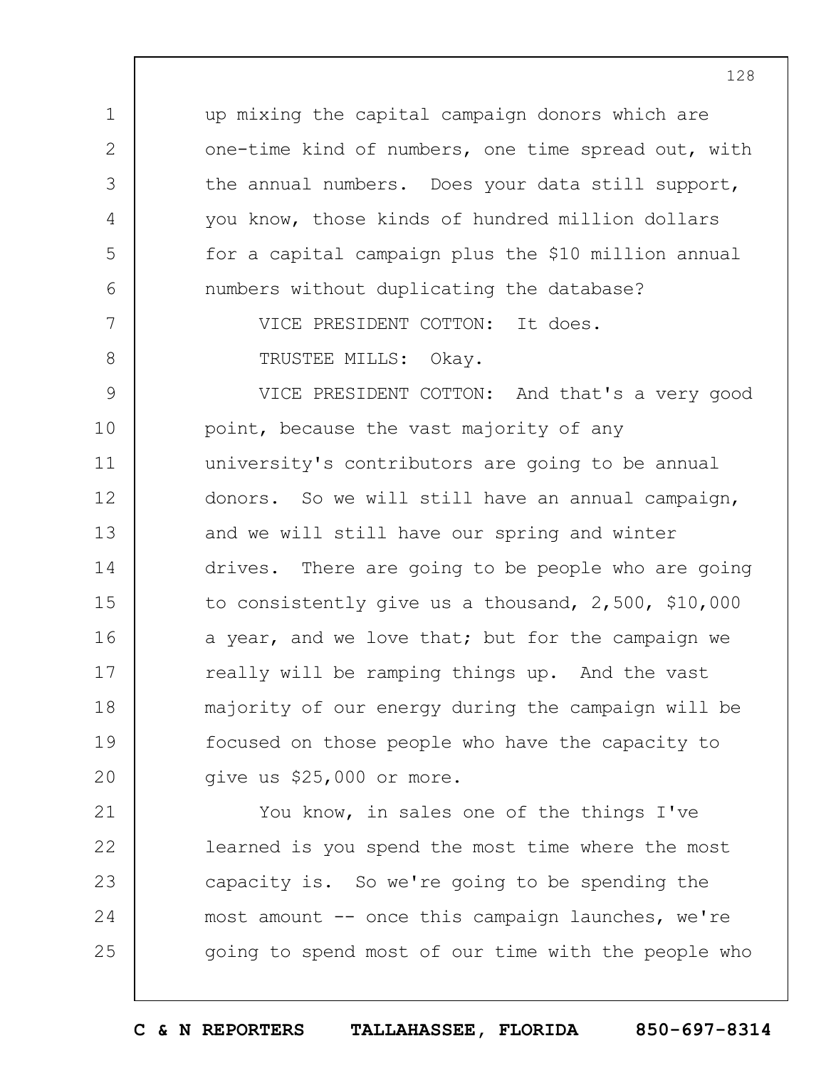up mixing the capital campaign donors which are one-time kind of numbers, one time spread out, with the annual numbers. Does your data still support, you know, those kinds of hundred million dollars for a capital campaign plus the $10 million annual numbers without duplicating the database?

VICE PRESIDENT COTTON: It does.

TRUSTEE MILLS: Okay.

VICE PRESIDENT COTTON: And that's a very good point, because the vast majority of any university's contributors are going to be annual donors. So we will still have an annual campaign, and we will still have our spring and winter drives. There are going to be people who are going to consistently give us a thousand, 2,500, $10,000 a year, and we love that; but for the campaign we really will be ramping things up. And the vast majority of our energy during the campaign will be focused on those people who have the capacity to give us $25,000 or more.

You know, in sales one of the things I've learned is you spend the most time where the most capacity is. So we're going to be spending the most amount -- once this campaign launches, we're going to spend most of our time with the people who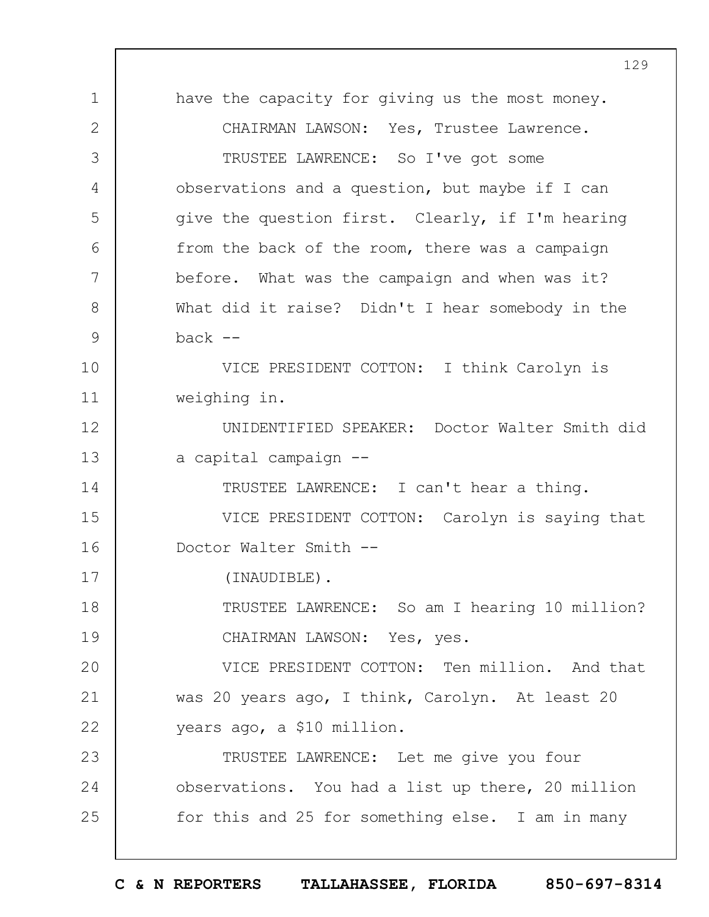have the capacity for giving us the most money.

CHAIRMAN LAWSON: Yes, Trustee Lawrence.

TRUSTEE LAWRENCE: So I've got some observations and a question, but maybe if I can give the question first. Clearly, if I'm hearing from the back of the room, there was a campaign before. What was the campaign and when was it? What did it raise? Didn't I hear somebody in the back --

VICE PRESIDENT COTTON: I think Carolyn is weighing in.

UNIDENTIFIED SPEAKER: Doctor Walter Smith did a capital campaign --

TRUSTEE LAWRENCE: I can't hear a thing.

VICE PRESIDENT COTTON: Carolyn is saying that Doctor Walter Smith --

(INAUDIBLE).

TRUSTEE LAWRENCE: So am I hearing 10 million?

CHAIRMAN LAWSON: Yes, yes.

VICE PRESIDENT COTTON: Ten million. And that was 20 years ago, I think, Carolyn. At least 20 years ago, a $10 million.

TRUSTEE LAWRENCE: Let me give you four observations. You had a list up there, 20 million for this and 25 for something else. I am in many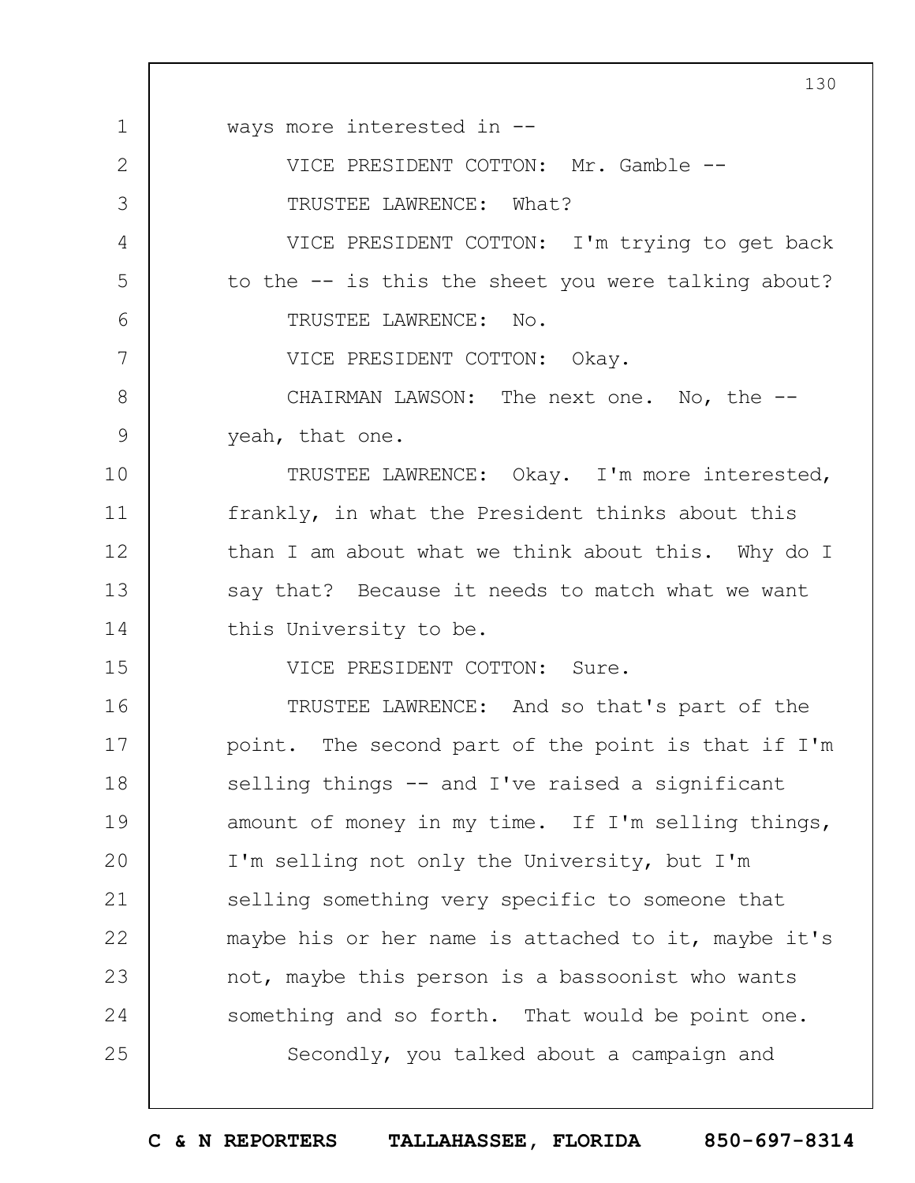ways more interested in --

VICE PRESIDENT COTTON: Mr. Gamble --

TRUSTEE LAWRENCE: What?

VICE PRESIDENT COTTON: I'm trying to get back to the -- is this the sheet you were talking about?

TRUSTEE LAWRENCE: No.

VICE PRESIDENT COTTON: Okay.

CHAIRMAN LAWSON: The next one. No, the -- yeah, that one.

TRUSTEE LAWRENCE: Okay. I'm more interested, frankly, in what the President thinks about this than I am about what we think about this. Why do I say that? Because it needs to match what we want this University to be.

VICE PRESIDENT COTTON: Sure.

TRUSTEE LAWRENCE: And so that's part of the point. The second part of the point is that if I'm selling things -- and I've raised a significant amount of money in my time. If I'm selling things, I'm selling not only the University, but I'm selling something very specific to someone that maybe his or her name is attached to it, maybe it's not, maybe this person is a bassoonist who wants something and so forth. That would be point one.

Secondly, you talked about a campaign and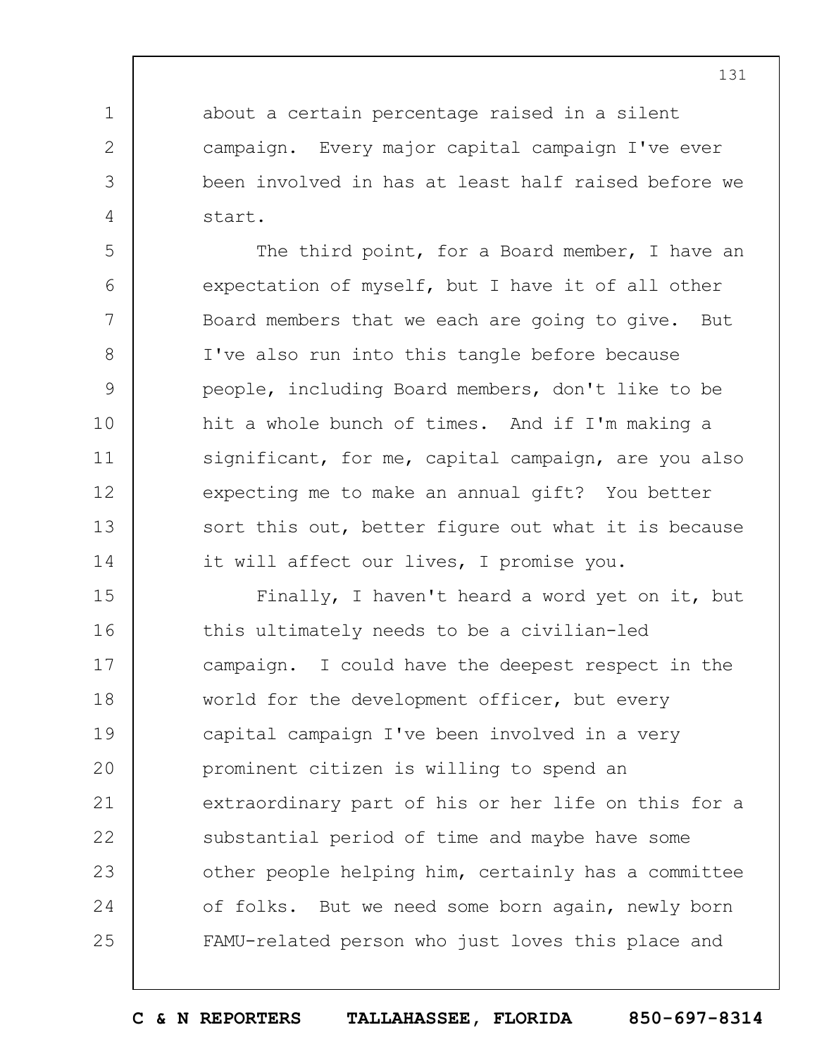about a certain percentage raised in a silent campaign. Every major capital campaign I've ever been involved in has at least half raised before we start.

The third point, for a Board member, I have an expectation of myself, but I have it of all other Board members that we each are going to give. But I've also run into this tangle before because people, including Board members, don't like to be hit a whole bunch of times. And if I'm making a significant, for me, capital campaign, are you also expecting me to make an annual gift? You better sort this out, better figure out what it is because it will affect our lives, I promise you.

Finally, I haven't heard a word yet on it, but this ultimately needs to be a civilian-led campaign. I could have the deepest respect in the world for the development officer, but every capital campaign I've been involved in a very prominent citizen is willing to spend an extraordinary part of his or her life on this for a substantial period of time and maybe have some other people helping him, certainly has a committee of folks. But we need some born again, newly born FAMU-related person who just loves this place and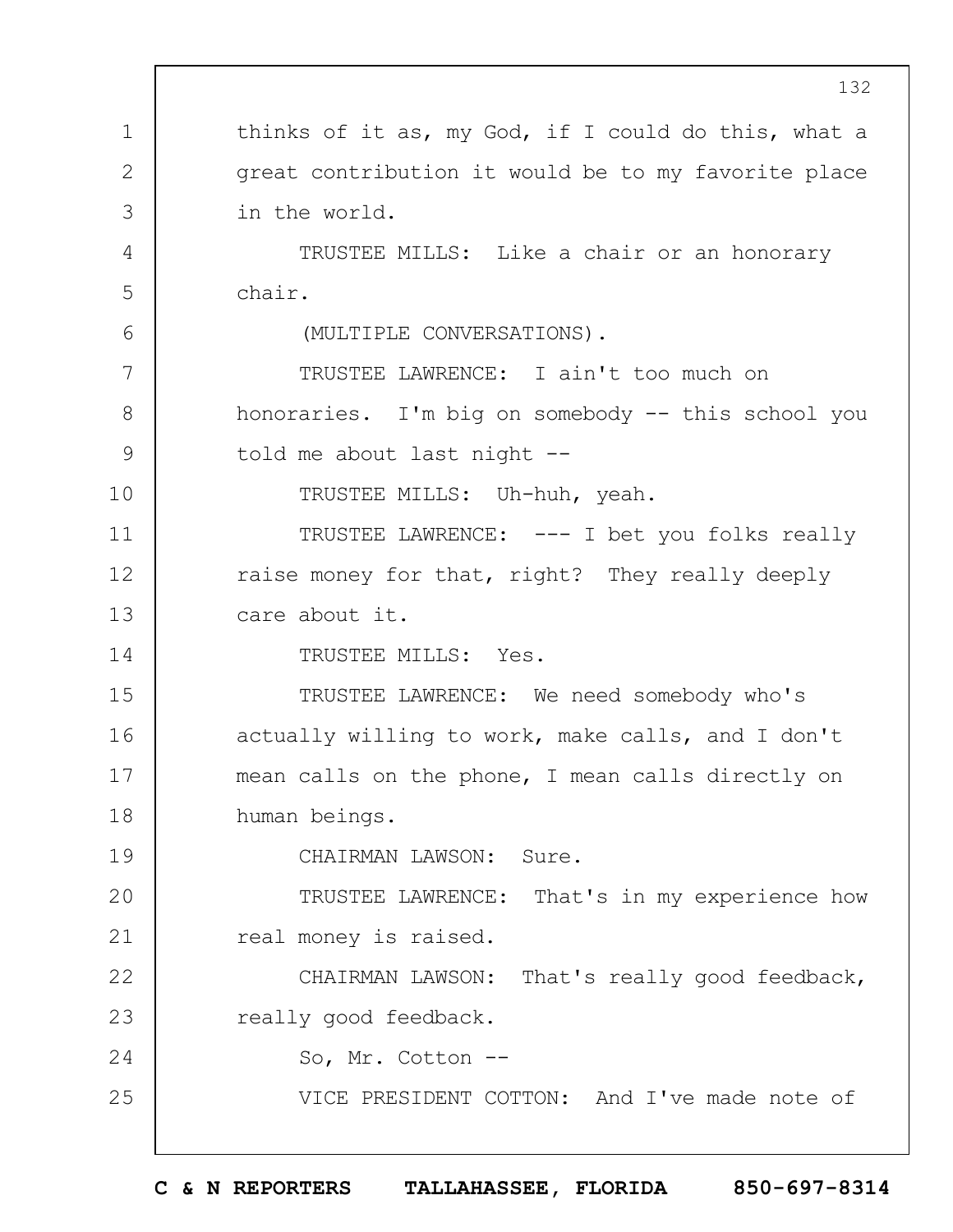thinks of it as, my God, if I could do this, what a great contribution it would be to my favorite place in the world.

TRUSTEE MILLS: Like a chair or an honorary chair.

(MULTIPLE CONVERSATIONS).

TRUSTEE LAWRENCE: I ain't too much on honoraries. I'm big on somebody -- this school you told me about last night --

TRUSTEE MILLS: Uh-huh, yeah.

TRUSTEE LAWRENCE: --- I bet you folks really raise money for that, right? They really deeply care about it.

TRUSTEE MILLS: Yes.

TRUSTEE LAWRENCE: We need somebody who's actually willing to work, make calls, and I don't mean calls on the phone, I mean calls directly on human beings.

CHAIRMAN LAWSON: Sure.

TRUSTEE LAWRENCE: That's in my experience how real money is raised.

CHAIRMAN LAWSON: That's really good feedback, really good feedback.

So, Mr. Cotton --

VICE PRESIDENT COTTON: And I've made note of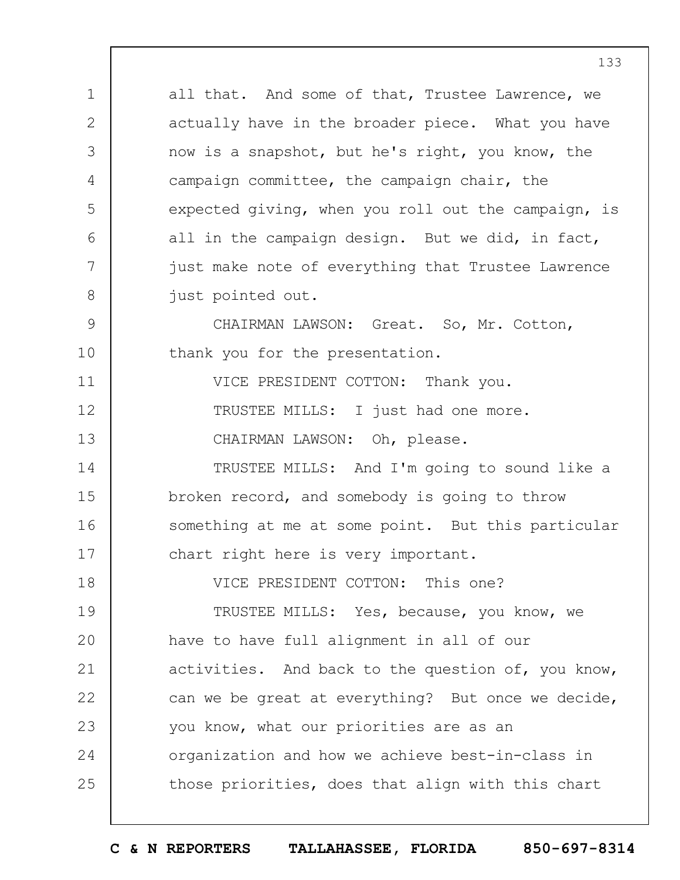all that. And some of that, Trustee Lawrence, we actually have in the broader piece. What you have now is a snapshot, but he's right, you know, the campaign committee, the campaign chair, the expected giving, when you roll out the campaign, is all in the campaign design. But we did, in fact, just make note of everything that Trustee Lawrence just pointed out.

CHAIRMAN LAWSON: Great. So, Mr. Cotton, thank you for the presentation.

VICE PRESIDENT COTTON: Thank you.

TRUSTEE MILLS: I just had one more.

CHAIRMAN LAWSON: Oh, please.

TRUSTEE MILLS: And I'm going to sound like a broken record, and somebody is going to throw something at me at some point. But this particular chart right here is very important.

VICE PRESIDENT COTTON: This one?

TRUSTEE MILLS: Yes, because, you know, we have to have full alignment in all of our activities. And back to the question of, you know, can we be great at everything? But once we decide, you know, what our priorities are as an organization and how we achieve best-in-class in those priorities, does that align with this chart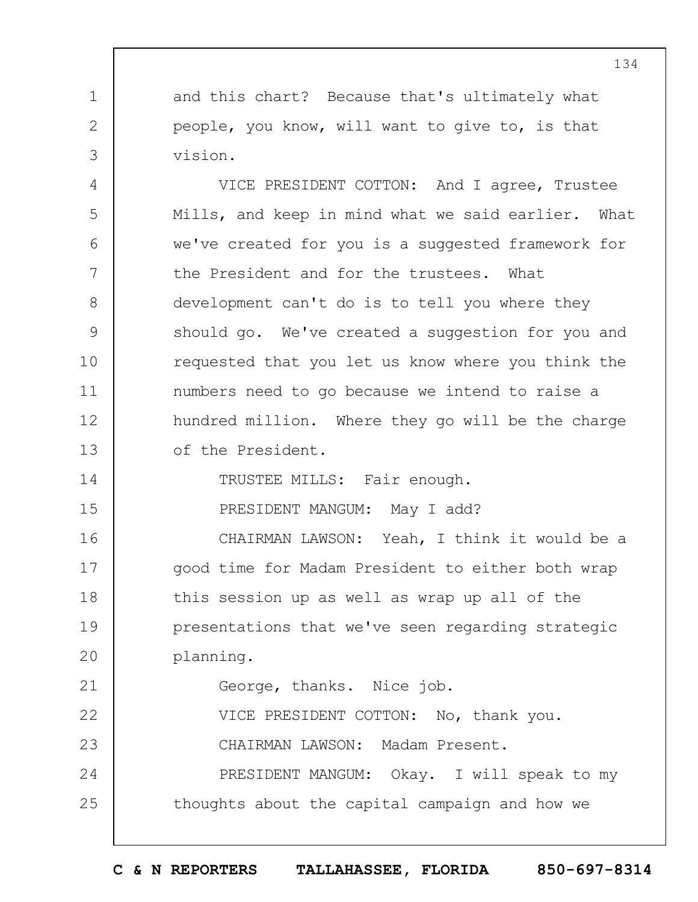and this chart? Because that's ultimately what people, you know, will want to give to, is that vision.

VICE PRESIDENT COTTON: And I agree, Trustee Mills, and keep in mind what we said earlier. What we've created for you is a suggested framework for the President and for the trustees. What development can't do is to tell you where they should go. We've created a suggestion for you and requested that you let us know where you think the numbers need to go because we intend to raise a hundred million. Where they go will be the charge of the President.

TRUSTEE MILLS: Fair enough.

PRESIDENT MANGUM: May I add?

CHAIRMAN LAWSON: Yeah, I think it would be a good time for Madam President to either both wrap this session up as well as wrap up all of the presentations that we've seen regarding strategic planning.

George, thanks. Nice job.

VICE PRESIDENT COTTON: No, thank you.

CHAIRMAN LAWSON: Madam Present.

PRESIDENT MANGUM: Okay. I will speak to my thoughts about the capital campaign and how we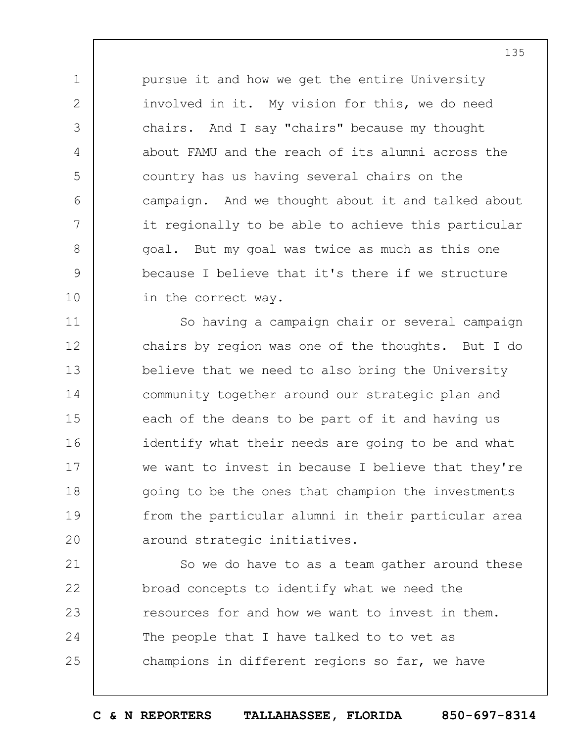pursue it and how we get the entire University involved in it. My vision for this, we do need chairs. And I say "chairs" because my thought about FAMU and the reach of its alumni across the country has us having several chairs on the campaign. And we thought about it and talked about it regionally to be able to achieve this particular goal. But my goal was twice as much as this one because I believe that it's there if we structure in the correct way.

So having a campaign chair or several campaign chairs by region was one of the thoughts. But I do believe that we need to also bring the University community together around our strategic plan and each of the deans to be part of it and having us identify what their needs are going to be and what we want to invest in because I believe that they're going to be the ones that champion the investments from the particular alumni in their particular area around strategic initiatives.

So we do have to as a team gather around these broad concepts to identify what we need the resources for and how we want to invest in them. The people that I have talked to to vet as champions in different regions so far, we have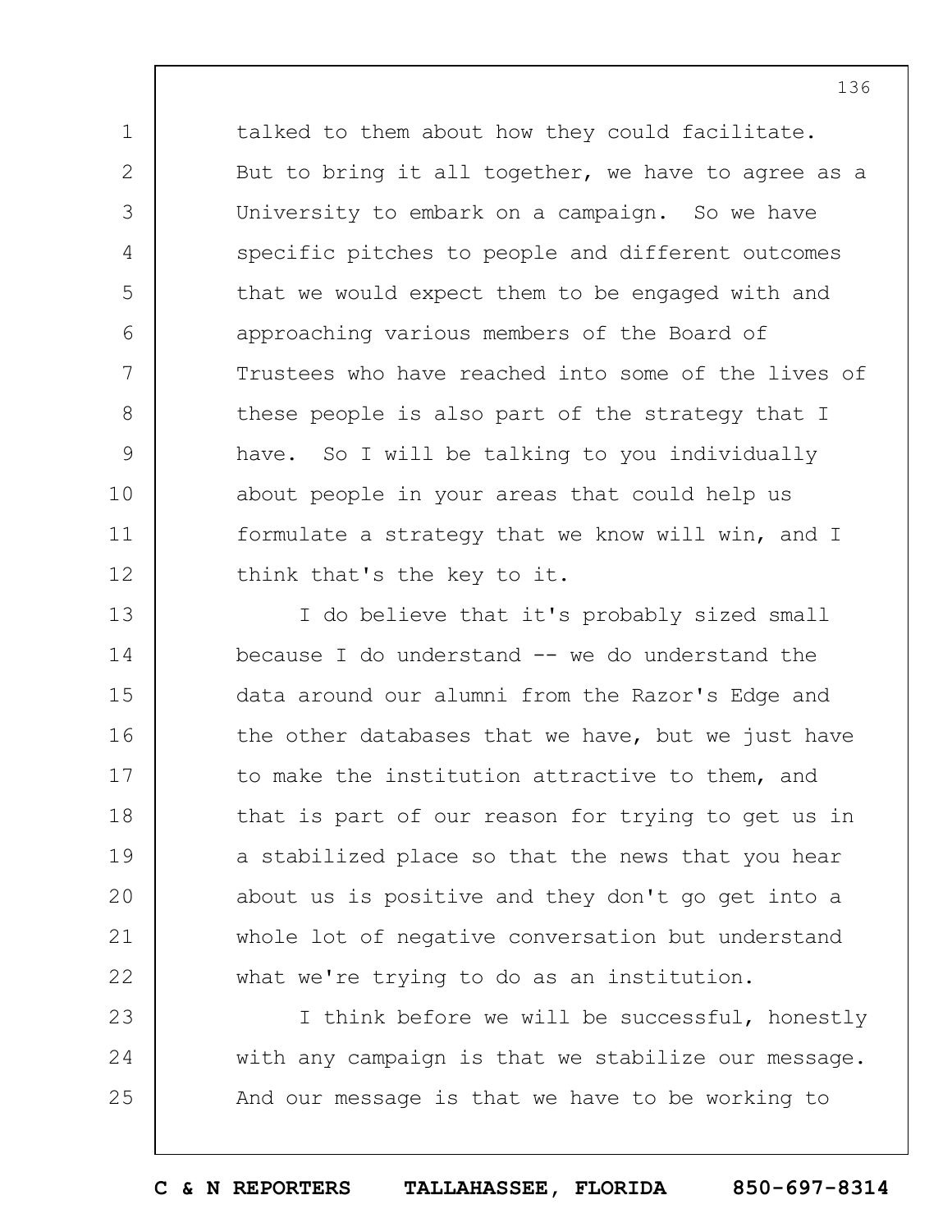talked to them about how they could facilitate. But to bring it all together, we have to agree as a University to embark on a campaign. So we have specific pitches to people and different outcomes that we would expect them to be engaged with and approaching various members of the Board of Trustees who have reached into some of the lives of these people is also part of the strategy that I have. So I will be talking to you individually about people in your areas that could help us formulate a strategy that we know will win, and I think that's the key to it.

I do believe that it's probably sized small because I do understand -- we do understand the data around our alumni from the Razor's Edge and the other databases that we have, but we just have to make the institution attractive to them, and that is part of our reason for trying to get us in a stabilized place so that the news that you hear about us is positive and they don't go get into a whole lot of negative conversation but understand what we're trying to do as an institution.

I think before we will be successful, honestly with any campaign is that we stabilize our message. And our message is that we have to be working to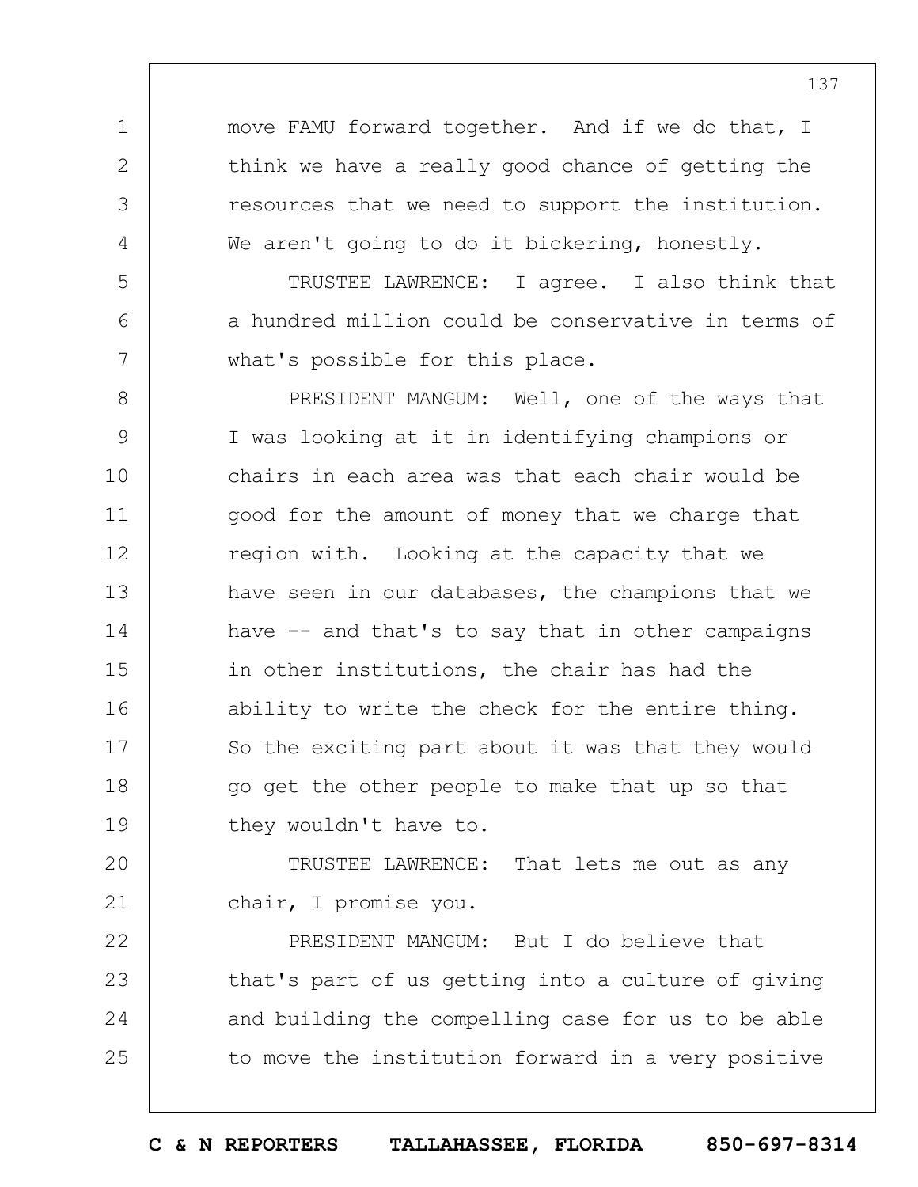move FAMU forward together. And if we do that, I think we have a really good chance of getting the resources that we need to support the institution. We aren't going to do it bickering, honestly.

TRUSTEE LAWRENCE: I agree. I also think that a hundred million could be conservative in terms of what's possible for this place.

PRESIDENT MANGUM: Well, one of the ways that I was looking at it in identifying champions or chairs in each area was that each chair would be good for the amount of money that we charge that region with. Looking at the capacity that we have seen in our databases, the champions that we have -- and that's to say that in other campaigns in other institutions, the chair has had the ability to write the check for the entire thing. So the exciting part about it was that they would go get the other people to make that up so that they wouldn't have to.

TRUSTEE LAWRENCE: That lets me out as any chair, I promise you.

PRESIDENT MANGUM: But I do believe that that's part of us getting into a culture of giving and building the compelling case for us to be able to move the institution forward in a very positive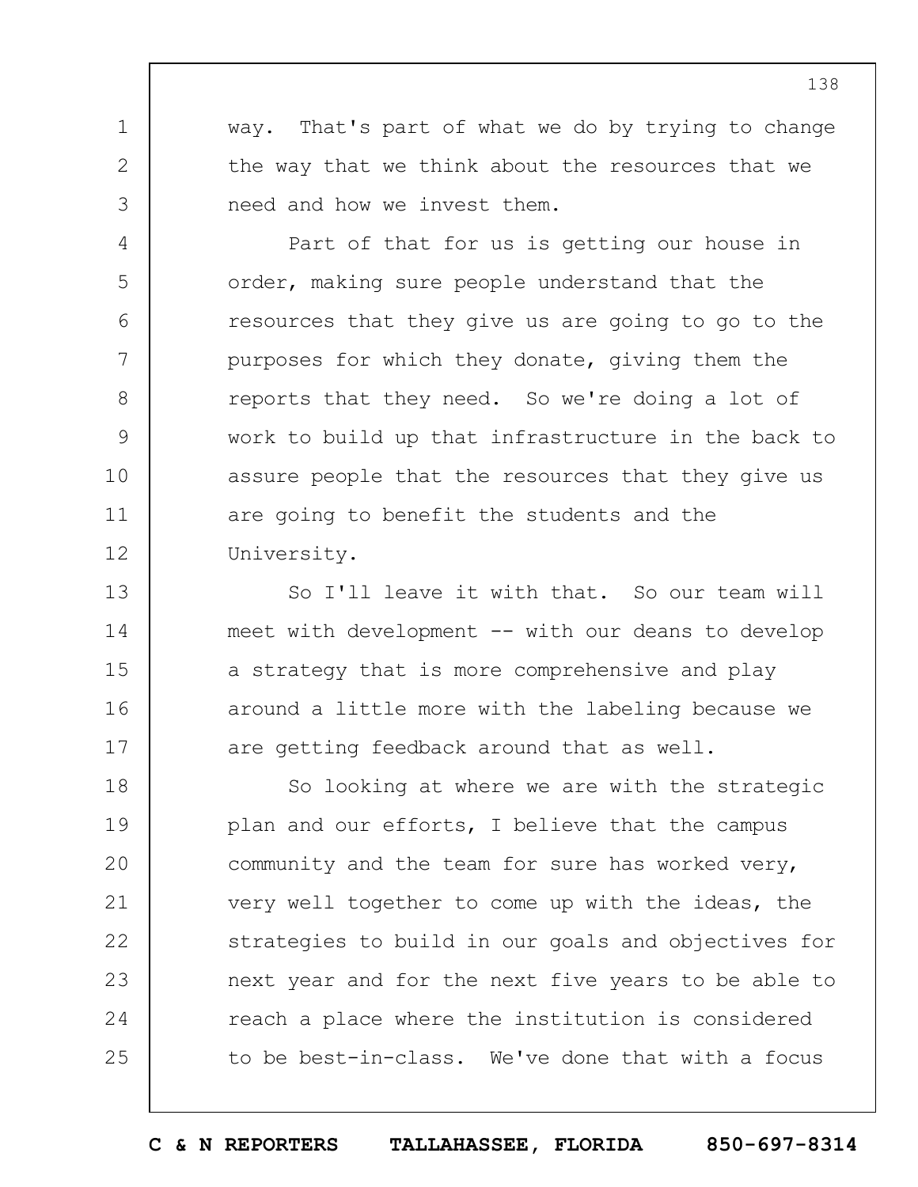way. That's part of what we do by trying to change the way that we think about the resources that we need and how we invest them.

Part of that for us is getting our house in order, making sure people understand that the resources that they give us are going to go to the purposes for which they donate, giving them the reports that they need. So we're doing a lot of work to build up that infrastructure in the back to assure people that the resources that they give us are going to benefit the students and the University.

So I'll leave it with that. So our team will meet with development -- with our deans to develop a strategy that is more comprehensive and play around a little more with the labeling because we are getting feedback around that as well.

So looking at where we are with the strategic plan and our efforts, I believe that the campus community and the team for sure has worked very, very well together to come up with the ideas, the strategies to build in our goals and objectives for next year and for the next five years to be able to reach a place where the institution is considered to be best-in-class. We've done that with a focus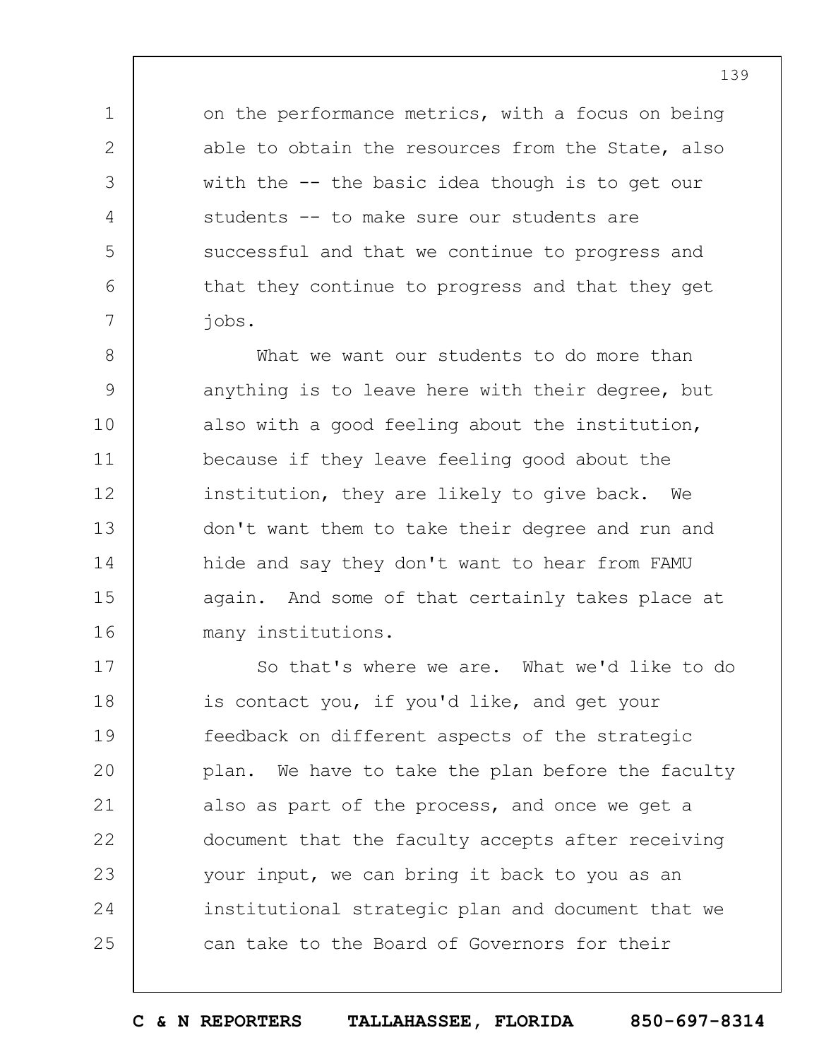on the performance metrics, with a focus on being able to obtain the resources from the State, also with the -- the basic idea though is to get our students -- to make sure our students are successful and that we continue to progress and that they continue to progress and that they get jobs.

What we want our students to do more than anything is to leave here with their degree, but also with a good feeling about the institution, because if they leave feeling good about the institution, they are likely to give back. We don't want them to take their degree and run and hide and say they don't want to hear from FAMU again. And some of that certainly takes place at many institutions.

So that's where we are. What we'd like to do is contact you, if you'd like, and get your feedback on different aspects of the strategic plan. We have to take the plan before the faculty also as part of the process, and once we get a document that the faculty accepts after receiving your input, we can bring it back to you as an institutional strategic plan and document that we can take to the Board of Governors for their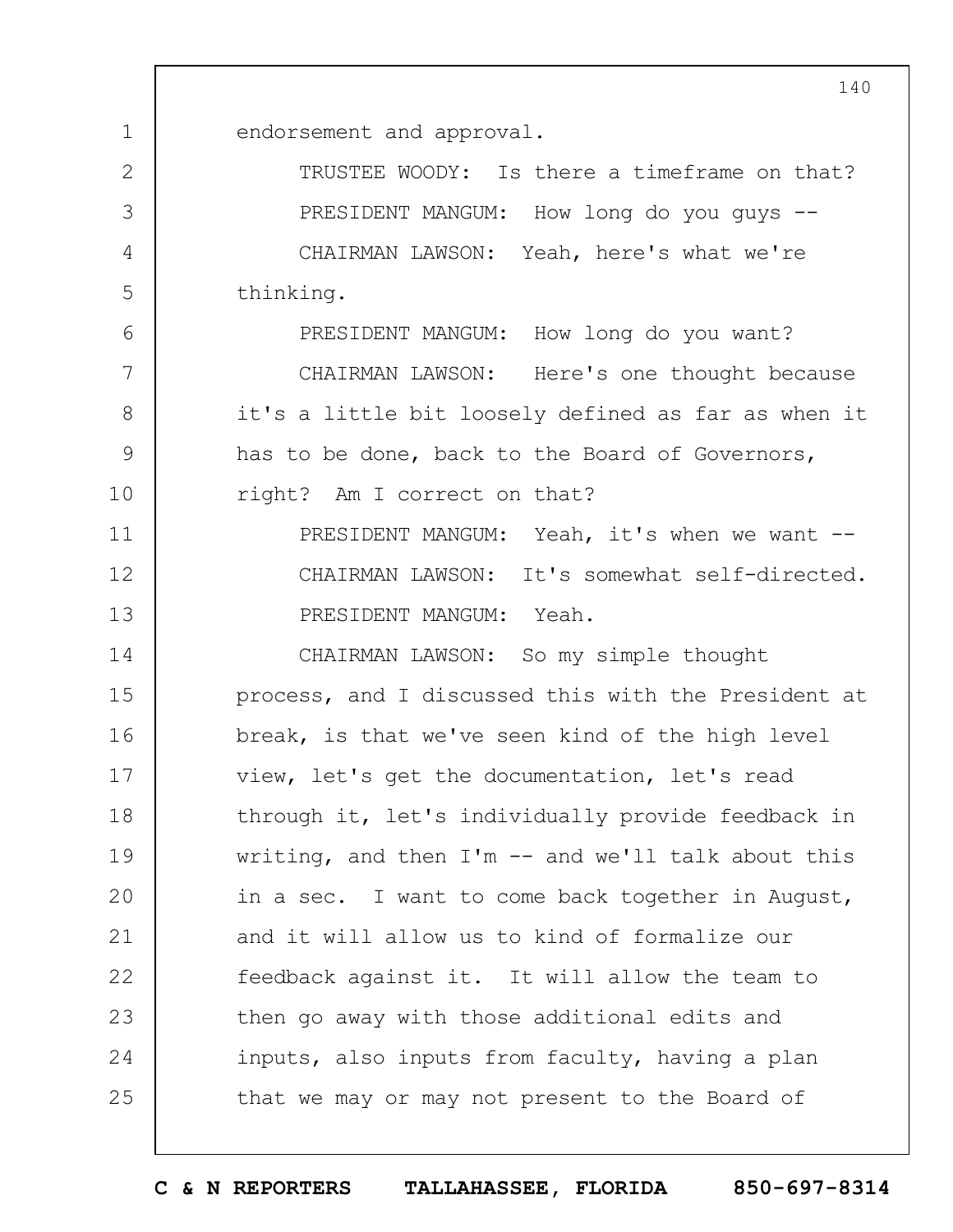endorsement and approval.

TRUSTEE WOODY: Is there a timeframe on that?

PRESIDENT MANGUM: How long do you guys --

CHAIRMAN LAWSON: Yeah, here's what we're thinking.

PRESIDENT MANGUM: How long do you want?

CHAIRMAN LAWSON: Here's one thought because it's a little bit loosely defined as far as when it has to be done, back to the Board of Governors, right? Am I correct on that?

PRESIDENT MANGUM: Yeah, it's when we want --

CHAIRMAN LAWSON: It's somewhat self-directed.

PRESIDENT MANGUM: Yeah.

CHAIRMAN LAWSON: So my simple thought process, and I discussed this with the President at break, is that we've seen kind of the high level view, let's get the documentation, let's read through it, let's individually provide feedback in writing, and then I'm -- and we'll talk about this in a sec. I want to come back together in August, and it will allow us to kind of formalize our feedback against it. It will allow the team to then go away with those additional edits and inputs, also inputs from faculty, having a plan that we may or may not present to the Board of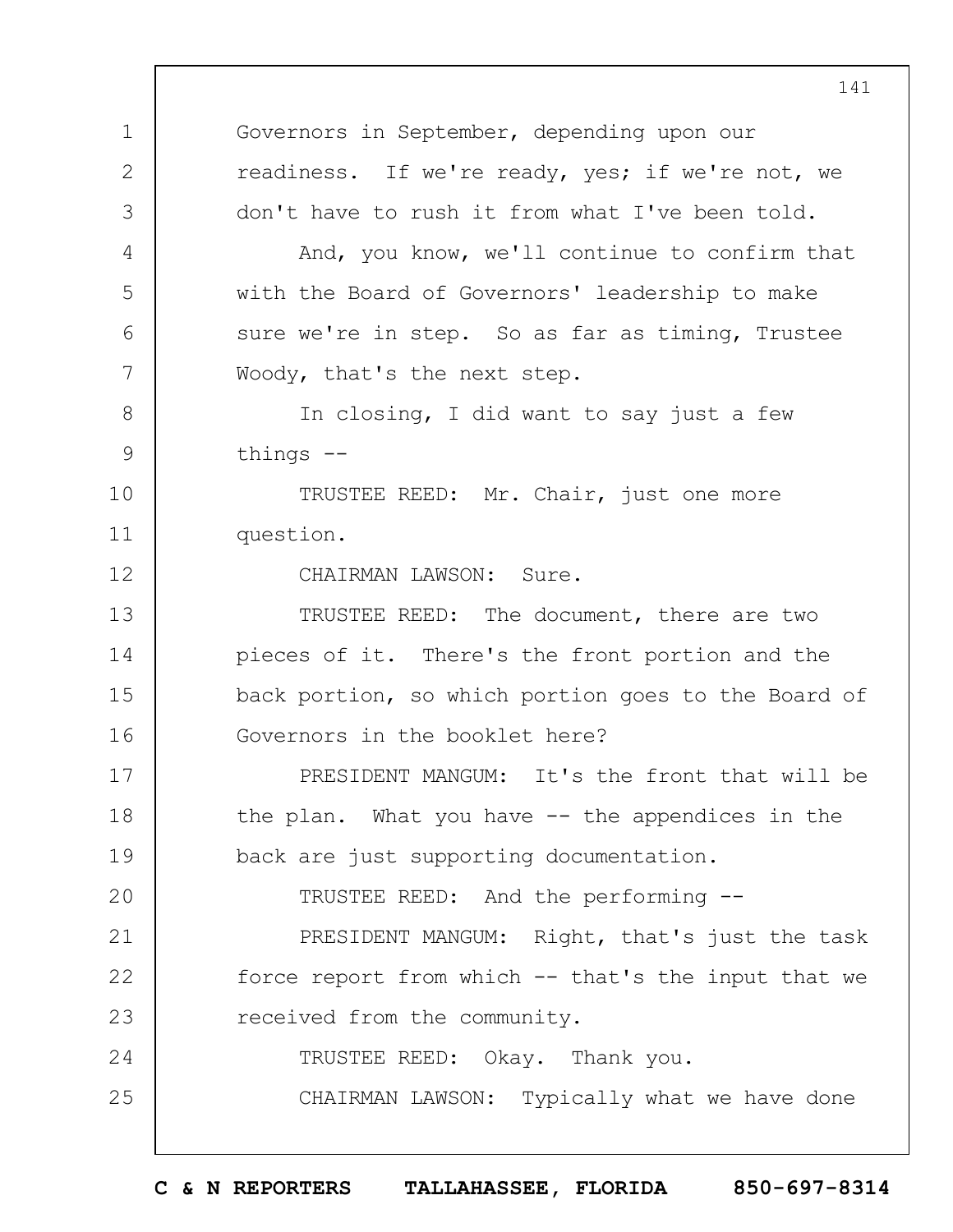Governors in September, depending upon our readiness. If we're ready, yes; if we're not, we don't have to rush it from what I've been told.

And, you know, we'll continue to confirm that with the Board of Governors' leadership to make sure we're in step. So as far as timing, Trustee Woody, that's the next step.

In closing, I did want to say just a few things --

TRUSTEE REED: Mr. Chair, just one more question.

CHAIRMAN LAWSON: Sure.

TRUSTEE REED: The document, there are two pieces of it. There's the front portion and the back portion, so which portion goes to the Board of Governors in the booklet here?

PRESIDENT MANGUM: It's the front that will be the plan. What you have -- the appendices in the back are just supporting documentation.

TRUSTEE REED: And the performing --

PRESIDENT MANGUM: Right, that's just the task force report from which -- that's the input that we received from the community.

TRUSTEE REED: Okay. Thank you.

CHAIRMAN LAWSON: Typically what we have done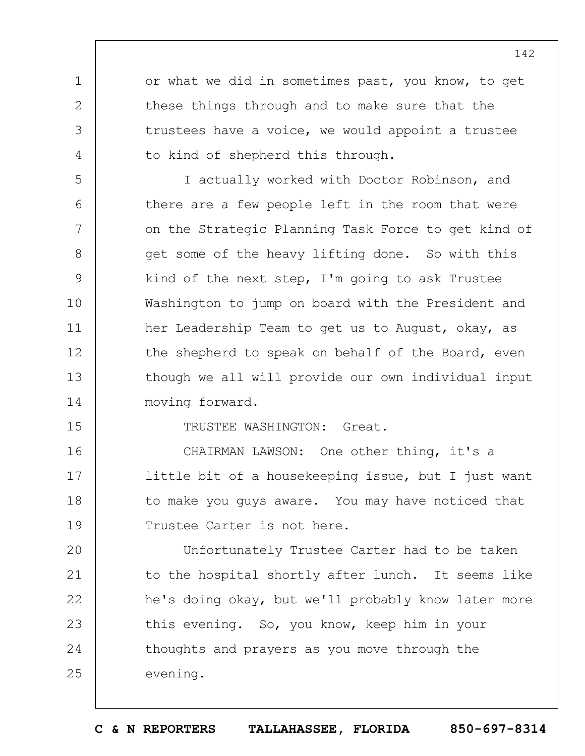or what we did in sometimes past, you know, to get these things through and to make sure that the trustees have a voice, we would appoint a trustee to kind of shepherd this through.

I actually worked with Doctor Robinson, and there are a few people left in the room that were on the Strategic Planning Task Force to get kind of get some of the heavy lifting done. So with this kind of the next step, I'm going to ask Trustee Washington to jump on board with the President and her Leadership Team to get us to August, okay, as the shepherd to speak on behalf of the Board, even though we all will provide our own individual input moving forward.

TRUSTEE WASHINGTON: Great.

CHAIRMAN LAWSON: One other thing, it's a little bit of a housekeeping issue, but I just want to make you guys aware. You may have noticed that Trustee Carter is not here.

Unfortunately Trustee Carter had to be taken to the hospital shortly after lunch. It seems like he's doing okay, but we'll probably know later more this evening. So, you know, keep him in your thoughts and prayers as you move through the evening.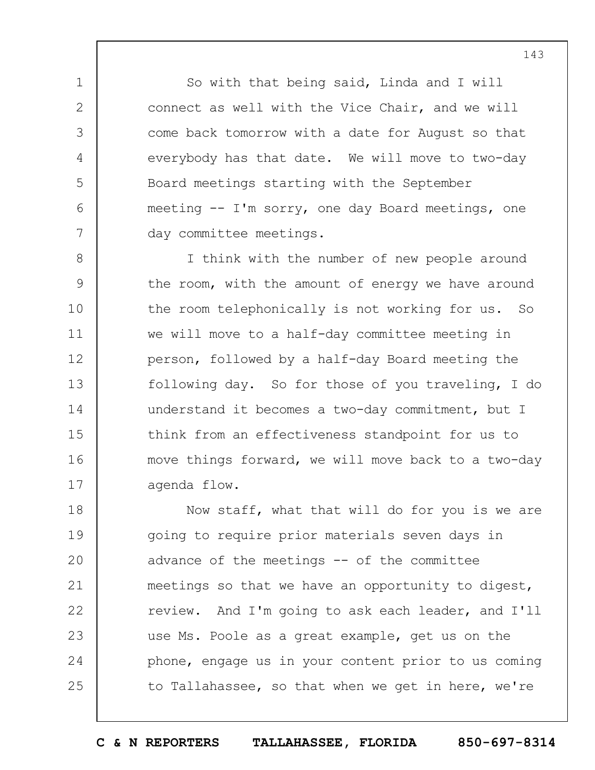So with that being said, Linda and I will connect as well with the Vice Chair, and we will come back tomorrow with a date for August so that everybody has that date. We will move to two-day Board meetings starting with the September meeting -- I'm sorry, one day Board meetings, one day committee meetings.

I think with the number of new people around the room, with the amount of energy we have around the room telephonically is not working for us. So we will move to a half-day committee meeting in person, followed by a half-day Board meeting the following day. So for those of you traveling, I do understand it becomes a two-day commitment, but I think from an effectiveness standpoint for us to move things forward, we will move back to a two-day agenda flow.

Now staff, what that will do for you is we are going to require prior materials seven days in advance of the meetings -- of the committee meetings so that we have an opportunity to digest, review. And I'm going to ask each leader, and I'll use Ms. Poole as a great example, get us on the phone, engage us in your content prior to us coming to Tallahassee, so that when we get in here, we're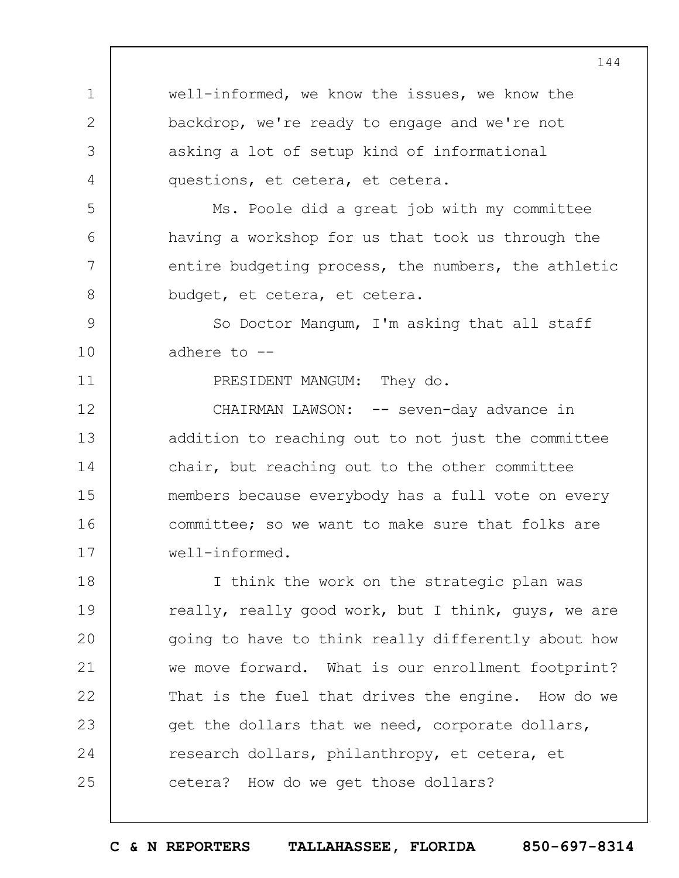well-informed, we know the issues, we know the backdrop, we're ready to engage and we're not asking a lot of setup kind of informational questions, et cetera, et cetera.

Ms. Poole did a great job with my committee having a workshop for us that took us through the entire budgeting process, the numbers, the athletic budget, et cetera, et cetera.

So Doctor Mangum, I'm asking that all staff adhere to --

PRESIDENT MANGUM: They do.

CHAIRMAN LAWSON: -- seven-day advance in addition to reaching out to not just the committee chair, but reaching out to the other committee members because everybody has a full vote on every committee; so we want to make sure that folks are well-informed.

I think the work on the strategic plan was really, really good work, but I think, guys, we are going to have to think really differently about how we move forward. What is our enrollment footprint? That is the fuel that drives the engine. How do we get the dollars that we need, corporate dollars, research dollars, philanthropy, et cetera, et cetera? How do we get those dollars?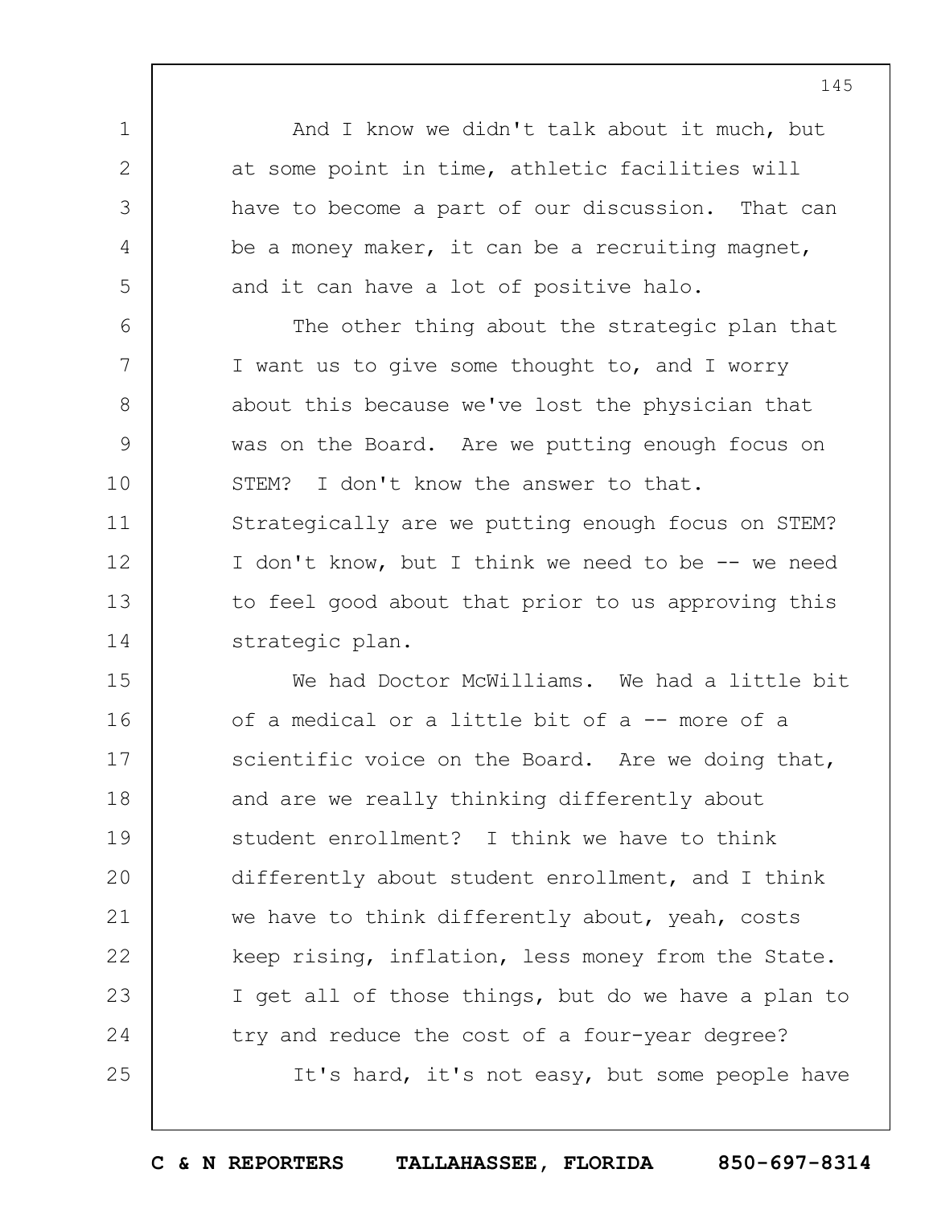And I know we didn't talk about it much, but at some point in time, athletic facilities will have to become a part of our discussion. That can be a money maker, it can be a recruiting magnet, and it can have a lot of positive halo.

The other thing about the strategic plan that I want us to give some thought to, and I worry about this because we've lost the physician that was on the Board. Are we putting enough focus on STEM? I don't know the answer to that. Strategically are we putting enough focus on STEM? I don't know, but I think we need to be -- we need to feel good about that prior to us approving this strategic plan.

We had Doctor McWilliams. We had a little bit of a medical or a little bit of a -- more of a scientific voice on the Board. Are we doing that, and are we really thinking differently about student enrollment? I think we have to think differently about student enrollment, and I think we have to think differently about, yeah, costs keep rising, inflation, less money from the State. I get all of those things, but do we have a plan to try and reduce the cost of a four-year degree?

It's hard, it's not easy, but some people have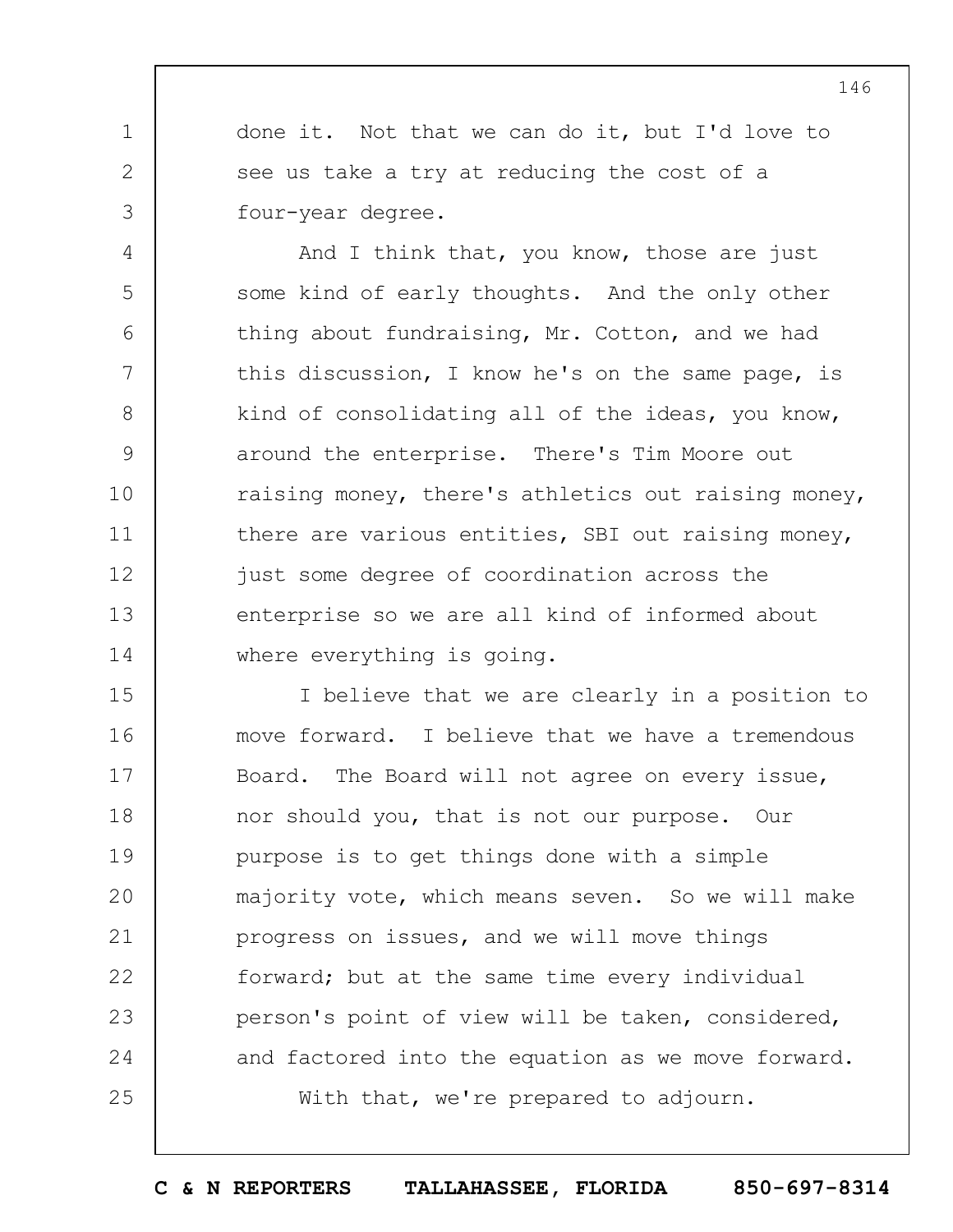done it. Not that we can do it, but I'd love to see us take a try at reducing the cost of a four-year degree.

And I think that, you know, those are just some kind of early thoughts. And the only other thing about fundraising, Mr. Cotton, and we had this discussion, I know he's on the same page, is kind of consolidating all of the ideas, you know, around the enterprise. There's Tim Moore out raising money, there's athletics out raising money, there are various entities, SBI out raising money, just some degree of coordination across the enterprise so we are all kind of informed about where everything is going.

I believe that we are clearly in a position to move forward. I believe that we have a tremendous Board. The Board will not agree on every issue, nor should you, that is not our purpose. Our purpose is to get things done with a simple majority vote, which means seven. So we will make progress on issues, and we will move things forward; but at the same time every individual person's point of view will be taken, considered, and factored into the equation as we move forward.

With that, we're prepared to adjourn.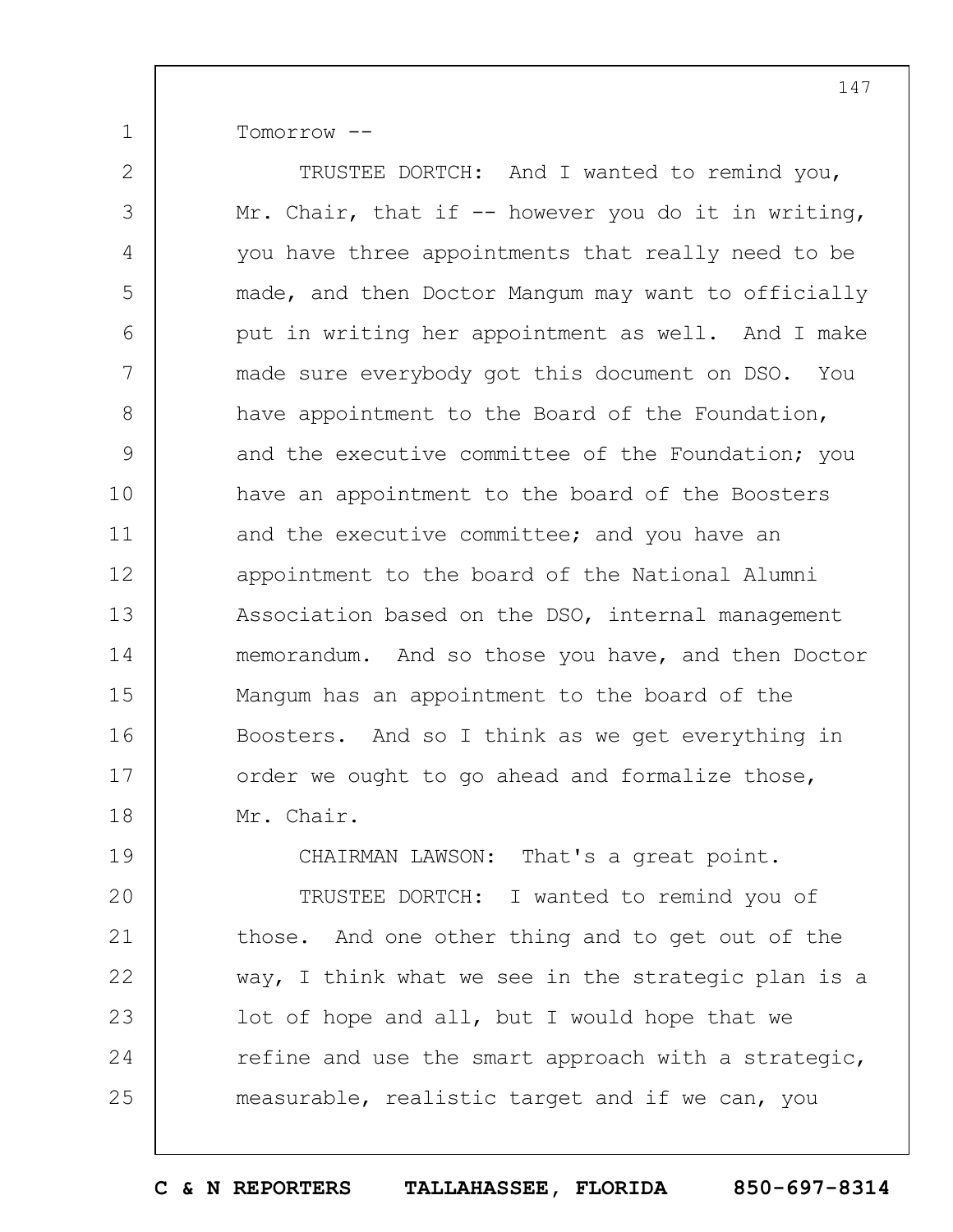Tomorrow --

TRUSTEE DORTCH: And I wanted to remind you, Mr. Chair, that if -- however you do it in writing, you have three appointments that really need to be made, and then Doctor Mangum may want to officially put in writing her appointment as well. And I make made sure everybody got this document on DSO. You have appointment to the Board of the Foundation, and the executive committee of the Foundation; you have an appointment to the board of the Boosters and the executive committee; and you have an appointment to the board of the National Alumni Association based on the DSO, internal management memorandum. And so those you have, and then Doctor Mangum has an appointment to the board of the Boosters. And so I think as we get everything in order we ought to go ahead and formalize those, Mr. Chair.

CHAIRMAN LAWSON: That's a great point.

TRUSTEE DORTCH: I wanted to remind you of those. And one other thing and to get out of the way, I think what we see in the strategic plan is a lot of hope and all, but I would hope that we refine and use the smart approach with a strategic, measurable, realistic target and if we can, you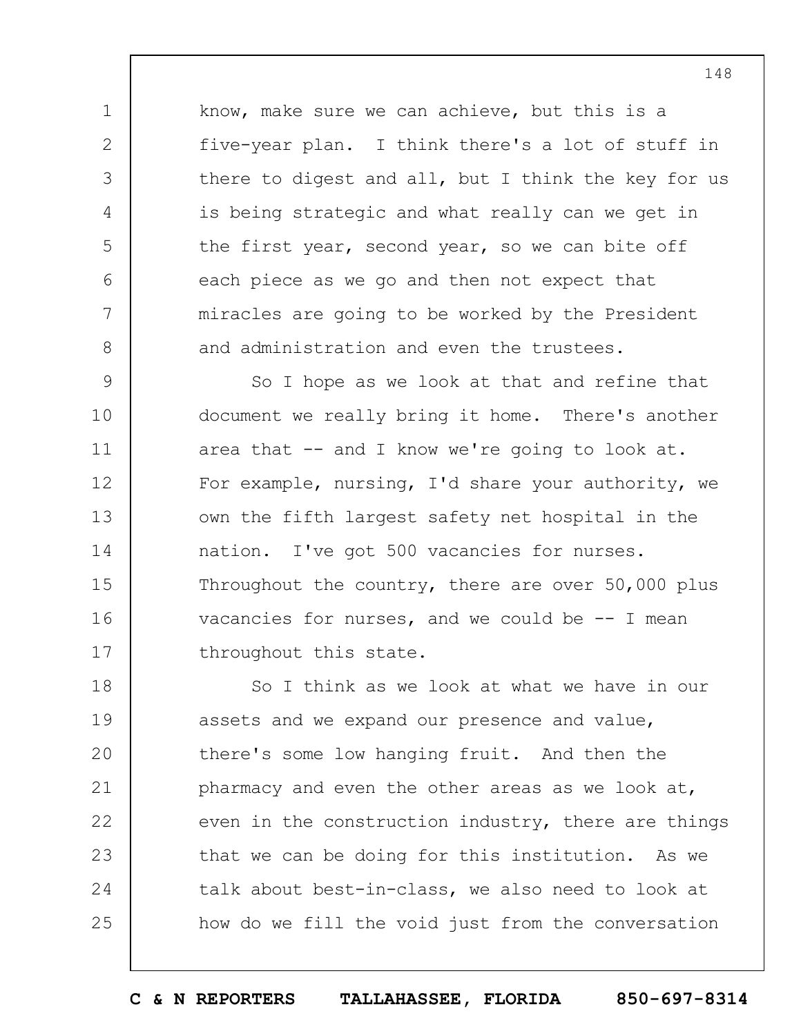know, make sure we can achieve, but this is a five-year plan. I think there's a lot of stuff in there to digest and all, but I think the key for us is being strategic and what really can we get in the first year, second year, so we can bite off each piece as we go and then not expect that miracles are going to be worked by the President and administration and even the trustees.

So I hope as we look at that and refine that document we really bring it home. There's another area that -- and I know we're going to look at. For example, nursing, I'd share your authority, we own the fifth largest safety net hospital in the nation. I've got 500 vacancies for nurses. Throughout the country, there are over 50,000 plus vacancies for nurses, and we could be -- I mean throughout this state.

So I think as we look at what we have in our assets and we expand our presence and value, there's some low hanging fruit. And then the pharmacy and even the other areas as we look at, even in the construction industry, there are things that we can be doing for this institution. As we talk about best-in-class, we also need to look at how do we fill the void just from the conversation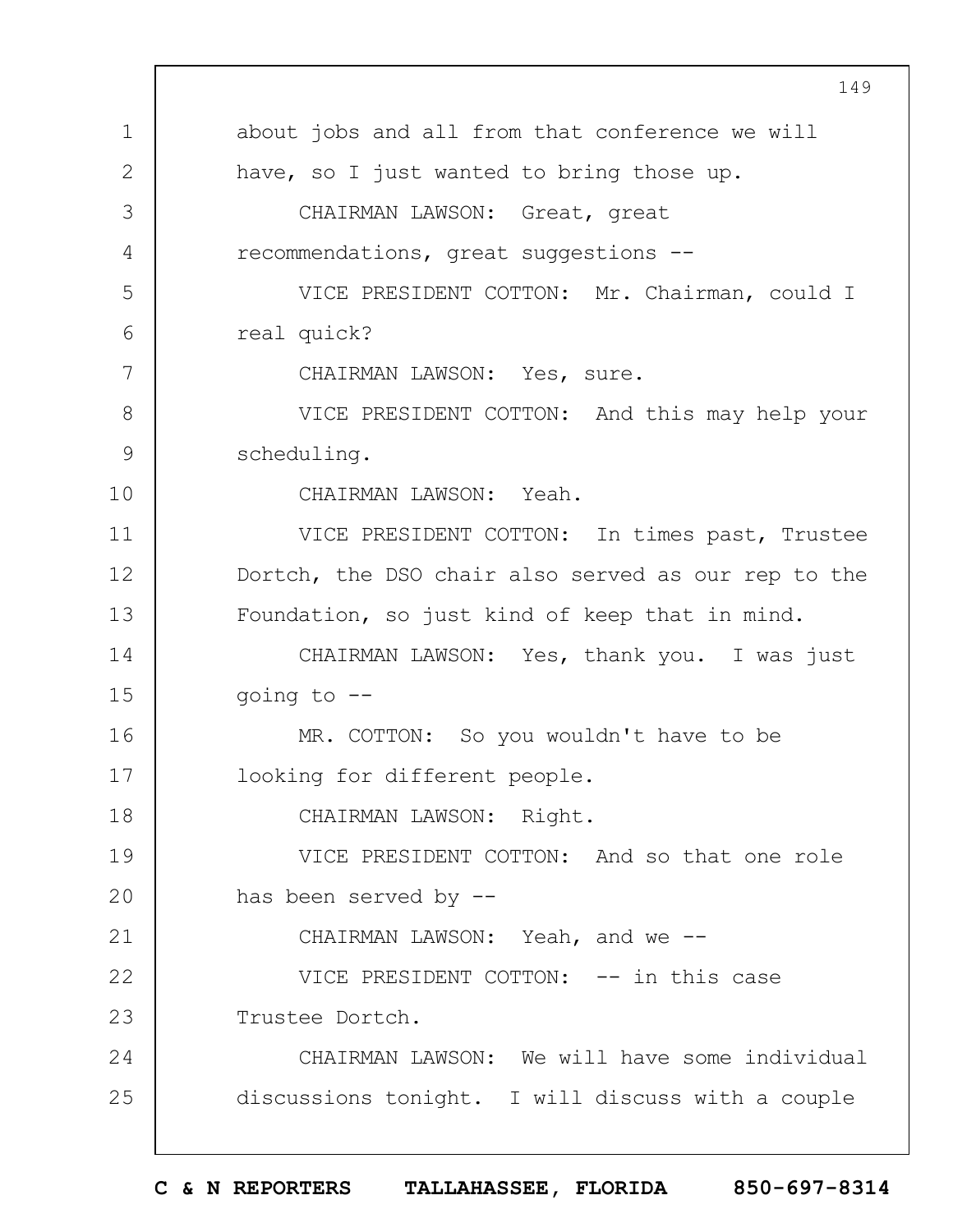about jobs and all from that conference we will have, so I just wanted to bring those up.

CHAIRMAN LAWSON: Great, great recommendations, great suggestions --

VICE PRESIDENT COTTON: Mr. Chairman, could I real quick?

CHAIRMAN LAWSON: Yes, sure.

VICE PRESIDENT COTTON: And this may help your scheduling.

CHAIRMAN LAWSON: Yeah.

VICE PRESIDENT COTTON: In times past, Trustee Dortch, the DSO chair also served as our rep to the Foundation, so just kind of keep that in mind.

CHAIRMAN LAWSON: Yes, thank you. I was just going to --

MR. COTTON: So you wouldn't have to be looking for different people.

CHAIRMAN LAWSON: Right.

VICE PRESIDENT COTTON: And so that one role has been served by --

CHAIRMAN LAWSON: Yeah, and we --

VICE PRESIDENT COTTON: -- in this case Trustee Dortch.

CHAIRMAN LAWSON: We will have some individual discussions tonight. I will discuss with a couple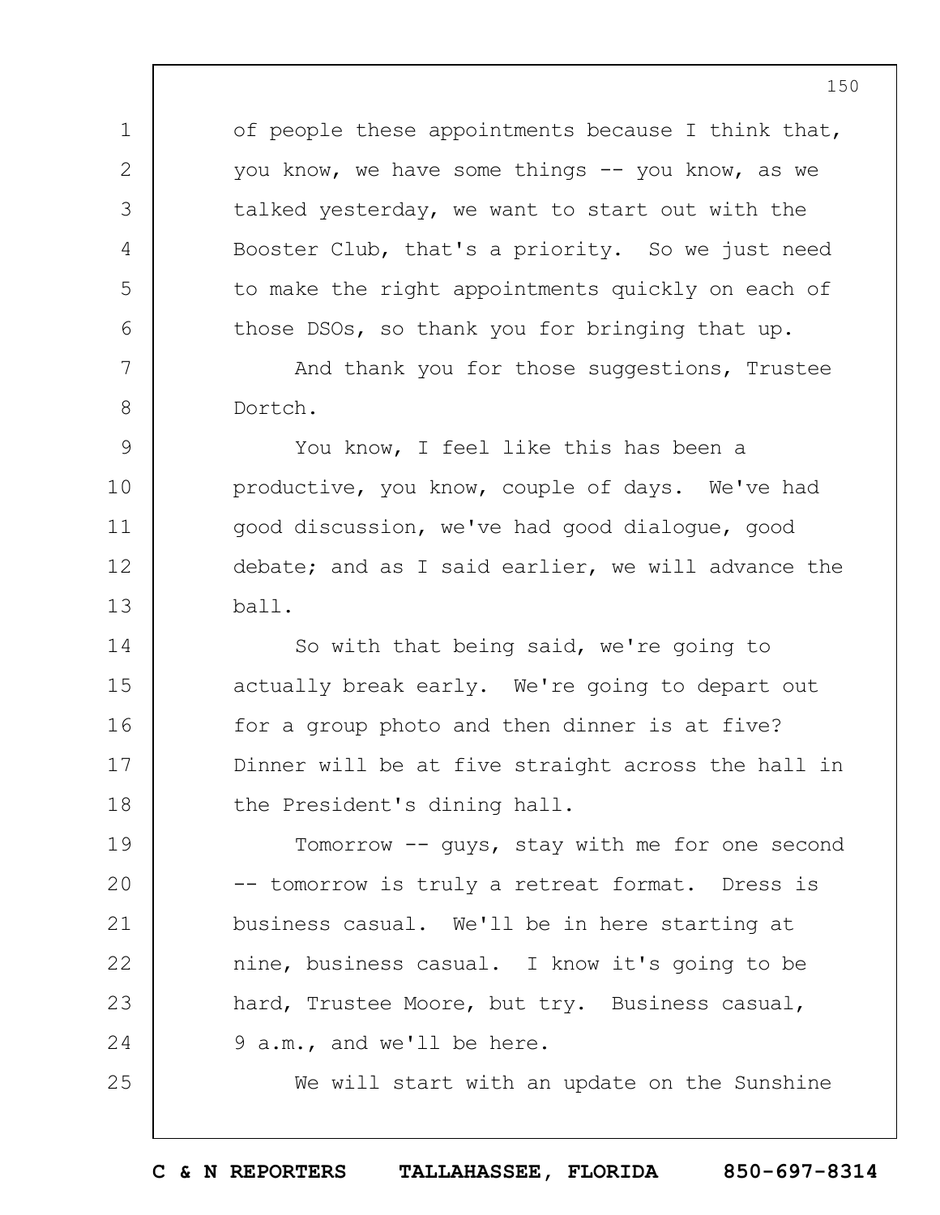of people these appointments because I think that, you know, we have some things -- you know, as we talked yesterday, we want to start out with the Booster Club, that's a priority. So we just need to make the right appointments quickly on each of those DSOs, so thank you for bringing that up.

And thank you for those suggestions, Trustee Dortch.

You know, I feel like this has been a productive, you know, couple of days. We've had good discussion, we've had good dialogue, good debate; and as I said earlier, we will advance the ball.

So with that being said, we're going to actually break early. We're going to depart out for a group photo and then dinner is at five? Dinner will be at five straight across the hall in the President's dining hall.

Tomorrow -- guys, stay with me for one second -- tomorrow is truly a retreat format. Dress is business casual. We'll be in here starting at nine, business casual. I know it's going to be hard, Trustee Moore, but try. Business casual, 9 a.m., and we'll be here.

We will start with an update on the Sunshine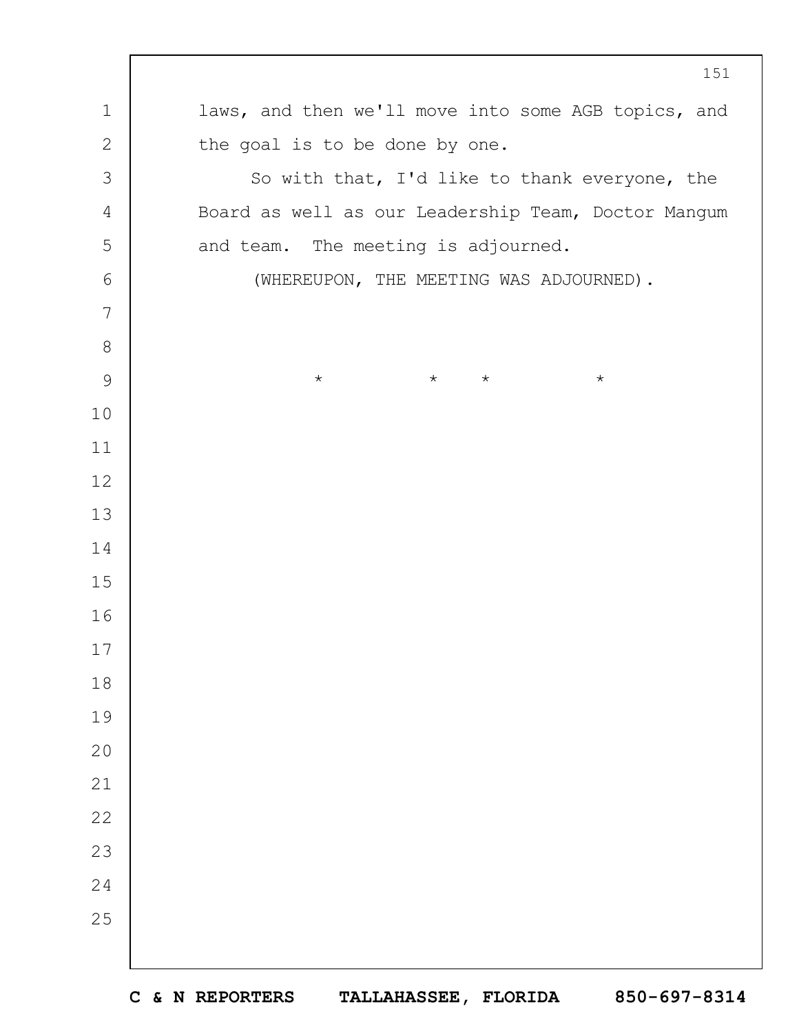laws, and then we'll move into some AGB topics, and the goal is to be done by one.

So with that, I'd like to thank everyone, the Board as well as our Leadership Team, Doctor Mangum and team. The meeting is adjourned.

(WHEREUPON, THE MEETING WAS ADJOURNED).

\*　　\*　　\*　　\*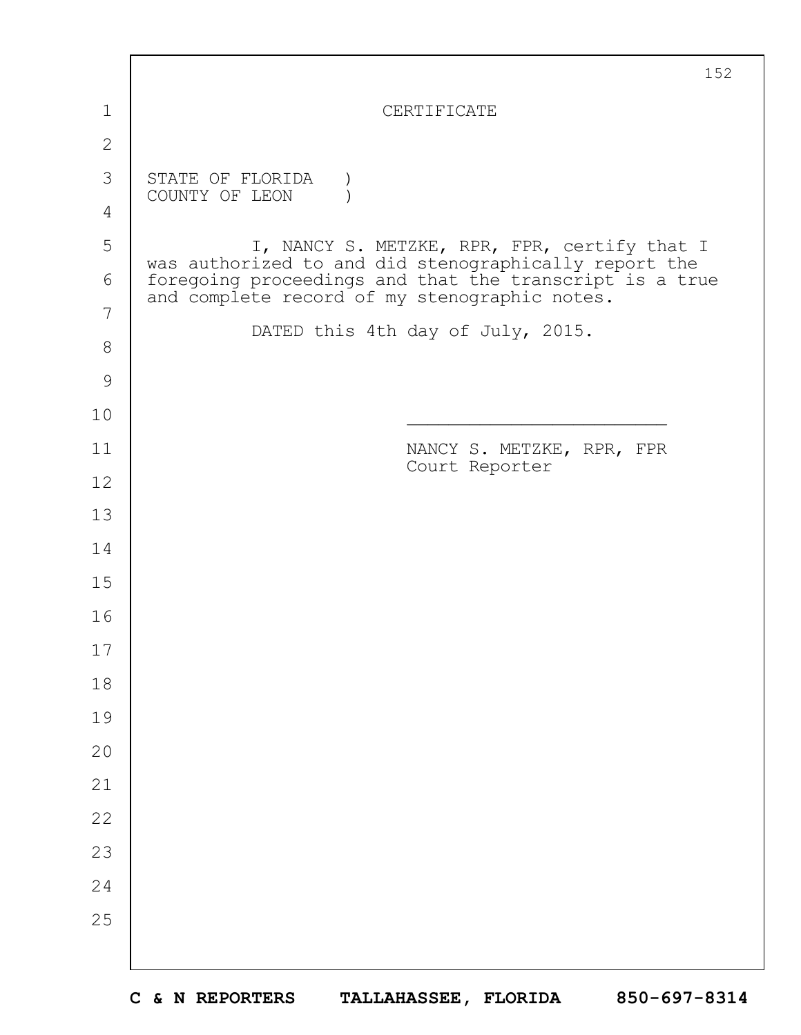# CERTIFICATE

STATE OF FLORIDA )
COUNTY OF LEON )

I, NANCY S. METZKE, RPR, FPR, certify that I was authorized to and did stenographically report the foregoing proceedings and that the transcript is a true and complete record of my stenographic notes.

DATED this 4th day of July, 2015.

______________________________

NANCY S. METZKE, RPR, FPR
Court Reporter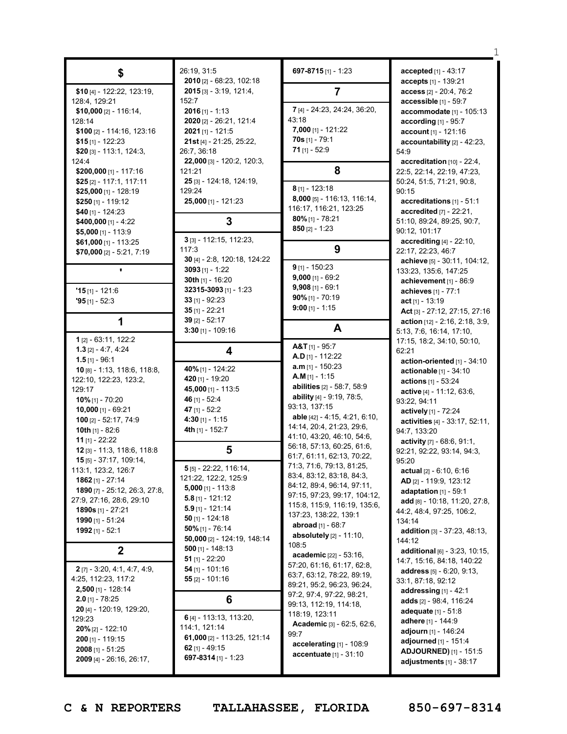## $

**$10** [4] - 122:22, 123:19, 128:4, 129:21
**$10,000** [2] - 116:14, 128:14
**$100** [2] - 114:16, 123:16
**$15** [1] - 122:23
**$20** [3] - 113:1, 124:3, 124:4
**$200,000** [1] - 117:16
**$25** [2] - 117:1, 117:11
**$25,000** [1] - 128:19
**$250** [1] - 119:12
**$40** [1] - 124:23
**$400,000** [1] - 4:22
**$5,000** [1] - 113:9
**$61,000** [1] - 113:25
**$70,000** [2] - 5:21, 7:19

## '

**'15** [1] - 121:6
**'95** [1] - 52:3

## 1

**1** [2] - 63:11, 122:2
**1.3** [2] - 4:7, 4:24
**1.5** [1] - 96:1
**10** [8] - 1:13, 118:6, 118:8, 122:10, 122:23, 123:2, 129:17
**10%** [1] - 70:20
**10,000** [1] - 69:21
**100** [2] - 52:17, 74:9
**10th** [1] - 82:6
**11** [1] - 22:22
**12** [3] - 11:3, 118:6, 118:8
**15** [5] - 37:17, 109:14, 113:1, 123:2, 126:7
**1862** [1] - 27:14
**1890** [7] - 25:12, 26:3, 27:8, 27:9, 27:16, 28:6, 29:10
**1890s** [1] - 27:21
**1990** [1] - 51:24
**1992** [1] - 52:1

## 2

**2** [7] - 3:20, 4:1, 4:7, 4:9, 4:25, 112:23, 117:2
**2,500** [1] - 128:14
**2.0** [1] - 78:25
**20** [4] - 120:19, 129:20, 129:23
**20%** [2] - 122:10
**200** [1] - 119:15
**2008** [1] - 51:25
**2009** [4] - 26:16, 26:17, 26:19, 31:5
**2010** [2] - 68:23, 102:18
**2015** [3] - 3:19, 121:4, 152:7
**2016** [1] - 1:13
**2020** [2] - 26:21, 121:4
**2021** [1] - 121:5
**21st** [4] - 21:25, 25:22, 26:7, 36:18
**22,000** [3] - 120:2, 120:3, 121:21
**25** [3] - 124:18, 124:19, 129:24
**25,000** [1] - 121:23

## 3

**3** [3] - 112:15, 112:23, 117:3
**30** [4] - 2:8, 120:18, 124:22
**3093** [1] - 1:22
**30th** [1] - 16:20
**32315-3093** [1] - 1:23
**33** [1] - 92:23
**35** [1] - 22:21
**39** [2] - 52:17
**3:30** [1] - 109:16

## 4

**40%** [1] - 124:22
**420** [1] - 19:20
**45,000** [1] - 113:5
**46** [1] - 52:4
**47** [1] - 52:2
**4:30** [1] - 1:15
**4th** [1] - 152:7

## 5

**5** [5] - 22:22, 116:14, 121:22, 122:2, 125:9
**5,000** [1] - 113:8
**5.8** [1] - 121:12
**5.9** [1] - 121:14
**50** [1] - 124:18
**50%** [1] - 76:14
**50,000** [2] - 124:19, 148:14
**500** [1] - 148:13
**51** [1] - 22:20
**54** [1] - 101:16
**55** [2] - 101:16

## 6

**6** [4] - 113:13, 113:20, 114:1, 121:14
**61,000** [2] - 113:25, 121:14
**62** [1] - 49:15
**697-8314** [1] - 1:23
**697-8715** [1] - 1:23

## 7

**7** [4] - 24:23, 24:24, 36:20, 43:18
**7,000** [1] - 121:22
**70s** [1] - 79:1
**71** [1] - 52:9

## 8

**8** [1] - 123:18
**8,000** [5] - 116:13, 116:14, 116:17, 116:21, 123:25
**80%** [1] - 78:21
**850** [2] - 1:23

## 9

**9** [1] - 150:23
**9,000** [1] - 69:2
**9,908** [1] - 69:1
**90%** [1] - 70:19
**9:00** [1] - 1:15

## A

**A&T** [1] - 95:7
**A.D** [1] - 112:22
**a.m** [1] - 150:23
**A.M** [1] - 1:15
**abilities** [2] - 58:7, 58:9
**ability** [4] - 9:19, 78:5, 93:13, 137:15
**able** [42] - 4:15, 4:21, 6:10, 14:14, 20:4, 21:23, 29:6, 41:10, 43:20, 46:10, 54:6, 56:18, 57:13, 60:25, 61:6, 61:7, 61:11, 62:13, 70:22, 71:3, 71:6, 79:13, 81:25, 83:4, 83:12, 83:18, 84:3, 84:12, 89:4, 96:14, 97:11, 97:15, 97:23, 99:17, 104:12, 115:8, 115:9, 116:19, 135:6, 137:23, 138:22, 139:1
**abroad** [1] - 68:7
**absolutely** [2] - 11:10, 108:5
**academic** [22] - 53:16, 57:20, 61:16, 61:17, 62:8, 63:7, 63:12, 78:22, 89:19, 89:21, 95:2, 96:23, 96:24, 97:2, 97:4, 97:22, 98:21, 99:13, 112:19, 114:18, 118:19, 123:11
**Academic** [3] - 62:5, 62:6, 99:7
**accelerating** [1] - 108:9
**accentuate** [1] - 31:10
**accepted** [1] - 43:17
**accepts** [1] - 139:21
**access** [2] - 20:4, 76:2
**accessible** [1] - 59:7
**accommodate** [1] - 105:13
**according** [1] - 95:7
**account** [1] - 121:16
**accountability** [2] - 42:23, 54:9
**accreditation** [10] - 22:4, 22:5, 22:14, 22:19, 47:23, 50:24, 51:5, 71:21, 90:8, 90:15
**accreditations** [1] - 51:1
**accredited** [7] - 22:21, 51:10, 89:25, 90:7, 90:12, 101:17
**accrediting** [4] - 22:10, 22:17, 22:23, 46:7
**achieve** [5] - 30:11, 104:12, 133:23, 135:6, 147:25
**achievement** [1] - 86:9
**achieves** [1] - 77:1
**act** [1] - 13:19
**Act** [3] - 27:12, 27:15, 27:16
**action** [12] - 2:16, 2:18, 3:9, 5:13, 7:6, 16:14, 17:10, 17:15, 18:2, 34:10, 50:10, 62:21
**action-oriented** [1] - 34:10
**actionable** [1] - 34:10
**actions** [1] - 53:24
**active** [4] - 11:12, 63:6, 93:22, 94:11
**actively** [1] - 72:24
**activities** [4] - 33:17, 52:11, 94:7, 133:20
**activity** [7] - 68:6, 91:1, 92:21, 92:22, 93:14, 94:3, 95:20
**actual** [2] - 6:10, 6:16
**AD** [2] - 119:9, 123:12
**adaptation** [1] - 59:1
**add** [8] - 10:18, 11:20, 27:8, 44:2, 48:4, 97:25, 106:2, 134:14
**addition** [3] - 37:23, 48:13, 144:12
**additional** [6] - 3:23, 10:15, 14:7, 15:16, 84:18, 140:22
**address** [5] - 6:20, 9:13, 33:1, 87:18, 92:12
**addressing** [1] - 42:1
**adds** [2] - 98:4, 116:24
**adequate** [1] - 51:8
**adhere** [1] - 144:9
**adjourn** [1] - 146:24
**adjourned** [1] - 151:4
**ADJOURNED)** [1] - 151:5
**adjustments** [1] - 38:17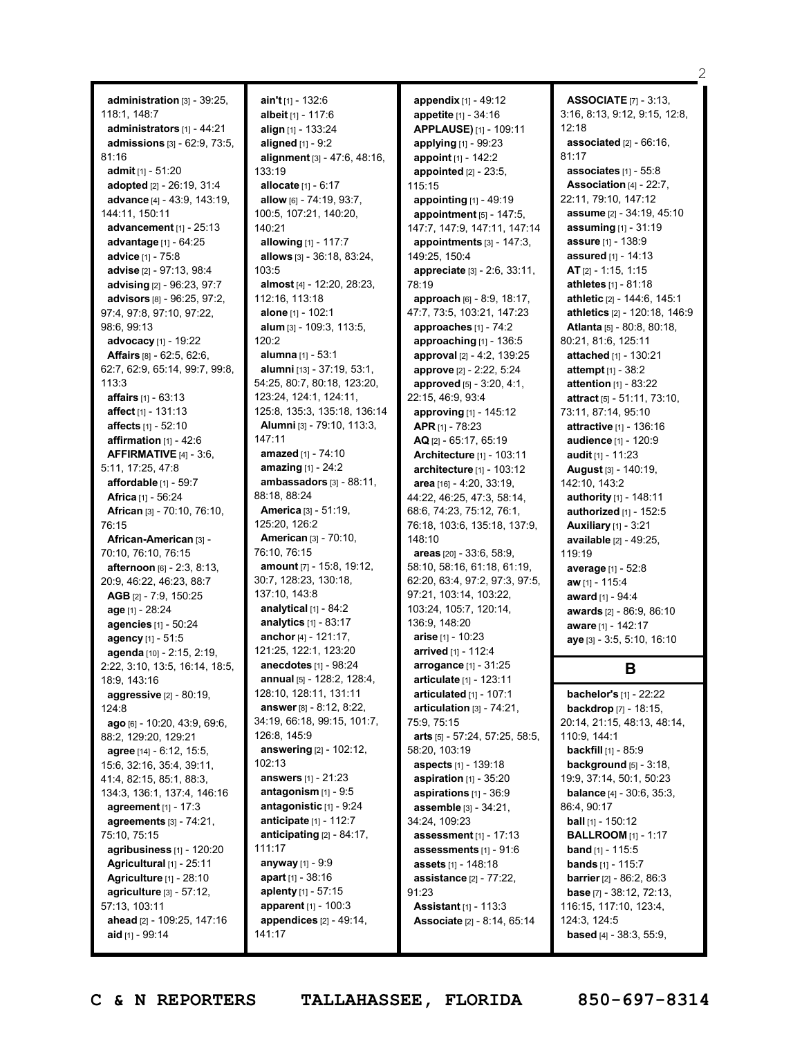**administration** [3] - 39:25, 118:1, 148:7
**administrators** [1] - 44:21
**admissions** [3] - 62:9, 73:5, 81:16
**admit** [1] - 51:20
**adopted** [2] - 26:19, 31:4
**advance** [4] - 43:9, 143:19, 144:11, 150:11
**advancement** [1] - 25:13
**advantage** [1] - 64:25
**advice** [1] - 75:8
**advise** [2] - 97:13, 98:4
**advising** [2] - 96:23, 97:7
**advisors** [8] - 96:25, 97:2, 97:4, 97:8, 97:10, 97:22, 98:6, 99:13
**advocacy** [1] - 19:22
**Affairs** [8] - 62:5, 62:6, 62:7, 62:9, 65:14, 99:7, 99:8, 113:3
**affairs** [1] - 63:13
**affect** [1] - 131:13
**affects** [1] - 52:10
**affirmation** [1] - 42:6
**AFFIRMATIVE** [4] - 3:6, 5:11, 17:25, 47:8
**affordable** [1] - 59:7
**Africa** [1] - 56:24
**African** [3] - 70:10, 76:10, 76:15
**African-American** [3] - 70:10, 76:10, 76:15
**afternoon** [6] - 2:3, 8:13, 20:9, 46:22, 46:23, 88:7
**AGB** [2] - 7:9, 150:25
**age** [1] - 28:24
**agencies** [1] - 50:24
**agency** [1] - 51:5
**agenda** [10] - 2:15, 2:19, 2:22, 3:10, 13:5, 16:14, 18:5, 18:9, 143:16
**aggressive** [2] - 80:19, 124:8
**ago** [6] - 10:20, 43:9, 69:6, 88:2, 129:20, 129:21
**agree** [14] - 6:12, 15:5, 15:6, 32:16, 35:4, 39:11, 41:4, 82:15, 85:1, 88:3, 134:3, 136:1, 137:4, 146:16
**agreement** [1] - 17:3
**agreements** [3] - 74:21, 75:10, 75:15
**agribusiness** [1] - 120:20
**Agricultural** [1] - 25:11
**Agriculture** [1] - 28:10
**agriculture** [3] - 57:12, 57:13, 103:11
**ahead** [2] - 109:25, 147:16
**aid** [1] - 99:14
**ain't** [1] - 132:6
**albeit** [1] - 117:6
**align** [1] - 133:24
**aligned** [1] - 9:2
**alignment** [3] - 47:6, 48:16, 133:19
**allocate** [1] - 6:17
**allow** [6] - 74:19, 93:7, 100:5, 107:21, 140:20, 140:21
**allowing** [1] - 117:7
**allows** [3] - 36:18, 83:24, 103:5
**almost** [4] - 12:20, 28:23, 112:16, 113:18
**alone** [1] - 102:1
**alum** [3] - 109:3, 113:5, 120:2
**alumna** [1] - 53:1
**alumni** [13] - 37:19, 53:1, 54:25, 80:7, 80:18, 123:20, 123:24, 124:1, 124:11, 125:8, 135:3, 135:18, 136:14
**Alumni** [3] - 79:10, 113:3, 147:11
**amazed** [1] - 74:10
**amazing** [1] - 24:2
**ambassadors** [3] - 88:11, 88:18, 88:24
**America** [3] - 51:19, 125:20, 126:2
**American** [3] - 70:10, 76:10, 76:15
**amount** [7] - 15:8, 19:12, 30:7, 128:23, 130:18, 137:10, 143:8
**analytical** [1] - 84:2
**analytics** [1] - 83:17
**anchor** [4] - 121:17, 121:25, 122:1, 123:20
**anecdotes** [1] - 98:24
**annual** [5] - 128:2, 128:4, 128:10, 128:11, 131:11
**answer** [8] - 8:12, 8:22, 34:19, 66:18, 99:15, 101:7, 126:8, 145:9
**answering** [2] - 102:12, 102:13
**answers** [1] - 21:23
**antagonism** [1] - 9:5
**antagonistic** [1] - 9:24
**anticipate** [1] - 112:7
**anticipating** [2] - 84:17, 111:17
**anyway** [1] - 9:9
**apart** [1] - 38:16
**aplenty** [1] - 57:15
**apparent** [1] - 100:3
**appendices** [2] - 49:14, 141:17
**appendix** [1] - 49:12
**appetite** [1] - 34:16
**APPLAUSE)** [1] - 109:11
**applying** [1] - 99:23
**appoint** [1] - 142:2
**appointed** [2] - 23:5, 115:15
**appointing** [1] - 49:19
**appointment** [5] - 147:5, 147:7, 147:9, 147:11, 147:14
**appointments** [3] - 147:3, 149:25, 150:4
**appreciate** [3] - 2:6, 33:11, 78:19
**approach** [6] - 8:9, 18:17, 47:7, 73:5, 103:21, 147:23
**approaches** [1] - 74:2
**approaching** [1] - 136:5
**approval** [2] - 4:2, 139:25
**approve** [2] - 2:22, 5:24
**approved** [5] - 3:20, 4:1, 22:15, 46:9, 93:4
**approving** [1] - 145:12
**APR** [1] - 78:23
**AQ** [2] - 65:17, 65:19
**Architecture** [1] - 103:11
**architecture** [1] - 103:12
**area** [16] - 4:20, 33:19, 44:22, 46:25, 47:3, 58:14, 68:6, 74:23, 75:12, 76:1, 76:18, 103:6, 135:18, 137:9, 148:10
**areas** [20] - 33:6, 58:9, 58:10, 58:16, 61:18, 61:19, 62:20, 63:4, 97:2, 97:3, 97:5, 97:21, 103:14, 103:22, 103:24, 105:7, 120:14, 136:9, 148:20
**arise** [1] - 10:23
**arrived** [1] - 112:4
**arrogance** [1] - 31:25
**articulate** [1] - 123:11
**articulated** [1] - 107:1
**articulation** [3] - 74:21, 75:9, 75:15
**arts** [5] - 57:24, 57:25, 58:5, 58:20, 103:19
**aspects** [1] - 139:18
**aspiration** [1] - 35:20
**aspirations** [1] - 36:9
**assemble** [3] - 34:21, 34:24, 109:23
**assessment** [1] - 17:13
**assessments** [1] - 91:6
**assets** [1] - 148:18
**assistance** [2] - 77:22, 91:23
**Assistant** [1] - 113:3
**Associate** [2] - 8:14, 65:14
**ASSOCIATE** [7] - 3:13, 3:16, 8:13, 9:12, 9:15, 12:8, 12:18
**associated** [2] - 66:16, 81:17
**associates** [1] - 55:8
**Association** [4] - 22:7, 22:11, 79:10, 147:12
**assume** [2] - 34:19, 45:10
**assuming** [1] - 31:19
**assure** [1] - 138:9
**assured** [1] - 14:13
**AT** [2] - 1:15, 1:15
**athletes** [1] - 81:18
**athletic** [2] - 144:6, 145:1
**athletics** [2] - 120:18, 146:9
**Atlanta** [5] - 80:8, 80:18, 80:21, 81:6, 125:11
**attached** [1] - 130:21
**attempt** [1] - 38:2
**attention** [1] - 83:22
**attract** [5] - 51:11, 73:10, 73:11, 87:14, 95:10
**attractive** [1] - 136:16
**audience** [1] - 120:9
**audit** [1] - 11:23
**August** [3] - 140:19, 142:10, 143:2
**authority** [1] - 148:11
**authorized** [1] - 152:5
**Auxiliary** [1] - 3:21
**available** [2] - 49:25, 119:19
**average** [1] - 52:8
**aw** [1] - 115:4
**award** [1] - 94:4
**awards** [2] - 86:9, 86:10
**aware** [1] - 142:17
**aye** [3] - 3:5, 5:10, 16:10

## B

**bachelor's** [1] - 22:22
**backdrop** [7] - 18:15, 20:14, 21:15, 48:13, 48:14, 110:9, 144:1
**backfill** [1] - 85:9
**background** [5] - 3:18, 19:9, 37:14, 50:1, 50:23
**balance** [4] - 30:6, 35:3, 86:4, 90:17
**ball** [1] - 150:12
**BALLROOM** [1] - 1:17
**band** [1] - 115:5
**bands** [1] - 115:7
**barrier** [2] - 86:2, 86:3
**base** [7] - 38:12, 72:13, 116:15, 117:10, 123:4, 124:3, 124:5
**based** [4] - 38:3, 55:9,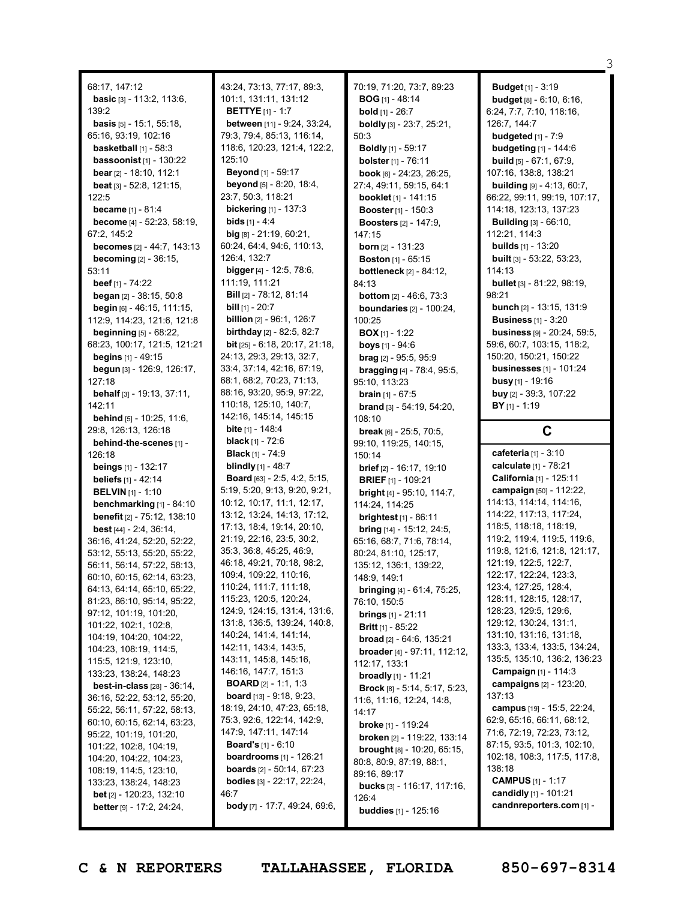68:17, 147:12
**basic** [3] - 113:2, 113:6, 139:2
**basis** [5] - 15:1, 55:18, 65:16, 93:19, 102:16
**basketball** [1] - 58:3
**bassoonist** [1] - 130:22
**bear** [2] - 18:10, 112:1
**beat** [3] - 52:8, 121:15, 122:5
**became** [1] - 81:4
**become** [4] - 52:23, 58:19, 67:2, 145:2
**becomes** [2] - 44:7, 143:13
**becoming** [2] - 36:15, 53:11
**beef** [1] - 74:22
**began** [2] - 38:15, 50:8
**begin** [6] - 46:15, 111:15, 112:9, 114:23, 121:6, 121:8
**beginning** [5] - 68:22, 68:23, 100:17, 121:5, 121:21
**begins** [1] - 49:15
**begun** [3] - 126:9, 126:17, 127:18
**behalf** [3] - 19:13, 37:11, 142:11
**behind** [5] - 10:25, 11:6, 29:8, 126:13, 126:18
**behind-the-scenes** [1] - 126:18
**beings** [1] - 132:17
**beliefs** [1] - 42:14
**BELVIN** [1] - 1:10
**benchmarking** [1] - 84:10
**benefit** [2] - 75:12, 138:10
**best** [44] - 2:4, 36:14, 36:16, 41:24, 52:20, 52:22, 53:12, 55:13, 55:20, 55:22, 56:11, 56:14, 57:22, 58:13, 60:10, 60:15, 62:14, 63:23, 64:13, 64:14, 65:10, 65:22, 81:23, 86:10, 95:14, 95:22, 97:12, 101:19, 101:20, 101:22, 102:1, 102:8, 104:19, 104:20, 104:22, 104:23, 108:19, 114:5, 115:5, 121:9, 123:10, 133:23, 138:24, 148:23
**best-in-class** [28] - 36:14, 36:16, 52:22, 53:12, 55:20, 55:22, 56:11, 57:22, 58:13, 60:10, 60:15, 62:14, 63:23, 95:22, 101:19, 101:20, 101:22, 102:8, 104:19, 104:20, 104:22, 104:23, 108:19, 114:5, 123:10, 133:23, 138:24, 148:23
**bet** [2] - 120:23, 132:10
**better** [9] - 17:2, 24:24, 43:24, 73:13, 77:17, 89:3, 101:1, 131:11, 131:12
**BETTYE** [1] - 1:7
**between** [11] - 9:24, 33:24, 79:3, 79:4, 85:13, 116:14, 118:6, 120:23, 121:4, 122:2, 125:10
**Beyond** [1] - 59:17
**beyond** [5] - 8:20, 18:4, 23:7, 50:3, 118:21
**bickering** [1] - 137:3
**bids** [1] - 4:4
**big** [8] - 21:19, 60:21, 60:24, 64:4, 94:6, 110:13, 126:4, 132:7
**bigger** [4] - 12:5, 78:6, 111:19, 111:21
**Bill** [2] - 78:12, 81:14
**bill** [1] - 20:7
**billion** [2] - 96:1, 126:7
**birthday** [2] - 82:5, 82:7
**bit** [25] - 6:18, 20:17, 21:18, 24:13, 29:3, 29:13, 32:7, 33:4, 37:14, 42:16, 67:19, 68:1, 68:2, 70:23, 71:13, 88:16, 93:20, 95:9, 97:22, 110:18, 125:10, 140:7, 142:16, 145:14, 145:15
**bite** [1] - 148:4
**black** [1] - 72:6
**Black** [1] - 74:9
**blindly** [1] - 48:7
**Board** [63] - 2:5, 4:2, 5:15, 5:19, 5:20, 9:13, 9:20, 9:21, 10:12, 10:17, 11:1, 12:17, 13:12, 13:24, 14:13, 17:12, 17:13, 18:4, 19:14, 20:10, 21:19, 22:16, 23:5, 30:2, 35:3, 36:8, 45:25, 46:9, 46:18, 49:21, 70:18, 98:2, 109:4, 109:22, 110:16, 110:24, 111:7, 111:18, 115:23, 120:5, 120:24, 124:9, 124:15, 131:4, 131:6, 131:8, 136:5, 139:24, 140:8, 140:24, 141:4, 141:14, 142:11, 143:4, 143:5, 143:11, 145:8, 145:16, 146:16, 147:7, 151:3
**BOARD** [2] - 1:1, 1:3
**board** [13] - 9:18, 9:23, 18:19, 24:10, 47:23, 65:18, 75:3, 92:6, 122:14, 142:9, 147:9, 147:11, 147:14
**Board's** [1] - 6:10
**boardrooms** [1] - 126:21
**boards** [2] - 50:14, 67:23
**bodies** [3] - 22:17, 22:24, 46:7
**body** [7] - 17:7, 49:24, 69:6, 70:19, 71:20, 73:7, 89:23
**BOG** [1] - 48:14
**bold** [1] - 26:7
**boldly** [3] - 23:7, 25:21, 50:3
**Boldly** [1] - 59:17
**bolster** [1] - 76:11
**book** [6] - 24:23, 26:25, 27:4, 49:11, 59:15, 64:1
**booklet** [1] - 141:15
**Booster** [1] - 150:3
**Boosters** [2] - 147:9, 147:15
**born** [2] - 131:23
**Boston** [1] - 65:15
**bottleneck** [2] - 84:12, 84:13
**bottom** [2] - 46:6, 73:3
**boundaries** [2] - 100:24, 100:25
**BOX** [1] - 1:22
**boys** [1] - 94:6
**brag** [2] - 95:5, 95:9
**bragging** [4] - 78:4, 95:5, 95:10, 113:23
**brain** [1] - 67:5
**brand** [3] - 54:19, 54:20, 108:10
**break** [6] - 25:5, 70:5, 99:10, 119:25, 140:15, 150:14
**brief** [2] - 16:17, 19:10
**BRIEF** [1] - 109:21
**bright** [4] - 95:10, 114:7, 114:24, 114:25
**brightest** [1] - 86:11
**bring** [14] - 15:12, 24:5, 65:16, 68:7, 71:6, 78:14, 80:24, 81:10, 125:17, 135:12, 136:1, 139:22, 148:9, 149:1
**bringing** [4] - 61:4, 75:25, 76:10, 150:5
**brings** [1] - 21:11
**Britt** [1] - 85:22
**broad** [2] - 64:6, 135:21
**broader** [4] - 97:11, 112:12, 112:17, 133:1
**broadly** [1] - 11:21
**Brock** [8] - 5:14, 5:17, 5:23, 11:6, 11:16, 12:24, 14:8, 14:17
**broke** [1] - 119:24
**broken** [2] - 119:22, 133:14
**brought** [8] - 10:20, 65:15, 80:8, 80:9, 87:19, 88:1, 89:16, 89:17
**bucks** [3] - 116:17, 117:16, 126:4
**buddies** [1] - 125:16
**Budget** [1] - 3:19
**budget** [8] - 6:10, 6:16, 6:24, 7:7, 7:10, 118:16, 126:7, 144:7
**budgeted** [1] - 7:9
**budgeting** [1] - 144:6
**build** [5] - 67:1, 67:9, 107:16, 138:8, 138:21
**building** [9] - 4:13, 60:7, 66:22, 99:11, 99:19, 107:17, 114:18, 123:13, 137:23
**Building** [3] - 66:10, 112:21, 114:3
**builds** [1] - 13:20
**built** [3] - 53:22, 53:23, 114:13
**bullet** [3] - 81:22, 98:19, 98:21
**bunch** [2] - 13:15, 131:9
**Business** [1] - 3:20
**business** [9] - 20:24, 59:5, 59:6, 60:7, 103:15, 118:2, 150:20, 150:21, 150:22
**businesses** [1] - 101:24
**busy** [1] - 19:16
**buy** [2] - 39:3, 107:22
**BY** [1] - 1:19

## C

**cafeteria** [1] - 3:10
**calculate** [1] - 78:21
**California** [1] - 125:11
**campaign** [50] - 112:22, 114:13, 114:14, 114:16, 114:22, 117:13, 117:24, 118:5, 118:18, 118:19, 119:2, 119:4, 119:5, 119:6, 119:8, 121:6, 121:8, 121:17, 121:19, 122:5, 122:7, 122:17, 122:24, 123:3, 123:4, 127:25, 128:4, 128:11, 128:15, 128:17, 128:23, 129:5, 129:6, 129:12, 130:24, 131:1, 131:10, 131:16, 131:18, 133:3, 133:4, 133:5, 134:24, 135:5, 135:10, 136:2, 136:23
**Campaign** [1] - 114:3
**campaigns** [2] - 123:20, 137:13
**campus** [19] - 15:5, 22:24, 62:9, 65:16, 66:11, 68:12, 71:6, 72:19, 72:23, 73:12, 87:15, 93:5, 101:3, 102:10, 102:18, 108:3, 117:5, 117:8, 138:18
**CAMPUS** [1] - 1:17
**candidly** [1] - 101:21
**candnreporters.com** [1] -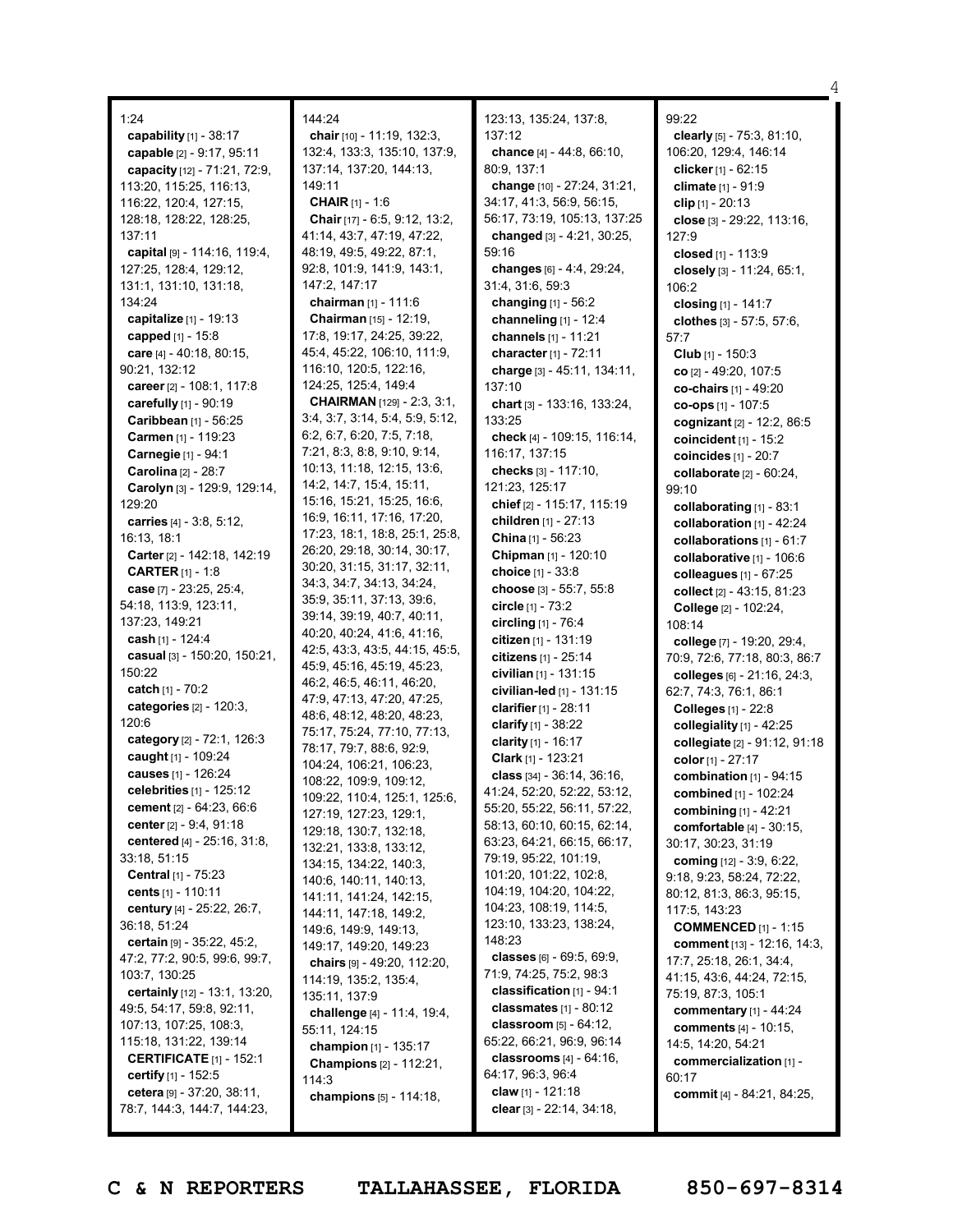1:24
**capability** [1] - 38:17
**capable** [2] - 9:17, 95:11
**capacity** [12] - 71:21, 72:9, 113:20, 115:25, 116:13, 116:22, 120:4, 127:15, 128:18, 128:22, 128:25, 137:11
**capital** [9] - 114:16, 119:4, 127:25, 128:4, 129:12, 131:1, 131:10, 131:18, 134:24
**capitalize** [1] - 19:13
**capped** [1] - 15:8
**care** [4] - 40:18, 80:15, 90:21, 132:12
**career** [2] - 108:1, 117:8
**carefully** [1] - 90:19
**Caribbean** [1] - 56:25
**Carmen** [1] - 119:23
**Carnegie** [1] - 94:1
**Carolina** [2] - 28:7
**Carolyn** [3] - 129:9, 129:14, 129:20
**carries** [4] - 3:8, 5:12, 16:13, 18:1
**Carter** [2] - 142:18, 142:19
**CARTER** [1] - 1:8
**case** [7] - 23:25, 25:4, 54:18, 113:9, 123:11, 137:23, 149:21
**cash** [1] - 124:4
**casual** [3] - 150:20, 150:21, 150:22
**catch** [1] - 70:2
**categories** [2] - 120:3, 120:6
**category** [2] - 72:1, 126:3
**caught** [1] - 109:24
**causes** [1] - 126:24
**celebrities** [1] - 125:12
**cement** [2] - 64:23, 66:6
**center** [2] - 9:4, 91:18
**centered** [4] - 25:16, 31:8, 33:18, 51:15
**Central** [1] - 75:23
**cents** [1] - 110:11
**century** [4] - 25:22, 26:7, 36:18, 51:24
**certain** [9] - 35:22, 45:2, 47:2, 77:2, 90:5, 99:6, 99:7, 103:7, 130:25
**certainly** [12] - 13:1, 13:20, 49:5, 54:17, 59:8, 92:11, 107:13, 107:25, 108:3, 115:18, 131:22, 139:14
**CERTIFICATE** [1] - 152:1
**certify** [1] - 152:5
**cetera** [9] - 37:20, 38:11, 78:7, 144:3, 144:7, 144:23, 144:24
**chair** [10] - 11:19, 132:3, 132:4, 133:3, 135:10, 137:9, 137:14, 137:20, 144:13, 149:11
**CHAIR** [1] - 1:6
**Chair** [17] - 6:5, 9:12, 13:2, 41:14, 43:7, 47:19, 47:22, 48:19, 49:5, 49:22, 87:1, 92:8, 101:9, 141:9, 143:1, 147:2, 147:17
**chairman** [1] - 111:6
**Chairman** [15] - 12:19, 17:8, 19:17, 24:25, 39:22, 45:4, 45:22, 106:10, 111:9, 116:10, 120:5, 122:16, 124:25, 125:4, 149:4
**CHAIRMAN** [129] - 2:3, 3:1, 3:4, 3:7, 3:14, 5:4, 5:9, 5:12, 6:2, 6:7, 6:20, 7:5, 7:18, 7:21, 8:3, 8:8, 9:10, 9:14, 10:13, 11:18, 12:15, 13:6, 14:2, 14:7, 15:4, 15:11, 15:16, 15:21, 15:25, 16:6, 16:9, 16:11, 17:16, 17:20, 17:23, 18:1, 18:8, 25:1, 25:8, 26:20, 29:18, 30:14, 30:17, 30:20, 31:15, 31:17, 32:11, 34:3, 34:7, 34:13, 34:24, 35:9, 35:11, 37:13, 39:6, 39:14, 39:19, 40:7, 40:11, 40:20, 40:24, 41:6, 41:16, 42:5, 43:3, 43:5, 44:15, 45:5, 45:9, 45:16, 45:19, 45:23, 46:2, 46:5, 46:11, 46:20, 47:9, 47:13, 47:20, 47:25, 48:6, 48:12, 48:20, 48:23, 75:17, 75:24, 77:10, 77:13, 78:17, 79:7, 88:6, 92:9, 104:24, 106:21, 106:23, 108:22, 109:9, 109:12, 109:22, 110:4, 125:1, 125:6, 127:19, 127:23, 129:1, 129:18, 130:7, 132:18, 132:21, 133:8, 133:12, 134:15, 134:22, 140:3, 140:6, 140:11, 140:13, 141:11, 141:24, 142:15, 144:11, 147:18, 149:2, 149:6, 149:9, 149:13, 149:17, 149:20, 149:23
**chairs** [9] - 49:20, 112:20, 114:19, 135:2, 135:4, 135:11, 137:9
**challenge** [4] - 11:4, 19:4, 55:11, 124:15
**champion** [1] - 135:17
**Champions** [2] - 112:21, 114:3
**champions** [5] - 114:18, 123:13, 135:24, 137:8, 137:12
**chance** [4] - 44:8, 66:10, 80:9, 137:1
**change** [10] - 27:24, 31:21, 34:17, 41:3, 56:9, 56:15, 56:17, 73:19, 105:13, 137:25
**changed** [3] - 4:21, 30:25, 59:16
**changes** [6] - 4:4, 29:24, 31:4, 31:6, 59:3
**changing** [1] - 56:2
**channeling** [1] - 12:4
**channels** [1] - 11:21
**character** [1] - 72:11
**charge** [3] - 45:11, 134:11, 137:10
**chart** [3] - 133:16, 133:24, 133:25
**check** [4] - 109:15, 116:14, 116:17, 137:15
**checks** [3] - 117:10, 121:23, 125:17
**chief** [2] - 115:17, 115:19
**children** [1] - 27:13
**China** [1] - 56:23
**Chipman** [1] - 120:10
**choice** [1] - 33:8
**choose** [3] - 55:7, 55:8
**circle** [1] - 73:2
**circling** [1] - 76:4
**citizen** [1] - 131:19
**citizens** [1] - 25:14
**civilian** [1] - 131:15
**civilian-led** [1] - 131:15
**clarifier** [1] - 28:11
**clarify** [1] - 38:22
**clarity** [1] - 16:17
**Clark** [1] - 123:21
**class** [34] - 36:14, 36:16, 41:24, 52:20, 52:22, 53:12, 55:20, 55:22, 56:11, 57:22, 58:13, 60:10, 60:15, 62:14, 63:23, 64:21, 66:15, 66:17, 79:19, 95:22, 101:19, 101:20, 101:22, 102:8, 104:19, 104:20, 104:22, 104:23, 108:19, 114:5, 123:10, 133:23, 138:24, 148:23
**classes** [6] - 69:5, 69:9, 71:9, 74:25, 75:2, 98:3
**classification** [1] - 94:1
**classmates** [1] - 80:12
**classroom** [5] - 64:12, 65:22, 66:21, 96:9, 96:14
**classrooms** [4] - 64:16, 64:17, 96:3, 96:4
**claw** [1] - 121:18
**clear** [3] - 22:14, 34:18, 99:22
**clearly** [5] - 75:3, 81:10, 106:20, 129:4, 146:14
**clicker** [1] - 62:15
**climate** [1] - 91:9
**clip** [1] - 20:13
**close** [3] - 29:22, 113:16, 127:9
**closed** [1] - 113:9
**closely** [3] - 11:24, 65:1, 106:2
**closing** [1] - 141:7
**clothes** [3] - 57:5, 57:6, 57:7
**Club** [1] - 150:3
**co** [2] - 49:20, 107:5
**co-chairs** [1] - 49:20
**co-ops** [1] - 107:5
**cognizant** [2] - 12:2, 86:5
**coincident** [1] - 15:2
**coincides** [1] - 20:7
**collaborate** [2] - 60:24, 99:10
**collaborating** [1] - 83:1
**collaboration** [1] - 42:24
**collaborations** [1] - 61:7
**collaborative** [1] - 106:6
**colleagues** [1] - 67:25
**collect** [2] - 43:15, 81:23
**College** [2] - 102:24, 108:14
**college** [7] - 19:20, 29:4, 70:9, 72:6, 77:18, 80:3, 86:7
**colleges** [6] - 21:16, 24:3, 62:7, 74:3, 76:1, 86:1
**Colleges** [1] - 22:8
**collegiality** [1] - 42:25
**collegiate** [2] - 91:12, 91:18
**color** [1] - 27:17
**combination** [1] - 94:15
**combined** [1] - 102:24
**combining** [1] - 42:21
**comfortable** [4] - 30:15, 30:17, 30:23, 31:19
**coming** [12] - 3:9, 6:22, 9:18, 9:23, 58:24, 72:22, 80:12, 81:3, 86:3, 95:15, 117:5, 143:23
**COMMENCED** [1] - 1:15
**comment** [13] - 12:16, 14:3, 17:7, 25:18, 26:1, 34:4, 41:15, 43:6, 44:24, 72:15, 75:19, 87:3, 105:1
**commentary** [1] - 44:24
**comments** [4] - 10:15, 14:5, 14:20, 54:21
**commercialization** [1] - 60:17
**commit** [4] - 84:21, 84:25,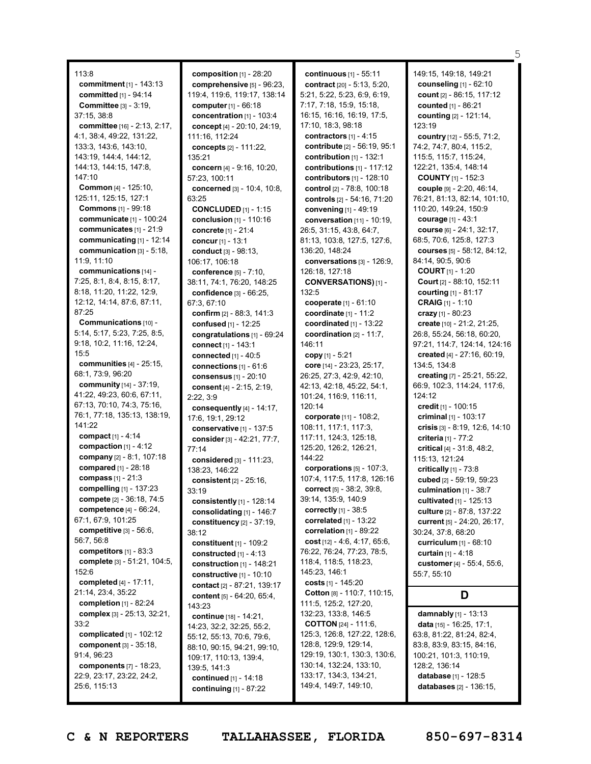113:8

**commitment** [1] - 143:13
**committed** [1] - 94:14
**Committee** [3] - 3:19, 37:15, 38:8
**committee** [16] - 2:13, 2:17, 4:1, 38:4, 49:22, 131:22, 133:3, 143:6, 143:10, 143:19, 144:4, 144:12, 144:13, 144:15, 147:8, 147:10
**Common** [4] - 125:10, 125:11, 125:15, 127:1
**Commons** [1] - 99:18
**communicate** [1] - 100:24
**communicates** [1] - 21:9
**communicating** [1] - 12:14
**communication** [3] - 5:18, 11:9, 11:10
**communications** [14] - 7:25, 8:1, 8:4, 8:15, 8:17, 8:18, 11:20, 11:22, 12:9, 12:12, 14:14, 87:6, 87:11, 87:25
**Communications** [10] - 5:14, 5:17, 5:23, 7:25, 8:5, 9:18, 10:2, 11:16, 12:24, 15:5
**communities** [4] - 25:15, 68:1, 73:9, 96:20
**community** [14] - 37:19, 41:22, 49:23, 60:6, 67:11, 67:13, 70:10, 74:3, 75:16, 76:1, 77:18, 135:13, 138:19, 141:22
**compact** [1] - 4:14
**compaction** [1] - 4:12
**company** [2] - 8:1, 107:18
**compared** [1] - 28:18
**compass** [1] - 21:3
**compelling** [1] - 137:23
**compete** [2] - 36:18, 74:5
**competence** [4] - 66:24, 67:1, 67:9, 101:25
**competitive** [3] - 56:6, 56:7, 56:8
**competitors** [1] - 83:3
**complete** [3] - 51:21, 104:5, 152:6
**completed** [4] - 17:11, 21:14, 23:4, 35:22
**completion** [1] - 82:24
**complex** [3] - 25:13, 32:21, 33:2
**complicated** [1] - 102:12
**component** [3] - 35:18, 91:4, 96:23
**components** [7] - 18:23, 22:9, 23:17, 23:22, 24:2, 25:6, 115:13

**composition** [1] - 28:20
**comprehensive** [5] - 96:23, 119:4, 119:6, 119:17, 138:14
**computer** [1] - 66:18
**concentration** [1] - 103:4
**concept** [4] - 20:10, 24:19, 111:16, 112:24
**concepts** [2] - 111:22, 135:21
**concern** [4] - 9:16, 10:20, 57:23, 100:11
**concerned** [3] - 10:4, 10:8, 63:25
**CONCLUDED** [1] - 1:15
**conclusion** [1] - 110:16
**concrete** [1] - 21:4
**concur** [1] - 13:1
**conduct** [3] - 98:13, 106:17, 106:18
**conference** [5] - 7:10, 38:11, 74:1, 76:20, 148:25
**confidence** [3] - 66:25, 67:3, 67:10
**confirm** [2] - 88:3, 141:3
**confused** [1] - 12:25
**congratulations** [1] - 69:24
**connect** [1] - 143:1
**connected** [1] - 40:5
**connections** [1] - 61:6
**consensus** [1] - 20:10
**consent** [4] - 2:15, 2:19, 2:22, 3:9
**consequently** [4] - 14:17, 17:6, 19:1, 29:12
**conservative** [1] - 137:5
**consider** [3] - 42:21, 77:7, 77:14
**considered** [3] - 111:23, 138:23, 146:22
**consistent** [2] - 25:16, 33:19
**consistently** [1] - 128:14
**consolidating** [1] - 146:7
**constituency** [2] - 37:19, 38:12
**constituent** [1] - 109:2
**constructed** [1] - 4:13
**construction** [1] - 148:21
**constructive** [1] - 10:10
**contact** [2] - 87:21, 139:17
**content** [5] - 64:20, 65:4, 143:23
**continue** [18] - 14:21, 14:23, 32:2, 32:25, 55:2, 55:12, 55:13, 70:6, 79:6, 88:10, 90:15, 94:21, 99:10, 109:17, 110:13, 139:4, 139:5, 141:3
**continued** [1] - 14:18
**continuing** [1] - 87:22

**continuous** [1] - 55:11
**contract** [20] - 5:13, 5:20, 5:21, 5:22, 5:23, 6:9, 6:19, 7:17, 7:18, 15:9, 15:18, 16:15, 16:16, 16:19, 17:5, 17:10, 18:3, 98:18
**contractors** [1] - 4:15
**contribute** [2] - 56:19, 95:1
**contribution** [1] - 132:1
**contributions** [1] - 117:12
**contributors** [1] - 128:10
**control** [2] - 78:8, 100:18
**controls** [2] - 54:16, 71:20
**convening** [1] - 49:19
**conversation** [11] - 10:19, 26:5, 31:15, 43:8, 64:7, 81:13, 103:8, 127:5, 127:6, 136:20, 148:24
**conversations** [3] - 126:9, 126:18, 127:18
**CONVERSATIONS)** [1] - 132:5
**cooperate** [1] - 61:10
**coordinate** [1] - 11:2
**coordinated** [1] - 13:22
**coordination** [2] - 11:7, 146:11
**copy** [1] - 5:21
**core** [14] - 23:23, 25:17, 26:25, 27:3, 42:9, 42:10, 42:13, 42:18, 45:22, 54:1, 101:24, 116:9, 116:11, 120:14
**corporate** [11] - 108:2, 108:11, 117:1, 117:3, 117:11, 124:3, 125:18, 125:20, 126:2, 126:21, 144:22
**corporations** [5] - 107:3, 107:4, 117:5, 117:8, 126:16
**correct** [5] - 38:2, 39:8, 39:14, 135:9, 140:9
**correctly** [1] - 38:5
**correlated** [1] - 13:22
**correlation** [1] - 89:22
**cost** [12] - 4:6, 4:17, 65:6, 76:22, 76:24, 77:23, 78:5, 118:4, 118:5, 118:23, 145:23, 146:1
**costs** [1] - 145:20
**Cotton** [8] - 110:7, 110:15, 111:5, 125:2, 127:20, 132:23, 133:8, 146:5
**COTTON** [24] - 111:6, 125:3, 126:8, 127:22, 128:6, 128:8, 129:9, 129:14, 129:19, 130:1, 130:3, 130:6, 130:14, 132:24, 133:10, 133:17, 134:3, 134:21, 149:4, 149:7, 149:10,

149:15, 149:18, 149:21
**counseling** [1] - 62:10
**count** [2] - 86:15, 117:12
**counted** [1] - 86:21
**counting** [2] - 121:14, 123:19
**country** [12] - 55:5, 71:2, 74:2, 74:7, 80:4, 115:2, 115:5, 115:7, 115:24, 122:21, 135:4, 148:14
**COUNTY** [1] - 152:3
**couple** [9] - 2:20, 46:14, 76:21, 81:13, 82:14, 101:10, 110:20, 149:24, 150:9
**courage** [1] - 43:1
**course** [6] - 24:1, 32:17, 68:5, 70:6, 125:8, 127:3
**courses** [5] - 58:12, 84:12, 84:14, 90:5, 90:6
**COURT** [1] - 1:20
**Court** [2] - 88:10, 152:11
**courting** [1] - 81:17
**CRAIG** [1] - 1:10
**crazy** [1] - 80:23
**create** [10] - 21:2, 21:25, 26:8, 55:24, 56:18, 60:20, 97:21, 114:7, 124:14, 124:16
**created** [4] - 27:16, 60:19, 134:5, 134:8
**creating** [7] - 25:21, 55:22, 66:9, 102:3, 114:24, 117:6, 124:12
**credit** [1] - 100:15
**criminal** [1] - 103:17
**crisis** [3] - 8:19, 12:6, 14:10
**criteria** [1] - 77:2
**critical** [4] - 31:8, 48:2, 115:13, 121:24
**critically** [1] - 73:8
**cubed** [2] - 59:19, 59:23
**culmination** [1] - 38:7
**cultivated** [1] - 125:13
**culture** [2] - 87:8, 137:22
**current** [5] - 24:20, 26:17, 30:24, 37:8, 68:20
**curriculum** [1] - 68:10
**curtain** [1] - 4:18
**customer** [4] - 55:4, 55:6, 55:7, 55:10

## D

**damnably** [1] - 13:13
**data** [15] - 16:25, 17:1, 63:8, 81:22, 81:24, 82:4, 83:8, 83:9, 83:15, 84:16, 100:21, 101:3, 110:19, 128:2, 136:14
**database** [1] - 128:5
**databases** [2] - 136:15,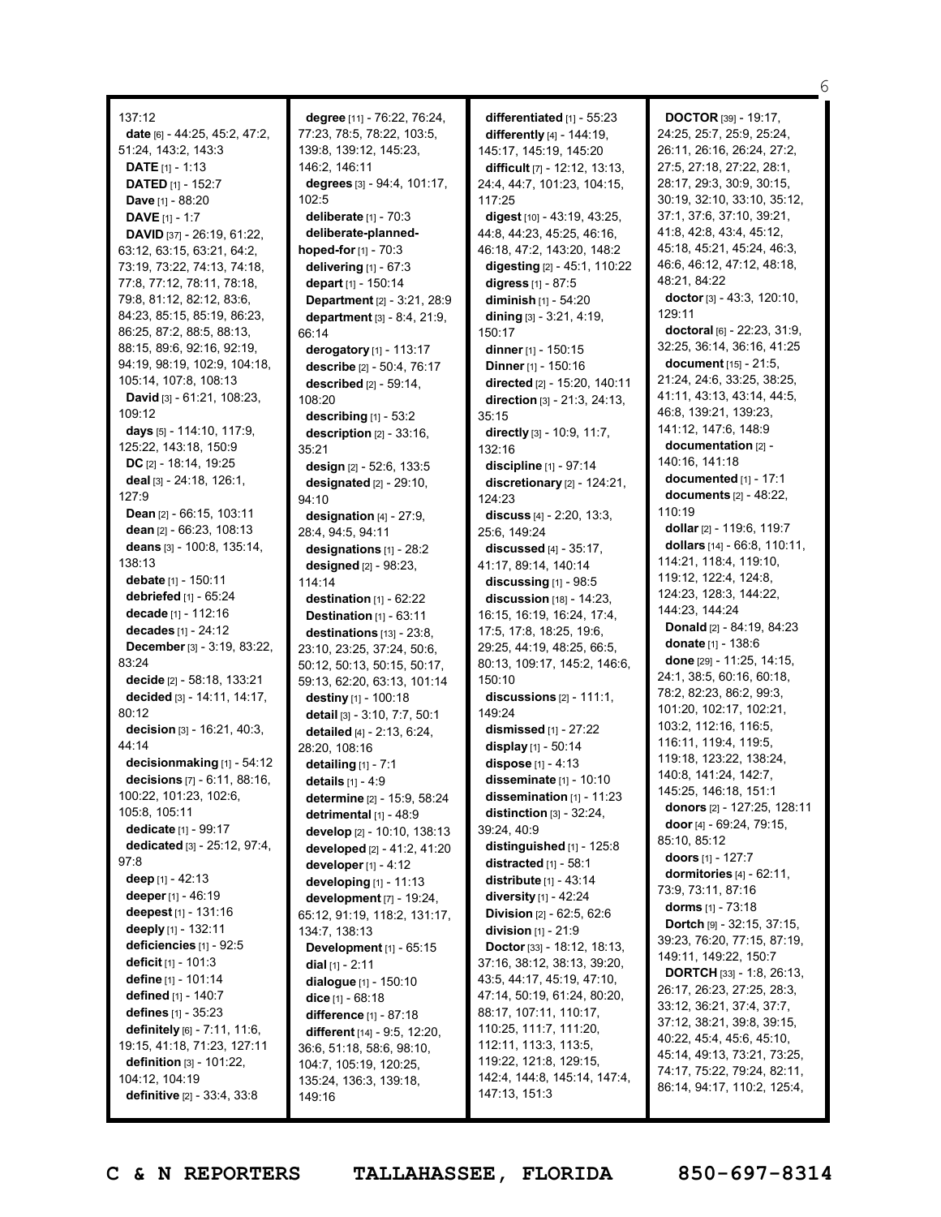137:12
**date** [6] - 44:25, 45:2, 47:2, 51:24, 143:2, 143:3
**DATE** [1] - 1:13
**DATED** [1] - 152:7
**Dave** [1] - 88:20
**DAVE** [1] - 1:7
**DAVID** [37] - 26:19, 61:22, 63:12, 63:15, 63:21, 64:2, 73:19, 73:22, 74:13, 74:18, 77:8, 77:12, 78:11, 78:18, 79:8, 81:12, 82:12, 83:6, 84:23, 85:15, 85:19, 86:23, 86:25, 87:2, 88:5, 88:13, 88:15, 89:6, 92:16, 92:19, 94:19, 98:19, 102:9, 104:18, 105:14, 107:8, 108:13
**David** [3] - 61:21, 108:23, 109:12
**days** [5] - 114:10, 117:9, 125:22, 143:18, 150:9
**DC** [2] - 18:14, 19:25
**deal** [3] - 24:18, 126:1, 127:9
**Dean** [2] - 66:15, 103:11
**dean** [2] - 66:23, 108:13
**deans** [3] - 100:8, 135:14, 138:13
**debate** [1] - 150:11
**debriefed** [1] - 65:24
**decade** [1] - 112:16
**decades** [1] - 24:12
**December** [3] - 3:19, 83:22, 83:24
**decide** [2] - 58:18, 133:21
**decided** [3] - 14:11, 14:17, 80:12
**decision** [3] - 16:21, 40:3, 44:14
**decisionmaking** [1] - 54:12
**decisions** [7] - 6:11, 88:16, 100:22, 101:23, 102:6, 105:8, 105:11
**dedicate** [1] - 99:17
**dedicated** [3] - 25:12, 97:4, 97:8
**deep** [1] - 42:13
**deeper** [1] - 46:19
**deepest** [1] - 131:16
**deeply** [1] - 132:11
**deficiencies** [1] - 92:5
**deficit** [1] - 101:3
**define** [1] - 101:14
**defined** [1] - 140:7
**defines** [1] - 35:23
**definitely** [6] - 7:11, 11:6, 19:15, 41:18, 71:23, 127:11
**definition** [3] - 101:22, 104:12, 104:19
**definitive** [2] - 33:4, 33:8
**degree** [11] - 76:22, 76:24, 77:23, 78:5, 78:22, 103:5, 139:8, 139:12, 145:23, 146:2, 146:11
**degrees** [3] - 94:4, 101:17, 102:5
**deliberate** [1] - 70:3
**deliberate-planned-hoped-for** [1] - 70:3
**delivering** [1] - 67:3
**depart** [1] - 150:14
**Department** [2] - 3:21, 28:9
**department** [3] - 8:4, 21:9, 66:14
**derogatory** [1] - 113:17
**describe** [2] - 50:4, 76:17
**described** [2] - 59:14, 108:20
**describing** [1] - 53:2
**description** [2] - 33:16, 35:21
**design** [2] - 52:6, 133:5
**designated** [2] - 29:10, 94:10
**designation** [4] - 27:9, 28:4, 94:5, 94:11
**designations** [1] - 28:2
**designed** [2] - 98:23, 114:14
**destination** [1] - 62:22
**Destination** [1] - 63:11
**destinations** [13] - 23:8, 23:10, 23:25, 37:24, 50:6, 50:12, 50:13, 50:15, 50:17, 59:13, 62:20, 63:13, 101:14
**destiny** [1] - 100:18
**detail** [3] - 3:10, 7:7, 50:1
**detailed** [4] - 2:13, 6:24, 28:20, 108:16
**detailing** [1] - 7:1
**details** [1] - 4:9
**determine** [2] - 15:9, 58:24
**detrimental** [1] - 48:9
**develop** [2] - 10:10, 138:13
**developed** [2] - 41:2, 41:20
**developer** [1] - 4:12
**developing** [1] - 11:13
**development** [7] - 19:24, 65:12, 91:19, 118:2, 131:17, 134:7, 138:13
**Development** [1] - 65:15
**dial** [1] - 2:11
**dialogue** [1] - 150:10
**dice** [1] - 68:18
**difference** [1] - 87:18
**different** [14] - 9:5, 12:20, 36:6, 51:18, 58:6, 98:10, 104:7, 105:19, 120:25, 135:24, 136:3, 139:18, 149:16
**differentiated** [1] - 55:23
**differently** [4] - 144:19, 145:17, 145:19, 145:20
**difficult** [7] - 12:12, 13:13, 24:4, 44:7, 101:23, 104:15, 117:25
**digest** [10] - 43:19, 43:25, 44:8, 44:23, 45:25, 46:16, 46:18, 47:2, 143:20, 148:2
**digesting** [2] - 45:1, 110:22
**digress** [1] - 87:5
**diminish** [1] - 54:20
**dining** [3] - 3:21, 4:19, 150:17
**dinner** [1] - 150:15
**Dinner** [1] - 150:16
**directed** [2] - 15:20, 140:11
**direction** [3] - 21:3, 24:13, 35:15
**directly** [3] - 10:9, 11:7, 132:16
**discipline** [1] - 97:14
**discretionary** [2] - 124:21, 124:23
**discuss** [4] - 2:20, 13:3, 25:6, 149:24
**discussed** [4] - 35:17, 41:17, 89:14, 140:14
**discussing** [1] - 98:5
**discussion** [18] - 14:23, 16:15, 16:19, 16:24, 17:4, 17:5, 17:8, 18:25, 19:6, 29:25, 44:19, 48:25, 66:5, 80:13, 109:17, 145:2, 146:6, 150:10
**discussions** [2] - 111:1, 149:24
**dismissed** [1] - 27:22
**display** [1] - 50:14
**dispose** [1] - 4:13
**disseminate** [1] - 10:10
**dissemination** [1] - 11:23
**distinction** [3] - 32:24, 39:24, 40:9
**distinguished** [1] - 125:8
**distracted** [1] - 58:1
**distribute** [1] - 43:14
**diversity** [1] - 42:24
**Division** [2] - 62:5, 62:6
**division** [1] - 21:9
**Doctor** [33] - 18:12, 18:13, 37:16, 38:12, 38:13, 39:20, 43:5, 44:17, 45:19, 47:10, 47:14, 50:19, 61:24, 80:20, 88:17, 107:11, 110:17, 110:25, 111:7, 111:20, 112:11, 113:3, 113:5, 119:22, 121:8, 129:15, 142:4, 144:8, 145:14, 147:4, 147:13, 151:3
**DOCTOR** [39] - 19:17, 24:25, 25:7, 25:9, 25:24, 26:11, 26:16, 26:24, 27:2, 27:5, 27:18, 27:22, 28:1, 28:17, 29:3, 30:9, 30:15, 30:19, 32:10, 33:10, 35:12, 37:1, 37:6, 37:10, 39:21, 41:8, 42:8, 43:4, 45:12, 45:18, 45:21, 45:24, 46:3, 46:6, 46:12, 47:12, 48:18, 48:21, 84:22
**doctor** [3] - 43:3, 120:10, 129:11
**doctoral** [6] - 22:23, 31:9, 32:25, 36:14, 36:16, 41:25
**document** [15] - 21:5, 21:24, 24:6, 33:25, 38:25, 41:11, 43:13, 43:14, 44:5, 46:8, 139:21, 139:23, 141:12, 147:6, 148:9
**documentation** [2] - 140:16, 141:18
**documented** [1] - 17:1
**documents** [2] - 48:22, 110:19
**dollar** [2] - 119:6, 119:7
**dollars** [14] - 66:8, 110:11, 114:21, 118:4, 119:10, 119:12, 122:4, 124:8, 124:23, 128:3, 144:22, 144:23, 144:24
**Donald** [2] - 84:19, 84:23
**donate** [1] - 138:6
**done** [29] - 11:25, 14:15, 24:1, 38:5, 60:16, 60:18, 78:2, 82:23, 86:2, 99:3, 101:20, 102:17, 102:21, 103:2, 112:16, 116:5, 116:11, 119:4, 119:5, 119:18, 123:22, 138:24, 140:8, 141:24, 142:7, 145:25, 146:18, 151:1
**donors** [2] - 127:25, 128:11
**door** [4] - 69:24, 79:15, 85:10, 85:12
**doors** [1] - 127:7
**dormitories** [4] - 62:11, 73:9, 73:11, 87:16
**dorms** [1] - 73:18
**Dortch** [9] - 32:15, 37:15, 39:23, 76:20, 77:15, 87:19, 149:11, 149:22, 150:7
**DORTCH** [33] - 1:8, 26:13, 26:17, 26:23, 27:25, 28:3, 33:12, 36:21, 37:4, 37:7, 37:12, 38:21, 39:8, 39:15, 40:22, 45:4, 45:6, 45:10, 45:14, 49:13, 73:21, 73:25, 74:17, 75:22, 79:24, 82:11, 86:14, 94:17, 110:2, 125:4,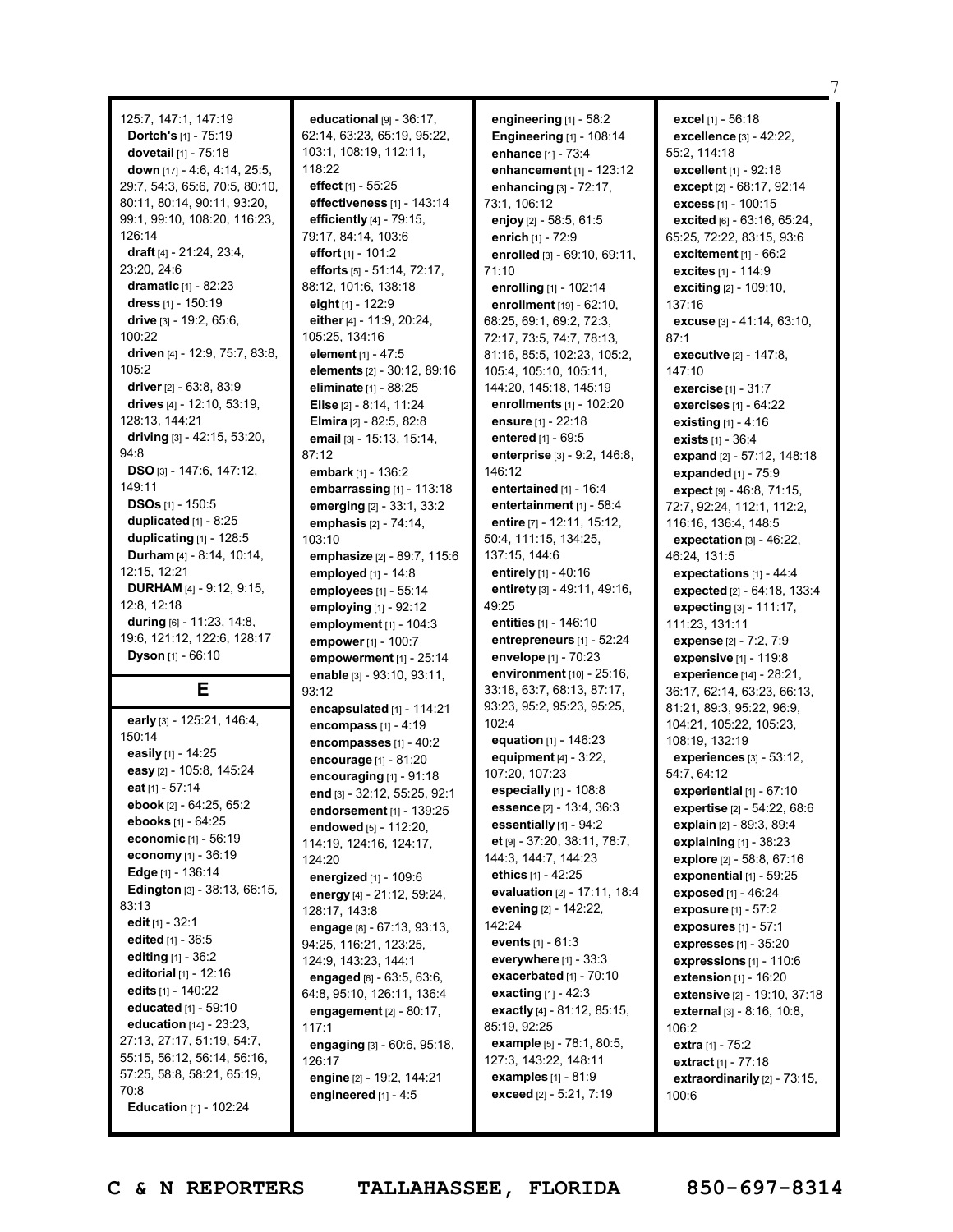125:7, 147:1, 147:19
**Dortch's** [1] - 75:19
**dovetail** [1] - 75:18
**down** [17] - 4:6, 4:14, 25:5, 29:7, 54:3, 65:6, 70:5, 80:10, 80:11, 80:14, 90:11, 93:20, 99:1, 99:10, 108:20, 116:23, 126:14
**draft** [4] - 21:24, 23:4, 23:20, 24:6
**dramatic** [1] - 82:23
**dress** [1] - 150:19
**drive** [3] - 19:2, 65:6, 100:22
**driven** [4] - 12:9, 75:7, 83:8, 105:2
**driver** [2] - 63:8, 83:9
**drives** [4] - 12:10, 53:19, 128:13, 144:21
**driving** [3] - 42:15, 53:20, 94:8
**DSO** [3] - 147:6, 147:12, 149:11
**DSOs** [1] - 150:5
**duplicated** [1] - 8:25
**duplicating** [1] - 128:5
**Durham** [4] - 8:14, 10:14, 12:15, 12:21
**DURHAM** [4] - 9:12, 9:15, 12:8, 12:18
**during** [6] - 11:23, 14:8, 19:6, 121:12, 122:6, 128:17
**Dyson** [1] - 66:10

## E

**early** [3] - 125:21, 146:4, 150:14
**easily** [1] - 14:25
**easy** [2] - 105:8, 145:24
**eat** [1] - 57:14
**ebook** [2] - 64:25, 65:2
**ebooks** [1] - 64:25
**economic** [1] - 56:19
**economy** [1] - 36:19
**Edge** [1] - 136:14
**Edington** [3] - 38:13, 66:15, 83:13
**edit** [1] - 32:1
**edited** [1] - 36:5
**editing** [1] - 36:2
**editorial** [1] - 12:16
**edits** [1] - 140:22
**educated** [1] - 59:10
**education** [14] - 23:23, 27:13, 27:17, 51:19, 54:7, 55:15, 56:12, 56:14, 56:16, 57:25, 58:8, 58:21, 65:19, 70:8
**Education** [1] - 102:24
**educational** [9] - 36:17, 62:14, 63:23, 65:19, 95:22, 103:1, 108:19, 112:11, 118:22
**effect** [1] - 55:25
**effectiveness** [1] - 143:14
**efficiently** [4] - 79:15, 79:17, 84:14, 103:6
**effort** [1] - 101:2
**efforts** [5] - 51:14, 72:17, 88:12, 101:6, 138:18
**eight** [1] - 122:9
**either** [4] - 11:9, 20:24, 105:25, 134:16
**element** [1] - 47:5
**elements** [2] - 30:12, 89:16
**eliminate** [1] - 88:25
**Elise** [2] - 8:14, 11:24
**Elmira** [2] - 82:5, 82:8
**email** [3] - 15:13, 15:14, 87:12
**embark** [1] - 136:2
**embarrassing** [1] - 113:18
**emerging** [2] - 33:1, 33:2
**emphasis** [2] - 74:14, 103:10
**emphasize** [2] - 89:7, 115:6
**employed** [1] - 14:8
**employees** [1] - 55:14
**employing** [1] - 92:12
**employment** [1] - 104:3
**empower** [1] - 100:7
**empowerment** [1] - 25:14
**enable** [3] - 93:10, 93:11, 93:12
**encapsulated** [1] - 114:21
**encompass** [1] - 4:19
**encompasses** [1] - 40:2
**encourage** [1] - 81:20
**encouraging** [1] - 91:18
**end** [3] - 32:12, 55:25, 92:1
**endorsement** [1] - 139:25
**endowed** [5] - 112:20, 114:19, 124:16, 124:17, 124:20
**energized** [1] - 109:6
**energy** [4] - 21:12, 59:24, 128:17, 143:8
**engage** [8] - 67:13, 93:13, 94:25, 116:21, 123:25, 124:9, 143:23, 144:1
**engaged** [6] - 63:5, 63:6, 64:8, 95:10, 126:11, 136:4
**engagement** [2] - 80:17, 117:1
**engaging** [3] - 60:6, 95:18, 126:17
**engine** [2] - 19:2, 144:21
**engineered** [1] - 4:5
**engineering** [1] - 58:2
**Engineering** [1] - 108:14
**enhance** [1] - 73:4
**enhancement** [1] - 123:12
**enhancing** [3] - 72:17, 73:1, 106:12
**enjoy** [2] - 58:5, 61:5
**enrich** [1] - 72:9
**enrolled** [3] - 69:10, 69:11, 71:10
**enrolling** [1] - 102:14
**enrollment** [19] - 62:10, 68:25, 69:1, 69:2, 72:3, 72:17, 73:5, 74:7, 78:13, 81:16, 85:5, 102:23, 105:2, 105:4, 105:10, 105:11, 144:20, 145:18, 145:19
**enrollments** [1] - 102:20
**ensure** [1] - 22:18
**entered** [1] - 69:5
**enterprise** [3] - 9:2, 146:8, 146:12
**entertained** [1] - 16:4
**entertainment** [1] - 58:4
**entire** [7] - 12:11, 15:12, 50:4, 111:15, 134:25, 137:15, 144:6
**entirely** [1] - 40:16
**entirety** [3] - 49:11, 49:16, 49:25
**entities** [1] - 146:10
**entrepreneurs** [1] - 52:24
**envelope** [1] - 70:23
**environment** [10] - 25:16, 33:18, 63:7, 68:13, 87:17, 93:23, 95:2, 95:23, 95:25, 102:4
**equation** [1] - 146:23
**equipment** [4] - 3:22, 107:20, 107:23
**especially** [1] - 108:8
**essence** [2] - 13:4, 36:3
**essentially** [1] - 94:2
**et** [9] - 37:20, 38:11, 78:7, 144:3, 144:7, 144:23
**ethics** [1] - 42:25
**evaluation** [2] - 17:11, 18:4
**evening** [2] - 142:22, 142:24
**events** [1] - 61:3
**everywhere** [1] - 33:3
**exacerbated** [1] - 70:10
**exacting** [1] - 42:3
**exactly** [4] - 81:12, 85:15, 85:19, 92:25
**example** [5] - 78:1, 80:5, 127:3, 143:22, 148:11
**examples** [1] - 81:9
**exceed** [2] - 5:21, 7:19
**excel** [1] - 56:18
**excellence** [3] - 42:22, 55:2, 114:18
**excellent** [1] - 92:18
**except** [2] - 68:17, 92:14
**excess** [1] - 100:15
**excited** [6] - 63:16, 65:24, 65:25, 72:22, 83:15, 93:6
**excitement** [1] - 66:2
**excites** [1] - 114:9
**exciting** [2] - 109:10, 137:16
**excuse** [3] - 41:14, 63:10, 87:1
**executive** [2] - 147:8, 147:10
**exercise** [1] - 31:7
**exercises** [1] - 64:22
**existing** [1] - 4:16
**exists** [1] - 36:4
**expand** [2] - 57:12, 148:18
**expanded** [1] - 75:9
**expect** [9] - 46:8, 71:15, 72:7, 92:24, 112:1, 112:2, 116:16, 136:4, 148:5
**expectation** [3] - 46:22, 46:24, 131:5
**expectations** [1] - 44:4
**expected** [2] - 64:18, 133:4
**expecting** [3] - 111:17, 111:23, 131:11
**expense** [2] - 7:2, 7:9
**expensive** [1] - 119:8
**experience** [14] - 28:21, 36:17, 62:14, 63:23, 66:13, 81:21, 89:3, 95:22, 96:9, 104:21, 105:22, 105:23, 108:19, 132:19
**experiences** [3] - 53:12, 54:7, 64:12
**experiential** [1] - 67:10
**expertise** [2] - 54:22, 68:6
**explain** [2] - 89:3, 89:4
**explaining** [1] - 38:23
**explore** [2] - 58:8, 67:16
**exponential** [1] - 59:25
**exposed** [1] - 46:24
**exposure** [1] - 57:2
**exposures** [1] - 57:1
**expresses** [1] - 35:20
**expressions** [1] - 110:6
**extension** [1] - 16:20
**extensive** [2] - 19:10, 37:18
**external** [3] - 8:16, 10:8, 106:2
**extra** [1] - 75:2
**extract** [1] - 77:18
**extraordinarily** [2] - 73:15, 100:6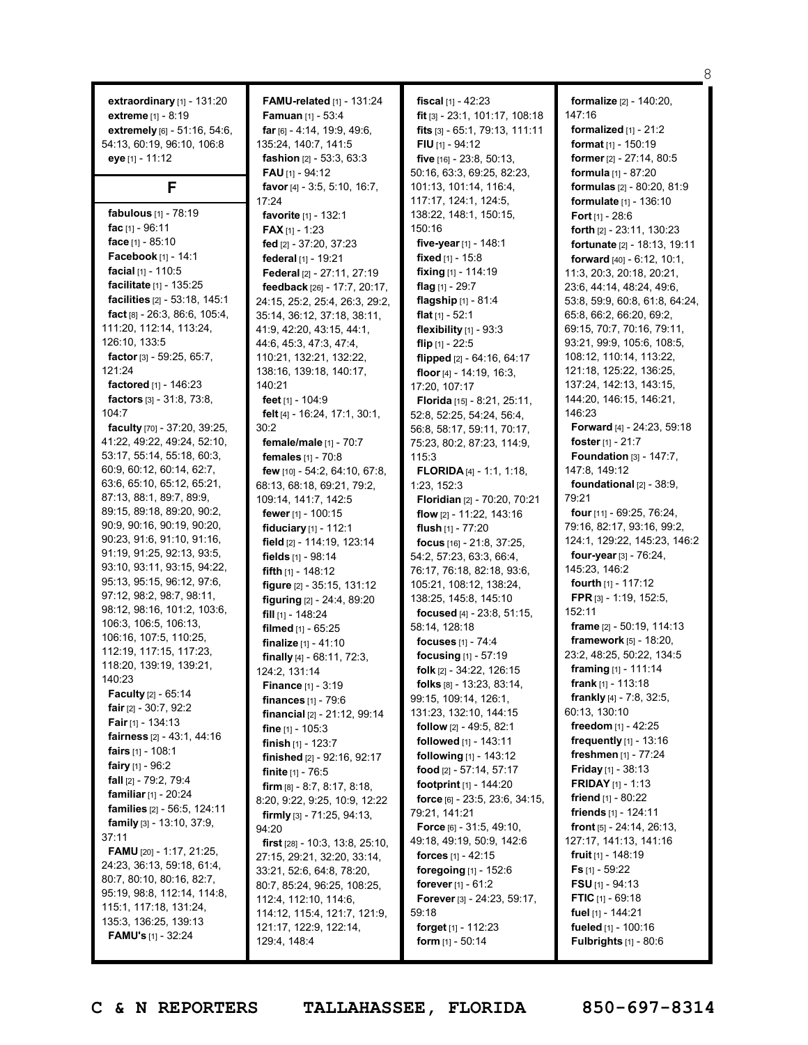**extraordinary** [1] - 131:20
**extreme** [1] - 8:19
**extremely** [6] - 51:16, 54:6, 54:13, 60:19, 96:10, 106:8
**eye** [1] - 11:12

## F

**fabulous** [1] - 78:19
**fac** [1] - 96:11
**face** [1] - 85:10
**Facebook** [1] - 14:1
**facial** [1] - 110:5
**facilitate** [1] - 135:25
**facilities** [2] - 53:18, 145:1
**fact** [8] - 26:3, 86:6, 105:4, 111:20, 112:14, 113:24, 126:10, 133:5
**factor** [3] - 59:25, 65:7, 121:24
**factored** [1] - 146:23
**factors** [3] - 31:8, 73:8, 104:7
**faculty** [70] - 37:20, 39:25, 41:22, 49:22, 49:24, 52:10, 53:17, 55:14, 55:18, 60:3, 60:9, 60:12, 60:14, 62:7, 63:6, 65:10, 65:12, 65:21, 87:13, 88:1, 89:7, 89:9, 89:15, 89:18, 89:20, 90:2, 90:9, 90:16, 90:19, 90:20, 90:23, 91:6, 91:10, 91:16, 91:19, 91:25, 92:13, 93:5, 93:10, 93:11, 93:15, 94:22, 95:13, 95:15, 96:12, 97:6, 97:12, 98:2, 98:7, 98:11, 98:12, 98:16, 101:2, 103:6, 106:3, 106:5, 106:13, 106:16, 107:5, 110:25, 112:19, 117:15, 117:23, 118:20, 139:19, 139:21, 140:23
**Faculty** [2] - 65:14
**fair** [2] - 30:7, 92:2
**Fair** [1] - 134:13
**fairness** [2] - 43:1, 44:16
**fairs** [1] - 108:1
**fairy** [1] - 96:2
**fall** [2] - 79:2, 79:4
**familiar** [1] - 20:24
**families** [2] - 56:5, 124:11
**family** [3] - 13:10, 37:9, 37:11
**FAMU** [20] - 1:17, 21:25, 24:23, 36:13, 59:18, 61:4, 80:7, 80:10, 80:16, 82:7, 95:19, 98:8, 112:14, 114:8, 115:1, 117:18, 131:24, 135:3, 136:25, 139:13
**FAMU's** [1] - 32:24
**FAMU-related** [1] - 131:24
**Famuan** [1] - 53:4
**far** [6] - 4:14, 19:9, 49:6, 135:24, 140:7, 141:5
**fashion** [2] - 53:3, 63:3
**FAU** [1] - 94:12
**favor** [4] - 3:5, 5:10, 16:7, 17:24
**favorite** [1] - 132:1
**FAX** [1] - 1:23
**fed** [2] - 37:20, 37:23
**federal** [1] - 19:21
**Federal** [2] - 27:11, 27:19
**feedback** [26] - 17:7, 20:17, 24:15, 25:2, 25:4, 26:3, 29:2, 35:14, 36:12, 37:18, 38:11, 41:9, 42:20, 43:15, 44:1, 44:6, 45:3, 47:3, 47:4, 110:21, 132:21, 132:22, 138:16, 139:18, 140:17, 140:21
**feet** [1] - 104:9
**felt** [4] - 16:24, 17:1, 30:1, 30:2
**female/male** [1] - 70:7
**females** [1] - 70:8
**few** [10] - 54:2, 64:10, 67:8, 68:13, 68:18, 69:21, 79:2, 109:14, 141:7, 142:5
**fewer** [1] - 100:15
**fiduciary** [1] - 112:1
**field** [2] - 114:19, 123:14
**fields** [1] - 98:14
**fifth** [1] - 148:12
**figure** [2] - 35:15, 131:12
**figuring** [2] - 24:4, 89:20
**fill** [1] - 148:24
**filmed** [1] - 65:25
**finalize** [1] - 41:10
**finally** [4] - 68:11, 72:3, 124:2, 131:14
**Finance** [1] - 3:19
**finances** [1] - 79:6
**financial** [2] - 21:12, 99:14
**fine** [1] - 105:3
**finish** [1] - 123:7
**finished** [2] - 92:16, 92:17
**finite** [1] - 76:5
**firm** [8] - 8:7, 8:17, 8:18, 8:20, 9:22, 9:25, 10:9, 12:22
**firmly** [3] - 71:25, 94:13, 94:20
**first** [28] - 10:3, 13:8, 25:10, 27:15, 29:21, 32:20, 33:14, 33:21, 52:6, 64:8, 78:20, 80:7, 85:24, 96:25, 108:25, 112:4, 112:10, 114:6, 114:12, 115:4, 121:7, 121:9, 121:17, 122:9, 122:14, 129:4, 148:4
**fiscal** [1] - 42:23
**fit** [3] - 23:1, 101:17, 108:18
**fits** [3] - 65:1, 79:13, 111:11
**FIU** [1] - 94:12
**five** [16] - 23:8, 50:13, 50:16, 63:3, 69:25, 82:23, 101:13, 101:14, 116:4, 117:17, 124:1, 124:5, 138:22, 148:1, 150:15, 150:16
**five-year** [1] - 148:1
**fixed** [1] - 15:8
**fixing** [1] - 114:19
**flag** [1] - 29:7
**flagship** [1] - 81:4
**flat** [1] - 52:1
**flexibility** [1] - 93:3
**flip** [1] - 22:5
**flipped** [2] - 64:16, 64:17
**floor** [4] - 14:19, 16:3, 17:20, 107:17
**Florida** [15] - 8:21, 25:11, 52:8, 52:25, 54:24, 56:4, 56:8, 58:17, 59:11, 70:17, 75:23, 80:2, 87:23, 114:9, 115:3
**FLORIDA** [4] - 1:1, 1:18, 1:23, 152:3
**Floridian** [2] - 70:20, 70:21
**flow** [2] - 11:22, 143:16
**flush** [1] - 77:20
**focus** [16] - 21:8, 37:25, 54:2, 57:23, 63:3, 66:4, 76:17, 76:18, 82:18, 93:6, 105:21, 108:12, 138:24, 138:25, 145:8, 145:10
**focused** [4] - 23:8, 51:15, 58:14, 128:18
**focuses** [1] - 74:4
**focusing** [1] - 57:19
**folk** [2] - 34:22, 126:15
**folks** [8] - 13:23, 83:14, 99:15, 109:14, 126:1, 131:23, 132:10, 144:15
**follow** [2] - 49:5, 82:1
**followed** [1] - 143:11
**following** [1] - 143:12
**food** [2] - 57:14, 57:17
**footprint** [1] - 144:20
**force** [6] - 23:5, 23:6, 34:15, 79:21, 141:21
**Force** [6] - 31:5, 49:10, 49:18, 49:19, 50:9, 142:6
**forces** [1] - 42:15
**foregoing** [1] - 152:6
**forever** [1] - 61:2
**Forever** [3] - 24:23, 59:17, 59:18
**forget** [1] - 112:23
**form** [1] - 50:14
**formalize** [2] - 140:20, 147:16
**formalized** [1] - 21:2
**format** [1] - 150:19
**former** [2] - 27:14, 80:5
**formula** [1] - 87:20
**formulas** [2] - 80:20, 81:9
**formulate** [1] - 136:10
**Fort** [1] - 28:6
**forth** [2] - 23:11, 130:23
**fortunate** [2] - 18:13, 19:11
**forward** [40] - 6:12, 10:1, 11:3, 20:3, 20:18, 20:21, 23:6, 44:14, 48:24, 49:6, 53:8, 59:9, 60:8, 61:8, 64:24, 65:8, 66:2, 66:20, 69:2, 69:15, 70:7, 70:16, 79:11, 93:21, 99:9, 105:6, 108:5, 108:12, 110:14, 113:22, 121:18, 125:22, 136:25, 137:24, 142:13, 143:15, 144:20, 146:15, 146:21, 146:23
**Forward** [4] - 24:23, 59:18
**foster** [1] - 21:7
**Foundation** [3] - 147:7, 147:8, 149:12
**foundational** [2] - 38:9, 79:21
**four** [11] - 69:25, 76:24, 79:16, 82:17, 93:16, 99:2, 124:1, 129:22, 145:23, 146:2
**four-year** [3] - 76:24, 145:23, 146:2
**fourth** [1] - 117:12
**FPR** [3] - 1:19, 152:5, 152:11
**frame** [2] - 50:19, 114:13
**framework** [5] - 18:20, 23:2, 48:25, 50:22, 134:5
**framing** [1] - 111:14
**frank** [1] - 113:18
**frankly** [4] - 7:8, 32:5, 60:13, 130:10
**freedom** [1] - 42:25
**frequently** [1] - 13:16
**freshmen** [1] - 77:24
**Friday** [1] - 38:13
**FRIDAY** [1] - 1:13
**friend** [1] - 80:22
**friends** [1] - 124:11
**front** [5] - 24:14, 26:13, 127:17, 141:13, 141:16
**fruit** [1] - 148:19
**Fs** [1] - 59:22
**FSU** [1] - 94:13
**FTIC** [1] - 69:18
**fuel** [1] - 144:21
**fueled** [1] - 100:16
**Fulbrights** [1] - 80:6

C & N REPORTERS TALLAHASSEE, FLORIDA 850-697-8314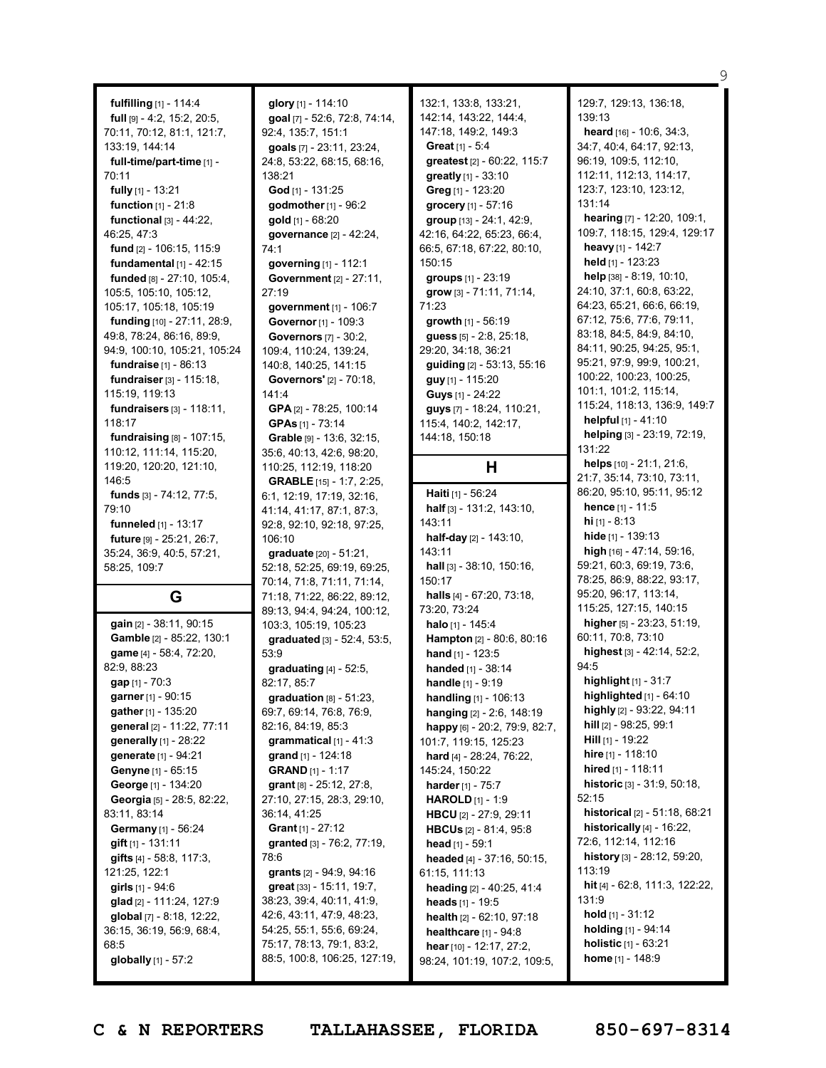**fulfilling** [1] - 114:4
**full** [9] - 4:2, 15:2, 20:5, 70:11, 70:12, 81:1, 121:7, 133:19, 144:14
**full-time/part-time** [1] - 70:11
**fully** [1] - 13:21
**function** [1] - 21:8
**functional** [3] - 44:22, 46:25, 47:3
**fund** [2] - 106:15, 115:9
**fundamental** [1] - 42:15
**funded** [8] - 27:10, 105:4, 105:5, 105:10, 105:12, 105:17, 105:18, 105:19
**funding** [10] - 27:11, 28:9, 49:8, 78:24, 86:16, 89:9, 94:9, 100:10, 105:21, 105:24
**fundraise** [1] - 86:13
**fundraiser** [3] - 115:18, 115:19, 119:13
**fundraisers** [3] - 118:11, 118:17
**fundraising** [8] - 107:15, 110:12, 111:14, 115:20, 119:20, 120:20, 121:10, 146:5
**funds** [3] - 74:12, 77:5, 79:10
**funneled** [1] - 13:17
**future** [9] - 25:21, 26:7, 35:24, 36:9, 40:5, 57:21, 58:25, 109:7

## G

**gain** [2] - 38:11, 90:15
**Gamble** [2] - 85:22, 130:1
**game** [4] - 58:4, 72:20, 82:9, 88:23
**gap** [1] - 70:3
**garner** [1] - 90:15
**gather** [1] - 135:20
**general** [2] - 11:22, 77:11
**generally** [1] - 28:22
**generate** [1] - 94:21
**Genyne** [1] - 65:15
**George** [1] - 134:20
**Georgia** [5] - 28:5, 82:22, 83:11, 83:14
**Germany** [1] - 56:24
**gift** [1] - 131:11
**gifts** [4] - 58:8, 117:3, 121:25, 122:1
**girls** [1] - 94:6
**glad** [2] - 111:24, 127:9
**global** [7] - 8:18, 12:22, 36:15, 36:19, 56:9, 68:4, 68:5
**globally** [1] - 57:2
**glory** [1] - 114:10
**goal** [7] - 52:6, 72:8, 74:14, 92:4, 135:7, 151:1
**goals** [7] - 23:11, 23:24, 24:8, 53:22, 68:15, 68:16, 138:21
**God** [1] - 131:25
**godmother** [1] - 96:2
**gold** [1] - 68:20
**governance** [2] - 42:24, 74:1
**governing** [1] - 112:1
**Government** [2] - 27:11, 27:19
**government** [1] - 106:7
**Governor** [1] - 109:3
**Governors** [7] - 30:2, 109:4, 110:24, 139:24, 140:8, 140:25, 141:15
**Governors'** [2] - 70:18, 141:4
**GPA** [2] - 78:25, 100:14
**GPAs** [1] - 73:14
**Grable** [9] - 13:6, 32:15, 35:6, 40:13, 42:6, 98:20, 110:25, 112:19, 118:20
**GRABLE** [15] - 1:7, 2:25, 6:1, 12:19, 17:19, 32:16, 41:14, 41:17, 87:1, 87:3, 92:8, 92:10, 92:18, 97:25, 106:10
**graduate** [20] - 51:21, 52:18, 52:25, 69:19, 69:25, 70:14, 71:8, 71:11, 71:14, 71:18, 71:22, 86:22, 89:12, 89:13, 94:4, 94:24, 100:12, 103:3, 105:19, 105:23
**graduated** [3] - 52:4, 53:5, 53:9
**graduating** [4] - 52:5, 82:17, 85:7
**graduation** [8] - 51:23, 69:7, 69:14, 76:8, 76:9, 82:16, 84:19, 85:3
**grammatical** [1] - 41:3
**grand** [1] - 124:18
**GRAND** [1] - 1:17
**grant** [8] - 25:12, 27:8, 27:10, 27:15, 28:3, 29:10, 36:14, 41:25
**Grant** [1] - 27:12
**granted** [3] - 76:2, 77:19, 78:6
**grants** [2] - 94:9, 94:16
**great** [33] - 15:11, 19:7, 38:23, 39:4, 40:11, 41:9, 42:6, 43:11, 47:9, 48:23, 54:25, 55:1, 55:6, 69:24, 75:17, 78:13, 79:1, 83:2, 88:5, 100:8, 106:25, 127:19, 132:1, 133:8, 133:21, 142:14, 143:22, 144:4, 147:18, 149:2, 149:3
**Great** [1] - 5:4
**greatest** [2] - 60:22, 115:7
**greatly** [1] - 33:10
**Greg** [1] - 123:20
**grocery** [1] - 57:16
**group** [13] - 24:1, 42:9, 42:16, 64:22, 65:23, 66:4, 66:5, 67:18, 67:22, 80:10, 150:15
**groups** [1] - 23:19
**grow** [3] - 71:11, 71:14, 71:23
**growth** [1] - 56:19
**guess** [5] - 2:8, 25:18, 29:20, 34:18, 36:21
**guiding** [2] - 53:13, 55:16
**guy** [1] - 115:20
**Guys** [1] - 24:22
**guys** [7] - 18:24, 110:21, 115:4, 140:2, 142:17, 144:18, 150:18

## H

**Haiti** [1] - 56:24
**half** [3] - 131:2, 143:10, 143:11
**half-day** [2] - 143:10, 143:11
**hall** [3] - 38:10, 150:16, 150:17
**halls** [4] - 67:20, 73:18, 73:20, 73:24
**halo** [1] - 145:4
**Hampton** [2] - 80:6, 80:16
**hand** [1] - 123:5
**handed** [1] - 38:14
**handle** [1] - 9:19
**handling** [1] - 106:13
**hanging** [2] - 2:6, 148:19
**happy** [6] - 20:2, 79:9, 82:7, 101:7, 119:15, 125:23
**hard** [4] - 28:24, 76:22, 145:24, 150:22
**harder** [1] - 75:7
**HAROLD** [1] - 1:9
**HBCU** [2] - 27:9, 29:11
**HBCUs** [2] - 81:4, 95:8
**head** [1] - 59:1
**headed** [4] - 37:16, 50:15, 61:15, 111:13
**heading** [2] - 40:25, 41:4
**heads** [1] - 19:5
**health** [2] - 62:10, 97:18
**healthcare** [1] - 94:8
**hear** [10] - 12:17, 27:2, 98:24, 101:19, 107:2, 109:5, 129:7, 129:13, 136:18, 139:13
**heard** [16] - 10:6, 34:3, 34:7, 40:4, 64:17, 92:13, 96:19, 109:5, 112:10, 112:11, 112:13, 114:17, 123:7, 123:10, 123:12, 131:14
**hearing** [7] - 12:20, 109:1, 109:7, 118:15, 129:4, 129:17
**heavy** [1] - 142:7
**held** [1] - 123:23
**help** [38] - 8:19, 10:10, 24:10, 37:1, 60:8, 63:22, 64:23, 65:21, 66:6, 66:19, 67:12, 75:6, 77:6, 79:11, 83:18, 84:5, 84:9, 84:10, 84:11, 90:25, 94:25, 95:1, 95:21, 97:9, 99:9, 100:21, 100:22, 100:23, 100:25, 101:1, 101:2, 115:14, 115:24, 118:13, 136:9, 149:7
**helpful** [1] - 41:10
**helping** [3] - 23:19, 72:19, 131:22
**helps** [10] - 21:1, 21:6, 21:7, 35:14, 73:10, 73:11, 86:20, 95:10, 95:11, 95:12
**hence** [1] - 11:5
**hi** [1] - 8:13
**hide** [1] - 139:13
**high** [16] - 47:14, 59:16, 59:21, 60:3, 69:19, 73:6, 78:25, 86:9, 88:22, 93:17, 95:20, 96:17, 113:14, 115:25, 127:15, 140:15
**higher** [5] - 23:23, 51:19, 60:11, 70:8, 73:10
**highest** [3] - 42:14, 52:2, 94:5
**highlight** [1] - 31:7
**highlighted** [1] - 64:10
**highly** [2] - 93:22, 94:11
**hill** [2] - 98:25, 99:1
**Hill** [1] - 19:22
**hire** [1] - 118:10
**hired** [1] - 118:11
**historic** [3] - 31:9, 50:18, 52:15
**historical** [2] - 51:18, 68:21
**historically** [4] - 16:22, 72:6, 112:14, 112:16
**history** [3] - 28:12, 59:20, 113:19
**hit** [4] - 62:8, 111:3, 122:22, 131:9
**hold** [1] - 31:12
**holding** [1] - 94:14
**holistic** [1] - 63:21
**home** [1] - 148:9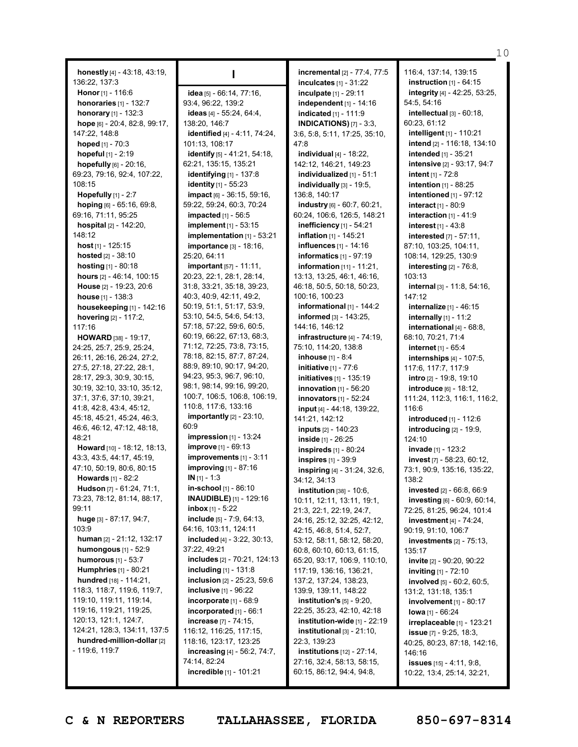**honestly** [4] - 43:18, 43:19, 136:22, 137:3
**Honor** [1] - 116:6
**honoraries** [1] - 132:7
**honorary** [1] - 132:3
**hope** [6] - 20:4, 82:8, 99:17, 147:22, 148:8
**hoped** [1] - 70:3
**hopeful** [1] - 2:19
**hopefully** [6] - 20:16, 69:23, 79:16, 92:4, 107:22, 108:15
**Hopefully** [1] - 2:7
**hoping** [6] - 65:16, 69:8, 69:16, 71:11, 95:25
**hospital** [2] - 142:20, 148:12
**host** [1] - 125:15
**hosted** [2] - 38:10
**hosting** [1] - 80:18
**hours** [2] - 46:14, 100:15
**House** [2] - 19:23, 20:6
**house** [1] - 138:3
**housekeeping** [1] - 142:16
**hovering** [2] - 117:2, 117:16
**HOWARD** [38] - 19:17, 24:25, 25:7, 25:9, 25:24, 26:11, 26:16, 26:24, 27:2, 27:5, 27:18, 27:22, 28:1, 28:17, 29:3, 30:9, 30:15, 30:19, 32:10, 33:10, 35:12, 37:1, 37:6, 37:10, 39:21, 41:8, 42:8, 43:4, 45:12, 45:18, 45:21, 45:24, 46:3, 46:6, 46:12, 47:12, 48:18, 48:21
**Howard** [10] - 18:12, 18:13, 43:3, 43:5, 44:17, 45:19, 47:10, 50:19, 80:6, 80:15
**Howards** [1] - 82:2
**Hudson** [7] - 61:24, 71:1, 73:23, 78:12, 81:14, 88:17, 99:11
**huge** [3] - 87:17, 94:7, 103:9
**human** [2] - 21:12, 132:17
**humongous** [1] - 52:9
**humorous** [1] - 53:7
**Humphries** [1] - 80:21
**hundred** [18] - 114:21, 118:3, 118:7, 119:6, 119:7, 119:10, 119:11, 119:14, 119:16, 119:21, 119:25, 120:13, 121:1, 124:7, 124:21, 128:3, 134:11, 137:5
**hundred-million-dollar** [2] - 119:6, 119:7

## I

**idea** [5] - 66:14, 77:16, 93:4, 96:22, 139:2
**ideas** [4] - 55:24, 64:4, 138:20, 146:7
**identified** [4] - 4:11, 74:24, 101:13, 108:17
**identify** [5] - 41:21, 54:18, 62:21, 135:15, 135:21
**identifying** [1] - 137:8
**identity** [1] - 55:23
**impact** [6] - 36:15, 59:16, 59:22, 59:24, 60:3, 70:24
**impacted** [1] - 56:5
**implement** [1] - 53:15
**implementation** [1] - 53:21
**importance** [3] - 18:16, 25:20, 64:11
**important** [57] - 11:11, 20:23, 22:1, 28:1, 28:14, 31:8, 33:21, 35:18, 39:23, 40:3, 40:9, 42:11, 49:2, 50:19, 51:1, 51:17, 53:9, 53:10, 54:5, 54:6, 54:13, 57:18, 57:22, 59:6, 60:5, 60:19, 66:22, 67:13, 68:3, 71:12, 72:25, 73:8, 73:15, 78:18, 82:15, 87:7, 87:24, 88:9, 89:10, 90:17, 94:20, 94:23, 95:3, 96:7, 96:10, 98:1, 98:14, 99:16, 99:20, 100:7, 106:5, 106:8, 106:19, 110:8, 117:6, 133:16
**importantly** [2] - 23:10, 60:9
**impression** [1] - 13:24
**improve** [1] - 69:13
**improvements** [1] - 3:11
**improving** [1] - 87:16
**IN** [1] - 1:3
**in-school** [1] - 86:10
**INAUDIBLE)** [1] - 129:16
**inbox** [1] - 5:22
**include** [5] - 7:9, 64:13, 64:16, 103:11, 124:11
**included** [4] - 3:22, 30:13, 37:22, 49:21
**includes** [2] - 70:21, 124:13
**including** [1] - 131:8
**inclusion** [2] - 25:23, 59:6
**inclusive** [1] - 96:22
**incorporate** [1] - 68:9
**incorporated** [1] - 66:1
**increase** [7] - 74:15, 116:12, 116:25, 117:15, 118:16, 123:17, 123:25
**increasing** [4] - 56:2, 74:7, 74:14, 82:24
**incredible** [1] - 101:21
**incremental** [2] - 77:4, 77:5
**inculcates** [1] - 31:22
**inculpate** [1] - 29:11
**independent** [1] - 14:16
**indicated** [1] - 111:9
**INDICATIONS)** [7] - 3:3, 3:6, 5:8, 5:11, 17:25, 35:10, 47:8
**individual** [4] - 18:22, 142:12, 146:21, 149:23
**individualized** [1] - 51:1
**individually** [3] - 19:5, 136:8, 140:17
**industry** [6] - 60:7, 60:21, 60:24, 106:6, 126:5, 148:21
**inefficiency** [1] - 54:21
**inflation** [1] - 145:21
**influences** [1] - 14:16
**informatics** [1] - 97:19
**information** [11] - 11:21, 13:13, 13:25, 46:1, 46:16, 46:18, 50:5, 50:18, 50:23, 100:16, 100:23
**informational** [1] - 144:2
**informed** [3] - 143:25, 144:16, 146:12
**infrastructure** [4] - 74:19, 75:10, 114:20, 138:8
**inhouse** [1] - 8:4
**initiative** [1] - 77:6
**initiatives** [1] - 135:19
**innovation** [1] - 56:20
**innovators** [1] - 52:24
**input** [4] - 44:18, 139:22, 141:21, 142:12
**inputs** [2] - 140:23
**inside** [1] - 26:25
**inspireds** [1] - 80:24
**inspires** [1] - 39:9
**inspiring** [4] - 31:24, 32:6, 34:12, 34:13
**institution** [38] - 10:6, 10:11, 12:11, 13:11, 19:1, 21:3, 22:1, 22:19, 24:7, 24:16, 25:12, 32:25, 42:12, 42:15, 46:8, 51:4, 52:7, 53:12, 58:11, 58:12, 58:20, 60:8, 60:10, 60:13, 61:15, 65:20, 93:17, 106:9, 110:10, 117:19, 136:16, 136:21, 137:2, 137:24, 138:23, 139:9, 139:11, 148:22
**institution's** [5] - 9:20, 22:25, 35:23, 42:10, 42:18
**institution-wide** [1] - 22:19
**institutional** [3] - 21:10, 22:3, 139:23
**institutions** [12] - 27:14, 27:16, 32:4, 58:13, 58:15, 60:15, 86:12, 94:4, 94:8, 116:4, 137:14, 139:15
**instruction** [1] - 64:15
**integrity** [4] - 42:25, 53:25, 54:5, 54:16
**intellectual** [3] - 60:18, 60:23, 61:12
**intelligent** [1] - 110:21
**intend** [2] - 116:18, 134:10
**intended** [1] - 35:21
**intensive** [2] - 93:17, 94:7
**intent** [1] - 72:8
**intention** [1] - 88:25
**intentioned** [1] - 97:12
**interact** [1] - 80:9
**interaction** [1] - 41:9
**interest** [1] - 43:8
**interested** [7] - 57:11, 87:10, 103:25, 104:11, 108:14, 129:25, 130:9
**interesting** [2] - 76:8, 103:13
**internal** [3] - 11:8, 54:16, 147:12
**internalize** [1] - 46:15
**internally** [1] - 11:2
**international** [4] - 68:8, 68:10, 70:21, 71:4
**internet** [1] - 65:4
**internships** [4] - 107:5, 117:6, 117:7, 117:9
**intro** [2] - 19:8, 19:10
**introduce** [6] - 18:12, 111:24, 112:3, 116:1, 116:2, 116:6
**introduced** [1] - 112:6
**introducing** [2] - 19:9, 124:10
**invade** [1] - 123:2
**invest** [7] - 58:23, 60:12, 73:1, 90:9, 135:16, 135:22, 138:2
**invested** [2] - 66:8, 66:9
**investing** [6] - 60:9, 60:14, 72:25, 81:25, 96:24, 101:4
**investment** [4] - 74:24, 90:19, 91:10, 106:7
**investments** [2] - 75:13, 135:17
**invite** [2] - 90:20, 90:22
**inviting** [1] - 72:10
**involved** [5] - 60:2, 60:5, 131:2, 131:18, 135:1
**involvement** [1] - 80:17
**Iowa** [1] - 66:24
**irreplaceable** [1] - 123:21
**issue** [7] - 9:25, 18:3, 40:25, 80:23, 87:18, 142:16, 146:16
**issues** [15] - 4:11, 9:8, 10:22, 13:4, 25:14, 32:21,

C & N REPORTERS TALLAHASSEE, FLORIDA 850-697-8314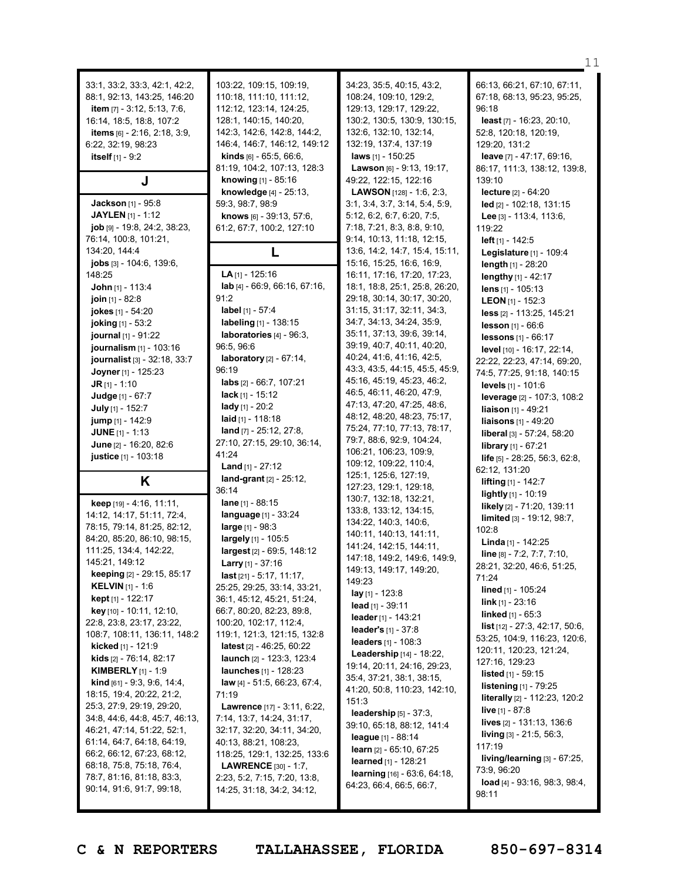33:1, 33:2, 33:3, 42:1, 42:2, 88:1, 92:13, 143:25, 146:20

**item** [7] - 3:12, 5:13, 7:6, 16:14, 18:5, 18:8, 107:2

**items** [6] - 2:16, 2:18, 3:9, 6:22, 32:19, 98:23

**itself** [1] - 9:2

## J

**Jackson** [1] - 95:8

**JAYLEN** [1] - 1:12

**job** [9] - 19:8, 24:2, 38:23, 76:14, 100:8, 101:21, 134:20, 144:4

**jobs** [3] - 104:6, 139:6, 148:25

**John** [1] - 113:4

**join** [1] - 82:8

**jokes** [1] - 54:20

**joking** [1] - 53:2

**journal** [1] - 91:22

**journalism** [1] - 103:16

**journalist** [3] - 32:18, 33:7

**Joyner** [1] - 125:23

**JR** [1] - 1:10

**Judge** [1] - 67:7

**July** [1] - 152:7

**jump** [1] - 142:9

**JUNE** [1] - 1:13

**June** [2] - 16:20, 82:6

**justice** [1] - 103:18

## K

**keep** [19] - 4:16, 11:11, 14:12, 14:17, 51:11, 72:4, 78:15, 79:14, 81:25, 82:12, 84:20, 85:20, 86:10, 98:15, 111:25, 134:4, 142:22, 145:21, 149:12

**keeping** [2] - 29:15, 85:17

**KELVIN** [1] - 1:6

**kept** [1] - 122:17

**key** [10] - 10:11, 12:10, 22:8, 23:8, 23:17, 23:22, 108:7, 108:11, 136:11, 148:2

**kicked** [1] - 121:9

**kids** [2] - 76:14, 82:17

**KIMBERLY** [1] - 1:9

**kind** [61] - 9:3, 9:6, 14:4, 18:15, 19:4, 20:22, 21:2, 25:3, 27:9, 29:19, 29:20, 34:8, 44:6, 44:8, 45:7, 46:13, 46:21, 47:14, 51:22, 52:1, 61:14, 64:7, 64:18, 64:19, 66:2, 66:12, 67:23, 68:12, 68:18, 75:8, 75:18, 76:4, 78:7, 81:16, 81:18, 83:3, 90:14, 91:6, 91:7, 99:18, 103:22, 109:15, 109:19, 110:18, 111:10, 111:12, 112:12, 123:14, 124:25, 128:1, 140:15, 140:20, 142:3, 142:6, 142:8, 144:2, 146:4, 146:7, 146:12, 149:12

**kinds** [6] - 65:5, 66:6, 81:19, 104:2, 107:13, 128:3

**knowing** [1] - 85:16

**knowledge** [4] - 25:13, 59:3, 98:7, 98:9

**knows** [6] - 39:13, 57:6, 61:2, 67:7, 100:2, 127:10

## L

**LA** [1] - 125:16

**lab** [4] - 66:9, 66:16, 67:16, 91:2

**label** [1] - 57:4

**labeling** [1] - 138:15

**laboratories** [4] - 96:3, 96:5, 96:6

**laboratory** [2] - 67:14, 96:19

**labs** [2] - 66:7, 107:21

**lack** [1] - 15:12

**lady** [1] - 20:2

**laid** [1] - 118:18

**land** [7] - 25:12, 27:8, 27:10, 27:15, 29:10, 36:14, 41:24

**Land** [1] - 27:12

**land-grant** [2] - 25:12, 36:14

**lane** [1] - 88:15

**language** [1] - 33:24

**large** [1] - 98:3

**largely** [1] - 105:5

**largest** [2] - 69:5, 148:12

**Larry** [1] - 37:16

**last** [21] - 5:17, 11:17, 25:25, 29:25, 33:14, 33:21, 36:1, 45:12, 45:21, 51:24, 66:7, 80:20, 82:23, 89:8, 100:20, 102:17, 112:4, 119:1, 121:3, 121:15, 132:8

**latest** [2] - 46:25, 60:22

**launch** [2] - 123:3, 123:4

**launches** [1] - 128:23

**law** [4] - 51:5, 66:23, 67:4, 71:19

**Lawrence** [17] - 3:11, 6:22, 7:14, 13:7, 14:24, 31:17, 32:17, 32:20, 34:11, 34:20, 40:13, 88:21, 108:23, 118:25, 129:1, 132:25, 133:6

**LAWRENCE** [30] - 1:7, 2:23, 5:2, 7:15, 7:20, 13:8, 14:25, 31:18, 34:2, 34:12, 34:23, 35:5, 40:15, 43:2, 108:24, 109:10, 129:2, 129:13, 129:17, 129:22, 130:2, 130:5, 130:9, 130:15, 132:6, 132:10, 132:14, 132:19, 137:4, 137:19

**laws** [1] - 150:25

**Lawson** [6] - 9:13, 19:17, 49:22, 122:15, 122:16

**LAWSON** [128] - 1:6, 2:3, 3:1, 3:4, 3:7, 3:14, 5:4, 5:9, 5:12, 6:2, 6:7, 6:20, 7:5, 7:18, 7:21, 8:3, 8:8, 9:10, 9:14, 10:13, 11:18, 12:15, 13:6, 14:2, 14:7, 15:4, 15:11, 15:16, 15:25, 16:6, 16:9, 16:11, 17:16, 17:20, 17:23, 18:1, 18:8, 25:1, 25:8, 26:20, 29:18, 30:14, 30:17, 30:20, 31:15, 31:17, 32:11, 34:3, 34:7, 34:13, 34:24, 35:9, 35:11, 37:13, 39:6, 39:14, 39:19, 40:7, 40:11, 40:20, 40:24, 41:6, 41:16, 42:5, 43:3, 43:5, 44:15, 45:5, 45:9, 45:16, 45:19, 45:23, 46:2, 46:5, 46:11, 46:20, 47:9, 47:13, 47:20, 47:25, 48:6, 48:12, 48:20, 48:23, 75:17, 75:24, 77:10, 77:13, 78:17, 79:7, 88:6, 92:9, 104:24, 106:21, 106:23, 109:9, 109:12, 109:22, 110:4, 125:1, 125:6, 127:19, 127:23, 129:1, 129:18, 130:7, 132:18, 132:21, 133:8, 133:12, 134:15, 134:22, 140:3, 140:6, 140:11, 140:13, 141:11, 141:24, 142:15, 144:11, 147:18, 149:2, 149:6, 149:9, 149:13, 149:17, 149:20, 149:23

**lay** [1] - 123:8

**lead** [1] - 39:11

**leader** [1] - 143:21

**leader's** [1] - 37:8

**leaders** [1] - 108:3

**Leadership** [14] - 18:22, 19:14, 20:11, 24:16, 29:23, 35:4, 37:21, 38:1, 38:15, 41:20, 50:8, 110:23, 142:10, 151:3

**leadership** [5] - 37:3, 39:10, 65:18, 88:12, 141:4

**league** [1] - 88:14

**learn** [2] - 65:10, 67:25

**learned** [1] - 128:21

**learning** [16] - 63:6, 64:18, 64:23, 66:4, 66:5, 66:7, 66:13, 66:21, 67:10, 67:11, 67:18, 68:13, 95:23, 95:25, 96:18

**least** [7] - 16:23, 20:10, 52:8, 120:18, 120:19, 129:20, 131:2

**leave** [7] - 47:17, 69:16, 86:17, 111:3, 138:12, 139:8, 139:10

**lecture** [2] - 64:20

**led** [2] - 102:18, 131:15

**Lee** [3] - 113:4, 113:6, 119:22

**left** [1] - 142:5

**Legislature** [1] - 109:4

**length** [1] - 28:20

**lengthy** [1] - 42:17

**lens** [1] - 105:13

**LEON** [1] - 152:3

**less** [2] - 113:25, 145:21

**lesson** [1] - 66:6

**lessons** [1] - 66:17

**level** [10] - 16:17, 22:14, 22:22, 22:23, 47:14, 69:20, 74:5, 77:25, 91:18, 140:15

**levels** [1] - 101:6

**leverage** [2] - 107:3, 108:2

**liaison** [1] - 49:21

**liaisons** [1] - 49:20

**liberal** [3] - 57:24, 58:20

**library** [1] - 67:21

**life** [5] - 28:25, 56:3, 62:8, 62:12, 131:20

**lifting** [1] - 142:7

**lightly** [1] - 10:19

**likely** [2] - 71:20, 139:11

**limited** [3] - 19:12, 98:7, 102:8

**Linda** [1] - 142:25

**line** [8] - 7:2, 7:7, 7:10, 28:21, 32:20, 46:6, 51:25, 71:24

**lined** [1] - 105:24

**link** [1] - 23:16

**linked** [1] - 65:3

**list** [12] - 27:3, 42:17, 50:6, 53:25, 104:9, 116:23, 120:6, 120:11, 120:23, 121:24, 127:16, 129:23

**listed** [1] - 59:15

**listening** [1] - 79:25

**literally** [2] - 112:23, 120:2

**live** [1] - 87:8

**lives** [2] - 131:13, 136:6

**living** [3] - 21:5, 56:3, 117:19

**living/learning** [3] - 67:25, 73:9, 96:20

**load** [4] - 93:16, 98:3, 98:4, 98:11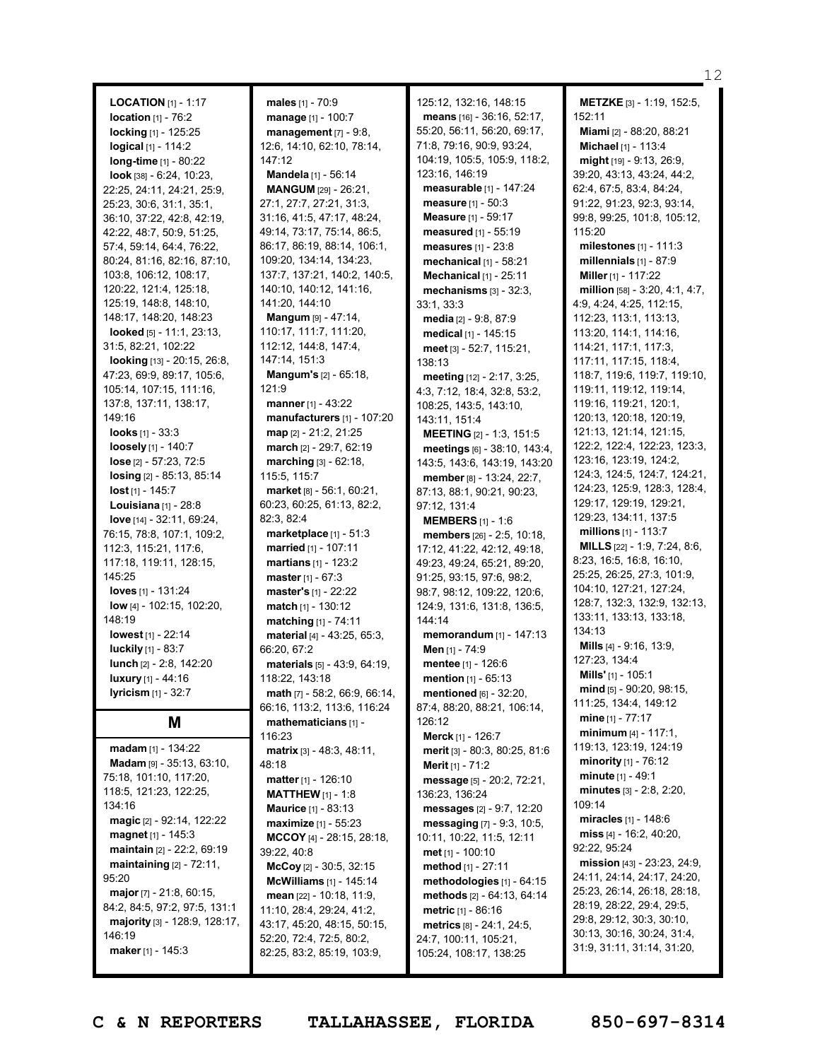**LOCATION** [1] - 1:17
**location** [1] - 76:2
**locking** [1] - 125:25
**logical** [1] - 114:2
**long-time** [1] - 80:22
**look** [38] - 6:24, 10:23, 22:25, 24:11, 24:21, 25:9, 25:23, 30:6, 31:1, 35:1, 36:10, 37:22, 42:8, 42:19, 42:22, 48:7, 50:9, 51:25, 57:4, 59:14, 64:4, 76:22, 80:24, 81:16, 82:16, 87:10, 103:8, 106:12, 108:17, 120:22, 121:4, 125:18, 125:19, 148:8, 148:10, 148:17, 148:20, 148:23
**looked** [5] - 11:1, 23:13, 31:5, 82:21, 102:22
**looking** [13] - 20:15, 26:8, 47:23, 69:9, 89:17, 105:6, 105:14, 107:15, 111:16, 137:8, 137:11, 138:17, 149:16
**looks** [1] - 33:3
**loosely** [1] - 140:7
**lose** [2] - 57:23, 72:5
**losing** [2] - 85:13, 85:14
**lost** [1] - 145:7
**Louisiana** [1] - 28:8
**love** [14] - 32:11, 69:24, 76:15, 78:8, 107:1, 109:2, 112:3, 115:21, 117:6, 117:18, 119:11, 128:15, 145:25
**loves** [1] - 131:24
**low** [4] - 102:15, 102:20, 148:19
**lowest** [1] - 22:14
**luckily** [1] - 83:7
**lunch** [2] - 2:8, 142:20
**luxury** [1] - 44:16
**lyricism** [1] - 32:7

## M

**madam** [1] - 134:22
**Madam** [9] - 35:13, 63:10, 75:18, 101:10, 117:20, 118:5, 121:23, 122:25, 134:16
**magic** [2] - 92:14, 122:22
**magnet** [1] - 145:3
**maintain** [2] - 22:2, 69:19
**maintaining** [2] - 72:11, 95:20
**major** [7] - 21:8, 60:15, 84:2, 84:5, 97:2, 97:5, 131:1
**majority** [3] - 128:9, 128:17, 146:19
**maker** [1] - 145:3
**males** [1] - 70:9
**manage** [1] - 100:7
**management** [7] - 9:8, 12:6, 14:10, 62:10, 78:14, 147:12
**Mandela** [1] - 56:14
**MANGUM** [29] - 26:21, 27:1, 27:7, 27:21, 31:3, 31:16, 41:5, 47:17, 48:24, 49:14, 73:17, 75:14, 86:5, 86:17, 86:19, 88:14, 106:1, 109:20, 134:14, 134:23, 137:7, 137:21, 140:2, 140:5, 140:10, 140:12, 141:16, 141:20, 144:10
**Mangum** [9] - 47:14, 110:17, 111:7, 111:20, 112:12, 144:8, 147:4, 147:14, 151:3
**Mangum's** [2] - 65:18, 121:9
**manner** [1] - 43:22
**manufacturers** [1] - 107:20
**map** [2] - 21:2, 21:25
**march** [2] - 29:7, 62:19
**marching** [3] - 62:18, 115:5, 115:7
**market** [8] - 56:1, 60:21, 60:23, 60:25, 61:13, 82:2, 82:3, 82:4
**marketplace** [1] - 51:3
**married** [1] - 107:11
**martians** [1] - 123:2
**master** [1] - 67:3
**master's** [1] - 22:22
**match** [1] - 130:12
**matching** [1] - 74:11
**material** [4] - 43:25, 65:3, 66:20, 67:2
**materials** [5] - 43:9, 64:19, 118:22, 143:18
**math** [7] - 58:2, 66:9, 66:14, 66:16, 113:2, 113:6, 116:24
**mathematicians** [1] - 116:23
**matrix** [3] - 48:3, 48:11, 48:18
**matter** [1] - 126:10
**MATTHEW** [1] - 1:8
**Maurice** [1] - 83:13
**maximize** [1] - 55:23
**MCCOY** [4] - 28:15, 28:18, 39:22, 40:8
**McCoy** [2] - 30:5, 32:15
**McWilliams** [1] - 145:14
**mean** [22] - 10:18, 11:9, 11:10, 28:4, 29:24, 41:2, 43:17, 45:20, 48:15, 50:15, 52:20, 72:4, 72:5, 80:2, 82:25, 83:2, 85:19, 103:9, 125:12, 132:16, 148:15
**means** [16] - 36:16, 52:17, 55:20, 56:11, 56:20, 69:17, 71:8, 79:16, 90:9, 93:24, 104:19, 105:5, 105:9, 118:2, 123:16, 146:19
**measurable** [1] - 147:24
**measure** [1] - 50:3
**Measure** [1] - 59:17
**measured** [1] - 55:19
**measures** [1] - 23:8
**mechanical** [1] - 58:21
**Mechanical** [1] - 25:11
**mechanisms** [3] - 32:3, 33:1, 33:3
**media** [2] - 9:8, 87:9
**medical** [1] - 145:15
**meet** [3] - 52:7, 115:21, 138:13
**meeting** [12] - 2:17, 3:25, 4:3, 7:12, 18:4, 32:8, 53:2, 108:25, 143:5, 143:10, 143:11, 151:4
**MEETING** [2] - 1:3, 151:5
**meetings** [6] - 38:10, 143:4, 143:5, 143:6, 143:19, 143:20
**member** [8] - 13:24, 22:7, 87:13, 88:1, 90:21, 90:23, 97:12, 131:4
**MEMBERS** [1] - 1:6
**members** [26] - 2:5, 10:18, 17:12, 41:22, 42:12, 49:18, 49:23, 49:24, 65:21, 89:20, 91:25, 93:15, 97:6, 98:2, 98:7, 98:12, 109:22, 120:6, 124:9, 131:6, 131:8, 136:5, 144:14
**memorandum** [1] - 147:13
**Men** [1] - 74:9
**mentee** [1] - 126:6
**mention** [1] - 65:13
**mentioned** [6] - 32:20, 87:4, 88:20, 88:21, 106:14, 126:12
**Merck** [1] - 126:7
**merit** [3] - 80:3, 80:25, 81:6
**Merit** [1] - 71:2
**message** [5] - 20:2, 72:21, 136:23, 136:24
**messages** [2] - 9:7, 12:20
**messaging** [7] - 9:3, 10:5, 10:11, 10:22, 11:5, 12:11
**met** [1] - 100:10
**method** [1] - 27:11
**methodologies** [1] - 64:15
**methods** [2] - 64:13, 64:14
**metric** [1] - 86:16
**metrics** [8] - 24:1, 24:5, 24:7, 100:11, 105:21, 105:24, 108:17, 138:25
**METZKE** [3] - 1:19, 152:5, 152:11
**Miami** [2] - 88:20, 88:21
**Michael** [1] - 113:4
**might** [19] - 9:13, 26:9, 39:20, 43:13, 43:24, 44:2, 62:4, 67:5, 83:4, 84:24, 91:22, 91:23, 92:3, 93:14, 99:8, 99:25, 101:8, 105:12, 115:20
**milestones** [1] - 111:3
**millennials** [1] - 87:9
**Miller** [1] - 117:22
**million** [58] - 3:20, 4:1, 4:7, 4:9, 4:24, 4:25, 112:15, 112:23, 113:1, 113:13, 113:20, 114:1, 114:16, 114:21, 117:1, 117:3, 117:11, 117:15, 118:4, 118:7, 119:6, 119:7, 119:10, 119:11, 119:12, 119:14, 119:16, 119:21, 120:1, 120:13, 120:18, 120:19, 121:13, 121:14, 121:15, 122:2, 122:4, 122:23, 123:3, 123:16, 123:19, 124:2, 124:3, 124:5, 124:7, 124:21, 124:23, 125:9, 128:3, 128:4, 129:17, 129:19, 129:21, 129:23, 134:11, 137:5
**millions** [1] - 113:7
**MILLS** [22] - 1:9, 7:24, 8:6, 8:23, 16:5, 16:8, 16:10, 25:25, 26:25, 27:3, 101:9, 104:10, 127:21, 127:24, 128:7, 132:3, 132:9, 132:13, 133:11, 133:13, 133:18, 134:13
**Mills** [4] - 9:16, 13:9, 127:23, 134:4
**Mills'** [1] - 105:1
**mind** [5] - 90:20, 98:15, 111:25, 134:4, 149:12
**mine** [1] - 77:17
**minimum** [4] - 117:1, 119:13, 123:19, 124:19
**minority** [1] - 76:12
**minute** [1] - 49:1
**minutes** [3] - 2:8, 2:20, 109:14
**miracles** [1] - 148:6
**miss** [4] - 16:2, 40:20, 92:22, 95:24
**mission** [43] - 23:23, 24:9, 24:11, 24:14, 24:17, 24:20, 25:23, 26:14, 26:18, 28:18, 28:19, 28:22, 29:4, 29:5, 29:8, 29:12, 30:3, 30:10, 30:13, 30:16, 30:24, 31:4, 31:9, 31:11, 31:14, 31:20,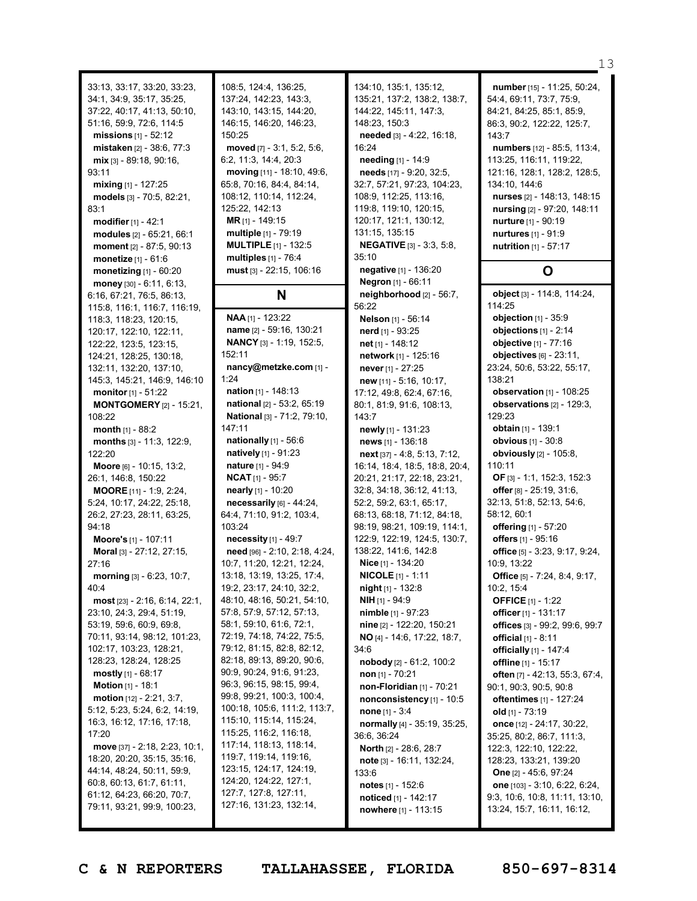33:13, 33:17, 33:20, 33:23, 34:1, 34:9, 35:17, 35:25, 37:22, 40:17, 41:13, 50:10, 51:16, 59:9, 72:6, 114:5

**missions** [1] - 52:12

**mistaken** [2] - 38:6, 77:3

**mix** [3] - 89:18, 90:16, 93:11

**mixing** [1] - 127:25

**models** [3] - 70:5, 82:21, 83:1

**modifier** [1] - 42:1

**modules** [2] - 65:21, 66:1

**moment** [2] - 87:5, 90:13

**monetize** [1] - 61:6

**monetizing** [1] - 60:20

**money** [30] - 6:11, 6:13, 6:16, 67:21, 76:5, 86:13, 115:8, 116:1, 116:7, 116:19, 118:3, 118:23, 120:15, 120:17, 122:10, 122:11, 122:22, 123:5, 123:15, 124:21, 128:25, 130:18, 132:11, 132:20, 137:10, 145:3, 145:21, 146:9, 146:10

**monitor** [1] - 51:22

**MONTGOMERY** [2] - 15:21, 108:22

**month** [1] - 88:2

**months** [3] - 11:3, 122:9, 122:20

**Moore** [6] - 10:15, 13:2, 26:1, 146:8, 150:22

**MOORE** [11] - 1:9, 2:24, 5:24, 10:17, 24:22, 25:18, 26:2, 27:23, 28:11, 63:25, 94:18

**Moore's** [1] - 107:11

**Moral** [3] - 27:12, 27:15, 27:16

**morning** [3] - 6:23, 10:7, 40:4

**most** [23] - 2:16, 6:14, 22:1, 23:10, 24:3, 29:4, 51:19, 53:19, 59:6, 60:9, 69:8, 70:11, 93:14, 98:12, 101:23, 102:17, 103:23, 128:21, 128:23, 128:24, 128:25

**mostly** [1] - 68:17

**Motion** [1] - 18:1

**motion** [12] - 2:21, 3:7, 5:12, 5:23, 5:24, 6:2, 14:19, 16:3, 16:12, 17:16, 17:18, 17:20

**move** [37] - 2:18, 2:23, 10:1, 18:20, 20:20, 35:15, 35:16, 44:14, 48:24, 50:11, 59:9, 60:8, 60:13, 61:7, 61:11, 61:12, 64:23, 66:20, 70:7, 79:11, 93:21, 99:9, 100:23, 108:5, 124:4, 136:25, 137:24, 142:23, 143:3, 143:10, 143:15, 144:20, 146:15, 146:20, 146:23, 150:25

**moved** [7] - 3:1, 5:2, 5:6, 6:2, 11:3, 14:4, 20:3

**moving** [11] - 18:10, 49:6, 65:8, 70:16, 84:4, 84:14, 108:12, 110:14, 112:24, 125:22, 142:13

**MR** [1] - 149:15

**multiple** [1] - 79:19

**MULTIPLE** [1] - 132:5

**multiples** [1] - 76:4

**must** [3] - 22:15, 106:16

## N

**NAA** [1] - 123:22

**name** [2] - 59:16, 130:21

**NANCY** [3] - 1:19, 152:5, 152:11

**nancy@metzke.com** [1] - 1:24

**nation** [1] - 148:13

**national** [2] - 53:2, 65:19

**National** [3] - 71:2, 79:10, 147:11

**nationally** [1] - 56:6

**natively** [1] - 91:23

**nature** [1] - 94:9

**NCAT** [1] - 95:7

**nearly** [1] - 10:20

**necessarily** [6] - 44:24, 64:4, 71:10, 91:2, 103:4, 103:24

**necessity** [1] - 49:7

**need** [96] - 2:10, 2:18, 4:24, 10:7, 11:20, 12:21, 12:24, 13:18, 13:19, 13:25, 17:4, 19:2, 23:17, 24:10, 32:2, 48:10, 48:16, 50:21, 54:10, 57:8, 57:9, 57:12, 57:13, 58:1, 59:10, 61:6, 72:1, 72:19, 74:18, 74:22, 75:5, 79:12, 81:15, 82:8, 82:12, 82:18, 89:13, 89:20, 90:6, 90:9, 90:24, 91:6, 91:23, 96:3, 96:15, 98:15, 99:4, 99:8, 99:21, 100:3, 100:4, 100:18, 105:6, 111:2, 113:7, 115:10, 115:14, 115:24, 115:25, 116:2, 116:18, 117:14, 118:13, 118:14, 119:7, 119:14, 119:16, 123:15, 124:17, 124:19, 124:20, 124:22, 127:1, 127:7, 127:8, 127:11, 127:16, 131:23, 132:14, 134:10, 135:1, 135:12, 135:21, 137:2, 138:2, 138:7, 144:22, 145:11, 147:3, 148:23, 150:3

**needed** [3] - 4:22, 16:18, 16:24

**needing** [1] - 14:9

**needs** [17] - 9:20, 32:5, 32:7, 57:21, 97:23, 104:23, 108:9, 112:25, 113:16, 119:8, 119:10, 120:15, 120:17, 121:1, 130:12, 131:15, 135:15

**NEGATIVE** [3] - 3:3, 5:8, 35:10

**negative** [1] - 136:20

**Negron** [1] - 66:11

**neighborhood** [2] - 56:7, 56:22

**Nelson** [1] - 56:14

**nerd** [1] - 93:25

**net** [1] - 148:12

**network** [1] - 125:16

**never** [1] - 27:25

**new** [11] - 5:16, 10:17, 17:12, 49:8, 62:4, 67:16, 80:1, 81:9, 91:6, 108:13, 143:7

**newly** [1] - 131:23

**news** [1] - 136:18

**next** [37] - 4:8, 5:13, 7:12, 16:14, 18:4, 18:5, 18:8, 20:4, 20:21, 21:17, 22:18, 23:21, 32:8, 34:18, 36:12, 41:13, 52:2, 59:2, 63:1, 65:17, 68:13, 68:18, 71:12, 84:18, 98:19, 98:21, 109:19, 114:1, 122:9, 122:19, 124:5, 130:7, 138:22, 141:6, 142:8

**Nice** [1] - 134:20

**NICOLE** [1] - 1:11

**night** [1] - 132:8

**NIH** [1] - 94:9

**nimble** [1] - 97:23

**nine** [2] - 122:20, 150:21

**NO** [4] - 14:6, 17:22, 18:7, 34:6

**nobody** [2] - 61:2, 100:2

**non** [1] - 70:21

**non-Floridian** [1] - 70:21

**nonconsistency** [1] - 10:5

**none** [1] - 3:4

**normally** [4] - 35:19, 35:25, 36:6, 36:24

**North** [2] - 28:6, 28:7

**note** [3] - 16:11, 132:24, 133:6

**notes** [1] - 152:6

**noticed** [1] - 142:17

**nowhere** [1] - 113:15

**number** [15] - 11:25, 50:24, 54:4, 69:11, 73:7, 75:9, 84:21, 84:25, 85:1, 85:9, 86:3, 90:2, 122:22, 125:7, 143:7

**numbers** [12] - 85:5, 113:4, 113:25, 116:11, 119:22, 121:16, 128:1, 128:2, 128:5, 134:10, 144:6

**nurses** [2] - 148:13, 148:15

**nursing** [2] - 97:20, 148:11

**nurture** [1] - 90:19

**nurtures** [1] - 91:9

**nutrition** [1] - 57:17

## O

**object** [3] - 114:8, 114:24, 114:25

**objection** [1] - 35:9

**objections** [1] - 2:14

**objective** [1] - 77:16

**objectives** [6] - 23:11, 23:24, 50:6, 53:22, 55:17, 138:21

**observation** [1] - 108:25

**observations** [2] - 129:3, 129:23

**obtain** [1] - 139:1

**obvious** [1] - 30:8

**obviously** [2] - 105:8, 110:11

**OF** [3] - 1:1, 152:3, 152:3

**offer** [8] - 25:19, 31:6, 32:13, 51:8, 52:13, 54:6, 58:12, 60:1

**offering** [1] - 57:20

**offers** [1] - 95:16

**office** [5] - 3:23, 9:17, 9:24, 10:9, 13:22

**Office** [5] - 7:24, 8:4, 9:17, 10:2, 15:4

**OFFICE** [1] - 1:22

**officer** [1] - 131:17

**offices** [3] - 99:2, 99:6, 99:7

**official** [1] - 8:11

**officially** [1] - 147:4

**offline** [1] - 15:17

**often** [7] - 42:13, 55:3, 67:4, 90:1, 90:3, 90:5, 90:8

**oftentimes** [1] - 127:24

**old** [1] - 73:19

**once** [12] - 24:17, 30:22, 35:25, 80:2, 86:7, 111:3, 122:3, 122:10, 122:22, 128:23, 133:21, 139:20

**One** [2] - 45:6, 97:24

**one** [103] - 3:10, 6:22, 6:24, 9:3, 10:6, 10:8, 11:11, 13:10, 13:24, 15:7, 16:11, 16:12,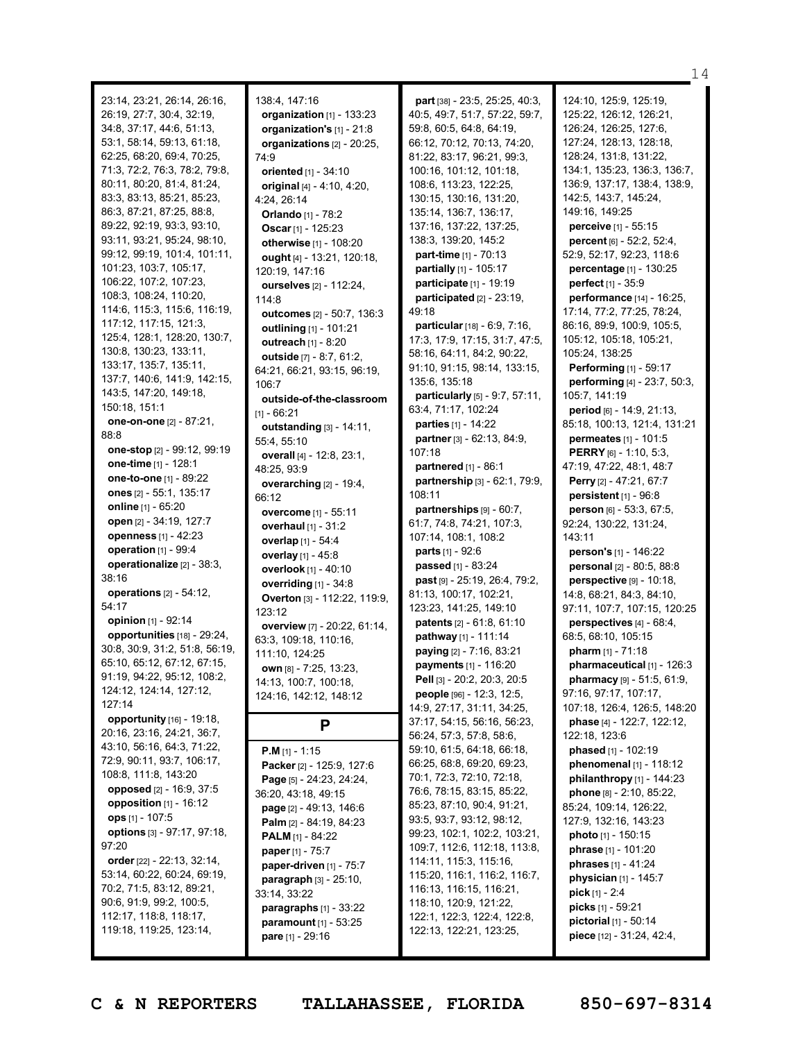23:14, 23:21, 26:14, 26:16, 26:19, 27:7, 30:4, 32:19, 34:8, 37:17, 44:6, 51:13, 53:1, 58:14, 59:13, 61:18, 62:25, 68:20, 69:4, 70:25, 71:3, 72:2, 76:3, 78:2, 79:8, 80:11, 80:20, 81:4, 81:24, 83:3, 83:13, 85:21, 85:23, 86:3, 87:21, 87:25, 88:8, 89:22, 92:19, 93:3, 93:10, 93:11, 93:21, 95:24, 98:10, 99:12, 99:19, 101:4, 101:11, 101:23, 103:7, 105:17, 106:22, 107:2, 107:23, 108:3, 108:24, 110:20, 114:6, 115:3, 115:6, 116:19, 117:12, 117:15, 121:3, 125:4, 128:1, 128:20, 130:7, 130:8, 130:23, 133:11, 133:17, 135:7, 135:11, 137:7, 140:6, 141:9, 142:15, 143:5, 147:20, 149:18, 150:18, 151:1

**one-on-one** [2] - 87:21, 88:8

**one-stop** [2] - 99:12, 99:19

**one-time** [1] - 128:1

**one-to-one** [1] - 89:22

**ones** [2] - 55:1, 135:17

**online** [1] - 65:20

**open** [2] - 34:19, 127:7

**openness** [1] - 42:23

**operation** [1] - 99:4

**operationalize** [2] - 38:3, 38:16

**operations** [2] - 54:12, 54:17

**opinion** [1] - 92:14

**opportunities** [18] - 29:24, 30:8, 30:9, 31:2, 51:8, 56:19, 65:10, 65:12, 67:12, 67:15, 91:19, 94:22, 95:12, 108:2, 124:12, 124:14, 127:12, 127:14

**opportunity** [16] - 19:18, 20:16, 23:16, 24:21, 36:7, 43:10, 56:16, 64:3, 71:22, 72:9, 90:11, 93:7, 106:17, 108:8, 111:8, 143:20

**opposed** [2] - 16:9, 37:5

**opposition** [1] - 16:12

**ops** [1] - 107:5

**options** [3] - 97:17, 97:18, 97:20

**order** [22] - 22:13, 32:14, 53:14, 60:22, 60:24, 69:19, 70:2, 71:5, 83:12, 89:21, 90:6, 91:9, 99:2, 100:5, 112:17, 118:8, 118:17, 119:18, 119:25, 123:14, 138:4, 147:16

**organization** [1] - 133:23

**organization's** [1] - 21:8

**organizations** [2] - 20:25, 74:9

**oriented** [1] - 34:10

**original** [4] - 4:10, 4:20, 4:24, 26:14

**Orlando** [1] - 78:2

**Oscar** [1] - 125:23

**otherwise** [1] - 108:20

**ought** [4] - 13:21, 120:18, 120:19, 147:16

**ourselves** [2] - 112:24, 114:8

**outcomes** [2] - 50:7, 136:3

**outlining** [1] - 101:21

**outreach** [1] - 8:20

**outside** [7] - 8:7, 61:2, 64:21, 66:21, 93:15, 96:19, 106:7

**outside-of-the-classroom** [1] - 66:21

**outstanding** [3] - 14:11, 55:4, 55:10

**overall** [4] - 12:8, 23:1, 48:25, 93:9

**overarching** [2] - 19:4, 66:12

**overcome** [1] - 55:11

**overhaul** [1] - 31:2

**overlap** [1] - 54:4

**overlay** [1] - 45:8

**overlook** [1] - 40:10

**overriding** [1] - 34:8

**Overton** [3] - 112:22, 119:9, 123:12

**overview** [7] - 20:22, 61:14, 63:3, 109:18, 110:16, 111:10, 124:25

**own** [8] - 7:25, 13:23, 14:13, 100:7, 100:18, 124:16, 142:12, 148:12

## P

**P.M** [1] - 1:15

**Packer** [2] - 125:9, 127:6

**Page** [5] - 24:23, 24:24, 36:20, 43:18, 49:15

**page** [2] - 49:13, 146:6

**Palm** [2] - 84:19, 84:23

**PALM** [1] - 84:22

**paper** [1] - 75:7

**paper-driven** [1] - 75:7

**paragraph** [3] - 25:10, 33:14, 33:22

**paragraphs** [1] - 33:22

**paramount** [1] - 53:25

**pare** [1] - 29:16

**part** [38] - 23:5, 25:25, 40:3, 40:5, 49:7, 51:7, 57:22, 59:7, 59:8, 60:5, 64:8, 64:19, 66:12, 70:12, 70:13, 74:20, 81:22, 83:17, 96:21, 99:3, 100:16, 101:12, 101:18, 108:6, 113:23, 122:25, 130:15, 130:16, 131:20, 135:14, 136:7, 136:17, 137:16, 137:22, 137:25, 138:3, 139:20, 145:2

**part-time** [1] - 70:13

**partially** [1] - 105:17

**participate** [1] - 19:19

**participated** [2] - 23:19, 49:18

**particular** [18] - 6:9, 7:16, 17:3, 17:9, 17:15, 31:7, 47:5, 58:16, 64:11, 84:2, 90:22, 91:10, 91:15, 98:14, 133:15, 135:6, 135:18

**particularly** [5] - 9:7, 57:11, 63:4, 71:17, 102:24

**parties** [1] - 14:22

**partner** [3] - 62:13, 84:9, 107:18

**partnered** [1] - 86:1

**partnership** [3] - 62:1, 79:9, 108:11

**partnerships** [9] - 60:7, 61:7, 74:8, 74:21, 107:3, 107:14, 108:1, 108:2

**parts** [1] - 92:6

**passed** [1] - 83:24

**past** [9] - 25:19, 26:4, 79:2, 81:13, 100:17, 102:21, 123:23, 141:25, 149:10

**patents** [2] - 61:8, 61:10

**pathway** [1] - 111:14

**paying** [2] - 7:16, 83:21

**payments** [1] - 116:20

**Pell** [3] - 20:2, 20:3, 20:5

**people** [96] - 12:3, 12:5, 14:9, 27:17, 31:11, 34:25, 37:17, 54:15, 56:16, 56:23, 56:24, 57:3, 57:8, 58:6, 59:10, 61:5, 64:18, 66:18, 66:25, 68:9, 69:20, 69:23, 70:1, 72:3, 72:10, 72:18, 76:6, 78:15, 83:15, 85:22, 85:23, 87:10, 90:4, 91:21, 93:5, 93:7, 93:12, 98:12, 99:23, 102:1, 102:2, 103:21, 109:7, 112:6, 112:18, 113:8, 114:11, 115:3, 115:16, 115:20, 116:1, 116:2, 116:7, 116:13, 116:15, 116:21, 118:10, 120:9, 121:22, 122:1, 122:3, 122:4, 122:8, 122:13, 122:21, 123:25, 124:10, 125:9, 125:19, 125:22, 126:12, 126:21, 126:24, 126:25, 127:6, 127:24, 128:13, 128:18, 128:24, 131:8, 131:22, 134:1, 135:23, 136:3, 136:7, 136:9, 137:17, 138:4, 138:9, 142:5, 143:7, 145:24, 149:16, 149:25

**perceive** [1] - 55:15

**percent** [6] - 52:2, 52:4, 52:9, 52:17, 92:23, 118:6

**percentage** [1] - 130:25

**perfect** [1] - 35:9

**performance** [14] - 16:25, 17:14, 77:2, 77:25, 78:24, 86:16, 89:9, 100:9, 105:5, 105:12, 105:18, 105:21, 105:24, 138:25

**Performing** [1] - 59:17

**performing** [4] - 23:7, 50:3, 105:7, 141:19

**period** [6] - 14:9, 21:13, 85:18, 100:13, 121:4, 131:21

**permeates** [1] - 101:5

**PERRY** [6] - 1:10, 5:3, 47:19, 47:22, 48:1, 48:7

**Perry** [2] - 47:21, 67:7

**persistent** [1] - 96:8

**person** [6] - 53:3, 67:5, 92:24, 130:22, 131:24, 143:11

**person's** [1] - 146:22

**personal** [2] - 80:5, 88:8

**perspective** [9] - 10:18, 14:8, 68:21, 84:3, 84:10, 97:11, 107:7, 107:15, 120:25

**perspectives** [4] - 68:4, 68:5, 68:10, 105:15

**pharm** [1] - 71:18

**pharmaceutical** [1] - 126:3

**pharmacy** [9] - 51:5, 61:9, 97:16, 97:17, 107:17, 107:18, 126:4, 126:5, 148:20

**phase** [4] - 122:7, 122:12, 122:18, 123:6

**phased** [1] - 102:19

**phenomenal** [1] - 118:12

**philanthropy** [1] - 144:23

**phone** [8] - 2:10, 85:22, 85:24, 109:14, 126:22, 127:9, 132:16, 143:23

**photo** [1] - 150:15

**phrase** [1] - 101:20

**phrases** [1] - 41:24

**physician** [1] - 145:7

**pick** [1] - 2:4

**picks** [1] - 59:21

**pictorial** [1] - 50:14

**piece** [12] - 31:24, 42:4,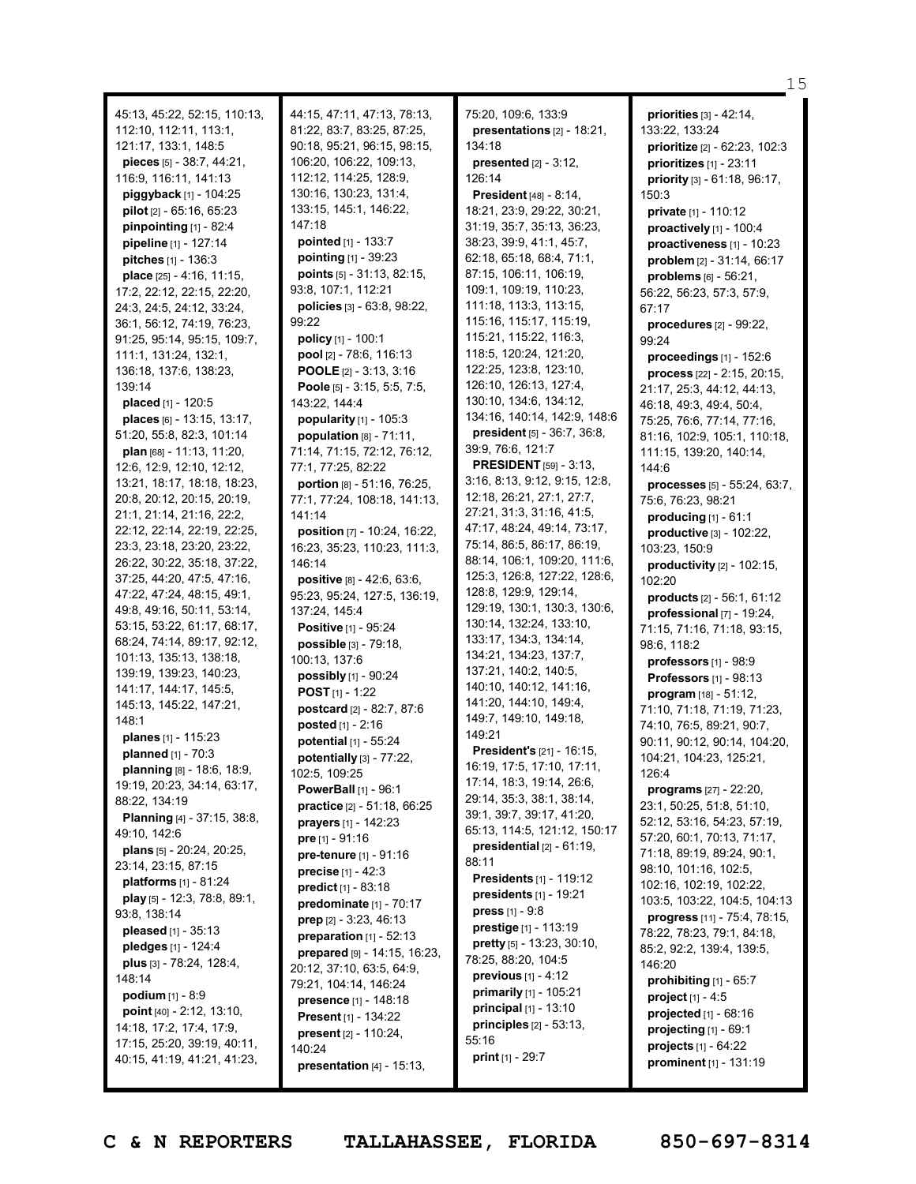45:13, 45:22, 52:15, 110:13, 112:10, 112:11, 113:1, 121:17, 133:1, 148:5

**pieces** [5] - 38:7, 44:21, 116:9, 116:11, 141:13

**piggyback** [1] - 104:25

**pilot** [2] - 65:16, 65:23

**pinpointing** [1] - 82:4

**pipeline** [1] - 127:14

**pitches** [1] - 136:3

**place** [25] - 4:16, 11:15, 17:2, 22:12, 22:15, 22:20, 24:3, 24:5, 24:12, 33:24, 36:1, 56:12, 74:19, 76:23, 91:25, 95:14, 95:15, 109:7, 111:1, 131:24, 132:1, 136:18, 137:6, 138:23, 139:14

**placed** [1] - 120:5

**places** [6] - 13:15, 13:17, 51:20, 55:8, 82:3, 101:14

**plan** [68] - 11:13, 11:20, 12:6, 12:9, 12:10, 12:12, 13:21, 18:17, 18:18, 18:23, 20:8, 20:12, 20:15, 20:19, 21:1, 21:14, 21:16, 22:2, 22:12, 22:14, 22:19, 22:25, 23:3, 23:18, 23:20, 23:22, 26:22, 30:22, 35:18, 37:22, 37:25, 44:20, 47:5, 47:16, 47:22, 47:24, 48:15, 49:1, 49:8, 49:16, 50:11, 53:14, 53:15, 53:22, 61:17, 68:17, 68:24, 74:14, 89:17, 92:12, 101:13, 135:13, 138:18, 139:19, 139:23, 140:23, 141:17, 144:17, 145:5, 145:13, 145:22, 147:21, 148:1

**planes** [1] - 115:23

**planned** [1] - 70:3

**planning** [8] - 18:6, 18:9, 19:19, 20:23, 34:14, 63:17, 88:22, 134:19

**Planning** [4] - 37:15, 38:8, 49:10, 142:6

**plans** [5] - 20:24, 20:25, 23:14, 23:15, 87:15

**platforms** [1] - 81:24

**play** [5] - 12:3, 78:8, 89:1, 93:8, 138:14

**pleased** [1] - 35:13

**pledges** [1] - 124:4

**plus** [3] - 78:24, 128:4, 148:14

**podium** [1] - 8:9

**point** [40] - 2:12, 13:10, 14:18, 17:2, 17:4, 17:9, 17:15, 25:20, 39:19, 40:11, 40:15, 41:19, 41:21, 41:23, 44:15, 47:11, 47:13, 78:13, 81:22, 83:7, 83:25, 87:25, 90:18, 95:21, 96:15, 98:15, 106:20, 106:22, 109:13, 112:12, 114:25, 128:9, 130:16, 130:23, 131:4, 133:15, 145:1, 146:22, 147:18

**pointed** [1] - 133:7

**pointing** [1] - 39:23

**points** [5] - 31:13, 82:15, 93:8, 107:1, 112:21

**policies** [3] - 63:8, 98:22, 99:22

**policy** [1] - 100:1

**pool** [2] - 78:6, 116:13

**POOLE** [2] - 3:13, 3:16

**Poole** [5] - 3:15, 5:5, 7:5, 143:22, 144:4

**popularity** [1] - 105:3

**population** [8] - 71:11, 71:14, 71:15, 72:12, 76:12, 77:1, 77:25, 82:22

**portion** [8] - 51:16, 76:25, 77:1, 77:24, 108:18, 141:13, 141:14

**position** [7] - 10:24, 16:22, 16:23, 35:23, 110:23, 111:3, 146:14

**positive** [8] - 42:6, 63:6, 95:23, 95:24, 127:5, 136:19, 137:24, 145:4

**Positive** [1] - 95:24

**possible** [3] - 79:18, 100:13, 137:6

**possibly** [1] - 90:24

**POST** [1] - 1:22

**postcard** [2] - 82:7, 87:6

**posted** [1] - 2:16

**potential** [1] - 55:24

**potentially** [3] - 77:22, 102:5, 109:25

**PowerBall** [1] - 96:1

**practice** [2] - 51:18, 66:25

**prayers** [1] - 142:23

**pre** [1] - 91:16

**pre-tenure** [1] - 91:16

**precise** [1] - 42:3

**predict** [1] - 83:18

**predominate** [1] - 70:17

**prep** [2] - 3:23, 46:13

**preparation** [1] - 52:13

**prepared** [9] - 14:15, 16:23, 20:12, 37:10, 63:5, 64:9, 79:21, 104:14, 146:24

**presence** [1] - 148:18

**Present** [1] - 134:22

**present** [2] - 110:24, 140:24

**presentation** [4] - 15:13, 75:20, 109:6, 133:9

**presentations** [2] - 18:21, 134:18

**presented** [2] - 3:12, 126:14

**President** [48] - 8:14, 18:21, 23:9, 29:22, 30:21, 31:19, 35:7, 35:13, 36:23, 38:23, 39:9, 41:1, 45:7, 62:18, 65:18, 68:4, 71:1, 87:15, 106:11, 106:19, 109:1, 109:19, 110:23, 111:18, 113:3, 113:15, 115:16, 115:17, 115:19, 115:21, 115:22, 116:3, 118:5, 120:24, 121:20, 122:25, 123:8, 123:10, 126:10, 126:13, 127:4, 130:10, 134:6, 134:12, 134:16, 140:14, 142:9, 148:6

**president** [5] - 36:7, 36:8, 39:9, 76:6, 121:7

**PRESIDENT** [59] - 3:13, 3:16, 8:13, 9:12, 9:15, 12:8, 12:18, 26:21, 27:1, 27:7, 27:21, 31:3, 31:16, 41:5, 47:17, 48:24, 49:14, 73:17, 75:14, 86:5, 86:17, 86:19, 88:14, 106:1, 109:20, 111:6, 125:3, 126:8, 127:22, 128:6, 128:8, 129:9, 129:14, 129:19, 130:1, 130:3, 130:6, 130:14, 132:24, 133:10, 133:17, 134:3, 134:14, 134:21, 134:23, 137:7, 137:21, 140:2, 140:5, 140:10, 140:12, 141:16, 141:20, 144:10, 149:4, 149:7, 149:10, 149:18, 149:21

**President's** [21] - 16:15, 16:19, 17:5, 17:10, 17:11, 17:14, 18:3, 19:14, 26:6, 29:14, 35:3, 38:1, 38:14, 39:1, 39:7, 39:17, 41:20, 65:13, 114:5, 121:12, 150:17

**presidential** [2] - 61:19, 88:11

**Presidents** [1] - 119:12

**presidents** [1] - 19:21

**press** [1] - 9:8

**prestige** [1] - 113:19

**pretty** [5] - 13:23, 30:10, 78:25, 88:20, 104:5

**previous** [1] - 4:12

**primarily** [1] - 105:21

**principal** [1] - 13:10

**principles** [2] - 53:13, 55:16

**print** [1] - 29:7

**priorities** [3] - 42:14, 133:22, 133:24

**prioritize** [2] - 62:23, 102:3

**prioritizes** [1] - 23:11

**priority** [3] - 61:18, 96:17, 150:3

**private** [1] - 110:12

**proactively** [1] - 100:4

**proactiveness** [1] - 10:23

**problem** [2] - 31:14, 66:17

**problems** [6] - 56:21, 56:22, 56:23, 57:3, 57:9, 67:17

**procedures** [2] - 99:22, 99:24

**proceedings** [1] - 152:6

**process** [22] - 2:15, 20:15, 21:17, 25:3, 44:12, 44:13, 46:18, 49:3, 49:4, 50:4, 75:25, 76:6, 77:14, 77:16, 81:16, 102:9, 105:1, 110:18, 111:15, 139:20, 140:14, 144:6

**processes** [5] - 55:24, 63:7, 75:6, 76:23, 98:21

**producing** [1] - 61:1

**productive** [3] - 102:22, 103:23, 150:9

**productivity** [2] - 102:15, 102:20

**products** [2] - 56:1, 61:12

**professional** [7] - 19:24, 71:15, 71:16, 71:18, 93:15, 98:6, 118:2

**professors** [1] - 98:9

**Professors** [1] - 98:13

**program** [18] - 51:12, 71:10, 71:18, 71:19, 71:23, 74:10, 76:5, 89:21, 90:7, 90:11, 90:12, 90:14, 104:20, 104:21, 104:23, 125:21, 126:4

**programs** [27] - 22:20, 23:1, 50:25, 51:8, 51:10, 52:12, 53:16, 54:23, 57:19, 57:20, 60:1, 70:13, 71:17, 71:18, 89:19, 89:24, 90:1, 98:10, 101:16, 102:5, 102:16, 102:19, 102:22, 103:5, 103:22, 104:5, 104:13

**progress** [11] - 75:4, 78:15, 78:22, 78:23, 79:1, 84:18, 85:2, 92:2, 139:4, 139:5, 146:20

**prohibiting** [1] - 65:7

**project** [1] - 4:5

**projected** [1] - 68:16

**projecting** [1] - 69:1

**projects** [1] - 64:22

**prominent** [1] - 131:19

C & N REPORTERS TALLAHASSEE, FLORIDA 850-697-8314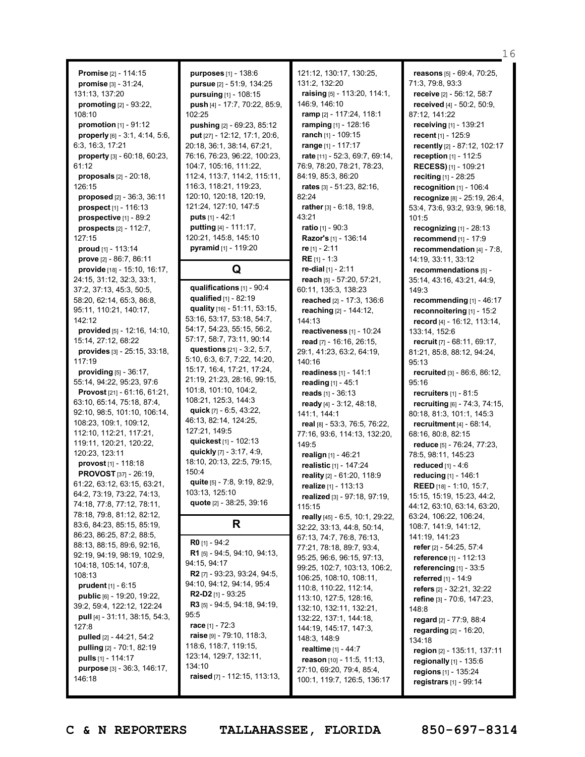**Promise** [2] - 114:15
**promise** [3] - 31:24, 131:13, 137:20
**promoting** [2] - 93:22, 108:10
**promotion** [1] - 91:12
**properly** [6] - 3:1, 4:14, 5:6, 6:3, 16:3, 17:21
**property** [3] - 60:18, 60:23, 61:12
**proposals** [2] - 20:18, 126:15
**proposed** [2] - 36:3, 36:11
**prospect** [1] - 116:13
**prospective** [1] - 89:2
**prospects** [2] - 112:7, 127:15
**proud** [1] - 113:14
**prove** [2] - 86:7, 86:11
**provide** [18] - 15:10, 16:17, 24:15, 31:12, 32:3, 33:1, 37:2, 37:13, 45:3, 50:5, 58:20, 62:14, 65:3, 86:8, 95:11, 110:21, 140:17, 142:12
**provided** [5] - 12:16, 14:10, 15:14, 27:12, 68:22
**provides** [3] - 25:15, 33:18, 117:19
**providing** [5] - 36:17, 55:14, 94:22, 95:23, 97:6
**Provost** [21] - 61:16, 61:21, 63:10, 65:14, 75:18, 87:4, 92:10, 98:5, 101:10, 106:14, 108:23, 109:1, 109:12, 112:10, 112:21, 117:21, 119:11, 120:21, 120:22, 120:23, 123:11
**provost** [1] - 118:18
**PROVOST** [37] - 26:19, 61:22, 63:12, 63:15, 63:21, 64:2, 73:19, 73:22, 74:13, 74:18, 77:8, 77:12, 78:11, 78:18, 79:8, 81:12, 82:12, 83:6, 84:23, 85:15, 85:19, 86:23, 86:25, 87:2, 88:5, 88:13, 88:15, 89:6, 92:16, 92:19, 94:19, 98:19, 102:9, 104:18, 105:14, 107:8, 108:13
**prudent** [1] - 6:15
**public** [6] - 19:20, 19:22, 39:2, 59:4, 122:12, 122:24
**pull** [4] - 31:11, 38:15, 54:3, 127:8
**pulled** [2] - 44:21, 54:2
**pulling** [2] - 70:1, 82:19
**pulls** [1] - 114:17
**purpose** [3] - 36:3, 146:17, 146:18
**purposes** [1] - 138:6
**pursue** [2] - 51:9, 134:25
**pursuing** [1] - 108:15
**push** [4] - 17:7, 70:22, 85:9, 102:25
**pushing** [2] - 69:23, 85:12
**put** [27] - 12:12, 17:1, 20:6, 20:18, 36:1, 38:14, 67:21, 76:16, 76:23, 96:22, 100:23, 104:7, 105:16, 111:22, 112:4, 113:7, 114:2, 115:11, 116:3, 118:21, 119:23, 120:10, 120:18, 120:19, 121:24, 127:10, 147:5
**puts** [1] - 42:1
**putting** [4] - 111:17, 120:21, 145:8, 145:10
**pyramid** [1] - 119:20

## Q

**qualifications** [1] - 90:4
**qualified** [1] - 82:19
**quality** [16] - 51:11, 53:15, 53:16, 53:17, 53:18, 54:7, 54:17, 54:23, 55:15, 56:2, 57:17, 58:7, 73:11, 90:14
**questions** [21] - 3:2, 5:7, 5:10, 6:3, 6:7, 7:22, 14:20, 15:17, 16:4, 17:21, 17:24, 21:19, 21:23, 28:16, 99:15, 101:8, 101:10, 104:2, 108:21, 125:3, 144:3
**quick** [7] - 6:5, 43:22, 46:13, 82:14, 124:25, 127:21, 149:5
**quickest** [1] - 102:13
**quickly** [7] - 3:17, 4:9, 18:10, 20:13, 22:5, 79:15, 150:4
**quite** [5] - 7:8, 9:19, 82:9, 103:13, 125:10
**quote** [2] - 38:25, 39:16

## R

**R0** [1] - 94:2
**R1** [5] - 94:5, 94:10, 94:13, 94:15, 94:17
**R2** [7] - 93:23, 93:24, 94:5, 94:10, 94:12, 94:14, 95:4
**R2-D2** [1] - 93:25
**R3** [5] - 94:5, 94:18, 94:19, 95:5
**race** [1] - 72:3
**raise** [9] - 79:10, 118:3, 118:6, 118:7, 119:15, 123:14, 129:7, 132:11, 134:10
**raised** [7] - 112:15, 113:13, 121:12, 130:17, 130:25, 131:2, 132:20
**raising** [5] - 113:20, 114:1, 146:9, 146:10
**ramp** [2] - 117:24, 118:1
**ramping** [1] - 128:16
**ranch** [1] - 109:15
**range** [1] - 117:17
**rate** [11] - 52:3, 69:7, 69:14, 76:9, 78:20, 78:21, 78:23, 84:19, 85:3, 86:20
**rates** [3] - 51:23, 82:16, 82:24
**rather** [3] - 6:18, 19:8, 43:21
**ratio** [1] - 90:3
**Razor's** [1] - 136:14
**re** [1] - 2:11
**RE** [1] - 1:3
**re-dial** [1] - 2:11
**reach** [5] - 57:20, 57:21, 60:11, 135:3, 138:23
**reached** [2] - 17:3, 136:6
**reaching** [2] - 144:12, 144:13
**reactiveness** [1] - 10:24
**read** [7] - 16:16, 26:15, 29:1, 41:23, 63:2, 64:19, 140:16
**readiness** [1] - 141:1
**reading** [1] - 45:1
**reads** [1] - 36:13
**ready** [4] - 3:12, 48:18, 141:1, 144:1
**real** [8] - 53:3, 76:5, 76:22, 77:16, 93:6, 114:13, 132:20, 149:5
**realign** [1] - 46:21
**realistic** [1] - 147:24
**reality** [2] - 61:20, 118:9
**realize** [1] - 113:13
**realized** [3] - 97:18, 97:19, 115:15
**really** [45] - 6:5, 10:1, 29:22, 32:22, 33:13, 44:8, 50:14, 67:13, 74:7, 76:8, 76:13, 77:21, 78:18, 89:7, 93:4, 95:25, 96:6, 96:15, 97:13, 99:25, 102:7, 103:13, 106:2, 106:25, 108:10, 108:11, 110:8, 110:22, 112:14, 113:10, 127:5, 128:16, 132:10, 132:11, 132:21, 132:22, 137:1, 144:18, 144:19, 145:17, 147:3, 148:3, 148:9
**realtime** [1] - 44:7
**reason** [10] - 11:5, 11:13, 27:10, 69:20, 79:4, 85:4, 100:1, 119:7, 126:5, 136:17
**reasons** [5] - 69:4, 70:25, 71:3, 79:8, 93:3
**receive** [2] - 56:12, 58:7
**received** [4] - 50:2, 50:9, 87:12, 141:22
**receiving** [1] - 139:21
**recent** [1] - 125:9
**recently** [2] - 87:12, 102:17
**reception** [1] - 112:5
**RECESS)** [1] - 109:21
**reciting** [1] - 28:25
**recognition** [1] - 106:4
**recognize** [8] - 25:19, 26:4, 53:4, 73:6, 93:2, 93:9, 96:18, 101:5
**recognizing** [1] - 28:13
**recommend** [1] - 17:9
**recommendation** [4] - 7:8, 14:19, 33:11, 33:12
**recommendations** [5] - 35:14, 43:16, 43:21, 44:9, 149:3
**recommending** [1] - 46:17
**reconnoitering** [1] - 15:2
**record** [4] - 16:12, 113:14, 133:14, 152:6
**recruit** [7] - 68:11, 69:17, 81:21, 85:8, 88:12, 94:24, 95:13
**recruited** [3] - 86:6, 86:12, 95:16
**recruiters** [1] - 81:5
**recruiting** [6] - 74:3, 74:15, 80:18, 81:3, 101:1, 145:3
**recruitment** [4] - 68:14, 68:16, 80:8, 82:15
**reduce** [5] - 76:24, 77:23, 78:5, 98:11, 145:23
**reduced** [1] - 4:6
**reducing** [1] - 146:1
**REED** [18] - 1:10, 15:7, 15:15, 15:19, 15:23, 44:2, 44:12, 63:10, 63:14, 63:20, 63:24, 106:22, 106:24, 108:7, 141:9, 141:12, 141:19, 141:23
**refer** [2] - 54:25, 57:4
**reference** [1] - 112:13
**referencing** [1] - 33:5
**referred** [1] - 14:9
**refers** [2] - 32:21, 32:22
**refine** [3] - 70:6, 147:23, 148:8
**regard** [2] - 77:9, 88:4
**regarding** [2] - 16:20, 134:18
**region** [2] - 135:11, 137:11
**regionally** [1] - 135:6
**regions** [1] - 135:24
**registrars** [1] - 99:14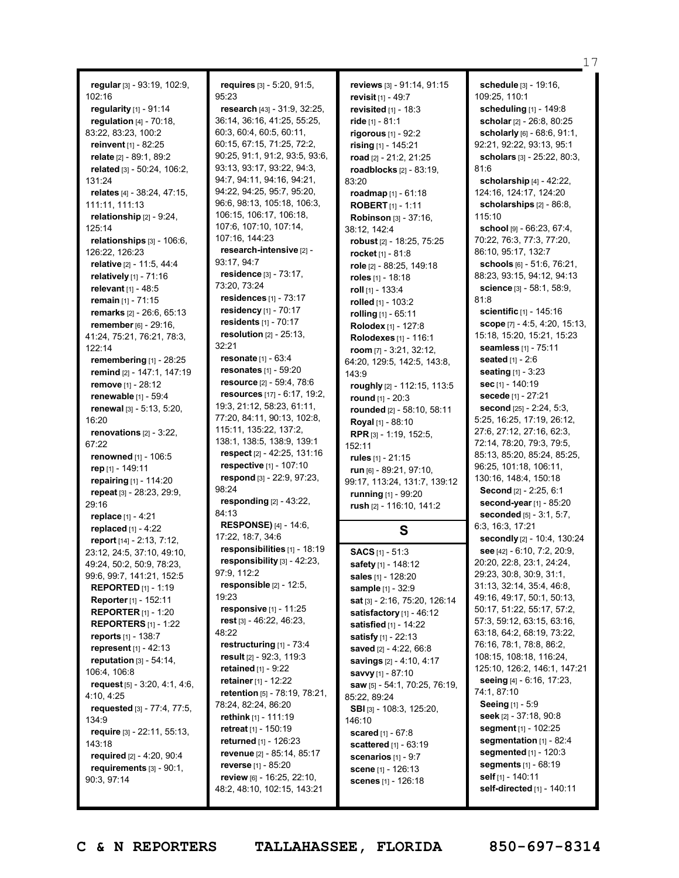**regular** [3] - 93:19, 102:9, 102:16
**regularity** [1] - 91:14
**regulation** [4] - 70:18, 83:22, 83:23, 100:2
**reinvent** [1] - 82:25
**relate** [2] - 89:1, 89:2
**related** [3] - 50:24, 106:2, 131:24
**relates** [4] - 38:24, 47:15, 111:11, 111:13
**relationship** [2] - 9:24, 125:14
**relationships** [3] - 106:6, 126:22, 126:23
**relative** [2] - 11:5, 44:4
**relatively** [1] - 71:16
**relevant** [1] - 48:5
**remain** [1] - 71:15
**remarks** [2] - 26:6, 65:13
**remember** [6] - 29:16, 41:24, 75:21, 76:21, 78:3, 122:14
**remembering** [1] - 28:25
**remind** [2] - 147:1, 147:19
**remove** [1] - 28:12
**renewable** [1] - 59:4
**renewal** [3] - 5:13, 5:20, 16:20
**renovations** [2] - 3:22, 67:22
**renowned** [1] - 106:5
**rep** [1] - 149:11
**repairing** [1] - 114:20
**repeat** [3] - 28:23, 29:9, 29:16
**replace** [1] - 4:21
**replaced** [1] - 4:22
**report** [14] - 2:13, 7:12, 23:12, 24:5, 37:10, 49:10, 49:24, 50:2, 50:9, 78:23, 99:6, 99:7, 141:21, 152:5
**REPORTED** [1] - 1:19
**Reporter** [1] - 152:11
**REPORTER** [1] - 1:20
**REPORTERS** [1] - 1:22
**reports** [1] - 138:7
**represent** [1] - 42:13
**reputation** [3] - 54:14, 106:4, 106:8
**request** [5] - 3:20, 4:1, 4:6, 4:10, 4:25
**requested** [3] - 77:4, 77:5, 134:9
**require** [3] - 22:11, 55:13, 143:18
**required** [2] - 4:20, 90:4
**requirements** [3] - 90:1, 90:3, 97:14
**requires** [3] - 5:20, 91:5, 95:23
**research** [43] - 31:9, 32:25, 36:14, 36:16, 41:25, 55:25, 60:3, 60:4, 60:5, 60:11, 60:15, 67:15, 71:25, 72:2, 90:25, 91:1, 91:2, 93:5, 93:6, 93:13, 93:17, 93:22, 94:3, 94:7, 94:11, 94:16, 94:21, 94:22, 94:25, 95:7, 95:20, 96:6, 98:13, 105:18, 106:3, 106:15, 106:17, 106:18, 107:6, 107:10, 107:14, 107:16, 144:23
**research-intensive** [2] - 93:17, 94:7
**residence** [3] - 73:17, 73:20, 73:24
**residences** [1] - 73:17
**residency** [1] - 70:17
**residents** [1] - 70:17
**resolution** [2] - 25:13, 32:21
**resonate** [1] - 63:4
**resonates** [1] - 59:20
**resource** [2] - 59:4, 78:6
**resources** [17] - 6:17, 19:2, 19:3, 21:12, 58:23, 61:11, 77:20, 84:11, 90:13, 102:8, 115:11, 135:22, 137:2, 138:1, 138:5, 138:9, 139:1
**respect** [2] - 42:25, 131:16
**respective** [1] - 107:10
**respond** [3] - 22:9, 97:23, 98:24
**responding** [2] - 43:22, 84:13
**RESPONSE)** [4] - 14:6, 17:22, 18:7, 34:6
**responsibilities** [1] - 18:19
**responsibility** [3] - 42:23, 97:9, 112:2
**responsible** [2] - 12:5, 19:23
**responsive** [1] - 11:25
**rest** [3] - 46:22, 46:23, 48:22
**restructuring** [1] - 73:4
**result** [2] - 92:3, 119:3
**retained** [1] - 9:22
**retainer** [1] - 12:22
**retention** [5] - 78:19, 78:21, 78:24, 82:24, 86:20
**rethink** [1] - 111:19
**retreat** [1] - 150:19
**returned** [1] - 126:23
**revenue** [2] - 85:14, 85:17
**reverse** [1] - 85:20
**review** [6] - 16:25, 22:10, 48:2, 48:10, 102:15, 143:21
**reviews** [3] - 91:14, 91:15
**revisit** [1] - 49:7
**revisited** [1] - 18:3
**ride** [1] - 81:1
**rigorous** [1] - 92:2
**rising** [1] - 145:21
**road** [2] - 21:2, 21:25
**roadblocks** [2] - 83:19, 83:20
**roadmap** [1] - 61:18
**ROBERT** [1] - 1:11
**Robinson** [3] - 37:16, 38:12, 142:4
**robust** [2] - 18:25, 75:25
**rocket** [1] - 81:8
**role** [2] - 88:25, 149:18
**roles** [1] - 18:18
**roll** [1] - 133:4
**rolled** [1] - 103:2
**rolling** [1] - 65:11
**Rolodex** [1] - 127:8
**Rolodexes** [1] - 116:1
**room** [7] - 3:21, 32:12, 64:20, 129:5, 142:5, 143:8, 143:9
**roughly** [2] - 112:15, 113:5
**round** [1] - 20:3
**rounded** [2] - 58:10, 58:11
**Royal** [1] - 88:10
**RPR** [3] - 1:19, 152:5, 152:11
**rules** [1] - 21:15
**run** [6] - 89:21, 97:10, 99:17, 113:24, 131:7, 139:12
**running** [1] - 99:20
**rush** [2] - 116:10, 141:2

## S

**SACS** [1] - 51:3
**safety** [1] - 148:12
**sales** [1] - 128:20
**sample** [1] - 32:9
**sat** [3] - 2:16, 75:20, 126:14
**satisfactory** [1] - 46:12
**satisfied** [1] - 14:22
**satisfy** [1] - 22:13
**saved** [2] - 4:22, 66:8
**savings** [2] - 4:10, 4:17
**savvy** [1] - 87:10
**saw** [5] - 54:1, 70:25, 76:19, 85:22, 89:24
**SBI** [3] - 108:3, 125:20, 146:10
**scared** [1] - 67:8
**scattered** [1] - 63:19
**scenarios** [1] - 9:7
**scene** [1] - 126:13
**scenes** [1] - 126:18
**schedule** [3] - 19:16, 109:25, 110:1
**scheduling** [1] - 149:8
**scholar** [2] - 26:8, 80:25
**scholarly** [6] - 68:6, 91:1, 92:21, 92:22, 93:13, 95:1
**scholars** [3] - 25:22, 80:3, 81:6
**scholarship** [4] - 42:22, 124:16, 124:17, 124:20
**scholarships** [2] - 86:8, 115:10
**school** [9] - 66:23, 67:4, 70:22, 76:3, 77:3, 77:20, 86:10, 95:17, 132:7
**schools** [6] - 51:6, 76:21, 88:23, 93:15, 94:12, 94:13
**science** [3] - 58:1, 58:9, 81:8
**scientific** [1] - 145:16
**scope** [7] - 4:5, 4:20, 15:13, 15:18, 15:20, 15:21, 15:23
**seamless** [1] - 75:11
**seated** [1] - 2:6
**seating** [1] - 3:23
**sec** [1] - 140:19
**secede** [1] - 27:21
**second** [25] - 2:24, 5:3, 5:25, 16:25, 17:19, 26:12, 27:6, 27:12, 27:16, 62:3, 72:14, 78:20, 79:3, 79:5, 85:13, 85:20, 85:24, 85:25, 96:25, 101:18, 106:11, 130:16, 148:4, 150:18
**Second** [2] - 2:25, 6:1
**second-year** [1] - 85:20
**seconded** [5] - 3:1, 5:7, 6:3, 16:3, 17:21
**secondly** [2] - 10:4, 130:24
**see** [42] - 6:10, 7:2, 20:9, 20:20, 22:8, 23:1, 24:24, 29:23, 30:8, 30:9, 31:1, 31:13, 32:14, 35:4, 46:8, 49:16, 49:17, 50:1, 50:13, 50:17, 51:22, 55:17, 57:2, 57:3, 59:12, 63:15, 63:16, 63:18, 64:2, 68:19, 73:22, 76:16, 78:1, 78:8, 86:2, 108:15, 108:18, 116:24, 125:10, 126:2, 146:1, 147:21
**seeing** [4] - 6:16, 17:23, 74:1, 87:10
**Seeing** [1] - 5:9
**seek** [2] - 37:18, 90:8
**segment** [1] - 102:25
**segmentation** [1] - 82:4
**segmented** [1] - 120:3
**segments** [1] - 68:19
**self** [1] - 140:11
**self-directed** [1] - 140:11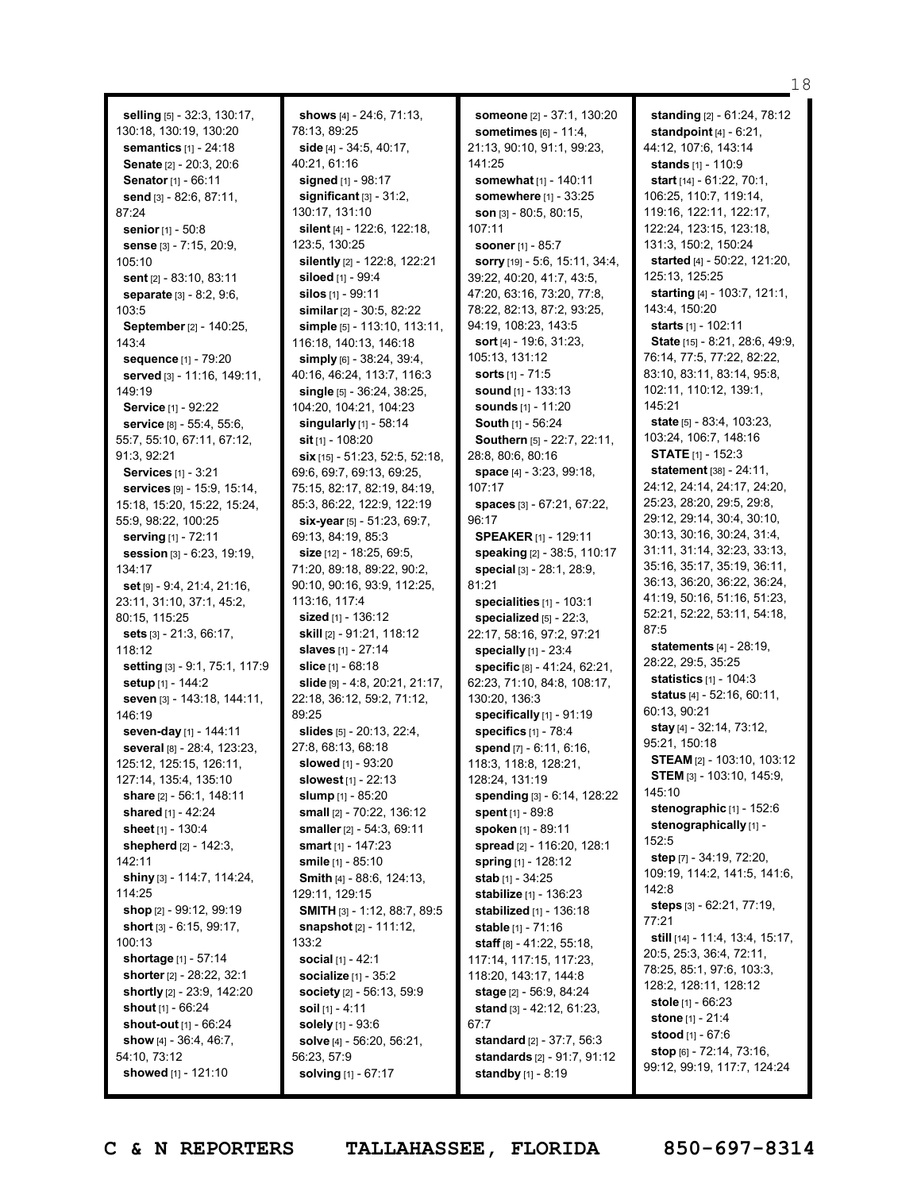**selling** [5] - 32:3, 130:17, 130:18, 130:19, 130:20
**semantics** [1] - 24:18
**Senate** [2] - 20:3, 20:6
**Senator** [1] - 66:11
**send** [3] - 82:6, 87:11, 87:24
**senior** [1] - 50:8
**sense** [3] - 7:15, 20:9, 105:10
**sent** [2] - 83:10, 83:11
**separate** [3] - 8:2, 9:6, 103:5
**September** [2] - 140:25, 143:4
**sequence** [1] - 79:20
**served** [3] - 11:16, 149:11, 149:19
**Service** [1] - 92:22
**service** [8] - 55:4, 55:6, 55:7, 55:10, 67:11, 67:12, 91:3, 92:21
**Services** [1] - 3:21
**services** [9] - 15:9, 15:14, 15:18, 15:20, 15:22, 15:24, 55:9, 98:22, 100:25
**serving** [1] - 72:11
**session** [3] - 6:23, 19:19, 134:17
**set** [9] - 9:4, 21:4, 21:16, 23:11, 31:10, 37:1, 45:2, 80:15, 115:25
**sets** [3] - 21:3, 66:17, 118:12
**setting** [3] - 9:1, 75:1, 117:9
**setup** [1] - 144:2
**seven** [3] - 143:18, 144:11, 146:19
**seven-day** [1] - 144:11
**several** [8] - 28:4, 123:23, 125:12, 125:15, 126:11, 127:14, 135:4, 135:10
**share** [2] - 56:1, 148:11
**shared** [1] - 42:24
**sheet** [1] - 130:4
**shepherd** [2] - 142:3, 142:11
**shiny** [3] - 114:7, 114:24, 114:25
**shop** [2] - 99:12, 99:19
**short** [3] - 6:15, 99:17, 100:13
**shortage** [1] - 57:14
**shorter** [2] - 28:22, 32:1
**shortly** [2] - 23:9, 142:20
**shout** [1] - 66:24
**shout-out** [1] - 66:24
**show** [4] - 36:4, 46:7, 54:10, 73:12
**showed** [1] - 121:10
**shows** [4] - 24:6, 71:13, 78:13, 89:25
**side** [4] - 34:5, 40:17, 40:21, 61:16
**signed** [1] - 98:17
**significant** [3] - 31:2, 130:17, 131:10
**silent** [4] - 122:6, 122:18, 123:5, 130:25
**silently** [2] - 122:8, 122:21
**siloed** [1] - 99:4
**silos** [1] - 99:11
**similar** [2] - 30:5, 82:22
**simple** [5] - 113:10, 113:11, 116:18, 140:13, 146:18
**simply** [6] - 38:24, 39:4, 40:16, 46:24, 113:7, 116:3
**single** [5] - 36:24, 38:25, 104:20, 104:21, 104:23
**singularly** [1] - 58:14
**sit** [1] - 108:20
**six** [15] - 51:23, 52:5, 52:18, 69:6, 69:7, 69:13, 69:25, 75:15, 82:17, 82:19, 84:19, 85:3, 86:22, 122:9, 122:19
**six-year** [5] - 51:23, 69:7, 69:13, 84:19, 85:3
**size** [12] - 18:25, 69:5, 71:20, 89:18, 89:22, 90:2, 90:10, 90:16, 93:9, 112:25, 113:16, 117:4
**sized** [1] - 136:12
**skill** [2] - 91:21, 118:12
**slaves** [1] - 27:14
**slice** [1] - 68:18
**slide** [9] - 4:8, 20:21, 21:17, 22:18, 36:12, 59:2, 71:12, 89:25
**slides** [5] - 20:13, 22:4, 27:8, 68:13, 68:18
**slowed** [1] - 93:20
**slowest** [1] - 22:13
**slump** [1] - 85:20
**small** [2] - 70:22, 136:12
**smaller** [2] - 54:3, 69:11
**smart** [1] - 147:23
**smile** [1] - 85:10
**Smith** [4] - 88:6, 124:13, 129:11, 129:15
**SMITH** [3] - 1:12, 88:7, 89:5
**snapshot** [2] - 111:12, 133:2
**social** [1] - 42:1
**socialize** [1] - 35:2
**society** [2] - 56:13, 59:9
**soil** [1] - 4:11
**solely** [1] - 93:6
**solve** [4] - 56:20, 56:21, 56:23, 57:9
**solving** [1] - 67:17
**someone** [2] - 37:1, 130:20
**sometimes** [6] - 11:4, 21:13, 90:10, 91:1, 99:23, 141:25
**somewhat** [1] - 140:11
**somewhere** [1] - 33:25
**son** [3] - 80:5, 80:15, 107:11
**sooner** [1] - 85:7
**sorry** [19] - 5:6, 15:11, 34:4, 39:22, 40:20, 41:7, 43:5, 47:20, 63:16, 73:20, 77:8, 78:22, 82:13, 87:2, 93:25, 94:19, 108:23, 143:5
**sort** [4] - 19:6, 31:23, 105:13, 131:12
**sorts** [1] - 71:5
**sound** [1] - 133:13
**sounds** [1] - 11:20
**South** [1] - 56:24
**Southern** [5] - 22:7, 22:11, 28:8, 80:6, 80:16
**space** [4] - 3:23, 99:18, 107:17
**spaces** [3] - 67:21, 67:22, 96:17
**SPEAKER** [1] - 129:11
**speaking** [2] - 38:5, 110:17
**special** [3] - 28:1, 28:9, 81:21
**specialities** [1] - 103:1
**specialized** [5] - 22:3, 22:17, 58:16, 97:2, 97:21
**specially** [1] - 23:4
**specific** [8] - 41:24, 62:21, 62:23, 71:10, 84:8, 108:17, 130:20, 136:3
**specifically** [1] - 91:19
**specifics** [1] - 78:4
**spend** [7] - 6:11, 6:16, 118:3, 118:8, 128:21, 128:24, 131:19
**spending** [3] - 6:14, 128:22
**spent** [1] - 89:8
**spoken** [1] - 89:11
**spread** [2] - 116:20, 128:1
**spring** [1] - 128:12
**stab** [1] - 34:25
**stabilize** [1] - 136:23
**stabilized** [1] - 136:18
**stable** [1] - 71:16
**staff** [8] - 41:22, 55:18, 117:14, 117:15, 117:23, 118:20, 143:17, 144:8
**stage** [2] - 56:9, 84:24
**stand** [3] - 42:12, 61:23, 67:7
**standard** [2] - 37:7, 56:3
**standards** [2] - 91:7, 91:12
**standby** [1] - 8:19
**standing** [2] - 61:24, 78:12
**standpoint** [4] - 6:21, 44:12, 107:6, 143:14
**stands** [1] - 110:9
**start** [14] - 61:22, 70:1, 106:25, 110:7, 119:14, 119:16, 122:11, 122:17, 122:24, 123:15, 123:18, 131:3, 150:2, 150:24
**started** [4] - 50:22, 121:20, 125:13, 125:25
**starting** [4] - 103:7, 121:1, 143:4, 150:20
**starts** [1] - 102:11
**State** [15] - 8:21, 28:6, 49:9, 76:14, 77:5, 77:22, 82:22, 83:10, 83:11, 83:14, 95:8, 102:11, 110:12, 139:1, 145:21
**state** [5] - 83:4, 103:23, 103:24, 106:7, 148:16
**STATE** [1] - 152:3
**statement** [38] - 24:11, 24:12, 24:14, 24:17, 24:20, 25:23, 28:20, 29:5, 29:8, 29:12, 29:14, 30:4, 30:10, 30:13, 30:16, 30:24, 31:4, 31:11, 31:14, 32:23, 33:13, 35:16, 35:17, 35:19, 36:11, 36:13, 36:20, 36:22, 36:24, 41:19, 50:16, 51:16, 51:23, 52:21, 52:22, 53:11, 54:18, 87:5
**statements** [4] - 28:19, 28:22, 29:5, 35:25
**statistics** [1] - 104:3
**status** [4] - 52:16, 60:11, 60:13, 90:21
**stay** [4] - 32:14, 73:12, 95:21, 150:18
**STEAM** [2] - 103:10, 103:12
**STEM** [3] - 103:10, 145:9, 145:10
**stenographic** [1] - 152:6
**stenographically** [1] - 152:5
**step** [7] - 34:19, 72:20, 109:19, 114:2, 141:5, 141:6, 142:8
**steps** [3] - 62:21, 77:19, 77:21
**still** [14] - 11:4, 13:4, 15:17, 20:5, 25:3, 36:4, 72:11, 78:25, 85:1, 97:6, 103:3, 128:2, 128:11, 128:12
**stole** [1] - 66:23
**stone** [1] - 21:4
**stood** [1] - 67:6
**stop** [6] - 72:14, 73:16, 99:12, 99:19, 117:7, 124:24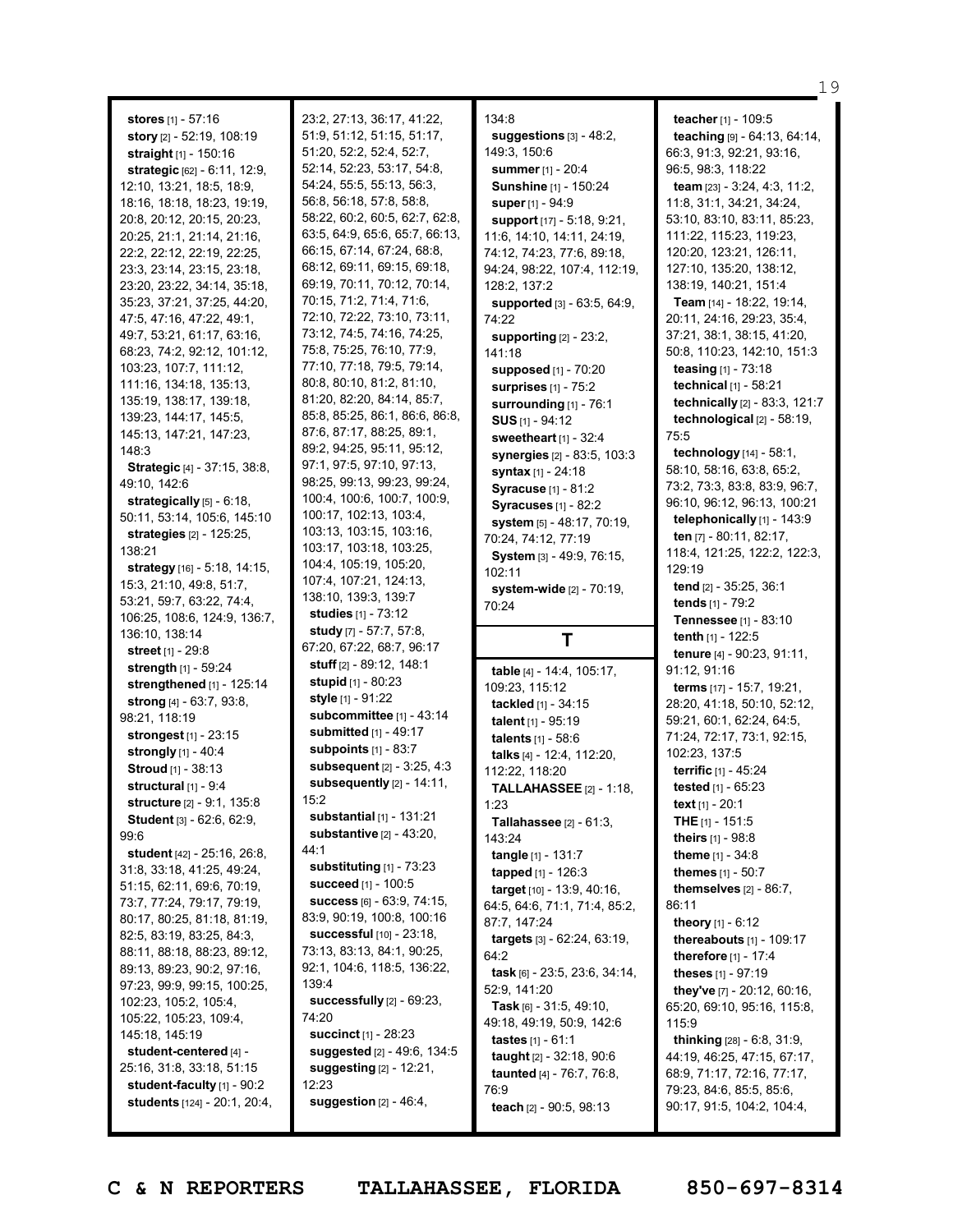**stores** [1] - 57:16
**story** [2] - 52:19, 108:19
**straight** [1] - 150:16
**strategic** [62] - 6:11, 12:9, 12:10, 13:21, 18:5, 18:9, 18:16, 18:18, 18:23, 19:19, 20:8, 20:12, 20:15, 20:23, 20:25, 21:1, 21:14, 21:16, 22:2, 22:12, 22:19, 22:25, 23:3, 23:14, 23:15, 23:18, 23:20, 23:22, 34:14, 35:18, 35:23, 37:21, 37:25, 44:20, 47:5, 47:16, 47:22, 49:1, 49:7, 53:21, 61:17, 63:16, 68:23, 74:2, 92:12, 101:12, 103:23, 107:7, 111:12, 111:16, 134:18, 135:13, 135:19, 138:17, 139:18, 139:23, 144:17, 145:5, 145:13, 147:21, 147:23, 148:3
**Strategic** [4] - 37:15, 38:8, 49:10, 142:6
**strategically** [5] - 6:18, 50:11, 53:14, 105:6, 145:10
**strategies** [2] - 125:25, 138:21
**strategy** [16] - 5:18, 14:15, 15:3, 21:10, 49:8, 51:7, 53:21, 59:7, 63:22, 74:4, 106:25, 108:6, 124:9, 136:7, 136:10, 138:14
**street** [1] - 29:8
**strength** [1] - 59:24
**strengthened** [1] - 125:14
**strong** [4] - 63:7, 93:8, 98:21, 118:19
**strongest** [1] - 23:15
**strongly** [1] - 40:4
**Stroud** [1] - 38:13
**structural** [1] - 9:4
**structure** [2] - 9:1, 135:8
**Student** [3] - 62:6, 62:9, 99:6
**student** [42] - 25:16, 26:8, 31:8, 33:18, 41:25, 49:24, 51:15, 62:11, 69:6, 70:19, 73:7, 77:24, 79:17, 79:19, 80:17, 80:25, 81:18, 81:19, 82:5, 83:19, 83:25, 84:3, 88:11, 88:18, 88:23, 89:12, 89:13, 89:23, 90:2, 97:16, 97:23, 99:9, 99:15, 100:25, 102:23, 105:2, 105:4, 105:22, 105:23, 109:4, 145:18, 145:19
**student-centered** [4] - 25:16, 31:8, 33:18, 51:15
**student-faculty** [1] - 90:2
**students** [124] - 20:1, 20:4, 23:2, 27:13, 36:17, 41:22, 51:9, 51:12, 51:15, 51:17, 51:20, 52:2, 52:4, 52:7, 52:14, 52:23, 53:17, 54:8, 54:24, 55:5, 55:13, 56:3, 56:8, 56:18, 57:8, 58:8, 58:22, 60:2, 60:5, 62:7, 62:8, 63:5, 64:9, 65:6, 65:7, 66:13, 66:15, 67:14, 67:24, 68:8, 68:12, 69:11, 69:15, 69:18, 69:19, 70:11, 70:12, 70:14, 70:15, 71:2, 71:4, 71:6, 72:10, 72:22, 73:10, 73:11, 73:12, 74:5, 74:16, 74:25, 75:8, 75:25, 76:10, 77:9, 77:10, 77:18, 79:5, 79:14, 80:8, 80:10, 81:2, 81:10, 81:20, 82:20, 84:14, 85:7, 85:8, 85:25, 86:1, 86:6, 86:8, 87:6, 87:17, 88:25, 89:1, 89:2, 94:25, 95:11, 95:12, 97:1, 97:5, 97:10, 97:13, 98:25, 99:13, 99:23, 99:24, 100:4, 100:6, 100:7, 100:9, 100:17, 102:13, 103:4, 103:13, 103:15, 103:16, 103:17, 103:18, 103:25, 104:4, 105:19, 105:20, 107:4, 107:21, 124:13, 138:10, 139:3, 139:7
**studies** [1] - 73:12
**study** [7] - 57:7, 57:8, 67:20, 67:22, 68:7, 96:17
**stuff** [2] - 89:12, 148:1
**stupid** [1] - 80:23
**style** [1] - 91:22
**subcommittee** [1] - 43:14
**submitted** [1] - 49:17
**subpoints** [1] - 83:7
**subsequent** [2] - 3:25, 4:3
**subsequently** [2] - 14:11, 15:2
**substantial** [1] - 131:21
**substantive** [2] - 43:20, 44:1
**substituting** [1] - 73:23
**succeed** [1] - 100:5
**success** [6] - 63:9, 74:15, 83:9, 90:19, 100:8, 100:16
**successful** [10] - 23:18, 73:13, 83:13, 84:1, 90:25, 92:1, 104:6, 118:5, 136:22, 139:4
**successfully** [2] - 69:23, 74:20
**succinct** [1] - 28:23
**suggested** [2] - 49:6, 134:5
**suggesting** [2] - 12:21, 12:23
**suggestion** [2] - 46:4, 134:8
**suggestions** [3] - 48:2, 149:3, 150:6
**summer** [1] - 20:4
**Sunshine** [1] - 150:24
**super** [1] - 94:9
**support** [17] - 5:18, 9:21, 11:6, 14:10, 14:11, 24:19, 74:12, 74:23, 77:6, 89:18, 94:24, 98:22, 107:4, 112:19, 128:2, 137:2
**supported** [3] - 63:5, 64:9, 74:22
**supporting** [2] - 23:2, 141:18
**supposed** [1] - 70:20
**surprises** [1] - 75:2
**surrounding** [1] - 76:1
**SUS** [1] - 94:12
**sweetheart** [1] - 32:4
**synergies** [2] - 83:5, 103:3
**syntax** [1] - 24:18
**Syracuse** [1] - 81:2
**Syracuses** [1] - 82:2
**system** [5] - 48:17, 70:19, 70:24, 74:12, 77:19
**System** [3] - 49:9, 76:15, 102:11
**system-wide** [2] - 70:19, 70:24

## T

**table** [4] - 14:4, 105:17, 109:23, 115:12
**tackled** [1] - 34:15
**talent** [1] - 95:19
**talents** [1] - 58:6
**talks** [4] - 12:4, 112:20, 112:22, 118:20
**TALLAHASSEE** [2] - 1:18, 1:23
**Tallahassee** [2] - 61:3, 143:24
**tangle** [1] - 131:7
**tapped** [1] - 126:3
**target** [10] - 13:9, 40:16, 64:5, 64:6, 71:1, 71:4, 85:2, 87:7, 147:24
**targets** [3] - 62:24, 63:19, 64:2
**task** [6] - 23:5, 23:6, 34:14, 52:9, 141:20
**Task** [6] - 31:5, 49:10, 49:18, 49:19, 50:9, 142:6
**tastes** [1] - 61:1
**taught** [2] - 32:18, 90:6
**taunted** [4] - 76:7, 76:8, 76:9
**teach** [2] - 90:5, 98:13
**teacher** [1] - 109:5
**teaching** [9] - 64:13, 64:14, 66:3, 91:3, 92:21, 93:16, 96:5, 98:3, 118:22
**team** [23] - 3:24, 4:3, 11:2, 11:8, 31:1, 34:21, 34:24, 53:10, 83:10, 83:11, 85:23, 111:22, 115:23, 119:23, 120:20, 123:21, 126:11, 127:10, 135:20, 138:12, 138:19, 140:21, 151:4
**Team** [14] - 18:22, 19:14, 20:11, 24:16, 29:23, 35:4, 37:21, 38:1, 38:15, 41:20, 50:8, 110:23, 142:10, 151:3
**teasing** [1] - 73:18
**technical** [1] - 58:21
**technically** [2] - 83:3, 121:7
**technological** [2] - 58:19, 75:5
**technology** [14] - 58:1, 58:10, 58:16, 63:8, 65:2, 73:2, 73:3, 83:8, 83:9, 96:7, 96:10, 96:12, 96:13, 100:21
**telephonically** [1] - 143:9
**ten** [7] - 80:11, 82:17, 118:4, 121:25, 122:2, 122:3, 129:19
**tend** [2] - 35:25, 36:1
**tends** [1] - 79:2
**Tennessee** [1] - 83:10
**tenth** [1] - 122:5
**tenure** [4] - 90:23, 91:11, 91:12, 91:16
**terms** [17] - 15:7, 19:21, 28:20, 41:18, 50:10, 52:12, 59:21, 60:1, 62:24, 64:5, 71:24, 72:17, 73:1, 92:15, 102:23, 137:5
**terrific** [1] - 45:24
**tested** [1] - 65:23
**text** [1] - 20:1
**THE** [1] - 151:5
**theirs** [1] - 98:8
**theme** [1] - 34:8
**themes** [1] - 50:7
**themselves** [2] - 86:7, 86:11
**theory** [1] - 6:12
**thereabouts** [1] - 109:17
**therefore** [1] - 17:4
**theses** [1] - 97:19
**they've** [7] - 20:12, 60:16, 65:20, 69:10, 95:16, 115:8, 115:9
**thinking** [28] - 6:8, 31:9, 44:19, 46:25, 47:15, 67:17, 68:9, 71:17, 72:16, 77:17, 79:23, 84:6, 85:5, 85:6, 90:17, 91:5, 104:2, 104:4,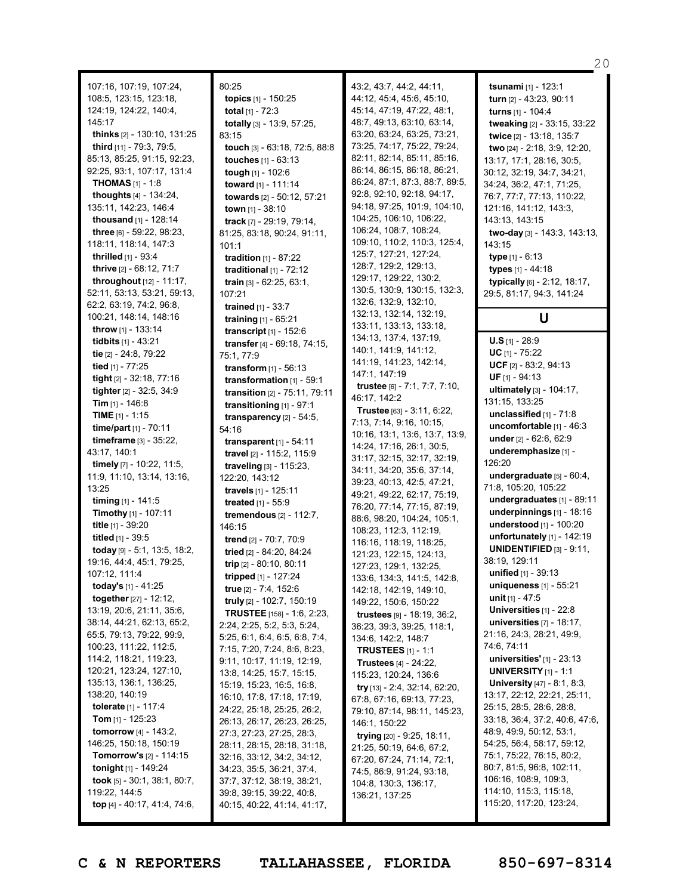107:16, 107:19, 107:24, 108:5, 123:15, 123:18, 124:19, 124:22, 140:4, 145:17

**thinks** [2] - 130:10, 131:25

**third** [11] - 79:3, 79:5, 85:13, 85:25, 91:15, 92:23, 92:25, 93:1, 107:17, 131:4

**THOMAS** [1] - 1:8

**thoughts** [4] - 134:24, 135:11, 142:23, 146:4

**thousand** [1] - 128:14

**three** [6] - 59:22, 98:23, 118:11, 118:14, 147:3

**thrilled** [1] - 93:4

**thrive** [2] - 68:12, 71:7

**throughout** [12] - 11:17, 52:11, 53:13, 53:21, 59:13, 62:2, 63:19, 74:2, 96:8, 100:21, 148:14, 148:16

**throw** [1] - 133:14

**tidbits** [1] - 43:21

**tie** [2] - 24:8, 79:22

**tied** [1] - 77:25

**tight** [2] - 32:18, 77:16

**tighter** [2] - 32:5, 34:9

**Tim** [1] - 146:8

**TIME** [1] - 1:15

**time/part** [1] - 70:11

**timeframe** [3] - 35:22, 43:17, 140:1

**timely** [7] - 10:22, 11:5, 11:9, 11:10, 13:14, 13:16, 13:25

**timing** [1] - 141:5

**Timothy** [1] - 107:11

**title** [1] - 39:20

**titled** [1] - 39:5

**today** [9] - 5:1, 13:5, 18:2, 19:16, 44:4, 45:1, 79:25, 107:12, 111:4

**today's** [1] - 41:25

**together** [27] - 12:12, 13:19, 20:6, 21:11, 35:6, 38:14, 44:21, 62:13, 65:2, 65:5, 79:13, 79:22, 99:9, 100:23, 111:22, 112:5, 114:2, 118:21, 119:23, 120:21, 123:24, 127:10, 135:13, 136:1, 136:25, 138:20, 140:19

**tolerate** [1] - 117:4

**Tom** [1] - 125:23

**tomorrow** [4] - 143:2, 146:25, 150:18, 150:19

**Tomorrow's** [2] - 114:15

**tonight** [1] - 149:24

**took** [5] - 30:1, 38:1, 80:7, 119:22, 144:5

**top** [4] - 40:17, 41:4, 74:6, 80:25

**topics** [1] - 150:25

**total** [1] - 72:3

**totally** [3] - 13:9, 57:25, 83:15

**touch** [3] - 63:18, 72:5, 88:8

**touches** [1] - 63:13

**tough** [1] - 102:6

**toward** [1] - 111:14

**towards** [2] - 50:12, 57:21

**town** [1] - 38:10

**track** [7] - 29:19, 79:14, 81:25, 83:18, 90:24, 91:11, 101:1

**tradition** [1] - 87:22

**traditional** [1] - 72:12

**train** [3] - 62:25, 63:1, 107:21

**trained** [1] - 33:7

**training** [1] - 65:21

**transcript** [1] - 152:6

**transfer** [4] - 69:18, 74:15, 75:1, 77:9

**transform** [1] - 56:13

**transformation** [1] - 59:1

**transition** [2] - 75:11, 79:11

**transitioning** [1] - 97:1

**transparency** [2] - 54:5, 54:16

**transparent** [1] - 54:11

**travel** [2] - 115:2, 115:9

**traveling** [3] - 115:23, 122:20, 143:12

**travels** [1] - 125:11

**treated** [1] - 55:9

**tremendous** [2] - 112:7, 146:15

**trend** [2] - 70:7, 70:9

**tried** [2] - 84:20, 84:24

**trip** [2] - 80:10, 80:11

**tripped** [1] - 127:24

**true** [2] - 7:4, 152:6

**truly** [2] - 102:7, 150:19

**TRUSTEE** [158] - 1:6, 2:23, 2:24, 2:25, 5:2, 5:3, 5:24, 5:25, 6:1, 6:4, 6:5, 6:8, 7:4, 7:15, 7:20, 7:24, 8:6, 8:23, 9:11, 10:17, 11:19, 12:19, 13:8, 14:25, 15:7, 15:15, 15:19, 15:23, 16:5, 16:8, 16:10, 17:8, 17:18, 17:19, 24:22, 25:18, 25:25, 26:2, 26:13, 26:17, 26:23, 26:25, 27:3, 27:23, 27:25, 28:3, 28:11, 28:15, 28:18, 31:18, 32:16, 33:12, 34:2, 34:12, 34:23, 35:5, 36:21, 37:4, 37:7, 37:12, 38:19, 38:21, 39:8, 39:15, 39:22, 40:8, 40:15, 40:22, 41:14, 41:17, 43:2, 43:7, 44:2, 44:11, 44:12, 45:4, 45:6, 45:10, 45:14, 47:19, 47:22, 48:1, 48:7, 49:13, 63:10, 63:14, 63:20, 63:24, 63:25, 73:21, 73:25, 74:17, 75:22, 79:24, 82:11, 82:14, 85:11, 85:16, 86:14, 86:15, 86:18, 86:21, 86:24, 87:1, 87:3, 88:7, 89:5, 92:8, 92:10, 92:18, 94:17, 94:18, 97:25, 101:9, 104:10, 104:25, 106:10, 106:22, 106:24, 108:7, 108:24, 109:10, 110:2, 110:3, 125:4, 125:7, 127:21, 127:24, 128:7, 129:2, 129:13, 129:17, 129:22, 130:2, 130:5, 130:9, 130:15, 132:3, 132:6, 132:9, 132:10, 132:13, 132:14, 132:19, 133:11, 133:13, 133:18, 134:13, 137:4, 137:19, 140:1, 141:9, 141:12, 141:19, 141:23, 142:14, 147:1, 147:19

**trustee** [6] - 7:1, 7:7, 7:10, 46:17, 142:2

**Trustee** [63] - 3:11, 6:22, 7:13, 7:14, 9:16, 10:15, 10:16, 13:1, 13:6, 13:7, 13:9, 14:24, 17:16, 26:1, 30:5, 31:17, 32:15, 32:17, 32:19, 34:11, 34:20, 35:6, 37:14, 39:23, 40:13, 42:5, 47:21, 49:21, 49:22, 62:17, 75:19, 76:20, 77:14, 77:15, 87:19, 88:6, 98:20, 104:24, 105:1, 108:23, 112:3, 112:19, 116:16, 118:19, 118:25, 121:23, 122:15, 124:13, 127:23, 129:1, 132:25, 133:6, 134:3, 141:5, 142:8, 142:18, 142:19, 149:10, 149:22, 150:6, 150:22

**trustees** [9] - 18:19, 36:2, 36:23, 39:3, 39:25, 118:1, 134:6, 142:2, 148:7

**TRUSTEES** [1] - 1:1

**Trustees** [4] - 24:22, 115:23, 120:24, 136:6

**try** [13] - 2:4, 32:14, 62:20, 67:8, 67:16, 69:13, 77:23, 79:10, 87:14, 98:11, 145:23, 146:1, 150:22

**trying** [20] - 9:25, 18:11, 21:25, 50:19, 64:6, 67:2, 67:20, 67:24, 71:14, 72:1, 74:5, 86:9, 91:24, 93:18, 104:8, 130:3, 136:17, 136:21, 137:25

**tsunami** [1] - 123:1

**turn** [2] - 43:23, 90:11

**turns** [1] - 104:4

**tweaking** [2] - 33:15, 33:22

**twice** [2] - 13:18, 135:7

**two** [24] - 2:18, 3:9, 12:20, 13:17, 17:1, 28:16, 30:5, 30:12, 32:19, 34:7, 34:21, 34:24, 36:2, 47:1, 71:25, 76:7, 77:7, 77:13, 110:22, 121:16, 141:12, 143:3, 143:13, 143:15

**two-day** [3] - 143:3, 143:13, 143:15

**type** [1] - 6:13

**types** [1] - 44:18

**typically** [6] - 2:12, 18:17, 29:5, 81:17, 94:3, 141:24

## U

**U.S** [1] - 28:9

**UC** [1] - 75:22

**UCF** [2] - 83:2, 94:13

**UF** [1] - 94:13

**ultimately** [3] - 104:17, 131:15, 133:25

**unclassified** [1] - 71:8

**uncomfortable** [1] - 46:3

**under** [2] - 62:6, 62:9

**underemphasize** [1] - 126:20

**undergraduate** [5] - 60:4, 71:8, 105:20, 105:22

**undergraduates** [1] - 89:11

**underpinnings** [1] - 18:16

**understood** [1] - 100:20

**unfortunately** [1] - 142:19

**UNIDENTIFIED** [3] - 9:11, 38:19, 129:11

**unified** [1] - 39:13

**uniqueness** [1] - 55:21

**unit** [1] - 47:5

**Universities** [1] - 22:8

**universities** [7] - 18:17, 21:16, 24:3, 28:21, 49:9, 74:6, 74:11

**universities'** [1] - 23:13

**UNIVERSITY** [1] - 1:1

**University** [47] - 8:1, 8:3, 13:17, 22:12, 22:21, 25:11, 25:15, 28:5, 28:6, 28:8, 33:18, 36:4, 37:2, 40:6, 47:6, 48:9, 49:9, 50:12, 53:1, 54:25, 56:4, 58:17, 59:12, 75:1, 75:22, 76:15, 80:2, 80:7, 81:5, 96:8, 102:11, 106:16, 108:9, 109:3, 114:10, 115:3, 115:18, 115:20, 117:20, 123:24,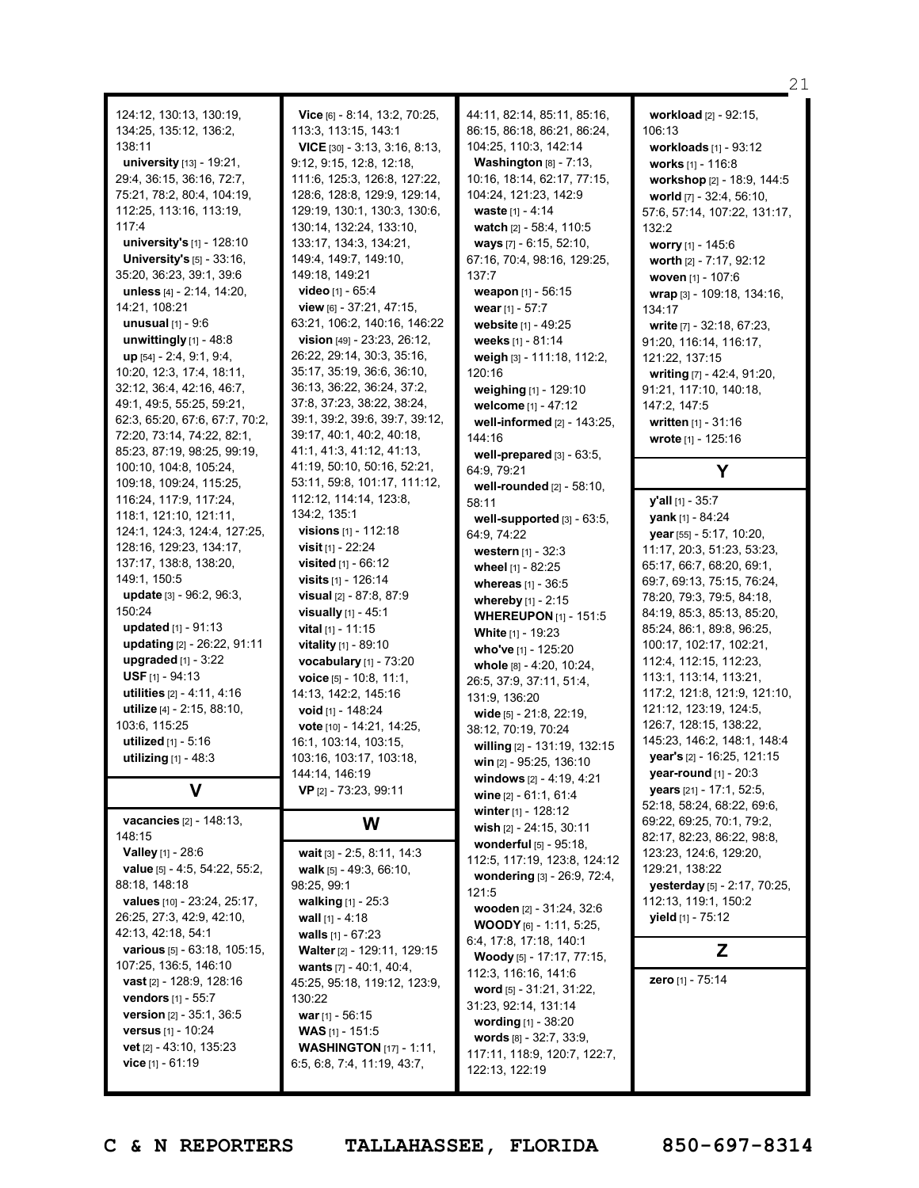124:12, 130:13, 130:19, 134:25, 135:12, 136:2, 138:11
**university** [13] - 19:21, 29:4, 36:15, 36:16, 72:7, 75:21, 78:2, 80:4, 104:19, 112:25, 113:16, 113:19, 117:4
**university's** [1] - 128:10
**University's** [5] - 33:16, 35:20, 36:23, 39:1, 39:6
**unless** [4] - 2:14, 14:20, 14:21, 108:21
**unusual** [1] - 9:6
**unwittingly** [1] - 48:8
**up** [54] - 2:4, 9:1, 9:4, 10:20, 12:3, 17:4, 18:11, 32:12, 36:4, 42:16, 46:7, 49:1, 49:5, 55:25, 59:21, 62:3, 65:20, 67:6, 67:7, 70:2, 72:20, 73:14, 74:22, 82:1, 85:23, 87:19, 98:25, 99:19, 100:10, 104:8, 105:24, 109:18, 109:24, 115:25, 116:24, 117:9, 117:24, 118:1, 121:10, 121:11, 124:1, 124:3, 124:4, 127:25, 128:16, 129:23, 134:17, 137:17, 138:8, 138:20, 149:1, 150:5
**update** [3] - 96:2, 96:3, 150:24
**updated** [1] - 91:13
**updating** [2] - 26:22, 91:11
**upgraded** [1] - 3:22
**USF** [1] - 94:13
**utilities** [2] - 4:11, 4:16
**utilize** [4] - 2:15, 88:10, 103:6, 115:25
**utilized** [1] - 5:16
**utilizing** [1] - 48:3

## V

**vacancies** [2] - 148:13, 148:15
**Valley** [1] - 28:6
**value** [5] - 4:5, 54:22, 55:2, 88:18, 148:18
**values** [10] - 23:24, 25:17, 26:25, 27:3, 42:9, 42:10, 42:13, 42:18, 54:1
**various** [5] - 63:18, 105:15, 107:25, 136:5, 146:10
**vast** [2] - 128:9, 128:16
**vendors** [1] - 55:7
**version** [2] - 35:1, 36:5
**versus** [1] - 10:24
**vet** [2] - 43:10, 135:23
**vice** [1] - 61:19
**Vice** [6] - 8:14, 13:2, 70:25, 113:3, 113:15, 143:1
**VICE** [30] - 3:13, 3:16, 8:13, 9:12, 9:15, 12:8, 12:18, 111:6, 125:3, 126:8, 127:22, 128:6, 128:8, 129:9, 129:14, 129:19, 130:1, 130:3, 130:6, 130:14, 132:24, 133:10, 133:17, 134:3, 134:21, 149:4, 149:7, 149:10, 149:18, 149:21
**video** [1] - 65:4
**view** [6] - 37:21, 47:15, 63:21, 106:2, 140:16, 146:22
**vision** [49] - 23:23, 26:12, 26:22, 29:14, 30:3, 35:16, 35:17, 35:19, 36:6, 36:10, 36:13, 36:22, 36:24, 37:2, 37:8, 37:23, 38:22, 38:24, 39:1, 39:2, 39:6, 39:7, 39:12, 39:17, 40:1, 40:2, 40:18, 41:1, 41:3, 41:12, 41:13, 41:19, 50:10, 50:16, 52:21, 53:11, 59:8, 101:17, 111:12, 112:12, 114:14, 123:8, 134:2, 135:1
**visions** [1] - 112:18
**visit** [1] - 22:24
**visited** [1] - 66:12
**visits** [1] - 126:14
**visual** [2] - 87:8, 87:9
**visually** [1] - 45:1
**vital** [1] - 11:15
**vitality** [1] - 89:10
**vocabulary** [1] - 73:20
**voice** [5] - 10:8, 11:1, 14:13, 142:2, 145:16
**void** [1] - 148:24
**vote** [10] - 14:21, 14:25, 16:1, 103:14, 103:15, 103:16, 103:17, 103:18, 144:14, 146:19
**VP** [2] - 73:23, 99:11

## W

**wait** [3] - 2:5, 8:11, 14:3
**walk** [5] - 49:3, 66:10, 98:25, 99:1
**walking** [1] - 25:3
**wall** [1] - 4:18
**walls** [1] - 67:23
**Walter** [2] - 129:11, 129:15
**wants** [7] - 40:1, 40:4, 45:25, 95:18, 119:12, 123:9, 130:22
**war** [1] - 56:15
**WAS** [1] - 151:5
**WASHINGTON** [17] - 1:11, 6:5, 6:8, 7:4, 11:19, 43:7, 44:11, 82:14, 85:11, 85:16, 86:15, 86:18, 86:21, 86:24, 104:25, 110:3, 142:14
**Washington** [8] - 7:13, 10:16, 18:14, 62:17, 77:15, 104:24, 121:23, 142:9
**waste** [1] - 4:14
**watch** [2] - 58:4, 110:5
**ways** [7] - 6:15, 52:10, 67:16, 70:4, 98:16, 129:25, 137:7
**weapon** [1] - 56:15
**wear** [1] - 57:7
**website** [1] - 49:25
**weeks** [1] - 81:14
**weigh** [3] - 111:18, 112:2, 120:16
**weighing** [1] - 129:10
**welcome** [1] - 47:12
**well-informed** [2] - 143:25, 144:16
**well-prepared** [3] - 63:5, 64:9, 79:21
**well-rounded** [2] - 58:10, 58:11
**well-supported** [3] - 63:5, 64:9, 74:22
**western** [1] - 32:3
**wheel** [1] - 82:25
**whereas** [1] - 36:5
**whereby** [1] - 2:15
**WHEREUPON** [1] - 151:5
**White** [1] - 19:23
**who've** [1] - 125:20
**whole** [8] - 4:20, 10:24, 26:5, 37:9, 37:11, 51:4, 131:9, 136:20
**wide** [5] - 21:8, 22:19, 38:12, 70:19, 70:24
**willing** [2] - 131:19, 132:15
**win** [2] - 95:25, 136:10
**windows** [2] - 4:19, 4:21
**wine** [2] - 61:1, 61:4
**winter** [1] - 128:12
**wish** [2] - 24:15, 30:11
**wonderful** [5] - 95:18, 112:5, 117:19, 123:8, 124:12
**wondering** [3] - 26:9, 72:4, 121:5
**wooden** [2] - 31:24, 32:6
**WOODY** [6] - 1:11, 5:25, 6:4, 17:8, 17:18, 140:1
**Woody** [5] - 17:17, 77:15, 112:3, 116:16, 141:6
**word** [5] - 31:21, 31:22, 31:23, 92:14, 131:14
**wording** [1] - 38:20
**words** [8] - 32:7, 33:9, 117:11, 118:9, 120:7, 122:7, 122:13, 122:19
**workload** [2] - 92:15, 106:13
**workloads** [1] - 93:12
**works** [1] - 116:8
**workshop** [2] - 18:9, 144:5
**world** [7] - 32:4, 56:10, 57:6, 57:14, 107:22, 131:17, 132:2
**worry** [1] - 145:6
**worth** [2] - 7:17, 92:12
**woven** [1] - 107:6
**wrap** [3] - 109:18, 134:16, 134:17
**write** [7] - 32:18, 67:23, 91:20, 116:14, 116:17, 121:22, 137:15
**writing** [7] - 42:4, 91:20, 91:21, 117:10, 140:18, 147:2, 147:5
**written** [1] - 31:16
**wrote** [1] - 125:16

## Y

**y'all** [1] - 35:7
**yank** [1] - 84:24
**year** [55] - 5:17, 10:20, 11:17, 20:3, 51:23, 53:23, 65:17, 66:7, 68:20, 69:1, 69:7, 69:13, 75:15, 76:24, 78:20, 79:3, 79:5, 84:18, 84:19, 85:3, 85:13, 85:20, 85:24, 86:1, 89:8, 96:25, 100:17, 102:17, 102:21, 112:4, 112:15, 112:23, 113:1, 113:14, 113:21, 117:2, 121:8, 121:9, 121:10, 121:12, 123:19, 124:5, 126:7, 128:15, 138:22, 145:23, 146:2, 148:1, 148:4
**year's** [2] - 16:25, 121:15
**year-round** [1] - 20:3
**years** [21] - 17:1, 52:5, 52:18, 58:24, 68:22, 69:6, 69:22, 69:25, 70:1, 79:2, 82:17, 82:23, 86:22, 98:8, 123:23, 124:6, 129:20, 129:21, 138:22
**yesterday** [5] - 2:17, 70:25, 112:13, 119:1, 150:2
**yield** [1] - 75:12

## Z

**zero** [1] - 75:14